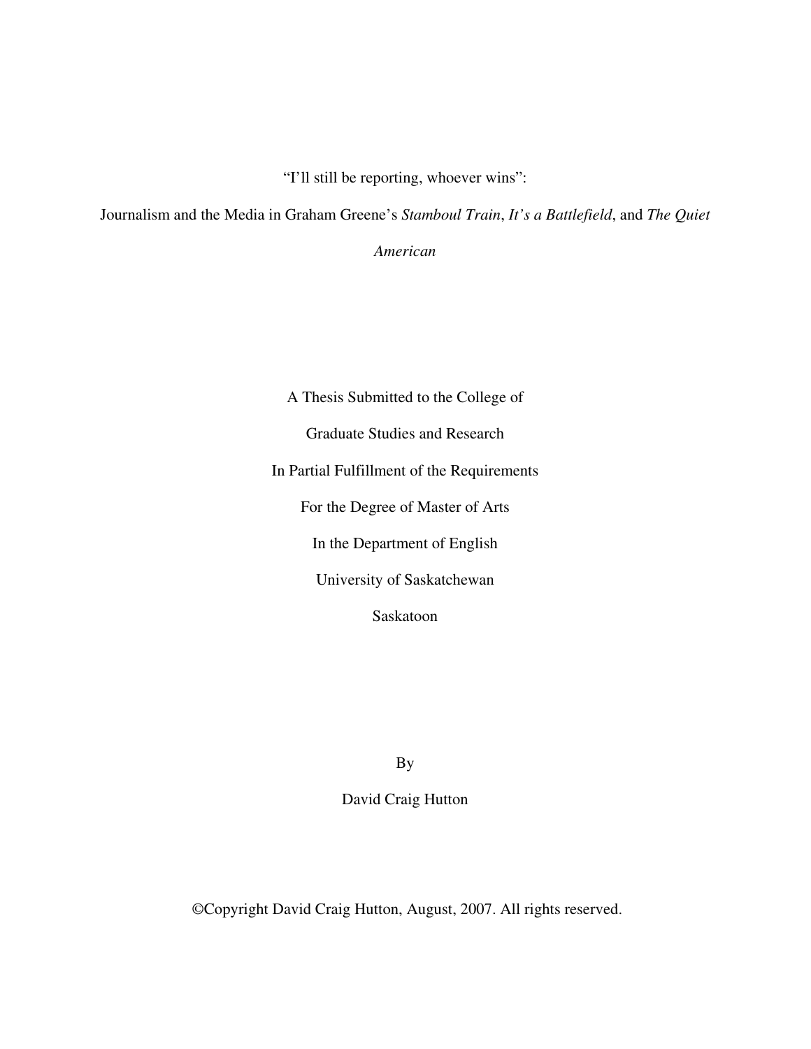# "I'll still be reporting, whoever wins":

# Journalism and the Media in Graham Greene's *Stamboul Train*, *It's a Battlefield*, and *The Quiet American*

A Thesis Submitted to the College of

Graduate Studies and Research

In Partial Fulfillment of the Requirements

For the Degree of Master of Arts

In the Department of English

University of Saskatchewan

Saskatoon

By

David Craig Hutton

©Copyright David Craig Hutton, August, 2007. All rights reserved.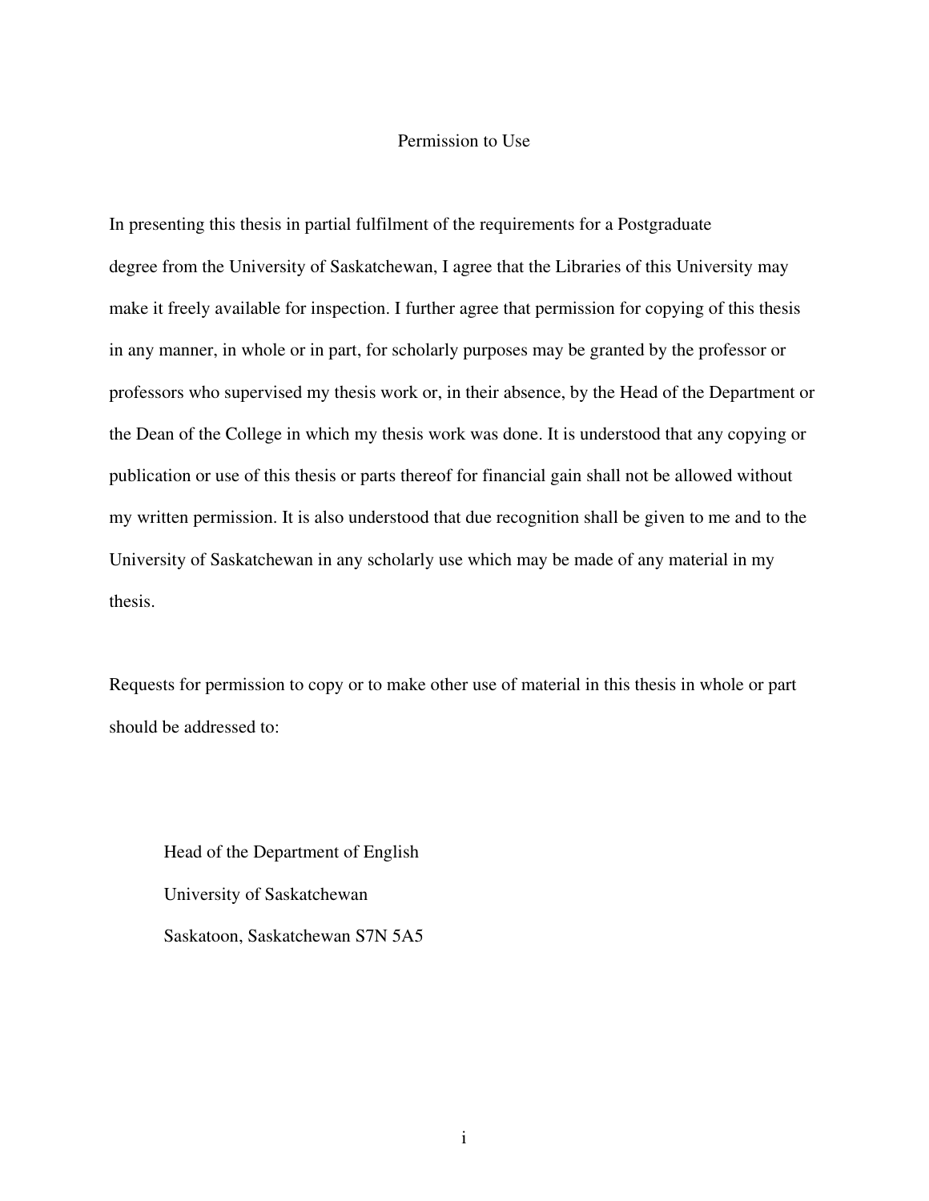# Permission to Use

In presenting this thesis in partial fulfilment of the requirements for a Postgraduate degree from the University of Saskatchewan, I agree that the Libraries of this University may make it freely available for inspection. I further agree that permission for copying of this thesis in any manner, in whole or in part, for scholarly purposes may be granted by the professor or professors who supervised my thesis work or, in their absence, by the Head of the Department or the Dean of the College in which my thesis work was done. It is understood that any copying or publication or use of this thesis or parts thereof for financial gain shall not be allowed without my written permission. It is also understood that due recognition shall be given to me and to the University of Saskatchewan in any scholarly use which may be made of any material in my thesis.

Requests for permission to copy or to make other use of material in this thesis in whole or part should be addressed to:

Head of the Department of English
University of Saskatchewan
Saskatoon, Saskatchewan S7N 5A5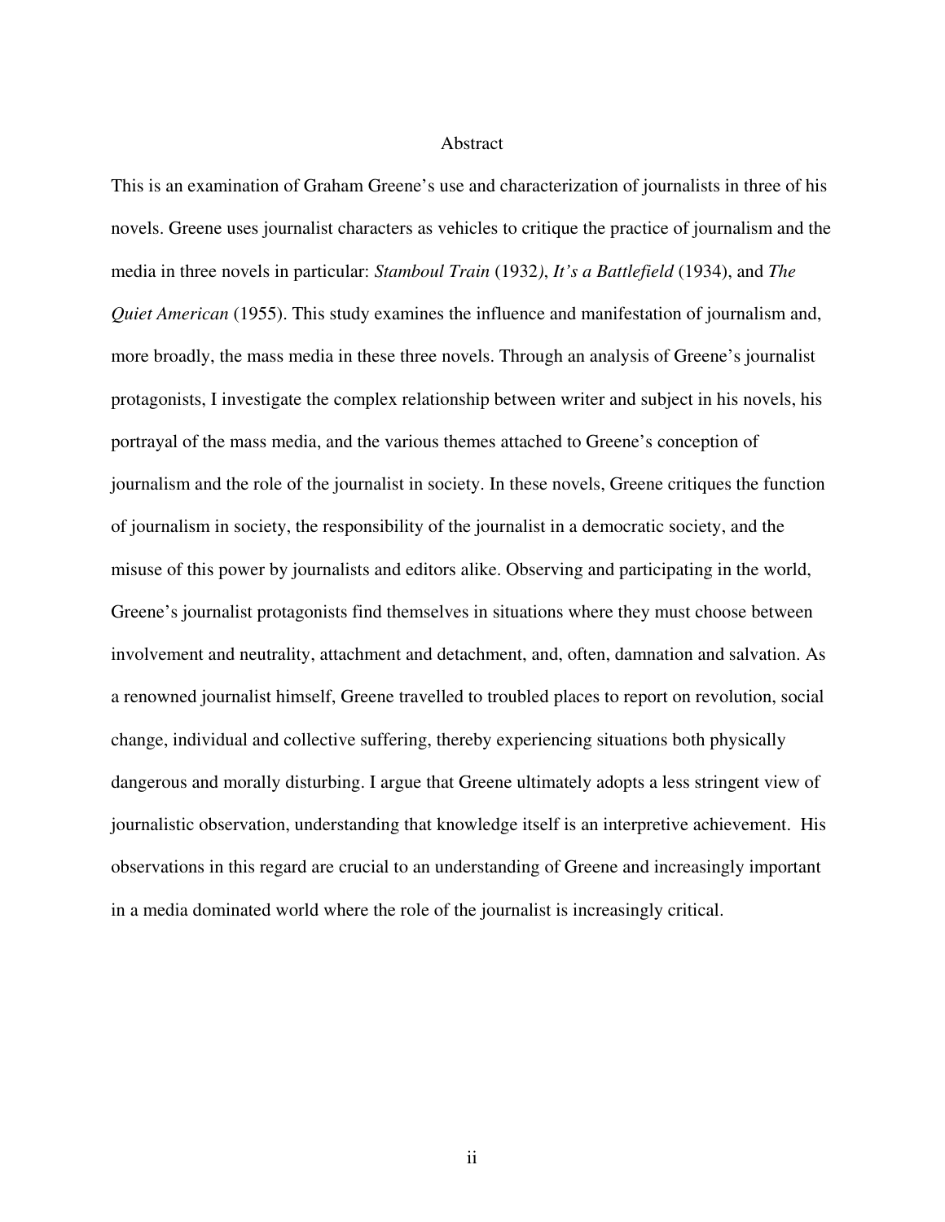# Abstract

This is an examination of Graham Greene's use and characterization of journalists in three of his novels. Greene uses journalist characters as vehicles to critique the practice of journalism and the media in three novels in particular: *Stamboul Train* (1932), *It's a Battlefield* (1934), and *The Quiet American* (1955). This study examines the influence and manifestation of journalism and, more broadly, the mass media in these three novels. Through an analysis of Greene's journalist protagonists, I investigate the complex relationship between writer and subject in his novels, his portrayal of the mass media, and the various themes attached to Greene's conception of journalism and the role of the journalist in society. In these novels, Greene critiques the function of journalism in society, the responsibility of the journalist in a democratic society, and the misuse of this power by journalists and editors alike. Observing and participating in the world, Greene's journalist protagonists find themselves in situations where they must choose between involvement and neutrality, attachment and detachment, and, often, damnation and salvation. As a renowned journalist himself, Greene travelled to troubled places to report on revolution, social change, individual and collective suffering, thereby experiencing situations both physically dangerous and morally disturbing. I argue that Greene ultimately adopts a less stringent view of journalistic observation, understanding that knowledge itself is an interpretive achievement. His observations in this regard are crucial to an understanding of Greene and increasingly important in a media dominated world where the role of the journalist is increasingly critical.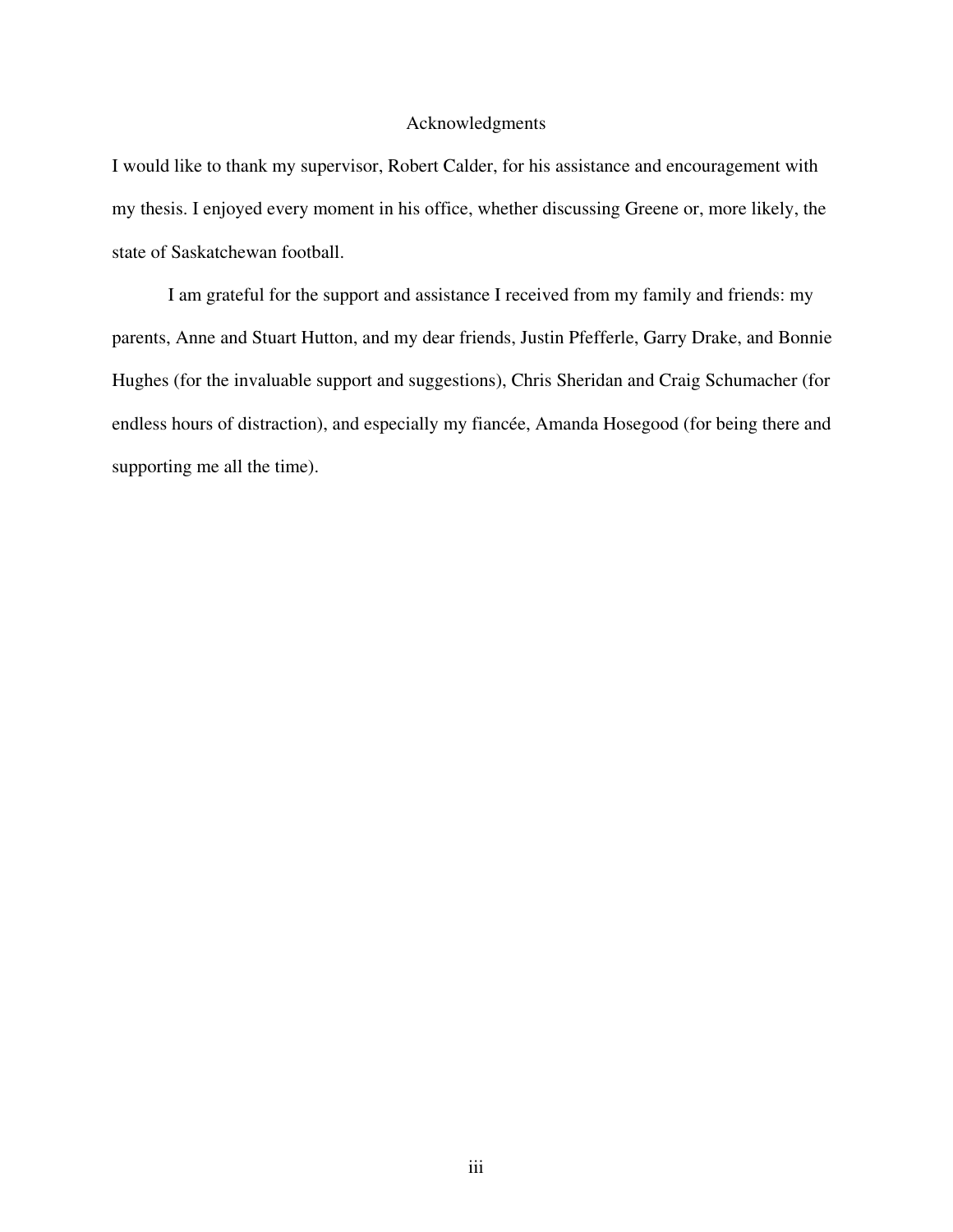# Acknowledgments

I would like to thank my supervisor, Robert Calder, for his assistance and encouragement with my thesis. I enjoyed every moment in his office, whether discussing Greene or, more likely, the state of Saskatchewan football.

I am grateful for the support and assistance I received from my family and friends: my parents, Anne and Stuart Hutton, and my dear friends, Justin Pfefferle, Garry Drake, and Bonnie Hughes (for the invaluable support and suggestions), Chris Sheridan and Craig Schumacher (for endless hours of distraction), and especially my fiancée, Amanda Hosegood (for being there and supporting me all the time).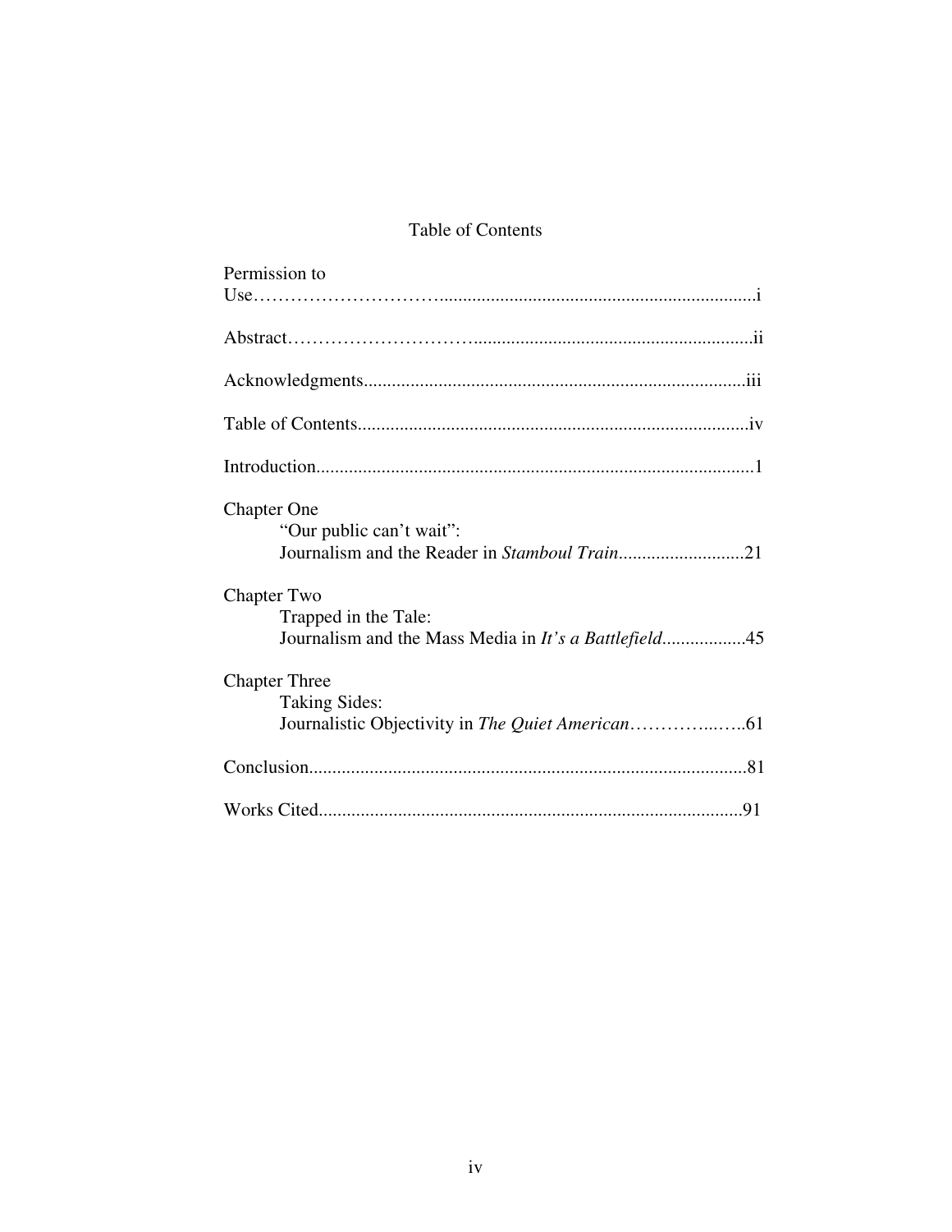# Table of Contents

Permission to Use……………………….....................................................................i

Abstract………………………..........................................................................ii

Acknowledgments..................................................................................iii

Table of Contents...................................................................................iv

Introduction............................................................................................1

Chapter One
 "Our public can't wait":
 Journalism and the Reader in *Stamboul Train*...........................21

Chapter Two
 Trapped in the Tale:
 Journalism and the Mass Media in *It's a Battlefield*..................45

Chapter Three
 Taking Sides:
 Journalistic Objectivity in *The Quiet American*…………..…..61

Conclusion............................................................................................81

Works Cited..........................................................................................91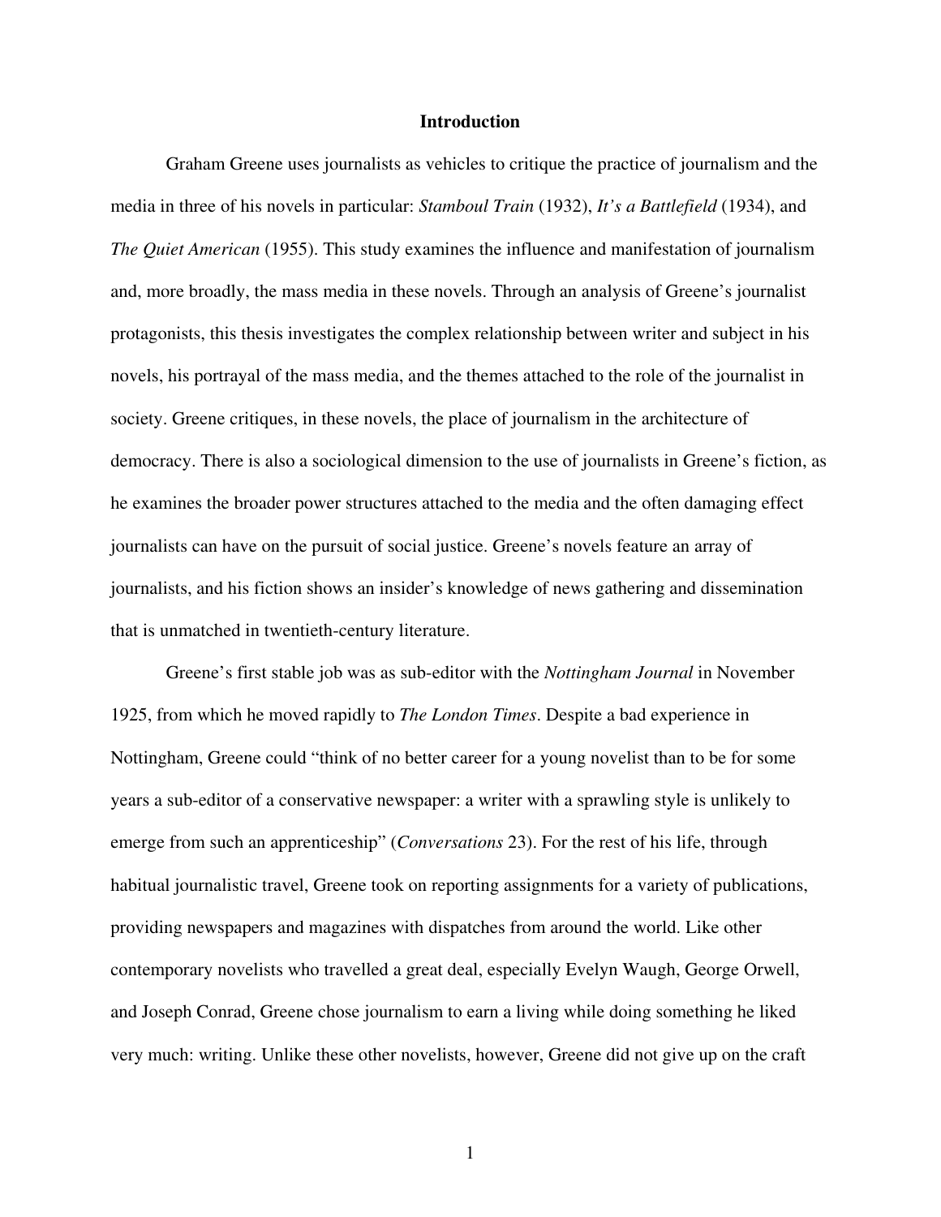## Introduction

Graham Greene uses journalists as vehicles to critique the practice of journalism and the media in three of his novels in particular: *Stamboul Train* (1932), *It's a Battlefield* (1934), and *The Quiet American* (1955). This study examines the influence and manifestation of journalism and, more broadly, the mass media in these novels. Through an analysis of Greene's journalist protagonists, this thesis investigates the complex relationship between writer and subject in his novels, his portrayal of the mass media, and the themes attached to the role of the journalist in society. Greene critiques, in these novels, the place of journalism in the architecture of democracy. There is also a sociological dimension to the use of journalists in Greene's fiction, as he examines the broader power structures attached to the media and the often damaging effect journalists can have on the pursuit of social justice. Greene's novels feature an array of journalists, and his fiction shows an insider's knowledge of news gathering and dissemination that is unmatched in twentieth-century literature.

Greene's first stable job was as sub-editor with the *Nottingham Journal* in November 1925, from which he moved rapidly to *The London Times*. Despite a bad experience in Nottingham, Greene could "think of no better career for a young novelist than to be for some years a sub-editor of a conservative newspaper: a writer with a sprawling style is unlikely to emerge from such an apprenticeship" (*Conversations* 23). For the rest of his life, through habitual journalistic travel, Greene took on reporting assignments for a variety of publications, providing newspapers and magazines with dispatches from around the world. Like other contemporary novelists who travelled a great deal, especially Evelyn Waugh, George Orwell, and Joseph Conrad, Greene chose journalism to earn a living while doing something he liked very much: writing. Unlike these other novelists, however, Greene did not give up on the craft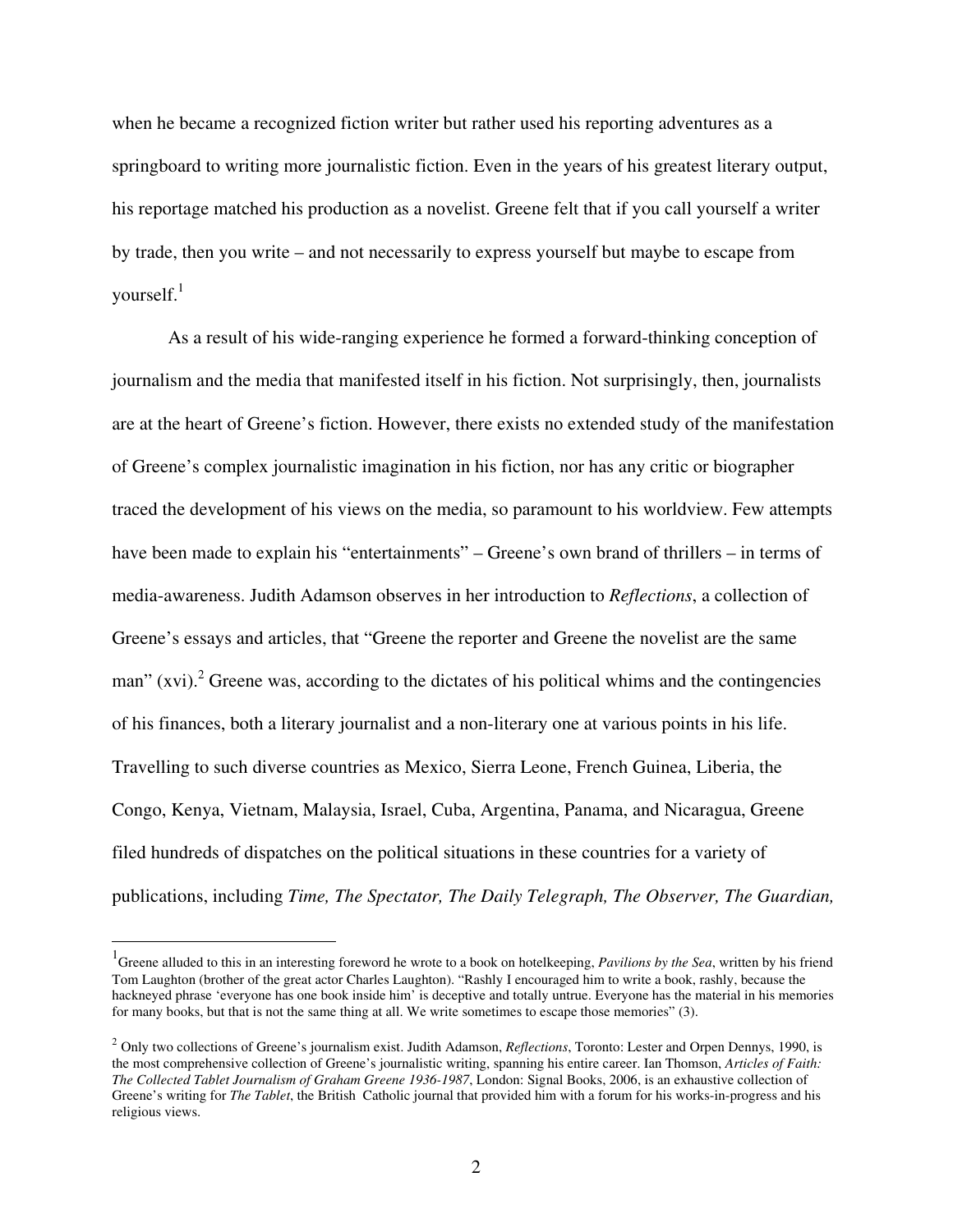when he became a recognized fiction writer but rather used his reporting adventures as a springboard to writing more journalistic fiction. Even in the years of his greatest literary output, his reportage matched his production as a novelist. Greene felt that if you call yourself a writer by trade, then you write – and not necessarily to express yourself but maybe to escape from yourself.[1]

As a result of his wide-ranging experience he formed a forward-thinking conception of journalism and the media that manifested itself in his fiction. Not surprisingly, then, journalists are at the heart of Greene's fiction. However, there exists no extended study of the manifestation of Greene's complex journalistic imagination in his fiction, nor has any critic or biographer traced the development of his views on the media, so paramount to his worldview. Few attempts have been made to explain his "entertainments" – Greene's own brand of thrillers – in terms of media-awareness. Judith Adamson observes in her introduction to *Reflections*, a collection of Greene's essays and articles, that "Greene the reporter and Greene the novelist are the same man" (xvi).[2] Greene was, according to the dictates of his political whims and the contingencies of his finances, both a literary journalist and a non-literary one at various points in his life. Travelling to such diverse countries as Mexico, Sierra Leone, French Guinea, Liberia, the Congo, Kenya, Vietnam, Malaysia, Israel, Cuba, Argentina, Panama, and Nicaragua, Greene filed hundreds of dispatches on the political situations in these countries for a variety of publications, including *Time, The Spectator, The Daily Telegraph, The Observer, The Guardian,*

---

[1] Greene alluded to this in an interesting foreword he wrote to a book on hotelkeeping, *Pavilions by the Sea*, written by his friend Tom Laughton (brother of the great actor Charles Laughton). "Rashly I encouraged him to write a book, rashly, because the hackneyed phrase 'everyone has one book inside him' is deceptive and totally untrue. Everyone has the material in his memories for many books, but that is not the same thing at all. We write sometimes to escape those memories" (3).

[2] Only two collections of Greene's journalism exist. Judith Adamson, *Reflections*, Toronto: Lester and Orpen Dennys, 1990, is the most comprehensive collection of Greene's journalistic writing, spanning his entire career. Ian Thomson, *Articles of Faith: The Collected Tablet Journalism of Graham Greene 1936-1987*, London: Signal Books, 2006, is an exhaustive collection of Greene's writing for *The Tablet*, the British Catholic journal that provided him with a forum for his works-in-progress and his religious views.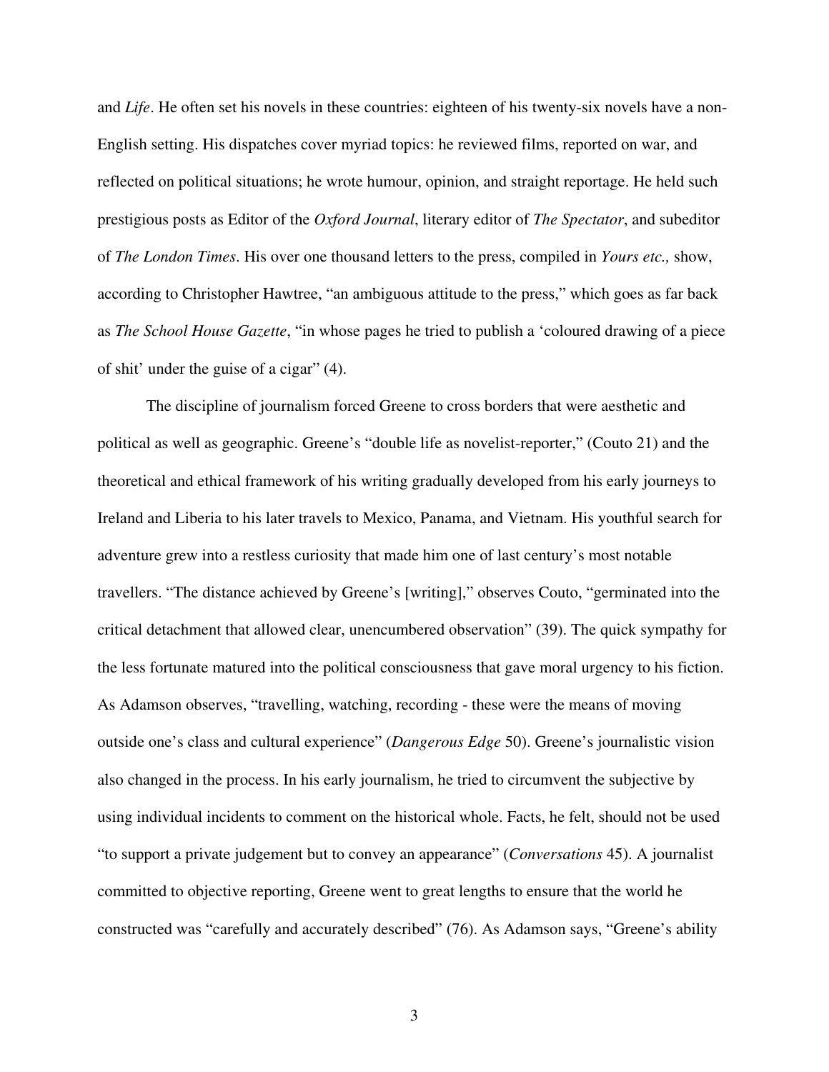and *Life*. He often set his novels in these countries: eighteen of his twenty-six novels have a non-English setting. His dispatches cover myriad topics: he reviewed films, reported on war, and reflected on political situations; he wrote humour, opinion, and straight reportage. He held such prestigious posts as Editor of the *Oxford Journal*, literary editor of *The Spectator*, and subeditor of *The London Times*. His over one thousand letters to the press, compiled in *Yours etc.,* show, according to Christopher Hawtree, "an ambiguous attitude to the press," which goes as far back as *The School House Gazette*, "in whose pages he tried to publish a 'coloured drawing of a piece of shit' under the guise of a cigar" (4).

The discipline of journalism forced Greene to cross borders that were aesthetic and political as well as geographic. Greene's "double life as novelist-reporter," (Couto 21) and the theoretical and ethical framework of his writing gradually developed from his early journeys to Ireland and Liberia to his later travels to Mexico, Panama, and Vietnam. His youthful search for adventure grew into a restless curiosity that made him one of last century's most notable travellers. "The distance achieved by Greene's [writing]," observes Couto, "germinated into the critical detachment that allowed clear, unencumbered observation" (39). The quick sympathy for the less fortunate matured into the political consciousness that gave moral urgency to his fiction. As Adamson observes, "travelling, watching, recording - these were the means of moving outside one's class and cultural experience" (*Dangerous Edge* 50). Greene's journalistic vision also changed in the process. In his early journalism, he tried to circumvent the subjective by using individual incidents to comment on the historical whole. Facts, he felt, should not be used "to support a private judgement but to convey an appearance" (*Conversations* 45). A journalist committed to objective reporting, Greene went to great lengths to ensure that the world he constructed was "carefully and accurately described" (76). As Adamson says, "Greene's ability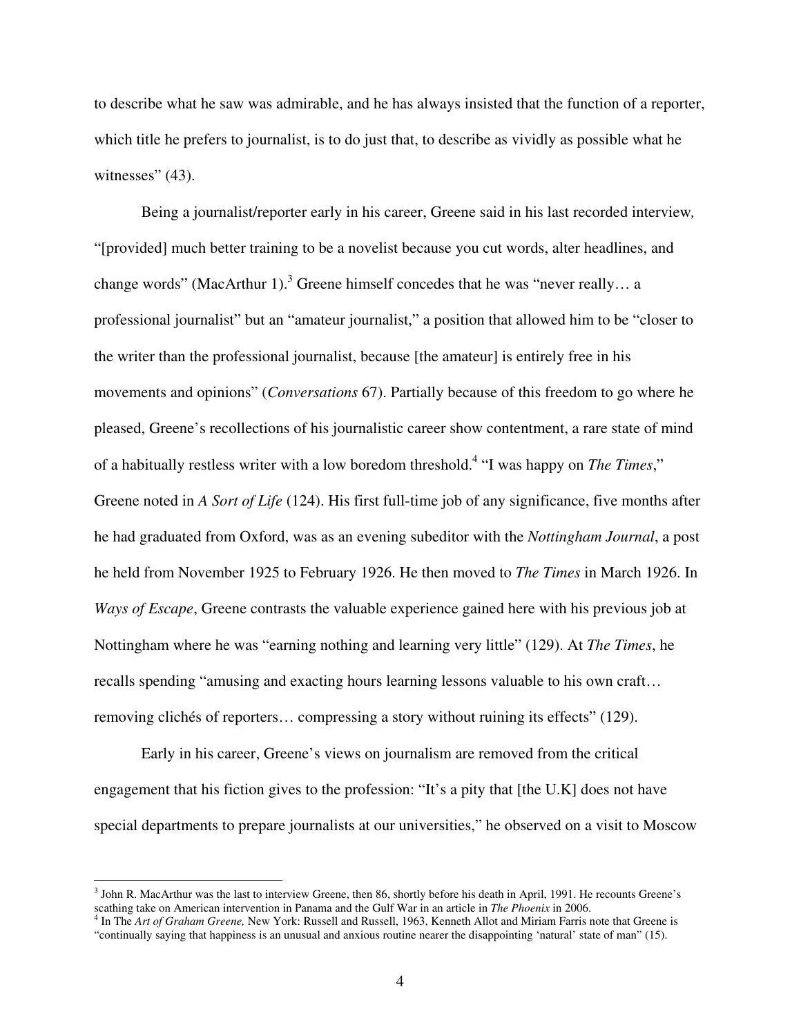to describe what he saw was admirable, and he has always insisted that the function of a reporter, which title he prefers to journalist, is to do just that, to describe as vividly as possible what he witnesses" (43).

Being a journalist/reporter early in his career, Greene said in his last recorded interview, "[provided] much better training to be a novelist because you cut words, alter headlines, and change words" (MacArthur 1).[3] Greene himself concedes that he was "never really… a professional journalist" but an "amateur journalist," a position that allowed him to be "closer to the writer than the professional journalist, because [the amateur] is entirely free in his movements and opinions" (*Conversations* 67). Partially because of this freedom to go where he pleased, Greene's recollections of his journalistic career show contentment, a rare state of mind of a habitually restless writer with a low boredom threshold.[4] "I was happy on *The Times*," Greene noted in *A Sort of Life* (124). His first full-time job of any significance, five months after he had graduated from Oxford, was as an evening subeditor with the *Nottingham Journal*, a post he held from November 1925 to February 1926. He then moved to *The Times* in March 1926. In *Ways of Escape*, Greene contrasts the valuable experience gained here with his previous job at Nottingham where he was "earning nothing and learning very little" (129). At *The Times*, he recalls spending "amusing and exacting hours learning lessons valuable to his own craft… removing clichés of reporters… compressing a story without ruining its effects" (129).

Early in his career, Greene's views on journalism are removed from the critical engagement that his fiction gives to the profession: "It's a pity that [the U.K] does not have special departments to prepare journalists at our universities," he observed on a visit to Moscow

---

[3] John R. MacArthur was the last to interview Greene, then 86, shortly before his death in April, 1991. He recounts Greene's scathing take on American intervention in Panama and the Gulf War in an article in *The Phoenix* in 2006.

[4] In The *Art of Graham Greene,* New York: Russell and Russell, 1963, Kenneth Allot and Miriam Farris note that Greene is "continually saying that happiness is an unusual and anxious routine nearer the disappointing 'natural' state of man" (15).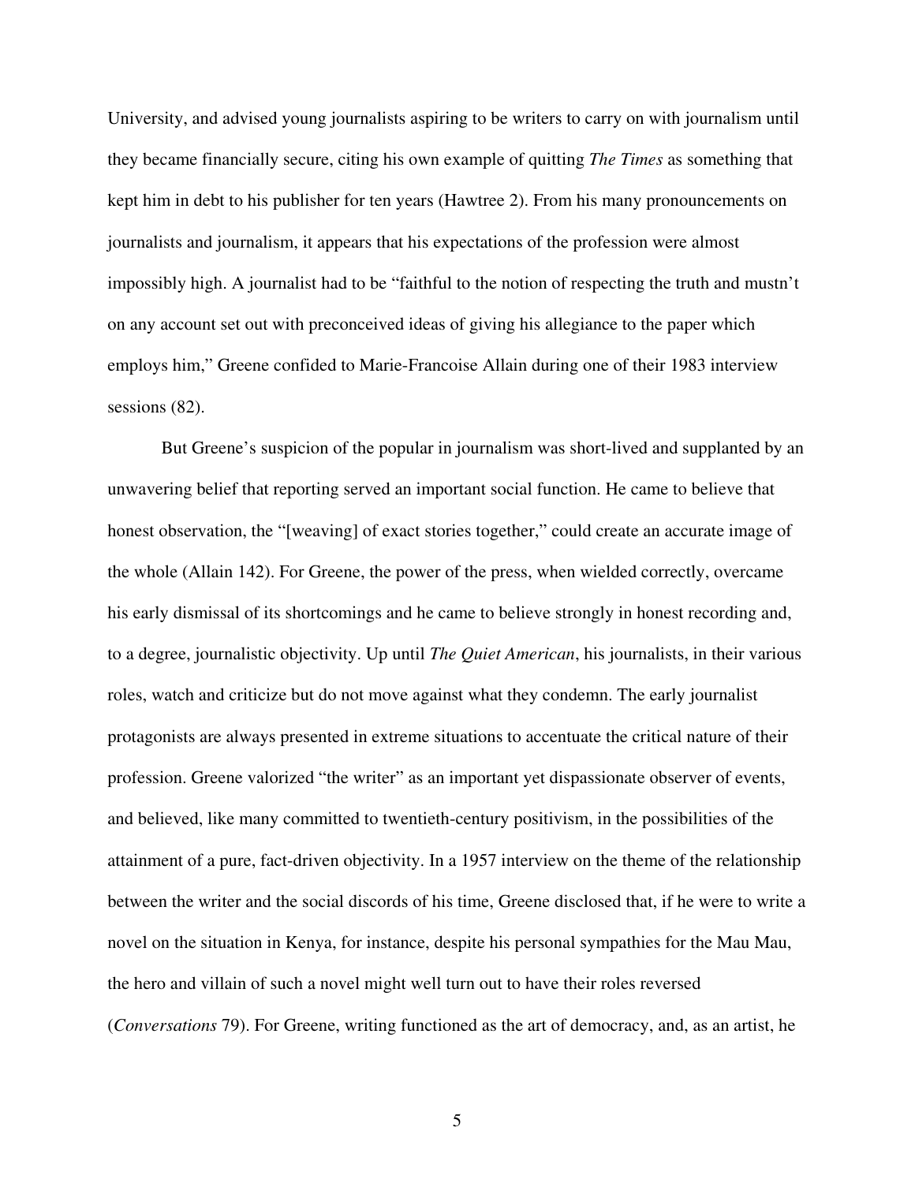University, and advised young journalists aspiring to be writers to carry on with journalism until they became financially secure, citing his own example of quitting *The Times* as something that kept him in debt to his publisher for ten years (Hawtree 2). From his many pronouncements on journalists and journalism, it appears that his expectations of the profession were almost impossibly high. A journalist had to be "faithful to the notion of respecting the truth and mustn't on any account set out with preconceived ideas of giving his allegiance to the paper which employs him," Greene confided to Marie-Francoise Allain during one of their 1983 interview sessions (82).

But Greene's suspicion of the popular in journalism was short-lived and supplanted by an unwavering belief that reporting served an important social function. He came to believe that honest observation, the "[weaving] of exact stories together," could create an accurate image of the whole (Allain 142). For Greene, the power of the press, when wielded correctly, overcame his early dismissal of its shortcomings and he came to believe strongly in honest recording and, to a degree, journalistic objectivity. Up until *The Quiet American*, his journalists, in their various roles, watch and criticize but do not move against what they condemn. The early journalist protagonists are always presented in extreme situations to accentuate the critical nature of their profession. Greene valorized "the writer" as an important yet dispassionate observer of events, and believed, like many committed to twentieth-century positivism, in the possibilities of the attainment of a pure, fact-driven objectivity. In a 1957 interview on the theme of the relationship between the writer and the social discords of his time, Greene disclosed that, if he were to write a novel on the situation in Kenya, for instance, despite his personal sympathies for the Mau Mau, the hero and villain of such a novel might well turn out to have their roles reversed (*Conversations* 79). For Greene, writing functioned as the art of democracy, and, as an artist, he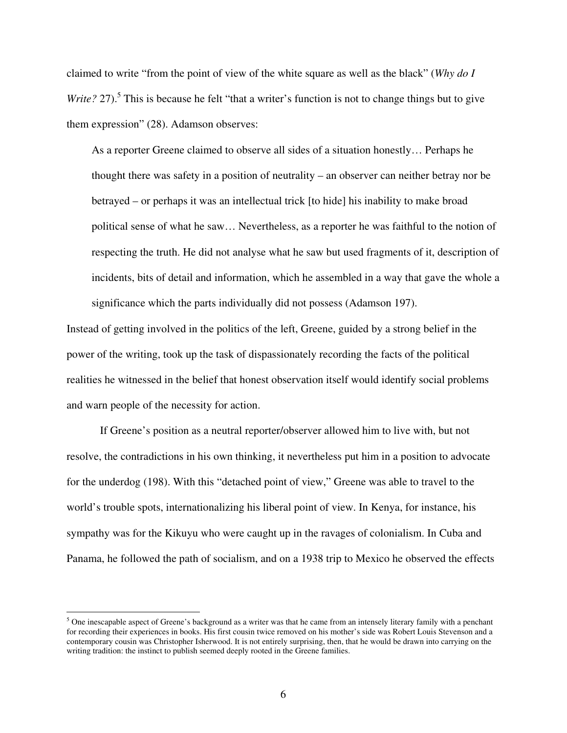claimed to write "from the point of view of the white square as well as the black" (*Why do I Write?* 27).[5] This is because he felt "that a writer's function is not to change things but to give them expression" (28). Adamson observes:

> As a reporter Greene claimed to observe all sides of a situation honestly… Perhaps he thought there was safety in a position of neutrality – an observer can neither betray nor be betrayed – or perhaps it was an intellectual trick [to hide] his inability to make broad political sense of what he saw… Nevertheless, as a reporter he was faithful to the notion of respecting the truth. He did not analyse what he saw but used fragments of it, description of incidents, bits of detail and information, which he assembled in a way that gave the whole a significance which the parts individually did not possess (Adamson 197).

Instead of getting involved in the politics of the left, Greene, guided by a strong belief in the power of the writing, took up the task of dispassionately recording the facts of the political realities he witnessed in the belief that honest observation itself would identify social problems and warn people of the necessity for action.

If Greene's position as a neutral reporter/observer allowed him to live with, but not resolve, the contradictions in his own thinking, it nevertheless put him in a position to advocate for the underdog (198). With this "detached point of view," Greene was able to travel to the world's trouble spots, internationalizing his liberal point of view. In Kenya, for instance, his sympathy was for the Kikuyu who were caught up in the ravages of colonialism. In Cuba and Panama, he followed the path of socialism, and on a 1938 trip to Mexico he observed the effects

---

[5] One inescapable aspect of Greene's background as a writer was that he came from an intensely literary family with a penchant for recording their experiences in books. His first cousin twice removed on his mother's side was Robert Louis Stevenson and a contemporary cousin was Christopher Isherwood. It is not entirely surprising, then, that he would be drawn into carrying on the writing tradition: the instinct to publish seemed deeply rooted in the Greene families.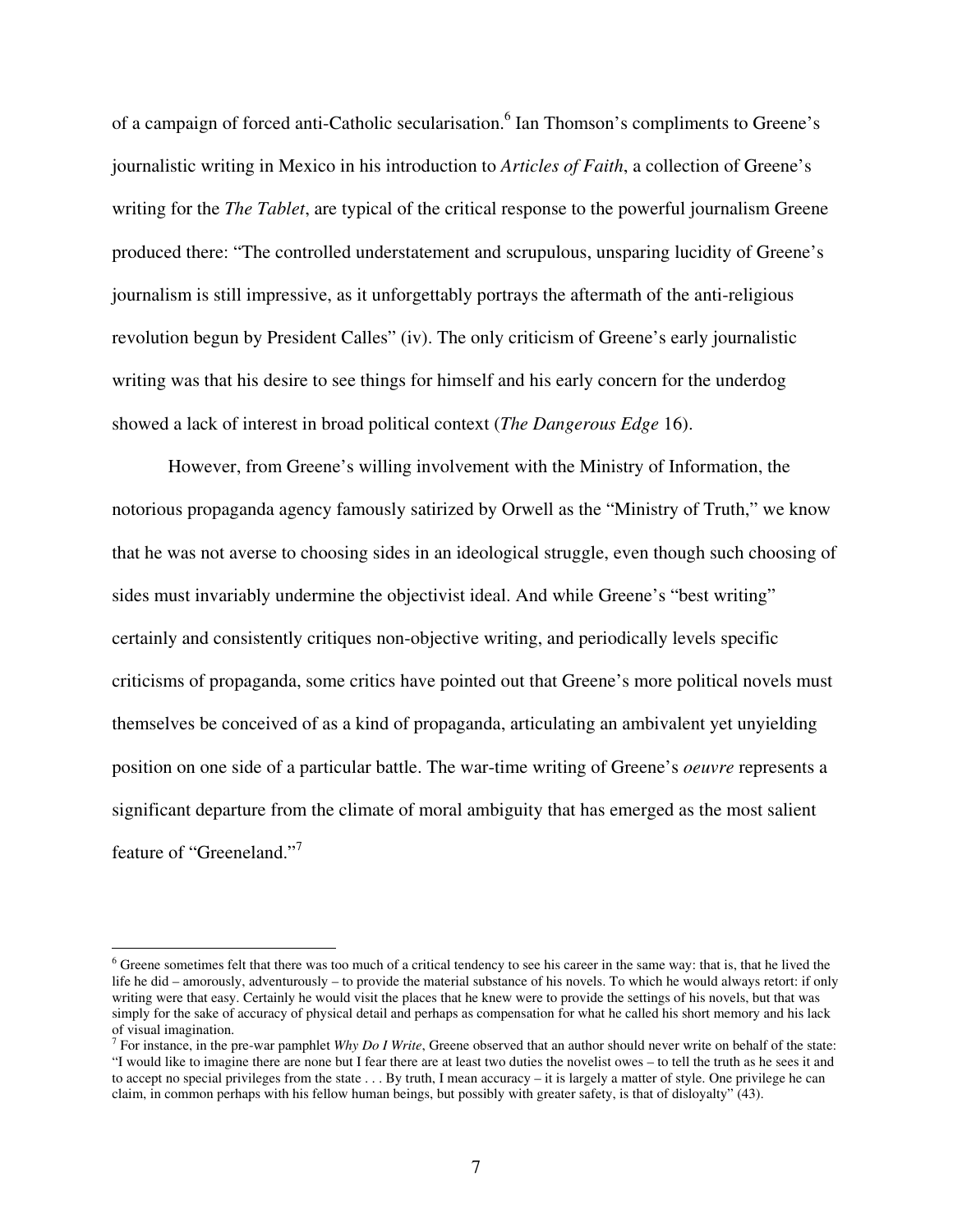of a campaign of forced anti-Catholic secularisation.[6] Ian Thomson's compliments to Greene's journalistic writing in Mexico in his introduction to *Articles of Faith*, a collection of Greene's writing for the *The Tablet*, are typical of the critical response to the powerful journalism Greene produced there: "The controlled understatement and scrupulous, unsparing lucidity of Greene's journalism is still impressive, as it unforgettably portrays the aftermath of the anti-religious revolution begun by President Calles" (iv). The only criticism of Greene's early journalistic writing was that his desire to see things for himself and his early concern for the underdog showed a lack of interest in broad political context (*The Dangerous Edge* 16).

However, from Greene's willing involvement with the Ministry of Information, the notorious propaganda agency famously satirized by Orwell as the "Ministry of Truth," we know that he was not averse to choosing sides in an ideological struggle, even though such choosing of sides must invariably undermine the objectivist ideal. And while Greene's "best writing" certainly and consistently critiques non-objective writing, and periodically levels specific criticisms of propaganda, some critics have pointed out that Greene's more political novels must themselves be conceived of as a kind of propaganda, articulating an ambivalent yet unyielding position on one side of a particular battle. The war-time writing of Greene's *oeuvre* represents a significant departure from the climate of moral ambiguity that has emerged as the most salient feature of "Greeneland."[7]

---

[6] Greene sometimes felt that there was too much of a critical tendency to see his career in the same way: that is, that he lived the life he did – amorously, adventurously – to provide the material substance of his novels. To which he would always retort: if only writing were that easy. Certainly he would visit the places that he knew were to provide the settings of his novels, but that was simply for the sake of accuracy of physical detail and perhaps as compensation for what he called his short memory and his lack of visual imagination.

[7] For instance, in the pre-war pamphlet *Why Do I Write*, Greene observed that an author should never write on behalf of the state: "I would like to imagine there are none but I fear there are at least two duties the novelist owes – to tell the truth as he sees it and to accept no special privileges from the state . . . By truth, I mean accuracy – it is largely a matter of style. One privilege he can claim, in common perhaps with his fellow human beings, but possibly with greater safety, is that of disloyalty" (43).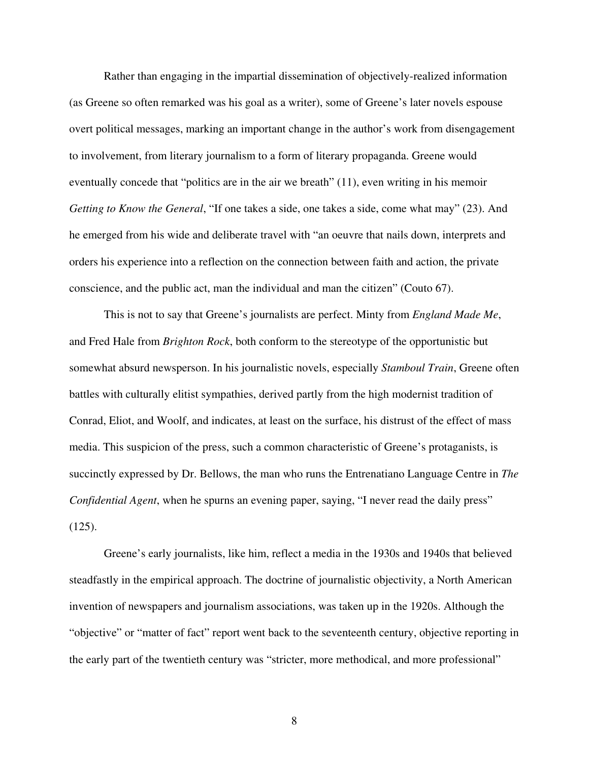Rather than engaging in the impartial dissemination of objectively-realized information (as Greene so often remarked was his goal as a writer), some of Greene's later novels espouse overt political messages, marking an important change in the author's work from disengagement to involvement, from literary journalism to a form of literary propaganda. Greene would eventually concede that "politics are in the air we breath" (11), even writing in his memoir *Getting to Know the General*, "If one takes a side, one takes a side, come what may" (23). And he emerged from his wide and deliberate travel with "an oeuvre that nails down, interprets and orders his experience into a reflection on the connection between faith and action, the private conscience, and the public act, man the individual and man the citizen" (Couto 67).

This is not to say that Greene's journalists are perfect. Minty from *England Made Me*, and Fred Hale from *Brighton Rock*, both conform to the stereotype of the opportunistic but somewhat absurd newsperson. In his journalistic novels, especially *Stamboul Train*, Greene often battles with culturally elitist sympathies, derived partly from the high modernist tradition of Conrad, Eliot, and Woolf, and indicates, at least on the surface, his distrust of the effect of mass media. This suspicion of the press, such a common characteristic of Greene's protaganists, is succinctly expressed by Dr. Bellows, the man who runs the Entrenatiano Language Centre in *The Confidential Agent*, when he spurns an evening paper, saying, "I never read the daily press" (125).

Greene's early journalists, like him, reflect a media in the 1930s and 1940s that believed steadfastly in the empirical approach. The doctrine of journalistic objectivity, a North American invention of newspapers and journalism associations, was taken up in the 1920s. Although the "objective" or "matter of fact" report went back to the seventeenth century, objective reporting in the early part of the twentieth century was "stricter, more methodical, and more professional"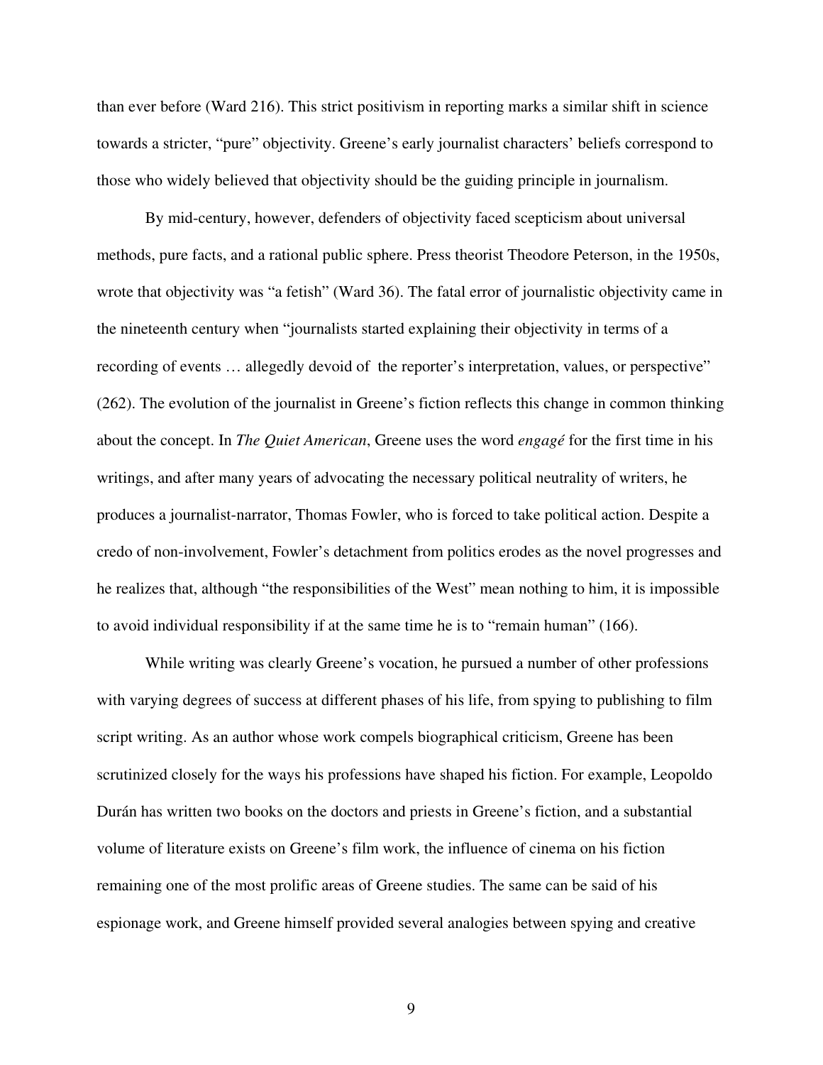than ever before (Ward 216). This strict positivism in reporting marks a similar shift in science towards a stricter, "pure" objectivity. Greene's early journalist characters' beliefs correspond to those who widely believed that objectivity should be the guiding principle in journalism.

By mid-century, however, defenders of objectivity faced scepticism about universal methods, pure facts, and a rational public sphere. Press theorist Theodore Peterson, in the 1950s, wrote that objectivity was "a fetish" (Ward 36). The fatal error of journalistic objectivity came in the nineteenth century when "journalists started explaining their objectivity in terms of a recording of events … allegedly devoid of the reporter's interpretation, values, or perspective" (262). The evolution of the journalist in Greene's fiction reflects this change in common thinking about the concept. In *The Quiet American*, Greene uses the word *engagé* for the first time in his writings, and after many years of advocating the necessary political neutrality of writers, he produces a journalist-narrator, Thomas Fowler, who is forced to take political action. Despite a credo of non-involvement, Fowler's detachment from politics erodes as the novel progresses and he realizes that, although "the responsibilities of the West" mean nothing to him, it is impossible to avoid individual responsibility if at the same time he is to "remain human" (166).

While writing was clearly Greene's vocation, he pursued a number of other professions with varying degrees of success at different phases of his life, from spying to publishing to film script writing. As an author whose work compels biographical criticism, Greene has been scrutinized closely for the ways his professions have shaped his fiction. For example, Leopoldo Durán has written two books on the doctors and priests in Greene's fiction, and a substantial volume of literature exists on Greene's film work, the influence of cinema on his fiction remaining one of the most prolific areas of Greene studies. The same can be said of his espionage work, and Greene himself provided several analogies between spying and creative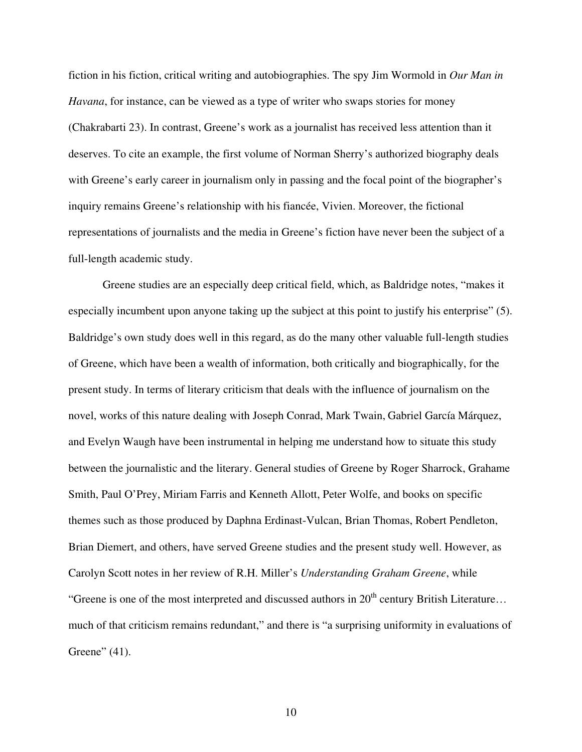fiction in his fiction, critical writing and autobiographies. The spy Jim Wormold in *Our Man in Havana*, for instance, can be viewed as a type of writer who swaps stories for money (Chakrabarti 23). In contrast, Greene's work as a journalist has received less attention than it deserves. To cite an example, the first volume of Norman Sherry's authorized biography deals with Greene's early career in journalism only in passing and the focal point of the biographer's inquiry remains Greene's relationship with his fiancée, Vivien. Moreover, the fictional representations of journalists and the media in Greene's fiction have never been the subject of a full-length academic study.

Greene studies are an especially deep critical field, which, as Baldridge notes, "makes it especially incumbent upon anyone taking up the subject at this point to justify his enterprise" (5). Baldridge's own study does well in this regard, as do the many other valuable full-length studies of Greene, which have been a wealth of information, both critically and biographically, for the present study. In terms of literary criticism that deals with the influence of journalism on the novel, works of this nature dealing with Joseph Conrad, Mark Twain, Gabriel García Márquez, and Evelyn Waugh have been instrumental in helping me understand how to situate this study between the journalistic and the literary. General studies of Greene by Roger Sharrock, Grahame Smith, Paul O'Prey, Miriam Farris and Kenneth Allott, Peter Wolfe, and books on specific themes such as those produced by Daphna Erdinast-Vulcan, Brian Thomas, Robert Pendleton, Brian Diemert, and others, have served Greene studies and the present study well. However, as Carolyn Scott notes in her review of R.H. Miller's *Understanding Graham Greene*, while "Greene is one of the most interpreted and discussed authors in 20th century British Literature… much of that criticism remains redundant," and there is "a surprising uniformity in evaluations of Greene" (41).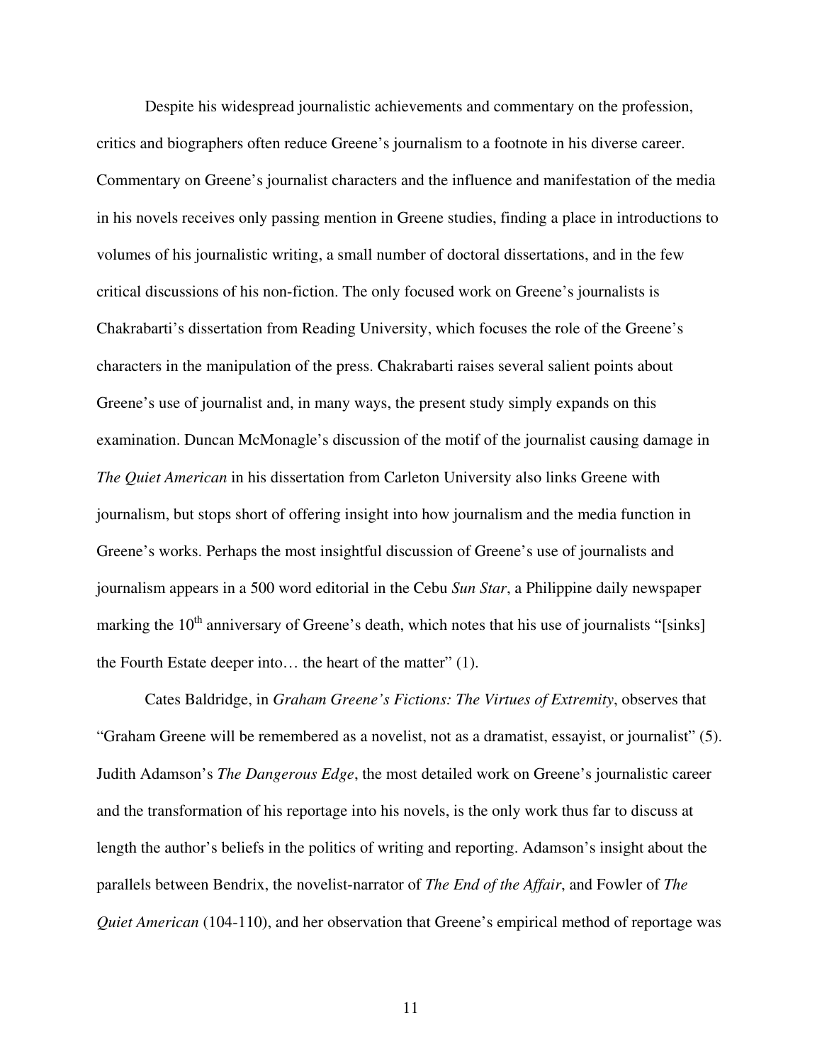Despite his widespread journalistic achievements and commentary on the profession, critics and biographers often reduce Greene's journalism to a footnote in his diverse career. Commentary on Greene's journalist characters and the influence and manifestation of the media in his novels receives only passing mention in Greene studies, finding a place in introductions to volumes of his journalistic writing, a small number of doctoral dissertations, and in the few critical discussions of his non-fiction. The only focused work on Greene's journalists is Chakrabarti's dissertation from Reading University, which focuses the role of the Greene's characters in the manipulation of the press. Chakrabarti raises several salient points about Greene's use of journalist and, in many ways, the present study simply expands on this examination. Duncan McMonagle's discussion of the motif of the journalist causing damage in *The Quiet American* in his dissertation from Carleton University also links Greene with journalism, but stops short of offering insight into how journalism and the media function in Greene's works. Perhaps the most insightful discussion of Greene's use of journalists and journalism appears in a 500 word editorial in the Cebu *Sun Star*, a Philippine daily newspaper marking the 10th anniversary of Greene's death, which notes that his use of journalists "[sinks] the Fourth Estate deeper into… the heart of the matter" (1).

Cates Baldridge, in *Graham Greene's Fictions: The Virtues of Extremity*, observes that "Graham Greene will be remembered as a novelist, not as a dramatist, essayist, or journalist" (5). Judith Adamson's *The Dangerous Edge*, the most detailed work on Greene's journalistic career and the transformation of his reportage into his novels, is the only work thus far to discuss at length the author's beliefs in the politics of writing and reporting. Adamson's insight about the parallels between Bendrix, the novelist-narrator of *The End of the Affair*, and Fowler of *The Quiet American* (104-110), and her observation that Greene's empirical method of reportage was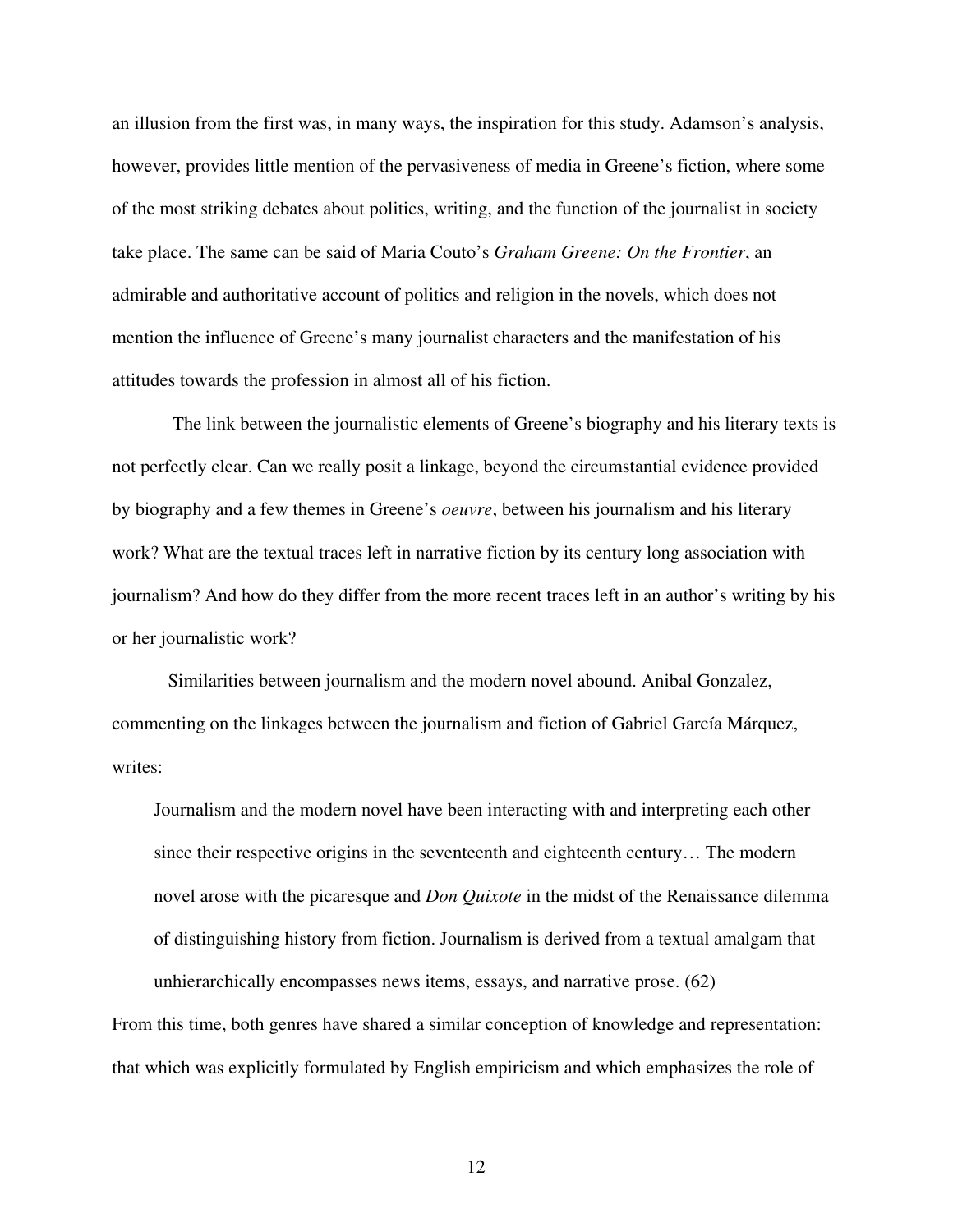an illusion from the first was, in many ways, the inspiration for this study. Adamson's analysis, however, provides little mention of the pervasiveness of media in Greene's fiction, where some of the most striking debates about politics, writing, and the function of the journalist in society take place. The same can be said of Maria Couto's *Graham Greene: On the Frontier*, an admirable and authoritative account of politics and religion in the novels, which does not mention the influence of Greene's many journalist characters and the manifestation of his attitudes towards the profession in almost all of his fiction.

The link between the journalistic elements of Greene's biography and his literary texts is not perfectly clear. Can we really posit a linkage, beyond the circumstantial evidence provided by biography and a few themes in Greene's *oeuvre*, between his journalism and his literary work? What are the textual traces left in narrative fiction by its century long association with journalism? And how do they differ from the more recent traces left in an author's writing by his or her journalistic work?

Similarities between journalism and the modern novel abound. Anibal Gonzalez, commenting on the linkages between the journalism and fiction of Gabriel García Márquez, writes:

> Journalism and the modern novel have been interacting with and interpreting each other since their respective origins in the seventeenth and eighteenth century… The modern novel arose with the picaresque and *Don Quixote* in the midst of the Renaissance dilemma of distinguishing history from fiction. Journalism is derived from a textual amalgam that unhierarchically encompasses news items, essays, and narrative prose. (62)

From this time, both genres have shared a similar conception of knowledge and representation: that which was explicitly formulated by English empiricism and which emphasizes the role of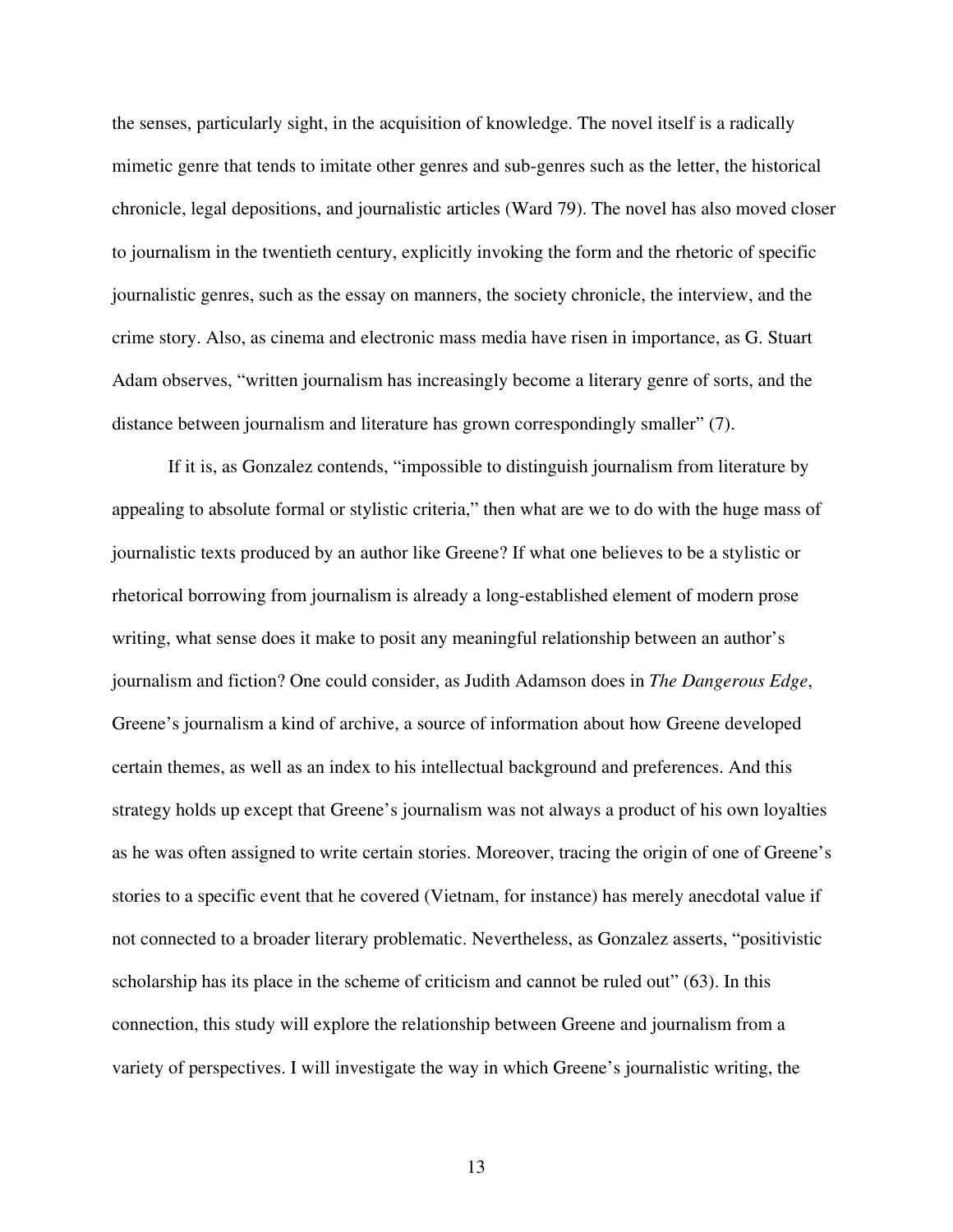the senses, particularly sight, in the acquisition of knowledge. The novel itself is a radically mimetic genre that tends to imitate other genres and sub-genres such as the letter, the historical chronicle, legal depositions, and journalistic articles (Ward 79). The novel has also moved closer to journalism in the twentieth century, explicitly invoking the form and the rhetoric of specific journalistic genres, such as the essay on manners, the society chronicle, the interview, and the crime story. Also, as cinema and electronic mass media have risen in importance, as G. Stuart Adam observes, "written journalism has increasingly become a literary genre of sorts, and the distance between journalism and literature has grown correspondingly smaller" (7).

If it is, as Gonzalez contends, "impossible to distinguish journalism from literature by appealing to absolute formal or stylistic criteria," then what are we to do with the huge mass of journalistic texts produced by an author like Greene? If what one believes to be a stylistic or rhetorical borrowing from journalism is already a long-established element of modern prose writing, what sense does it make to posit any meaningful relationship between an author's journalism and fiction? One could consider, as Judith Adamson does in *The Dangerous Edge*, Greene's journalism a kind of archive, a source of information about how Greene developed certain themes, as well as an index to his intellectual background and preferences. And this strategy holds up except that Greene's journalism was not always a product of his own loyalties as he was often assigned to write certain stories. Moreover, tracing the origin of one of Greene's stories to a specific event that he covered (Vietnam, for instance) has merely anecdotal value if not connected to a broader literary problematic. Nevertheless, as Gonzalez asserts, "positivistic scholarship has its place in the scheme of criticism and cannot be ruled out" (63). In this connection, this study will explore the relationship between Greene and journalism from a variety of perspectives. I will investigate the way in which Greene's journalistic writing, the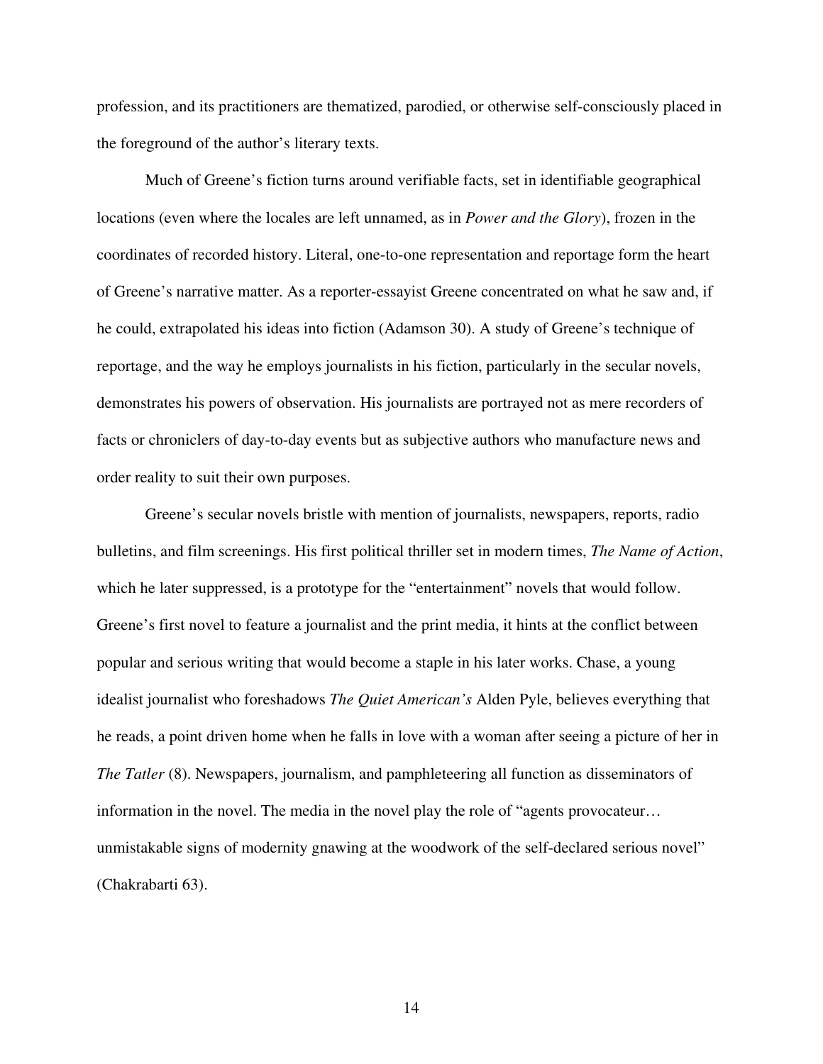profession, and its practitioners are thematized, parodied, or otherwise self-consciously placed in the foreground of the author's literary texts.

Much of Greene's fiction turns around verifiable facts, set in identifiable geographical locations (even where the locales are left unnamed, as in *Power and the Glory*), frozen in the coordinates of recorded history. Literal, one-to-one representation and reportage form the heart of Greene's narrative matter. As a reporter-essayist Greene concentrated on what he saw and, if he could, extrapolated his ideas into fiction (Adamson 30). A study of Greene's technique of reportage, and the way he employs journalists in his fiction, particularly in the secular novels, demonstrates his powers of observation. His journalists are portrayed not as mere recorders of facts or chroniclers of day-to-day events but as subjective authors who manufacture news and order reality to suit their own purposes.

Greene's secular novels bristle with mention of journalists, newspapers, reports, radio bulletins, and film screenings. His first political thriller set in modern times, *The Name of Action*, which he later suppressed, is a prototype for the "entertainment" novels that would follow. Greene's first novel to feature a journalist and the print media, it hints at the conflict between popular and serious writing that would become a staple in his later works. Chase, a young idealist journalist who foreshadows *The Quiet American's* Alden Pyle, believes everything that he reads, a point driven home when he falls in love with a woman after seeing a picture of her in *The Tatler* (8). Newspapers, journalism, and pamphleteering all function as disseminators of information in the novel. The media in the novel play the role of "agents provocateur… unmistakable signs of modernity gnawing at the woodwork of the self-declared serious novel" (Chakrabarti 63).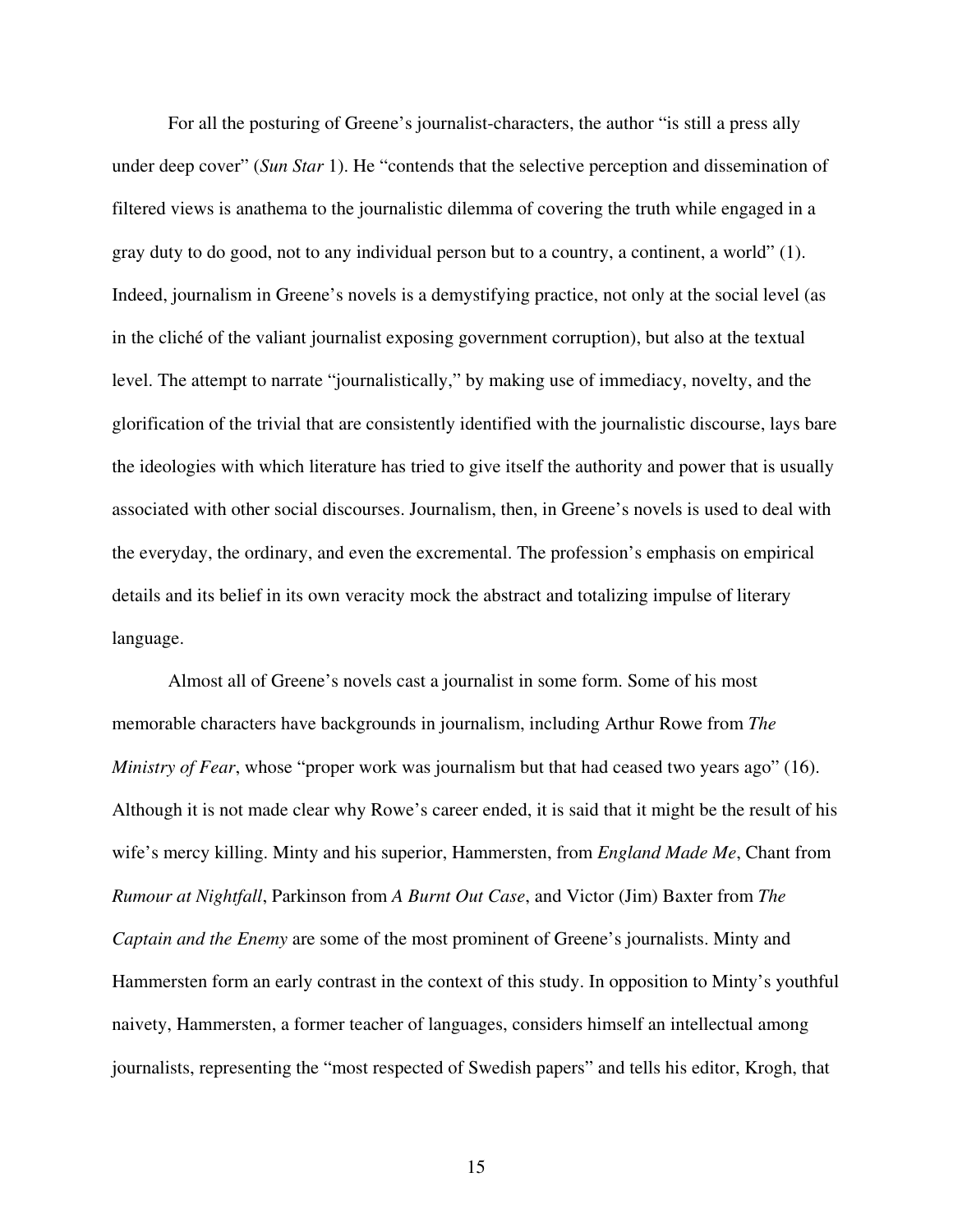For all the posturing of Greene's journalist-characters, the author "is still a press ally under deep cover" (*Sun Star* 1). He "contends that the selective perception and dissemination of filtered views is anathema to the journalistic dilemma of covering the truth while engaged in a gray duty to do good, not to any individual person but to a country, a continent, a world" (1). Indeed, journalism in Greene's novels is a demystifying practice, not only at the social level (as in the cliché of the valiant journalist exposing government corruption), but also at the textual level. The attempt to narrate "journalistically," by making use of immediacy, novelty, and the glorification of the trivial that are consistently identified with the journalistic discourse, lays bare the ideologies with which literature has tried to give itself the authority and power that is usually associated with other social discourses. Journalism, then, in Greene's novels is used to deal with the everyday, the ordinary, and even the excremental. The profession's emphasis on empirical details and its belief in its own veracity mock the abstract and totalizing impulse of literary language.

Almost all of Greene's novels cast a journalist in some form. Some of his most memorable characters have backgrounds in journalism, including Arthur Rowe from *The Ministry of Fear*, whose "proper work was journalism but that had ceased two years ago" (16). Although it is not made clear why Rowe's career ended, it is said that it might be the result of his wife's mercy killing. Minty and his superior, Hammersten, from *England Made Me*, Chant from *Rumour at Nightfall*, Parkinson from *A Burnt Out Case*, and Victor (Jim) Baxter from *The Captain and the Enemy* are some of the most prominent of Greene's journalists. Minty and Hammersten form an early contrast in the context of this study. In opposition to Minty's youthful naivety, Hammersten, a former teacher of languages, considers himself an intellectual among journalists, representing the "most respected of Swedish papers" and tells his editor, Krogh, that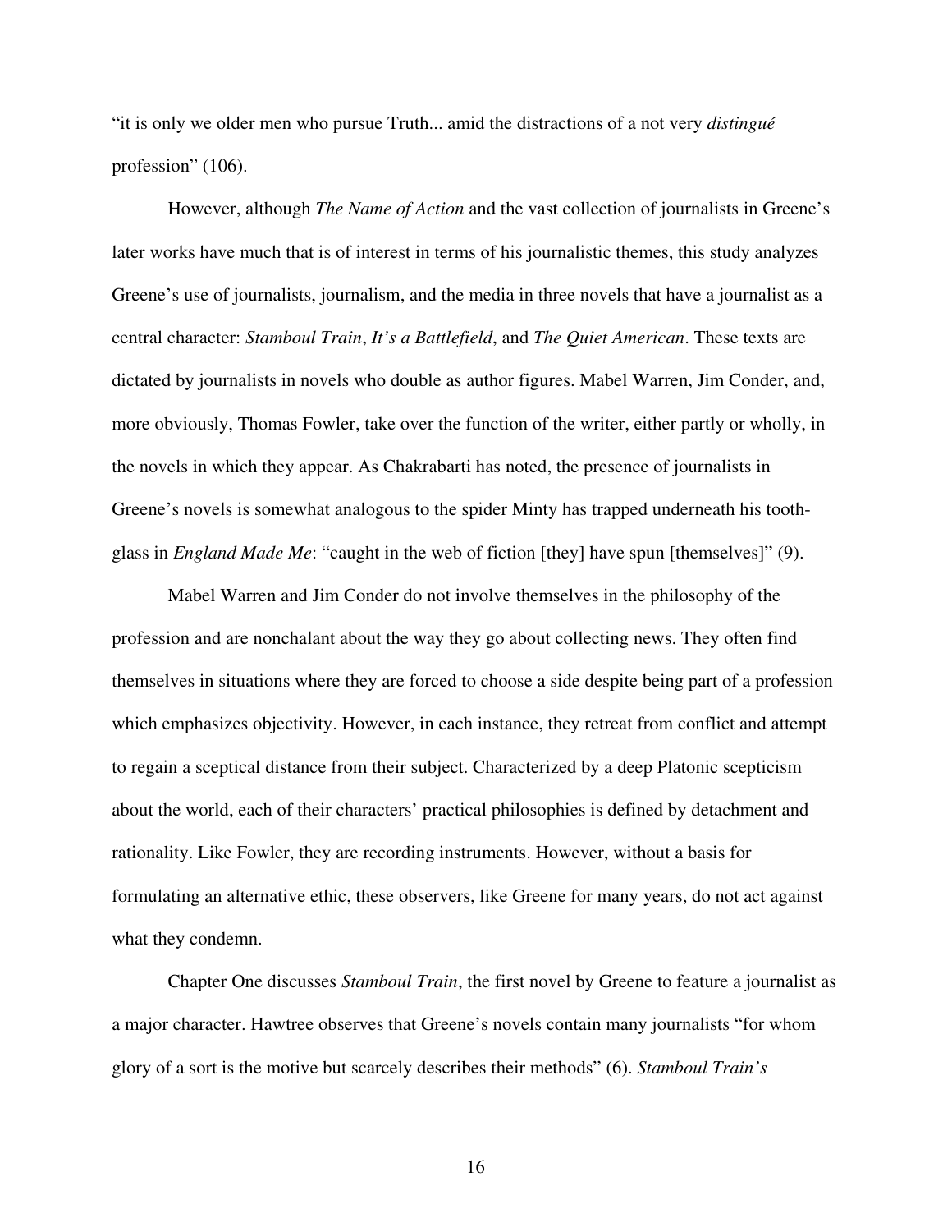"it is only we older men who pursue Truth... amid the distractions of a not very *distingué* profession" (106).

However, although *The Name of Action* and the vast collection of journalists in Greene's later works have much that is of interest in terms of his journalistic themes, this study analyzes Greene's use of journalists, journalism, and the media in three novels that have a journalist as a central character: *Stamboul Train*, *It's a Battlefield*, and *The Quiet American*. These texts are dictated by journalists in novels who double as author figures. Mabel Warren, Jim Conder, and, more obviously, Thomas Fowler, take over the function of the writer, either partly or wholly, in the novels in which they appear. As Chakrabarti has noted, the presence of journalists in Greene's novels is somewhat analogous to the spider Minty has trapped underneath his tooth-glass in *England Made Me*: "caught in the web of fiction [they] have spun [themselves]" (9).

Mabel Warren and Jim Conder do not involve themselves in the philosophy of the profession and are nonchalant about the way they go about collecting news. They often find themselves in situations where they are forced to choose a side despite being part of a profession which emphasizes objectivity. However, in each instance, they retreat from conflict and attempt to regain a sceptical distance from their subject. Characterized by a deep Platonic scepticism about the world, each of their characters' practical philosophies is defined by detachment and rationality. Like Fowler, they are recording instruments. However, without a basis for formulating an alternative ethic, these observers, like Greene for many years, do not act against what they condemn.

Chapter One discusses *Stamboul Train*, the first novel by Greene to feature a journalist as a major character. Hawtree observes that Greene's novels contain many journalists "for whom glory of a sort is the motive but scarcely describes their methods" (6). *Stamboul Train's*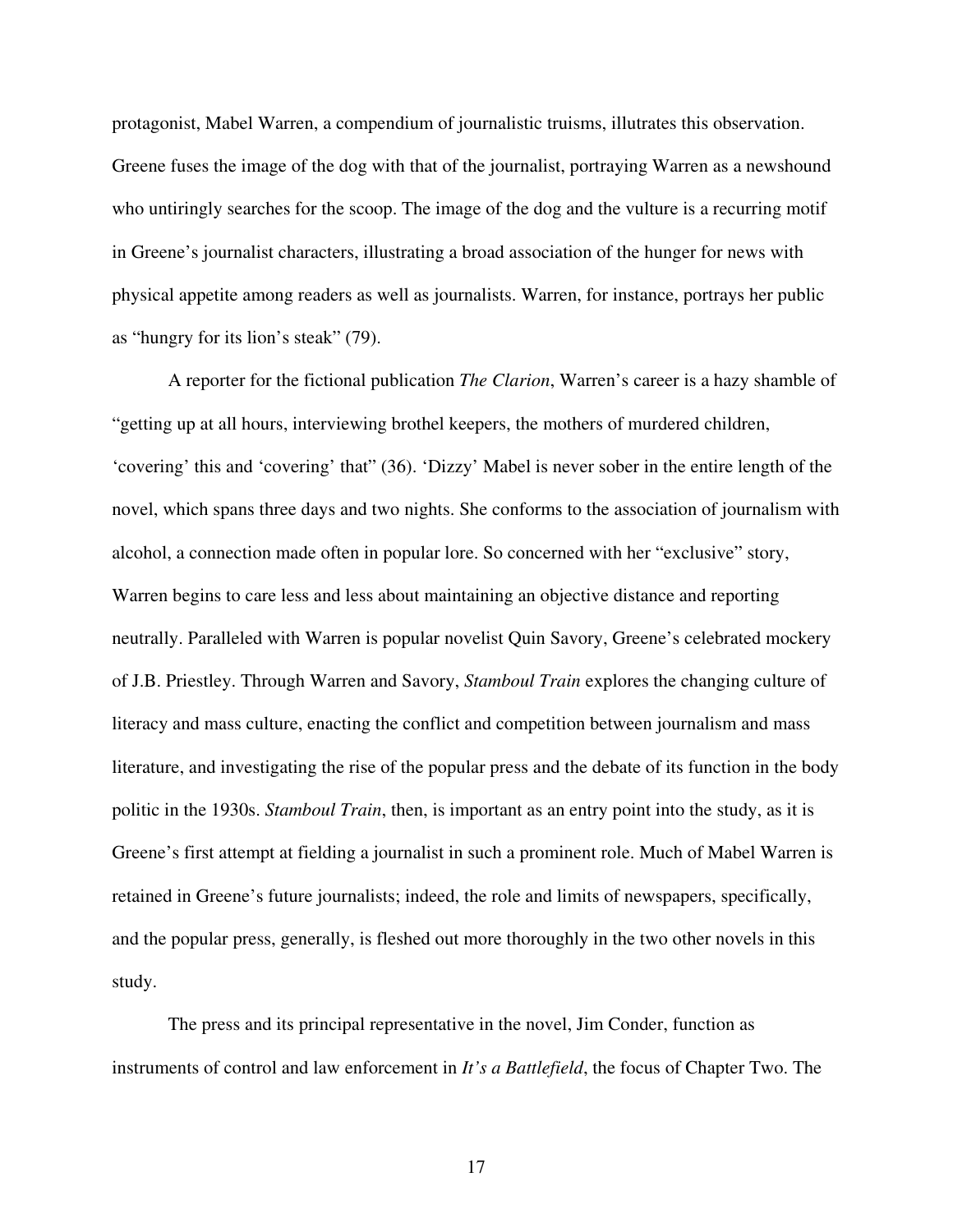protagonist, Mabel Warren, a compendium of journalistic truisms, illutrates this observation. Greene fuses the image of the dog with that of the journalist, portraying Warren as a newshound who untiringly searches for the scoop. The image of the dog and the vulture is a recurring motif in Greene's journalist characters, illustrating a broad association of the hunger for news with physical appetite among readers as well as journalists. Warren, for instance, portrays her public as "hungry for its lion's steak" (79).

A reporter for the fictional publication *The Clarion*, Warren's career is a hazy shamble of "getting up at all hours, interviewing brothel keepers, the mothers of murdered children, 'covering' this and 'covering' that" (36). 'Dizzy' Mabel is never sober in the entire length of the novel, which spans three days and two nights. She conforms to the association of journalism with alcohol, a connection made often in popular lore. So concerned with her "exclusive" story, Warren begins to care less and less about maintaining an objective distance and reporting neutrally. Paralleled with Warren is popular novelist Quin Savory, Greene's celebrated mockery of J.B. Priestley. Through Warren and Savory, *Stamboul Train* explores the changing culture of literacy and mass culture, enacting the conflict and competition between journalism and mass literature, and investigating the rise of the popular press and the debate of its function in the body politic in the 1930s. *Stamboul Train*, then, is important as an entry point into the study, as it is Greene's first attempt at fielding a journalist in such a prominent role. Much of Mabel Warren is retained in Greene's future journalists; indeed, the role and limits of newspapers, specifically, and the popular press, generally, is fleshed out more thoroughly in the two other novels in this study.

The press and its principal representative in the novel, Jim Conder, function as instruments of control and law enforcement in *It's a Battlefield*, the focus of Chapter Two. The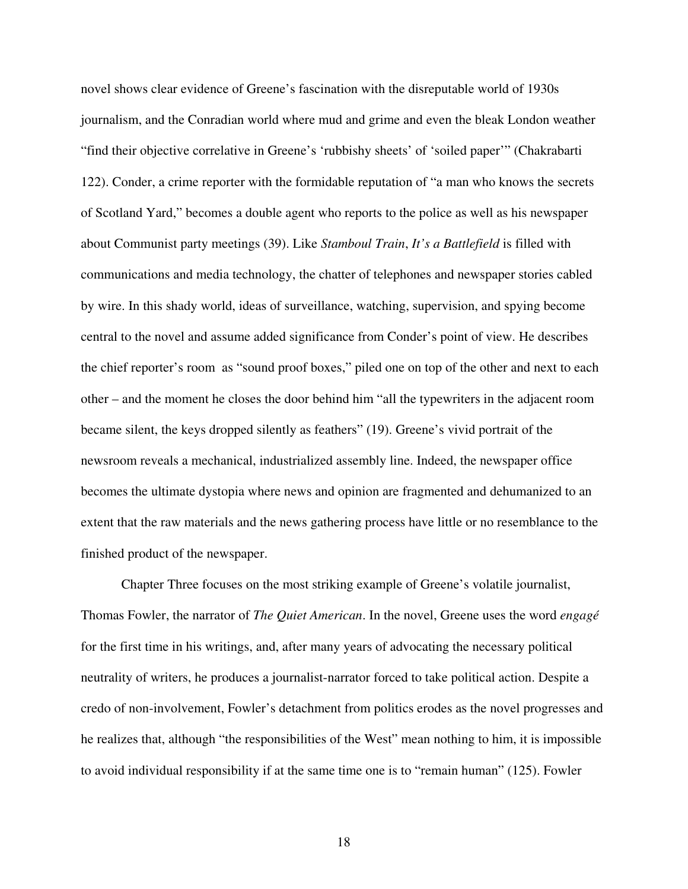novel shows clear evidence of Greene's fascination with the disreputable world of 1930s journalism, and the Conradian world where mud and grime and even the bleak London weather "find their objective correlative in Greene's 'rubbishy sheets' of 'soiled paper'" (Chakrabarti 122). Conder, a crime reporter with the formidable reputation of "a man who knows the secrets of Scotland Yard," becomes a double agent who reports to the police as well as his newspaper about Communist party meetings (39). Like *Stamboul Train*, *It's a Battlefield* is filled with communications and media technology, the chatter of telephones and newspaper stories cabled by wire. In this shady world, ideas of surveillance, watching, supervision, and spying become central to the novel and assume added significance from Conder's point of view. He describes the chief reporter's room as "sound proof boxes," piled one on top of the other and next to each other – and the moment he closes the door behind him "all the typewriters in the adjacent room became silent, the keys dropped silently as feathers" (19). Greene's vivid portrait of the newsroom reveals a mechanical, industrialized assembly line. Indeed, the newspaper office becomes the ultimate dystopia where news and opinion are fragmented and dehumanized to an extent that the raw materials and the news gathering process have little or no resemblance to the finished product of the newspaper.

Chapter Three focuses on the most striking example of Greene's volatile journalist, Thomas Fowler, the narrator of *The Quiet American*. In the novel, Greene uses the word *engagé* for the first time in his writings, and, after many years of advocating the necessary political neutrality of writers, he produces a journalist-narrator forced to take political action. Despite a credo of non-involvement, Fowler's detachment from politics erodes as the novel progresses and he realizes that, although "the responsibilities of the West" mean nothing to him, it is impossible to avoid individual responsibility if at the same time one is to "remain human" (125). Fowler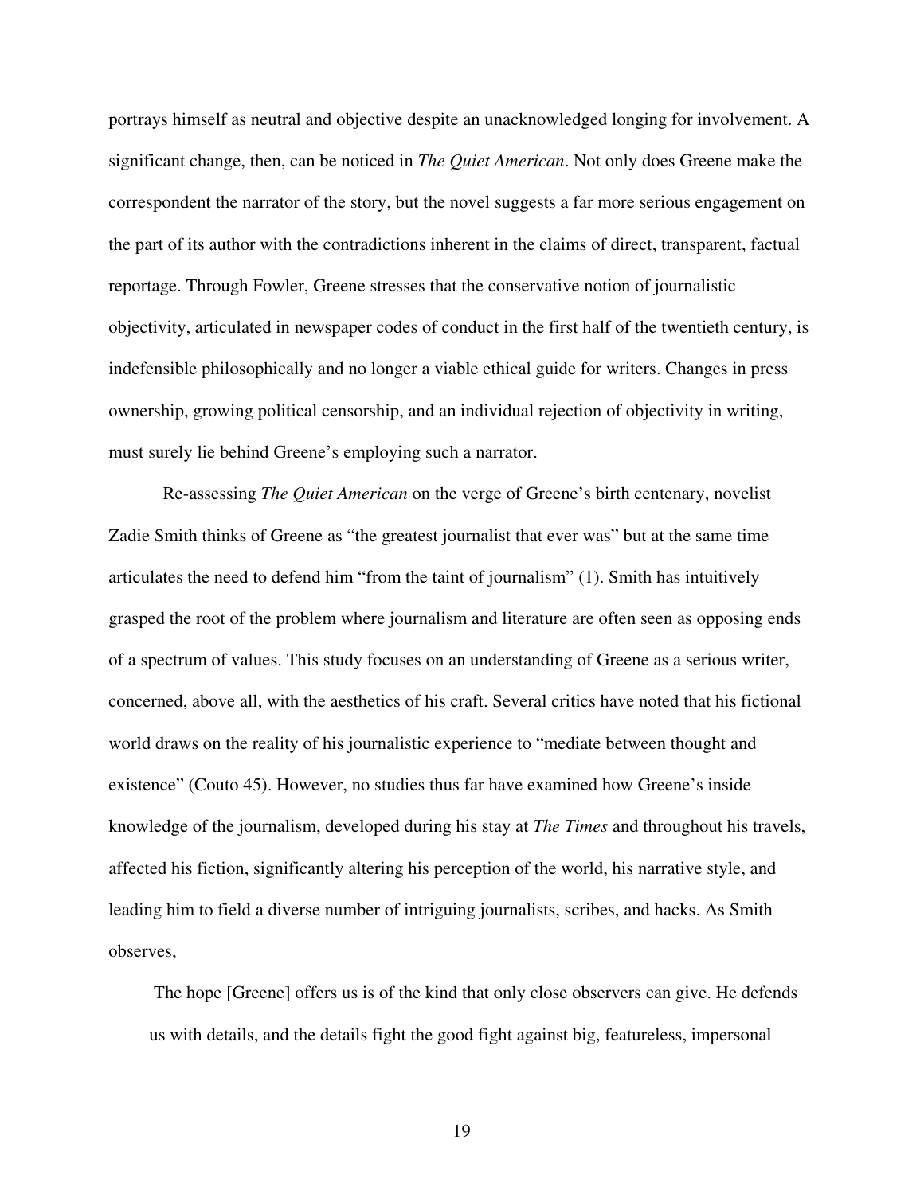portrays himself as neutral and objective despite an unacknowledged longing for involvement. A significant change, then, can be noticed in *The Quiet American*. Not only does Greene make the correspondent the narrator of the story, but the novel suggests a far more serious engagement on the part of its author with the contradictions inherent in the claims of direct, transparent, factual reportage. Through Fowler, Greene stresses that the conservative notion of journalistic objectivity, articulated in newspaper codes of conduct in the first half of the twentieth century, is indefensible philosophically and no longer a viable ethical guide for writers. Changes in press ownership, growing political censorship, and an individual rejection of objectivity in writing, must surely lie behind Greene's employing such a narrator.

Re-assessing *The Quiet American* on the verge of Greene's birth centenary, novelist Zadie Smith thinks of Greene as "the greatest journalist that ever was" but at the same time articulates the need to defend him "from the taint of journalism" (1). Smith has intuitively grasped the root of the problem where journalism and literature are often seen as opposing ends of a spectrum of values. This study focuses on an understanding of Greene as a serious writer, concerned, above all, with the aesthetics of his craft. Several critics have noted that his fictional world draws on the reality of his journalistic experience to "mediate between thought and existence" (Couto 45). However, no studies thus far have examined how Greene's inside knowledge of the journalism, developed during his stay at *The Times* and throughout his travels, affected his fiction, significantly altering his perception of the world, his narrative style, and leading him to field a diverse number of intriguing journalists, scribes, and hacks. As Smith observes,

> The hope [Greene] offers us is of the kind that only close observers can give. He defends us with details, and the details fight the good fight against big, featureless, impersonal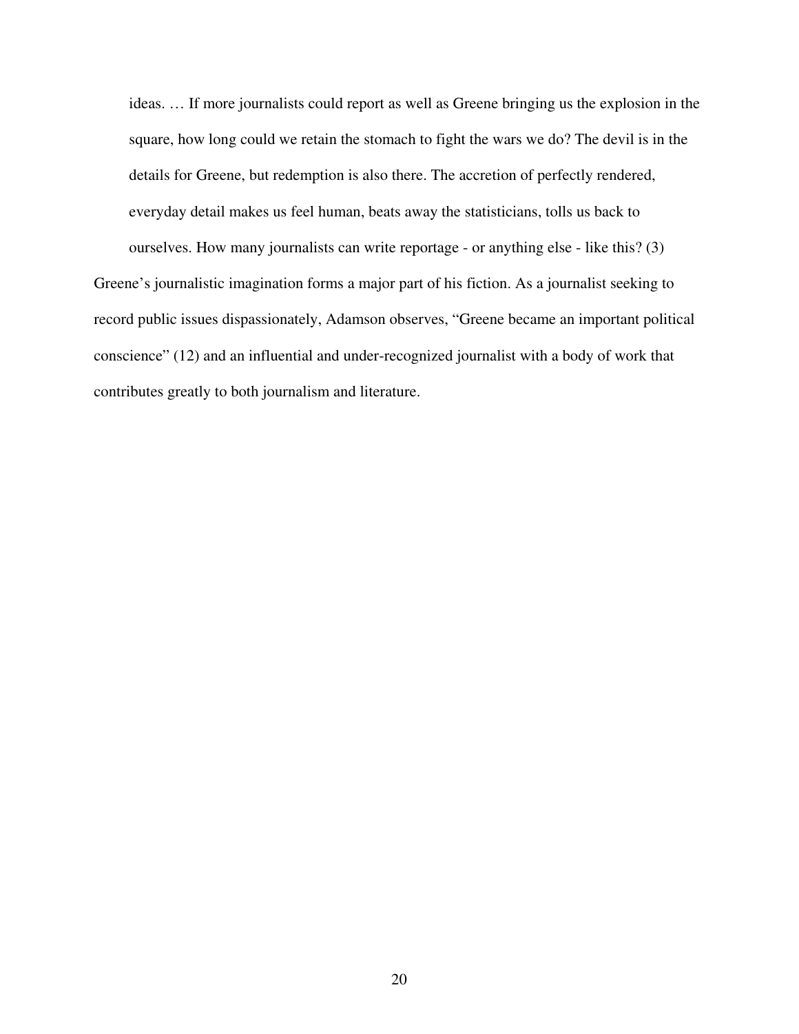> ideas. … If more journalists could report as well as Greene bringing us the explosion in the square, how long could we retain the stomach to fight the wars we do? The devil is in the details for Greene, but redemption is also there. The accretion of perfectly rendered, everyday detail makes us feel human, beats away the statisticians, tolls us back to ourselves. How many journalists can write reportage - or anything else - like this? (3)

Greene's journalistic imagination forms a major part of his fiction. As a journalist seeking to record public issues dispassionately, Adamson observes, "Greene became an important political conscience" (12) and an influential and under-recognized journalist with a body of work that contributes greatly to both journalism and literature.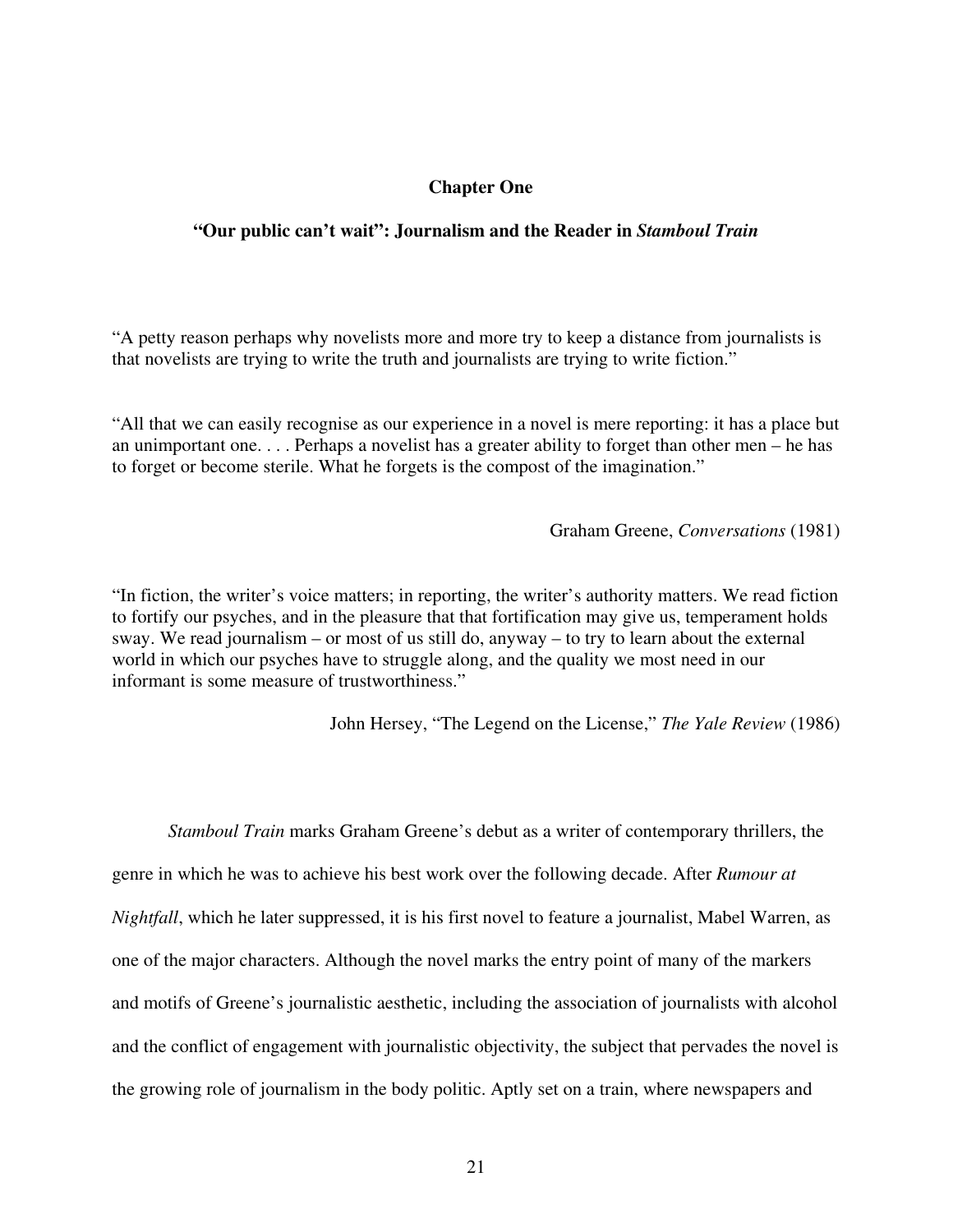# Chapter One

## "Our public can't wait": Journalism and the Reader in *Stamboul Train*

"A petty reason perhaps why novelists more and more try to keep a distance from journalists is that novelists are trying to write the truth and journalists are trying to write fiction."

"All that we can easily recognise as our experience in a novel is mere reporting: it has a place but an unimportant one. . . . Perhaps a novelist has a greater ability to forget than other men – he has to forget or become sterile. What he forgets is the compost of the imagination."

Graham Greene, *Conversations* (1981)

"In fiction, the writer's voice matters; in reporting, the writer's authority matters. We read fiction to fortify our psyches, and in the pleasure that that fortification may give us, temperament holds sway. We read journalism – or most of us still do, anyway – to try to learn about the external world in which our psyches have to struggle along, and the quality we most need in our informant is some measure of trustworthiness."

John Hersey, "The Legend on the License," *The Yale Review* (1986)

*Stamboul Train* marks Graham Greene's debut as a writer of contemporary thrillers, the genre in which he was to achieve his best work over the following decade. After *Rumour at Nightfall*, which he later suppressed, it is his first novel to feature a journalist, Mabel Warren, as one of the major characters. Although the novel marks the entry point of many of the markers and motifs of Greene's journalistic aesthetic, including the association of journalists with alcohol and the conflict of engagement with journalistic objectivity, the subject that pervades the novel is the growing role of journalism in the body politic. Aptly set on a train, where newspapers and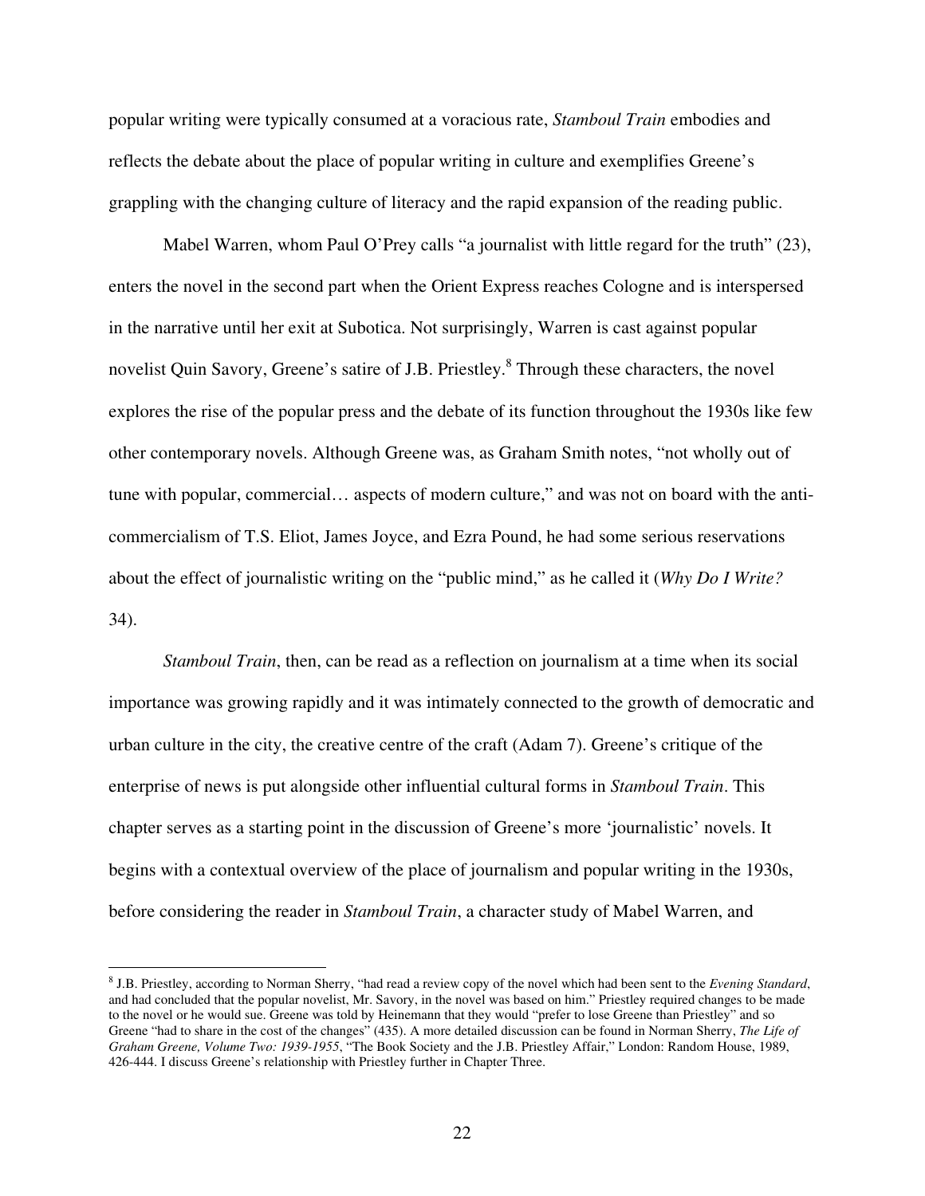popular writing were typically consumed at a voracious rate, *Stamboul Train* embodies and reflects the debate about the place of popular writing in culture and exemplifies Greene's grappling with the changing culture of literacy and the rapid expansion of the reading public.

Mabel Warren, whom Paul O'Prey calls "a journalist with little regard for the truth" (23), enters the novel in the second part when the Orient Express reaches Cologne and is interspersed in the narrative until her exit at Subotica. Not surprisingly, Warren is cast against popular novelist Quin Savory, Greene's satire of J.B. Priestley.[8] Through these characters, the novel explores the rise of the popular press and the debate of its function throughout the 1930s like few other contemporary novels. Although Greene was, as Graham Smith notes, "not wholly out of tune with popular, commercial… aspects of modern culture," and was not on board with the anti-commercialism of T.S. Eliot, James Joyce, and Ezra Pound, he had some serious reservations about the effect of journalistic writing on the "public mind," as he called it (*Why Do I Write?* 34).

*Stamboul Train*, then, can be read as a reflection on journalism at a time when its social importance was growing rapidly and it was intimately connected to the growth of democratic and urban culture in the city, the creative centre of the craft (Adam 7). Greene's critique of the enterprise of news is put alongside other influential cultural forms in *Stamboul Train*. This chapter serves as a starting point in the discussion of Greene's more 'journalistic' novels. It begins with a contextual overview of the place of journalism and popular writing in the 1930s, before considering the reader in *Stamboul Train*, a character study of Mabel Warren, and

---

[8] J.B. Priestley, according to Norman Sherry, "had read a review copy of the novel which had been sent to the *Evening Standard*, and had concluded that the popular novelist, Mr. Savory, in the novel was based on him." Priestley required changes to be made to the novel or he would sue. Greene was told by Heinemann that they would "prefer to lose Greene than Priestley" and so Greene "had to share in the cost of the changes" (435). A more detailed discussion can be found in Norman Sherry, *The Life of Graham Greene, Volume Two: 1939-1955*, "The Book Society and the J.B. Priestley Affair," London: Random House, 1989, 426-444. I discuss Greene's relationship with Priestley further in Chapter Three.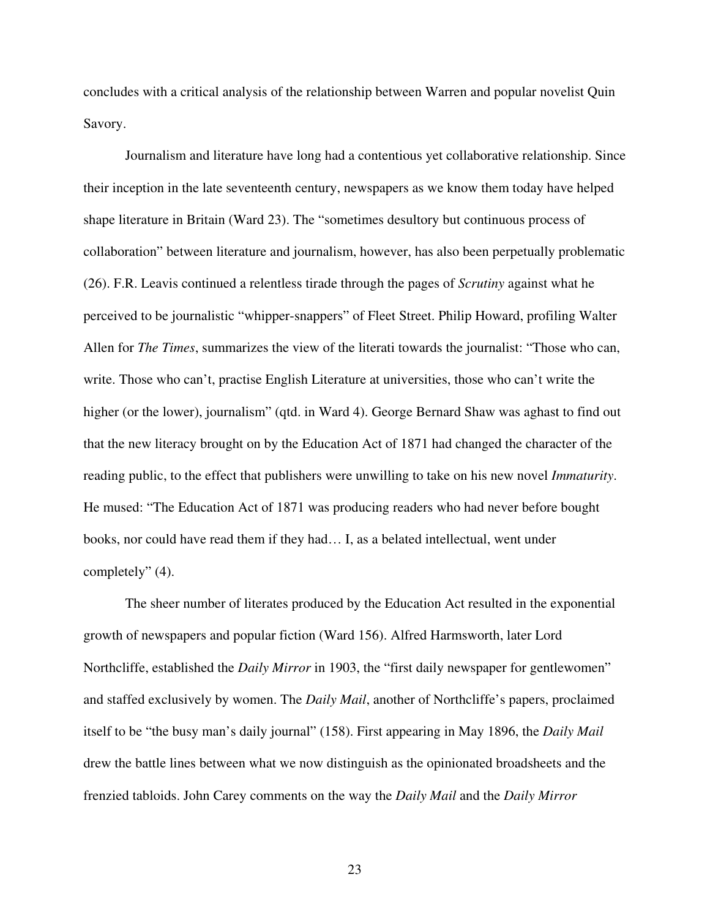concludes with a critical analysis of the relationship between Warren and popular novelist Quin Savory.

Journalism and literature have long had a contentious yet collaborative relationship. Since their inception in the late seventeenth century, newspapers as we know them today have helped shape literature in Britain (Ward 23). The "sometimes desultory but continuous process of collaboration" between literature and journalism, however, has also been perpetually problematic (26). F.R. Leavis continued a relentless tirade through the pages of *Scrutiny* against what he perceived to be journalistic "whipper-snappers" of Fleet Street. Philip Howard, profiling Walter Allen for *The Times*, summarizes the view of the literati towards the journalist: "Those who can, write. Those who can't, practise English Literature at universities, those who can't write the higher (or the lower), journalism" (qtd. in Ward 4). George Bernard Shaw was aghast to find out that the new literacy brought on by the Education Act of 1871 had changed the character of the reading public, to the effect that publishers were unwilling to take on his new novel *Immaturity*. He mused: "The Education Act of 1871 was producing readers who had never before bought books, nor could have read them if they had… I, as a belated intellectual, went under completely" (4).

The sheer number of literates produced by the Education Act resulted in the exponential growth of newspapers and popular fiction (Ward 156). Alfred Harmsworth, later Lord Northcliffe, established the *Daily Mirror* in 1903, the "first daily newspaper for gentlewomen" and staffed exclusively by women. The *Daily Mail*, another of Northcliffe's papers, proclaimed itself to be "the busy man's daily journal" (158). First appearing in May 1896, the *Daily Mail* drew the battle lines between what we now distinguish as the opinionated broadsheets and the frenzied tabloids. John Carey comments on the way the *Daily Mail* and the *Daily Mirror*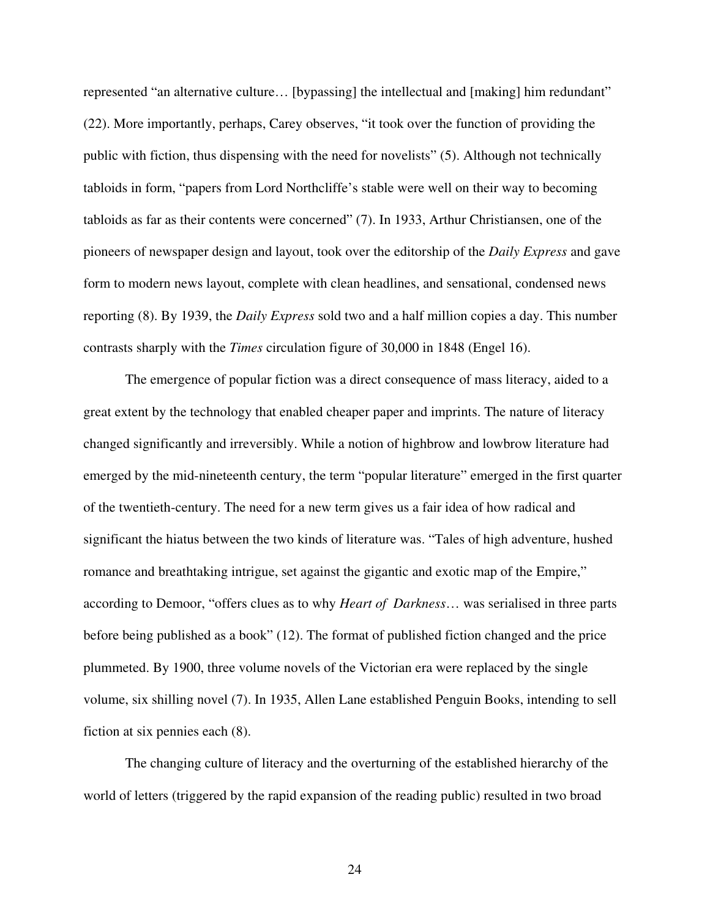represented "an alternative culture… [bypassing] the intellectual and [making] him redundant" (22). More importantly, perhaps, Carey observes, "it took over the function of providing the public with fiction, thus dispensing with the need for novelists" (5). Although not technically tabloids in form, "papers from Lord Northcliffe's stable were well on their way to becoming tabloids as far as their contents were concerned" (7). In 1933, Arthur Christiansen, one of the pioneers of newspaper design and layout, took over the editorship of the *Daily Express* and gave form to modern news layout, complete with clean headlines, and sensational, condensed news reporting (8). By 1939, the *Daily Express* sold two and a half million copies a day. This number contrasts sharply with the *Times* circulation figure of 30,000 in 1848 (Engel 16).

The emergence of popular fiction was a direct consequence of mass literacy, aided to a great extent by the technology that enabled cheaper paper and imprints. The nature of literacy changed significantly and irreversibly. While a notion of highbrow and lowbrow literature had emerged by the mid-nineteenth century, the term "popular literature" emerged in the first quarter of the twentieth-century. The need for a new term gives us a fair idea of how radical and significant the hiatus between the two kinds of literature was. "Tales of high adventure, hushed romance and breathtaking intrigue, set against the gigantic and exotic map of the Empire," according to Demoor, "offers clues as to why *Heart of Darkness*… was serialised in three parts before being published as a book" (12). The format of published fiction changed and the price plummeted. By 1900, three volume novels of the Victorian era were replaced by the single volume, six shilling novel (7). In 1935, Allen Lane established Penguin Books, intending to sell fiction at six pennies each (8).

The changing culture of literacy and the overturning of the established hierarchy of the world of letters (triggered by the rapid expansion of the reading public) resulted in two broad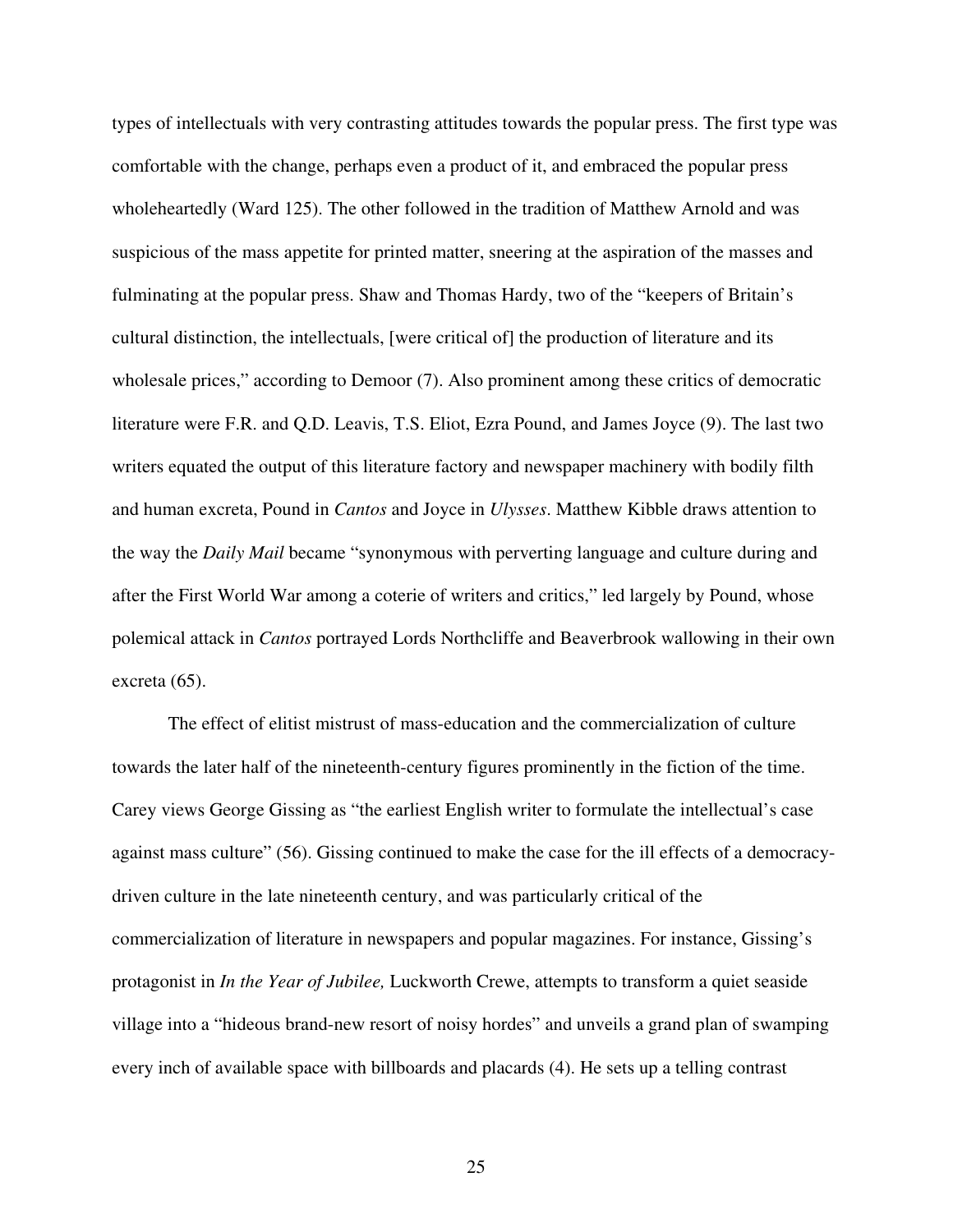types of intellectuals with very contrasting attitudes towards the popular press. The first type was comfortable with the change, perhaps even a product of it, and embraced the popular press wholeheartedly (Ward 125). The other followed in the tradition of Matthew Arnold and was suspicious of the mass appetite for printed matter, sneering at the aspiration of the masses and fulminating at the popular press. Shaw and Thomas Hardy, two of the "keepers of Britain's cultural distinction, the intellectuals, [were critical of] the production of literature and its wholesale prices," according to Demoor (7). Also prominent among these critics of democratic literature were F.R. and Q.D. Leavis, T.S. Eliot, Ezra Pound, and James Joyce (9). The last two writers equated the output of this literature factory and newspaper machinery with bodily filth and human excreta, Pound in *Cantos* and Joyce in *Ulysses*. Matthew Kibble draws attention to the way the *Daily Mail* became "synonymous with perverting language and culture during and after the First World War among a coterie of writers and critics," led largely by Pound, whose polemical attack in *Cantos* portrayed Lords Northcliffe and Beaverbrook wallowing in their own excreta (65).

The effect of elitist mistrust of mass-education and the commercialization of culture towards the later half of the nineteenth-century figures prominently in the fiction of the time. Carey views George Gissing as "the earliest English writer to formulate the intellectual's case against mass culture" (56). Gissing continued to make the case for the ill effects of a democracy-driven culture in the late nineteenth century, and was particularly critical of the commercialization of literature in newspapers and popular magazines. For instance, Gissing's protagonist in *In the Year of Jubilee,* Luckworth Crewe, attempts to transform a quiet seaside village into a "hideous brand-new resort of noisy hordes" and unveils a grand plan of swamping every inch of available space with billboards and placards (4). He sets up a telling contrast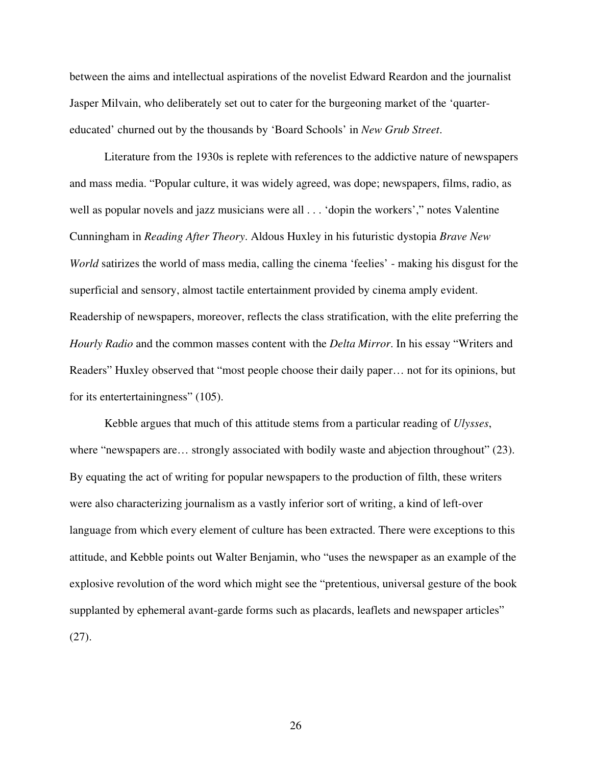between the aims and intellectual aspirations of the novelist Edward Reardon and the journalist Jasper Milvain, who deliberately set out to cater for the burgeoning market of the 'quarter-educated' churned out by the thousands by 'Board Schools' in *New Grub Street*.

Literature from the 1930s is replete with references to the addictive nature of newspapers and mass media. "Popular culture, it was widely agreed, was dope; newspapers, films, radio, as well as popular novels and jazz musicians were all . . . 'dopin the workers'," notes Valentine Cunningham in *Reading After Theory*. Aldous Huxley in his futuristic dystopia *Brave New World* satirizes the world of mass media, calling the cinema 'feelies' - making his disgust for the superficial and sensory, almost tactile entertainment provided by cinema amply evident. Readership of newspapers, moreover, reflects the class stratification, with the elite preferring the *Hourly Radio* and the common masses content with the *Delta Mirror*. In his essay "Writers and Readers" Huxley observed that "most people choose their daily paper… not for its opinions, but for its entertertainingness" (105).

Kebble argues that much of this attitude stems from a particular reading of *Ulysses*, where "newspapers are… strongly associated with bodily waste and abjection throughout" (23). By equating the act of writing for popular newspapers to the production of filth, these writers were also characterizing journalism as a vastly inferior sort of writing, a kind of left-over language from which every element of culture has been extracted. There were exceptions to this attitude, and Kebble points out Walter Benjamin, who "uses the newspaper as an example of the explosive revolution of the word which might see the "pretentious, universal gesture of the book supplanted by ephemeral avant-garde forms such as placards, leaflets and newspaper articles" (27).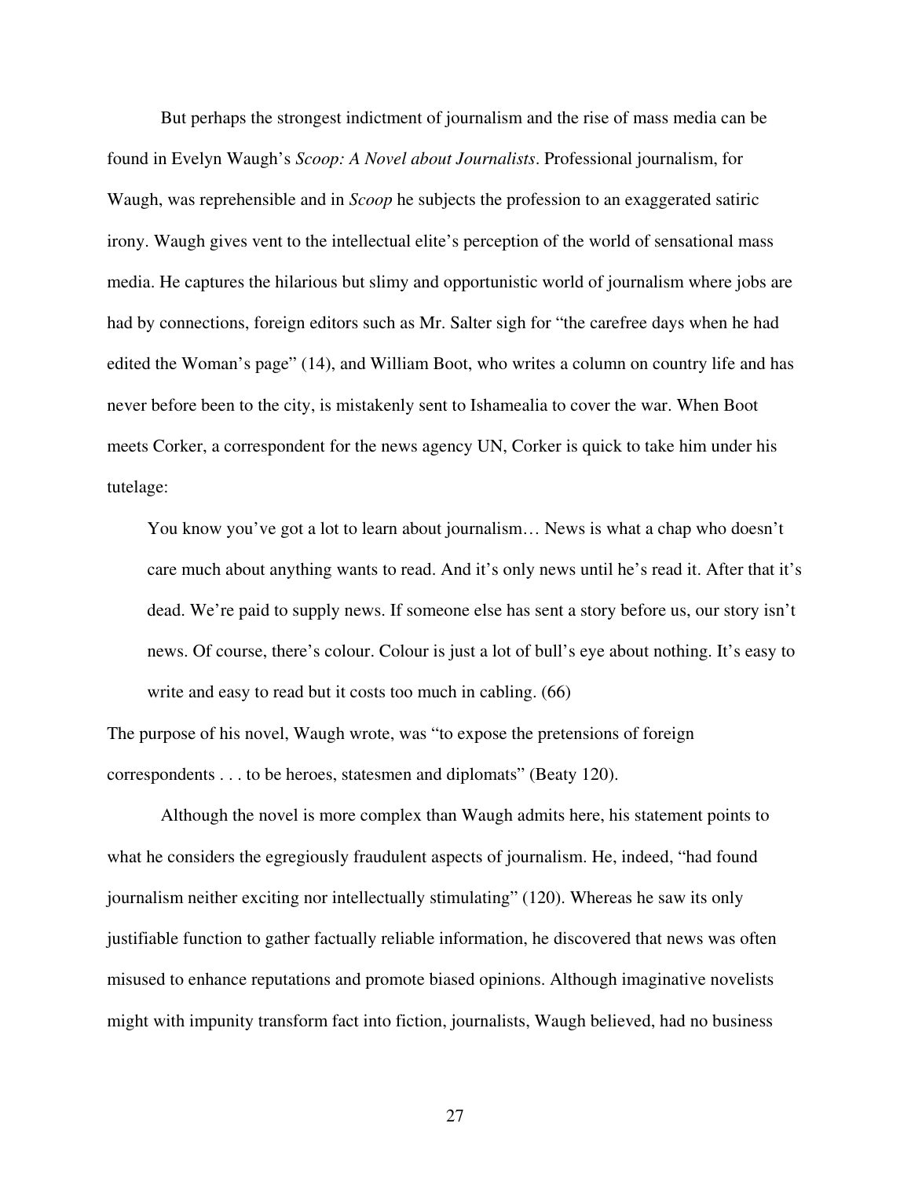But perhaps the strongest indictment of journalism and the rise of mass media can be found in Evelyn Waugh's *Scoop: A Novel about Journalists*. Professional journalism, for Waugh, was reprehensible and in *Scoop* he subjects the profession to an exaggerated satiric irony. Waugh gives vent to the intellectual elite's perception of the world of sensational mass media. He captures the hilarious but slimy and opportunistic world of journalism where jobs are had by connections, foreign editors such as Mr. Salter sigh for "the carefree days when he had edited the Woman's page" (14), and William Boot, who writes a column on country life and has never before been to the city, is mistakenly sent to Ishamealia to cover the war. When Boot meets Corker, a correspondent for the news agency UN, Corker is quick to take him under his tutelage:

> You know you've got a lot to learn about journalism… News is what a chap who doesn't care much about anything wants to read. And it's only news until he's read it. After that it's dead. We're paid to supply news. If someone else has sent a story before us, our story isn't news. Of course, there's colour. Colour is just a lot of bull's eye about nothing. It's easy to write and easy to read but it costs too much in cabling. (66)

The purpose of his novel, Waugh wrote, was "to expose the pretensions of foreign correspondents . . . to be heroes, statesmen and diplomats" (Beaty 120).

Although the novel is more complex than Waugh admits here, his statement points to what he considers the egregiously fraudulent aspects of journalism. He, indeed, "had found journalism neither exciting nor intellectually stimulating" (120). Whereas he saw its only justifiable function to gather factually reliable information, he discovered that news was often misused to enhance reputations and promote biased opinions. Although imaginative novelists might with impunity transform fact into fiction, journalists, Waugh believed, had no business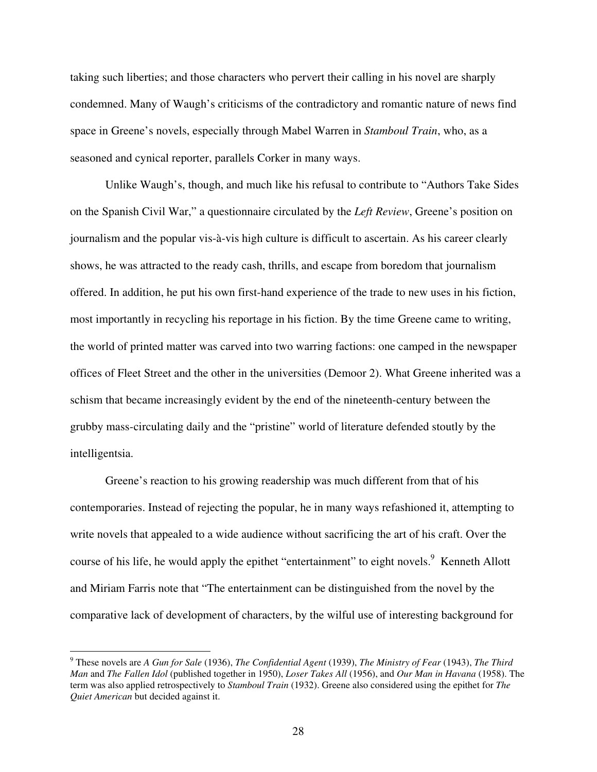taking such liberties; and those characters who pervert their calling in his novel are sharply condemned. Many of Waugh's criticisms of the contradictory and romantic nature of news find space in Greene's novels, especially through Mabel Warren in *Stamboul Train*, who, as a seasoned and cynical reporter, parallels Corker in many ways.

Unlike Waugh's, though, and much like his refusal to contribute to "Authors Take Sides on the Spanish Civil War," a questionnaire circulated by the *Left Review*, Greene's position on journalism and the popular vis-à-vis high culture is difficult to ascertain. As his career clearly shows, he was attracted to the ready cash, thrills, and escape from boredom that journalism offered. In addition, he put his own first-hand experience of the trade to new uses in his fiction, most importantly in recycling his reportage in his fiction. By the time Greene came to writing, the world of printed matter was carved into two warring factions: one camped in the newspaper offices of Fleet Street and the other in the universities (Demoor 2). What Greene inherited was a schism that became increasingly evident by the end of the nineteenth-century between the grubby mass-circulating daily and the "pristine" world of literature defended stoutly by the intelligentsia.

Greene's reaction to his growing readership was much different from that of his contemporaries. Instead of rejecting the popular, he in many ways refashioned it, attempting to write novels that appealed to a wide audience without sacrificing the art of his craft. Over the course of his life, he would apply the epithet "entertainment" to eight novels.[9] Kenneth Allott and Miriam Farris note that "The entertainment can be distinguished from the novel by the comparative lack of development of characters, by the wilful use of interesting background for

---

[9] These novels are *A Gun for Sale* (1936), *The Confidential Agent* (1939), *The Ministry of Fear* (1943), *The Third Man* and *The Fallen Idol* (published together in 1950), *Loser Takes All* (1956), and *Our Man in Havana* (1958). The term was also applied retrospectively to *Stamboul Train* (1932). Greene also considered using the epithet for *The Quiet American* but decided against it.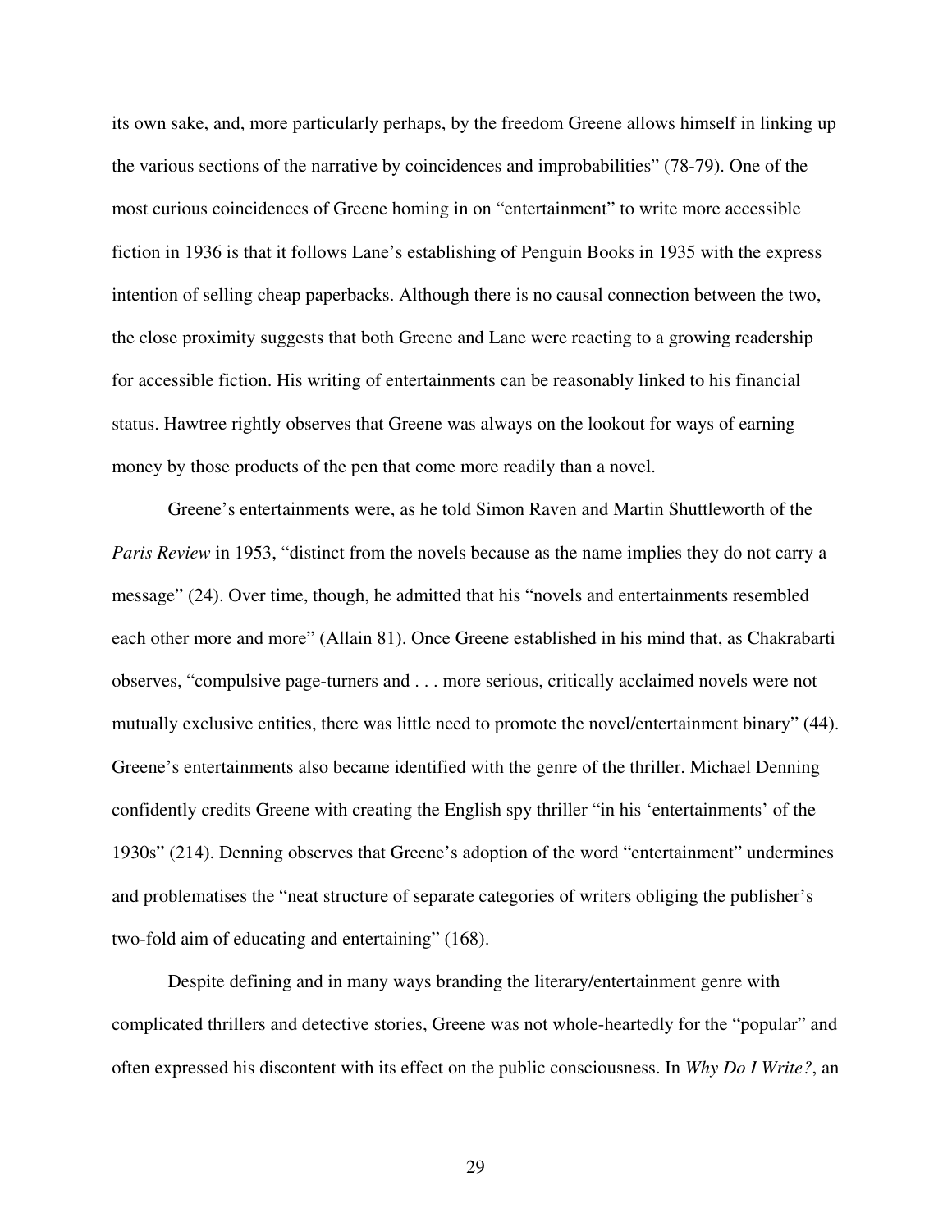its own sake, and, more particularly perhaps, by the freedom Greene allows himself in linking up the various sections of the narrative by coincidences and improbabilities" (78-79). One of the most curious coincidences of Greene homing in on "entertainment" to write more accessible fiction in 1936 is that it follows Lane's establishing of Penguin Books in 1935 with the express intention of selling cheap paperbacks. Although there is no causal connection between the two, the close proximity suggests that both Greene and Lane were reacting to a growing readership for accessible fiction. His writing of entertainments can be reasonably linked to his financial status. Hawtree rightly observes that Greene was always on the lookout for ways of earning money by those products of the pen that come more readily than a novel.

Greene's entertainments were, as he told Simon Raven and Martin Shuttleworth of the *Paris Review* in 1953, "distinct from the novels because as the name implies they do not carry a message" (24). Over time, though, he admitted that his "novels and entertainments resembled each other more and more" (Allain 81). Once Greene established in his mind that, as Chakrabarti observes, "compulsive page-turners and . . . more serious, critically acclaimed novels were not mutually exclusive entities, there was little need to promote the novel/entertainment binary" (44). Greene's entertainments also became identified with the genre of the thriller. Michael Denning confidently credits Greene with creating the English spy thriller "in his 'entertainments' of the 1930s" (214). Denning observes that Greene's adoption of the word "entertainment" undermines and problematises the "neat structure of separate categories of writers obliging the publisher's two-fold aim of educating and entertaining" (168).

Despite defining and in many ways branding the literary/entertainment genre with complicated thrillers and detective stories, Greene was not whole-heartedly for the "popular" and often expressed his discontent with its effect on the public consciousness. In *Why Do I Write?*, an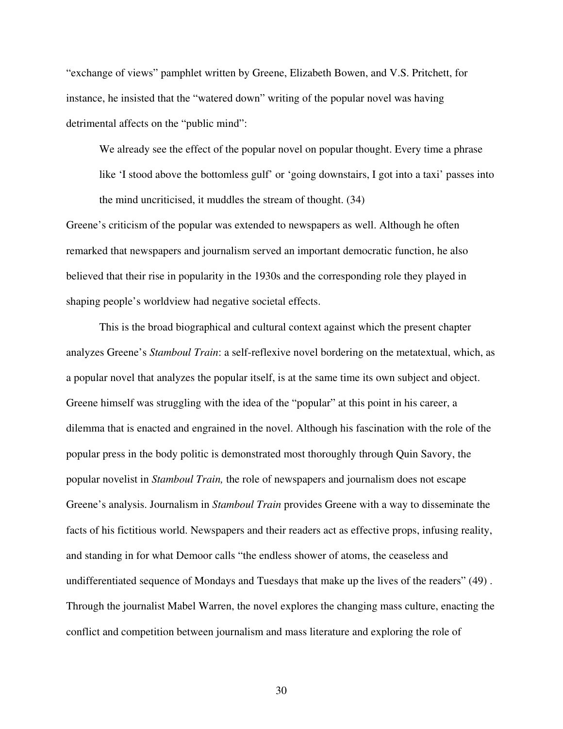"exchange of views" pamphlet written by Greene, Elizabeth Bowen, and V.S. Pritchett, for instance, he insisted that the "watered down" writing of the popular novel was having detrimental affects on the "public mind":

> We already see the effect of the popular novel on popular thought. Every time a phrase like 'I stood above the bottomless gulf' or 'going downstairs, I got into a taxi' passes into the mind uncriticised, it muddles the stream of thought. (34)

Greene's criticism of the popular was extended to newspapers as well. Although he often remarked that newspapers and journalism served an important democratic function, he also believed that their rise in popularity in the 1930s and the corresponding role they played in shaping people's worldview had negative societal effects.

This is the broad biographical and cultural context against which the present chapter analyzes Greene's *Stamboul Train*: a self-reflexive novel bordering on the metatextual, which, as a popular novel that analyzes the popular itself, is at the same time its own subject and object. Greene himself was struggling with the idea of the "popular" at this point in his career, a dilemma that is enacted and engrained in the novel. Although his fascination with the role of the popular press in the body politic is demonstrated most thoroughly through Quin Savory, the popular novelist in *Stamboul Train,* the role of newspapers and journalism does not escape Greene's analysis. Journalism in *Stamboul Train* provides Greene with a way to disseminate the facts of his fictitious world. Newspapers and their readers act as effective props, infusing reality, and standing in for what Demoor calls "the endless shower of atoms, the ceaseless and undifferentiated sequence of Mondays and Tuesdays that make up the lives of the readers" (49) . Through the journalist Mabel Warren, the novel explores the changing mass culture, enacting the conflict and competition between journalism and mass literature and exploring the role of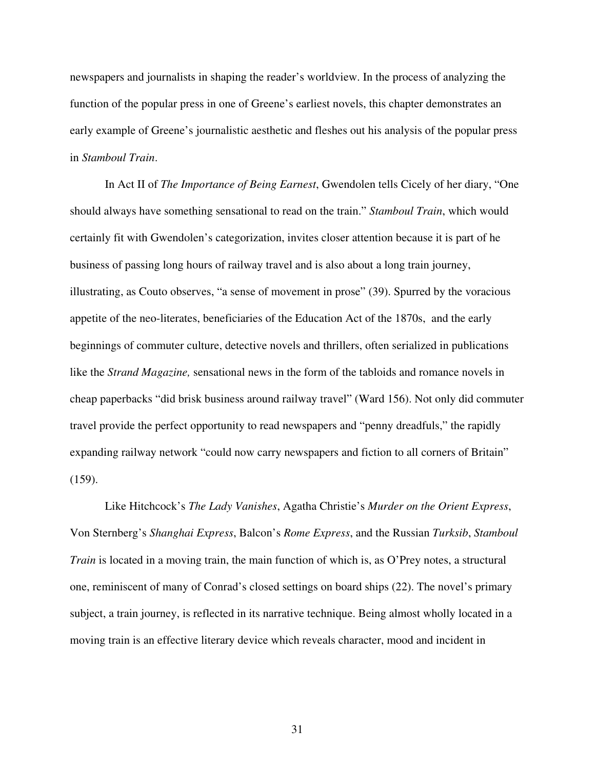newspapers and journalists in shaping the reader's worldview. In the process of analyzing the function of the popular press in one of Greene's earliest novels, this chapter demonstrates an early example of Greene's journalistic aesthetic and fleshes out his analysis of the popular press in *Stamboul Train*.

In Act II of *The Importance of Being Earnest*, Gwendolen tells Cicely of her diary, "One should always have something sensational to read on the train." *Stamboul Train*, which would certainly fit with Gwendolen's categorization, invites closer attention because it is part of he business of passing long hours of railway travel and is also about a long train journey, illustrating, as Couto observes, "a sense of movement in prose" (39). Spurred by the voracious appetite of the neo-literates, beneficiaries of the Education Act of the 1870s, and the early beginnings of commuter culture, detective novels and thrillers, often serialized in publications like the *Strand Magazine,* sensational news in the form of the tabloids and romance novels in cheap paperbacks "did brisk business around railway travel" (Ward 156). Not only did commuter travel provide the perfect opportunity to read newspapers and "penny dreadfuls," the rapidly expanding railway network "could now carry newspapers and fiction to all corners of Britain" (159).

Like Hitchcock's *The Lady Vanishes*, Agatha Christie's *Murder on the Orient Express*, Von Sternberg's *Shanghai Express*, Balcon's *Rome Express*, and the Russian *Turksib*, *Stamboul Train* is located in a moving train, the main function of which is, as O'Prey notes, a structural one, reminiscent of many of Conrad's closed settings on board ships (22). The novel's primary subject, a train journey, is reflected in its narrative technique. Being almost wholly located in a moving train is an effective literary device which reveals character, mood and incident in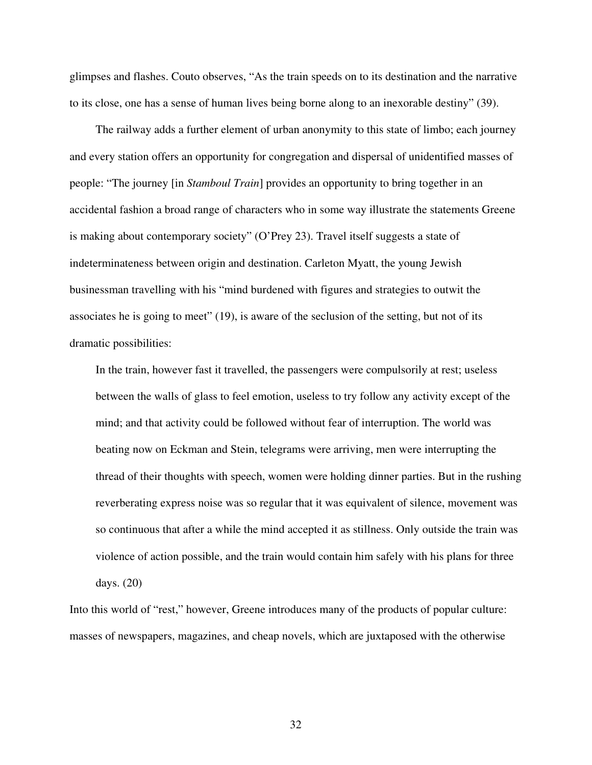glimpses and flashes. Couto observes, "As the train speeds on to its destination and the narrative to its close, one has a sense of human lives being borne along to an inexorable destiny" (39).

The railway adds a further element of urban anonymity to this state of limbo; each journey and every station offers an opportunity for congregation and dispersal of unidentified masses of people: "The journey [in *Stamboul Train*] provides an opportunity to bring together in an accidental fashion a broad range of characters who in some way illustrate the statements Greene is making about contemporary society" (O'Prey 23). Travel itself suggests a state of indeterminateness between origin and destination. Carleton Myatt, the young Jewish businessman travelling with his "mind burdened with figures and strategies to outwit the associates he is going to meet" (19), is aware of the seclusion of the setting, but not of its dramatic possibilities:

> In the train, however fast it travelled, the passengers were compulsorily at rest; useless between the walls of glass to feel emotion, useless to try follow any activity except of the mind; and that activity could be followed without fear of interruption. The world was beating now on Eckman and Stein, telegrams were arriving, men were interrupting the thread of their thoughts with speech, women were holding dinner parties. But in the rushing reverberating express noise was so regular that it was equivalent of silence, movement was so continuous that after a while the mind accepted it as stillness. Only outside the train was violence of action possible, and the train would contain him safely with his plans for three days. (20)

Into this world of "rest," however, Greene introduces many of the products of popular culture: masses of newspapers, magazines, and cheap novels, which are juxtaposed with the otherwise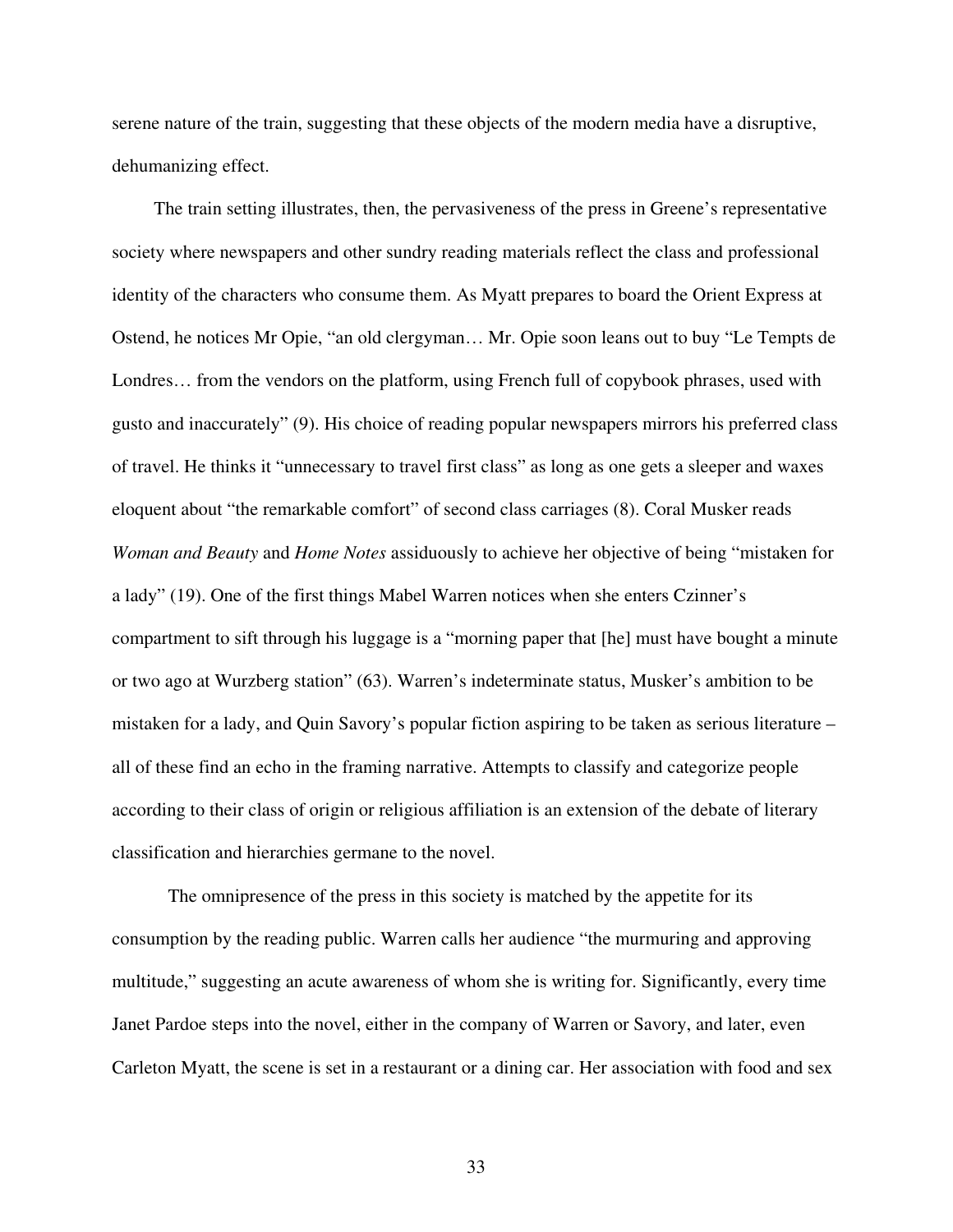serene nature of the train, suggesting that these objects of the modern media have a disruptive, dehumanizing effect.

The train setting illustrates, then, the pervasiveness of the press in Greene's representative society where newspapers and other sundry reading materials reflect the class and professional identity of the characters who consume them. As Myatt prepares to board the Orient Express at Ostend, he notices Mr Opie, "an old clergyman… Mr. Opie soon leans out to buy "Le Tempts de Londres… from the vendors on the platform, using French full of copybook phrases, used with gusto and inaccurately" (9). His choice of reading popular newspapers mirrors his preferred class of travel. He thinks it "unnecessary to travel first class" as long as one gets a sleeper and waxes eloquent about "the remarkable comfort" of second class carriages (8). Coral Musker reads *Woman and Beauty* and *Home Notes* assiduously to achieve her objective of being "mistaken for a lady" (19). One of the first things Mabel Warren notices when she enters Czinner's compartment to sift through his luggage is a "morning paper that [he] must have bought a minute or two ago at Wurzberg station" (63). Warren's indeterminate status, Musker's ambition to be mistaken for a lady, and Quin Savory's popular fiction aspiring to be taken as serious literature – all of these find an echo in the framing narrative. Attempts to classify and categorize people according to their class of origin or religious affiliation is an extension of the debate of literary classification and hierarchies germane to the novel.

The omnipresence of the press in this society is matched by the appetite for its consumption by the reading public. Warren calls her audience "the murmuring and approving multitude," suggesting an acute awareness of whom she is writing for. Significantly, every time Janet Pardoe steps into the novel, either in the company of Warren or Savory, and later, even Carleton Myatt, the scene is set in a restaurant or a dining car. Her association with food and sex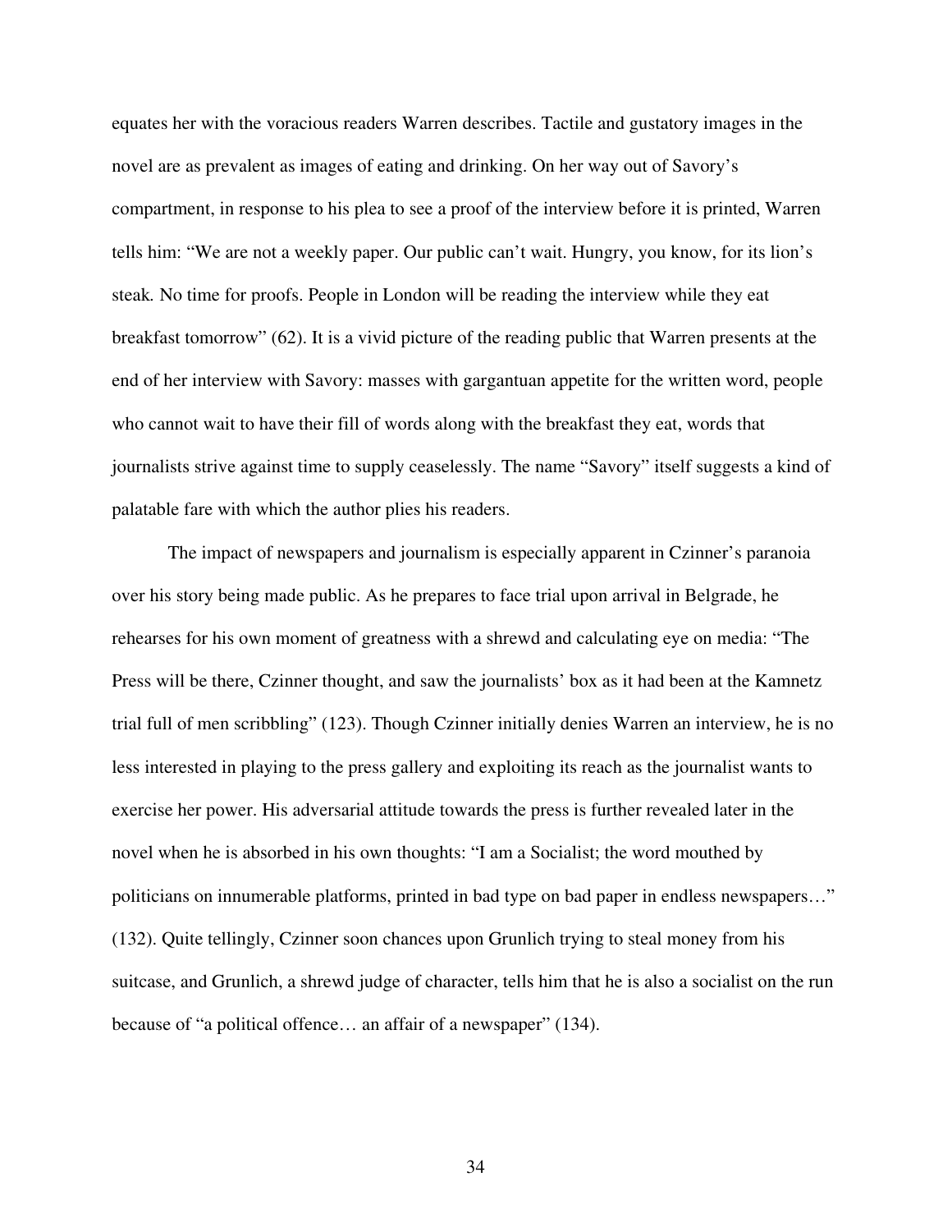equates her with the voracious readers Warren describes. Tactile and gustatory images in the novel are as prevalent as images of eating and drinking. On her way out of Savory's compartment, in response to his plea to see a proof of the interview before it is printed, Warren tells him: "We are not a weekly paper. Our public can't wait. Hungry, you know, for its lion's steak. No time for proofs. People in London will be reading the interview while they eat breakfast tomorrow" (62). It is a vivid picture of the reading public that Warren presents at the end of her interview with Savory: masses with gargantuan appetite for the written word, people who cannot wait to have their fill of words along with the breakfast they eat, words that journalists strive against time to supply ceaselessly. The name "Savory" itself suggests a kind of palatable fare with which the author plies his readers.

The impact of newspapers and journalism is especially apparent in Czinner's paranoia over his story being made public. As he prepares to face trial upon arrival in Belgrade, he rehearses for his own moment of greatness with a shrewd and calculating eye on media: "The Press will be there, Czinner thought, and saw the journalists' box as it had been at the Kamnetz trial full of men scribbling" (123). Though Czinner initially denies Warren an interview, he is no less interested in playing to the press gallery and exploiting its reach as the journalist wants to exercise her power. His adversarial attitude towards the press is further revealed later in the novel when he is absorbed in his own thoughts: "I am a Socialist; the word mouthed by politicians on innumerable platforms, printed in bad type on bad paper in endless newspapers…" (132). Quite tellingly, Czinner soon chances upon Grunlich trying to steal money from his suitcase, and Grunlich, a shrewd judge of character, tells him that he is also a socialist on the run because of "a political offence… an affair of a newspaper" (134).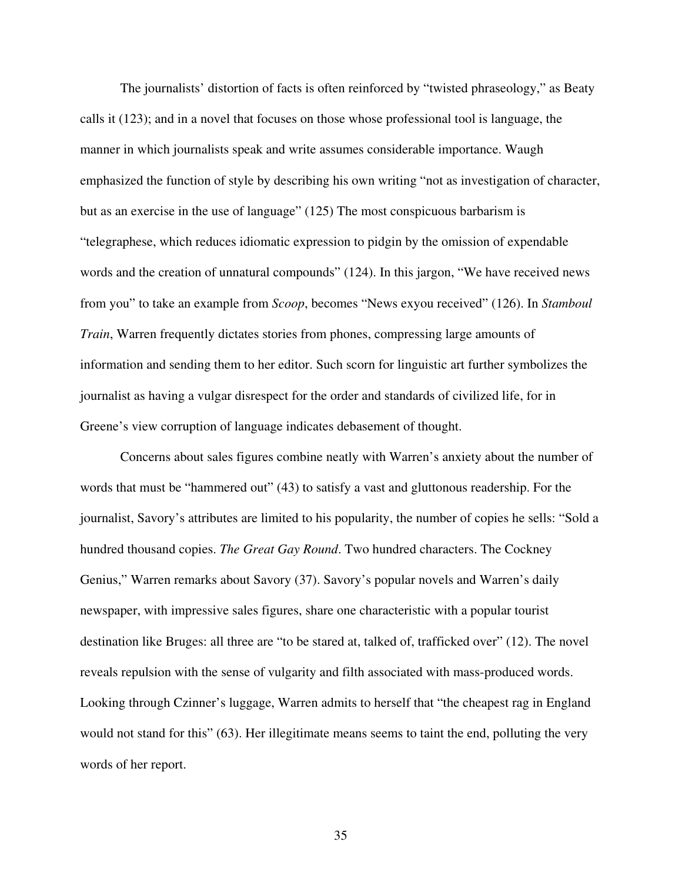The journalists' distortion of facts is often reinforced by "twisted phraseology," as Beaty calls it (123); and in a novel that focuses on those whose professional tool is language, the manner in which journalists speak and write assumes considerable importance. Waugh emphasized the function of style by describing his own writing "not as investigation of character, but as an exercise in the use of language" (125) The most conspicuous barbarism is "telegraphese, which reduces idiomatic expression to pidgin by the omission of expendable words and the creation of unnatural compounds" (124). In this jargon, "We have received news from you" to take an example from *Scoop*, becomes "News exyou received" (126). In *Stamboul Train*, Warren frequently dictates stories from phones, compressing large amounts of information and sending them to her editor. Such scorn for linguistic art further symbolizes the journalist as having a vulgar disrespect for the order and standards of civilized life, for in Greene's view corruption of language indicates debasement of thought.

Concerns about sales figures combine neatly with Warren's anxiety about the number of words that must be "hammered out" (43) to satisfy a vast and gluttonous readership. For the journalist, Savory's attributes are limited to his popularity, the number of copies he sells: "Sold a hundred thousand copies. *The Great Gay Round*. Two hundred characters. The Cockney Genius," Warren remarks about Savory (37). Savory's popular novels and Warren's daily newspaper, with impressive sales figures, share one characteristic with a popular tourist destination like Bruges: all three are "to be stared at, talked of, trafficked over" (12). The novel reveals repulsion with the sense of vulgarity and filth associated with mass-produced words. Looking through Czinner's luggage, Warren admits to herself that "the cheapest rag in England would not stand for this" (63). Her illegitimate means seems to taint the end, polluting the very words of her report.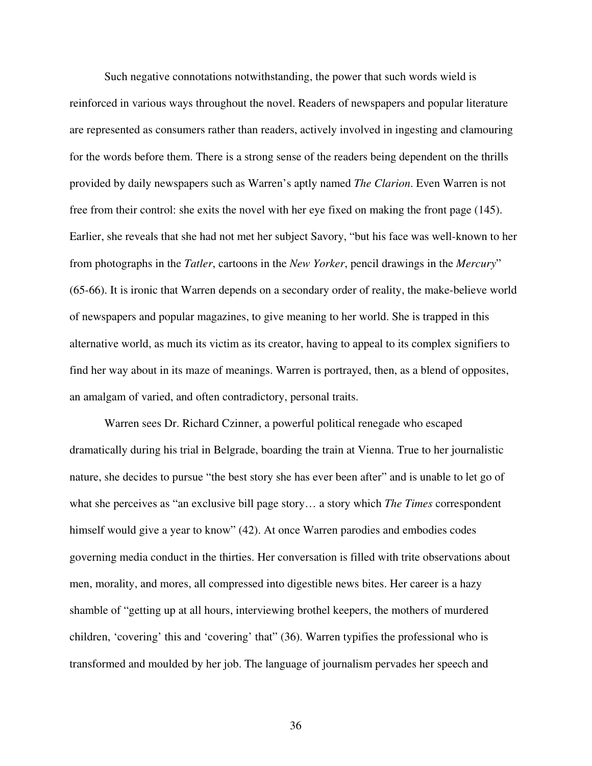Such negative connotations notwithstanding, the power that such words wield is reinforced in various ways throughout the novel. Readers of newspapers and popular literature are represented as consumers rather than readers, actively involved in ingesting and clamouring for the words before them. There is a strong sense of the readers being dependent on the thrills provided by daily newspapers such as Warren's aptly named *The Clarion*. Even Warren is not free from their control: she exits the novel with her eye fixed on making the front page (145). Earlier, she reveals that she had not met her subject Savory, "but his face was well-known to her from photographs in the *Tatler*, cartoons in the *New Yorker*, pencil drawings in the *Mercury*" (65-66). It is ironic that Warren depends on a secondary order of reality, the make-believe world of newspapers and popular magazines, to give meaning to her world. She is trapped in this alternative world, as much its victim as its creator, having to appeal to its complex signifiers to find her way about in its maze of meanings. Warren is portrayed, then, as a blend of opposites, an amalgam of varied, and often contradictory, personal traits.

Warren sees Dr. Richard Czinner, a powerful political renegade who escaped dramatically during his trial in Belgrade, boarding the train at Vienna. True to her journalistic nature, she decides to pursue "the best story she has ever been after" and is unable to let go of what she perceives as "an exclusive bill page story… a story which *The Times* correspondent himself would give a year to know" (42). At once Warren parodies and embodies codes governing media conduct in the thirties. Her conversation is filled with trite observations about men, morality, and mores, all compressed into digestible news bites. Her career is a hazy shamble of "getting up at all hours, interviewing brothel keepers, the mothers of murdered children, 'covering' this and 'covering' that" (36). Warren typifies the professional who is transformed and moulded by her job. The language of journalism pervades her speech and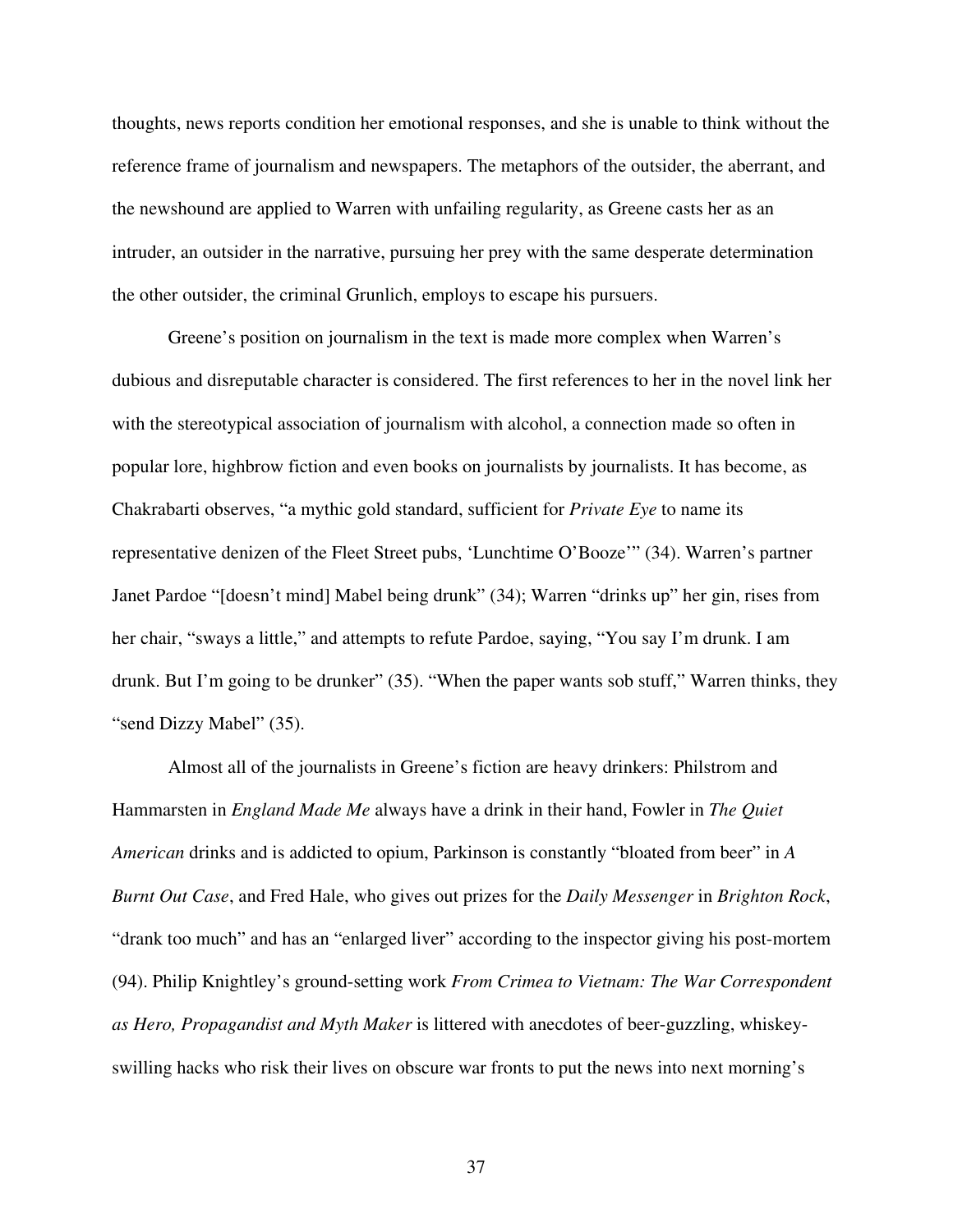thoughts, news reports condition her emotional responses, and she is unable to think without the reference frame of journalism and newspapers. The metaphors of the outsider, the aberrant, and the newshound are applied to Warren with unfailing regularity, as Greene casts her as an intruder, an outsider in the narrative, pursuing her prey with the same desperate determination the other outsider, the criminal Grunlich, employs to escape his pursuers.

Greene's position on journalism in the text is made more complex when Warren's dubious and disreputable character is considered. The first references to her in the novel link her with the stereotypical association of journalism with alcohol, a connection made so often in popular lore, highbrow fiction and even books on journalists by journalists. It has become, as Chakrabarti observes, "a mythic gold standard, sufficient for *Private Eye* to name its representative denizen of the Fleet Street pubs, 'Lunchtime O'Booze'" (34). Warren's partner Janet Pardoe "[doesn't mind] Mabel being drunk" (34); Warren "drinks up" her gin, rises from her chair, "sways a little," and attempts to refute Pardoe, saying, "You say I'm drunk. I am drunk. But I'm going to be drunker" (35). "When the paper wants sob stuff," Warren thinks, they "send Dizzy Mabel" (35).

Almost all of the journalists in Greene's fiction are heavy drinkers: Philstrom and Hammarsten in *England Made Me* always have a drink in their hand, Fowler in *The Quiet American* drinks and is addicted to opium, Parkinson is constantly "bloated from beer" in *A Burnt Out Case*, and Fred Hale, who gives out prizes for the *Daily Messenger* in *Brighton Rock*, "drank too much" and has an "enlarged liver" according to the inspector giving his post-mortem (94). Philip Knightley's ground-setting work *From Crimea to Vietnam: The War Correspondent as Hero, Propagandist and Myth Maker* is littered with anecdotes of beer-guzzling, whiskey-swilling hacks who risk their lives on obscure war fronts to put the news into next morning's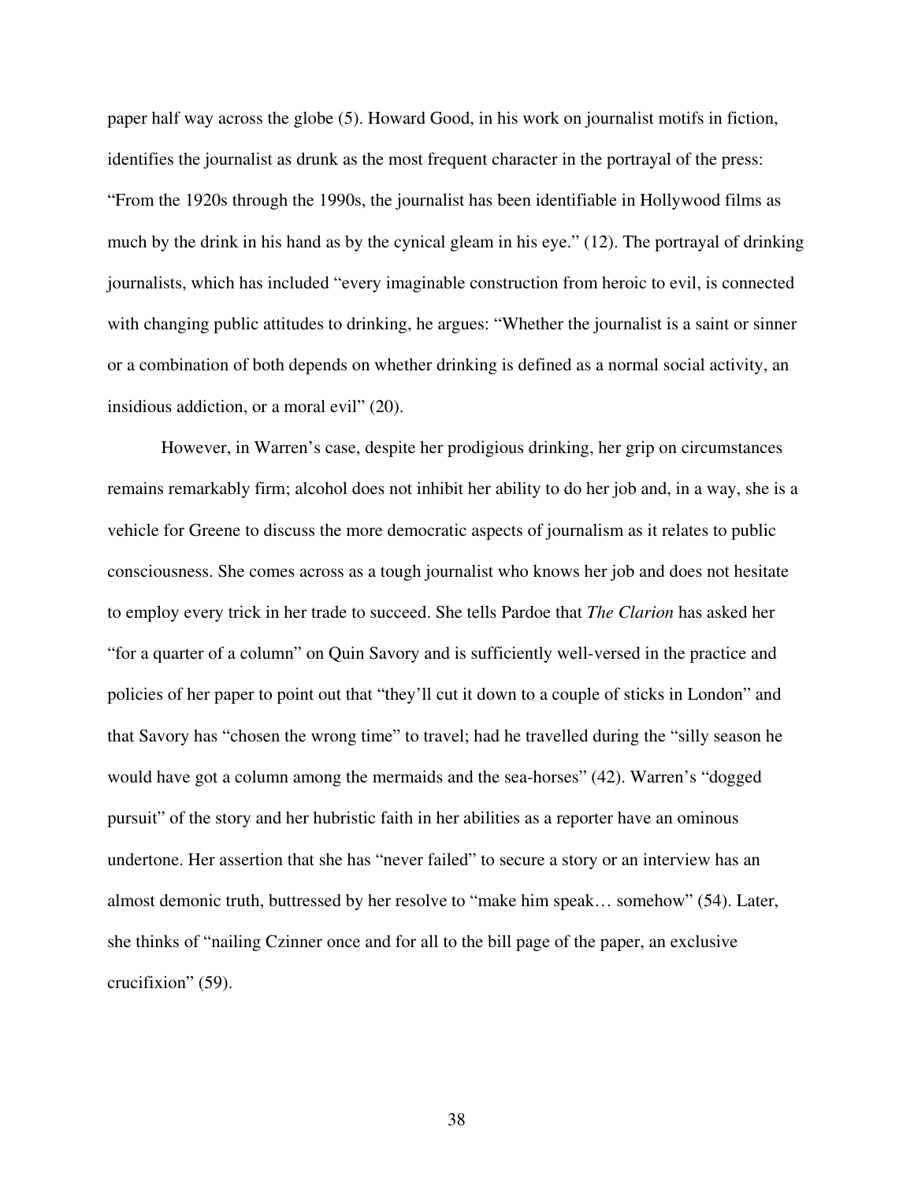paper half way across the globe (5). Howard Good, in his work on journalist motifs in fiction, identifies the journalist as drunk as the most frequent character in the portrayal of the press: "From the 1920s through the 1990s, the journalist has been identifiable in Hollywood films as much by the drink in his hand as by the cynical gleam in his eye." (12). The portrayal of drinking journalists, which has included "every imaginable construction from heroic to evil, is connected with changing public attitudes to drinking, he argues: "Whether the journalist is a saint or sinner or a combination of both depends on whether drinking is defined as a normal social activity, an insidious addiction, or a moral evil" (20).

However, in Warren's case, despite her prodigious drinking, her grip on circumstances remains remarkably firm; alcohol does not inhibit her ability to do her job and, in a way, she is a vehicle for Greene to discuss the more democratic aspects of journalism as it relates to public consciousness. She comes across as a tough journalist who knows her job and does not hesitate to employ every trick in her trade to succeed. She tells Pardoe that *The Clarion* has asked her "for a quarter of a column" on Quin Savory and is sufficiently well-versed in the practice and policies of her paper to point out that "they'll cut it down to a couple of sticks in London" and that Savory has "chosen the wrong time" to travel; had he travelled during the "silly season he would have got a column among the mermaids and the sea-horses" (42). Warren's "dogged pursuit" of the story and her hubristic faith in her abilities as a reporter have an ominous undertone. Her assertion that she has "never failed" to secure a story or an interview has an almost demonic truth, buttressed by her resolve to "make him speak… somehow" (54). Later, she thinks of "nailing Czinner once and for all to the bill page of the paper, an exclusive crucifixion" (59).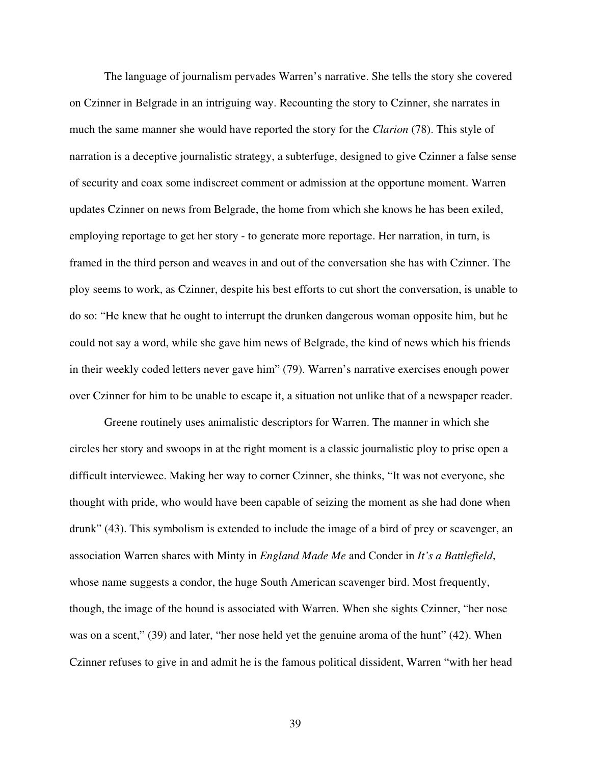The language of journalism pervades Warren's narrative. She tells the story she covered on Czinner in Belgrade in an intriguing way. Recounting the story to Czinner, she narrates in much the same manner she would have reported the story for the *Clarion* (78). This style of narration is a deceptive journalistic strategy, a subterfuge, designed to give Czinner a false sense of security and coax some indiscreet comment or admission at the opportune moment. Warren updates Czinner on news from Belgrade, the home from which she knows he has been exiled, employing reportage to get her story - to generate more reportage. Her narration, in turn, is framed in the third person and weaves in and out of the conversation she has with Czinner. The ploy seems to work, as Czinner, despite his best efforts to cut short the conversation, is unable to do so: "He knew that he ought to interrupt the drunken dangerous woman opposite him, but he could not say a word, while she gave him news of Belgrade, the kind of news which his friends in their weekly coded letters never gave him" (79). Warren's narrative exercises enough power over Czinner for him to be unable to escape it, a situation not unlike that of a newspaper reader.

Greene routinely uses animalistic descriptors for Warren. The manner in which she circles her story and swoops in at the right moment is a classic journalistic ploy to prise open a difficult interviewee. Making her way to corner Czinner, she thinks, "It was not everyone, she thought with pride, who would have been capable of seizing the moment as she had done when drunk" (43). This symbolism is extended to include the image of a bird of prey or scavenger, an association Warren shares with Minty in *England Made Me* and Conder in *It's a Battlefield*, whose name suggests a condor, the huge South American scavenger bird. Most frequently, though, the image of the hound is associated with Warren. When she sights Czinner, "her nose was on a scent," (39) and later, "her nose held yet the genuine aroma of the hunt" (42). When Czinner refuses to give in and admit he is the famous political dissident, Warren "with her head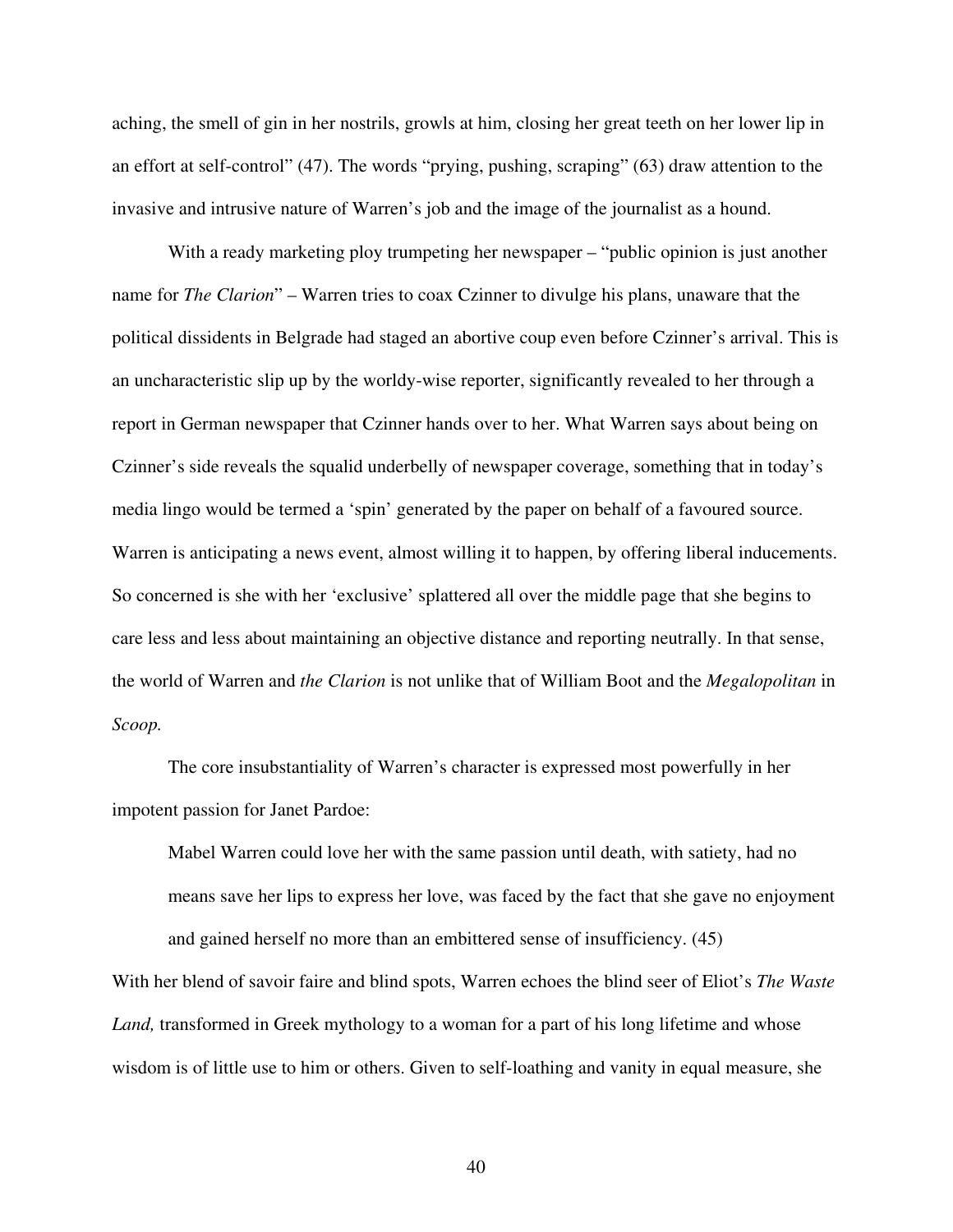aching, the smell of gin in her nostrils, growls at him, closing her great teeth on her lower lip in an effort at self-control" (47). The words "prying, pushing, scraping" (63) draw attention to the invasive and intrusive nature of Warren's job and the image of the journalist as a hound.

With a ready marketing ploy trumpeting her newspaper – "public opinion is just another name for *The Clarion*" – Warren tries to coax Czinner to divulge his plans, unaware that the political dissidents in Belgrade had staged an abortive coup even before Czinner's arrival. This is an uncharacteristic slip up by the worldly-wise reporter, significantly revealed to her through a report in German newspaper that Czinner hands over to her. What Warren says about being on Czinner's side reveals the squalid underbelly of newspaper coverage, something that in today's media lingo would be termed a 'spin' generated by the paper on behalf of a favoured source. Warren is anticipating a news event, almost willing it to happen, by offering liberal inducements. So concerned is she with her 'exclusive' splattered all over the middle page that she begins to care less and less about maintaining an objective distance and reporting neutrally. In that sense, the world of Warren and *the Clarion* is not unlike that of William Boot and the *Megalopolitan* in *Scoop.*

The core insubstantiality of Warren's character is expressed most powerfully in her impotent passion for Janet Pardoe:

> Mabel Warren could love her with the same passion until death, with satiety, had no means save her lips to express her love, was faced by the fact that she gave no enjoyment and gained herself no more than an embittered sense of insufficiency. (45)

With her blend of savoir faire and blind spots, Warren echoes the blind seer of Eliot's *The Waste Land,* transformed in Greek mythology to a woman for a part of his long lifetime and whose wisdom is of little use to him or others. Given to self-loathing and vanity in equal measure, she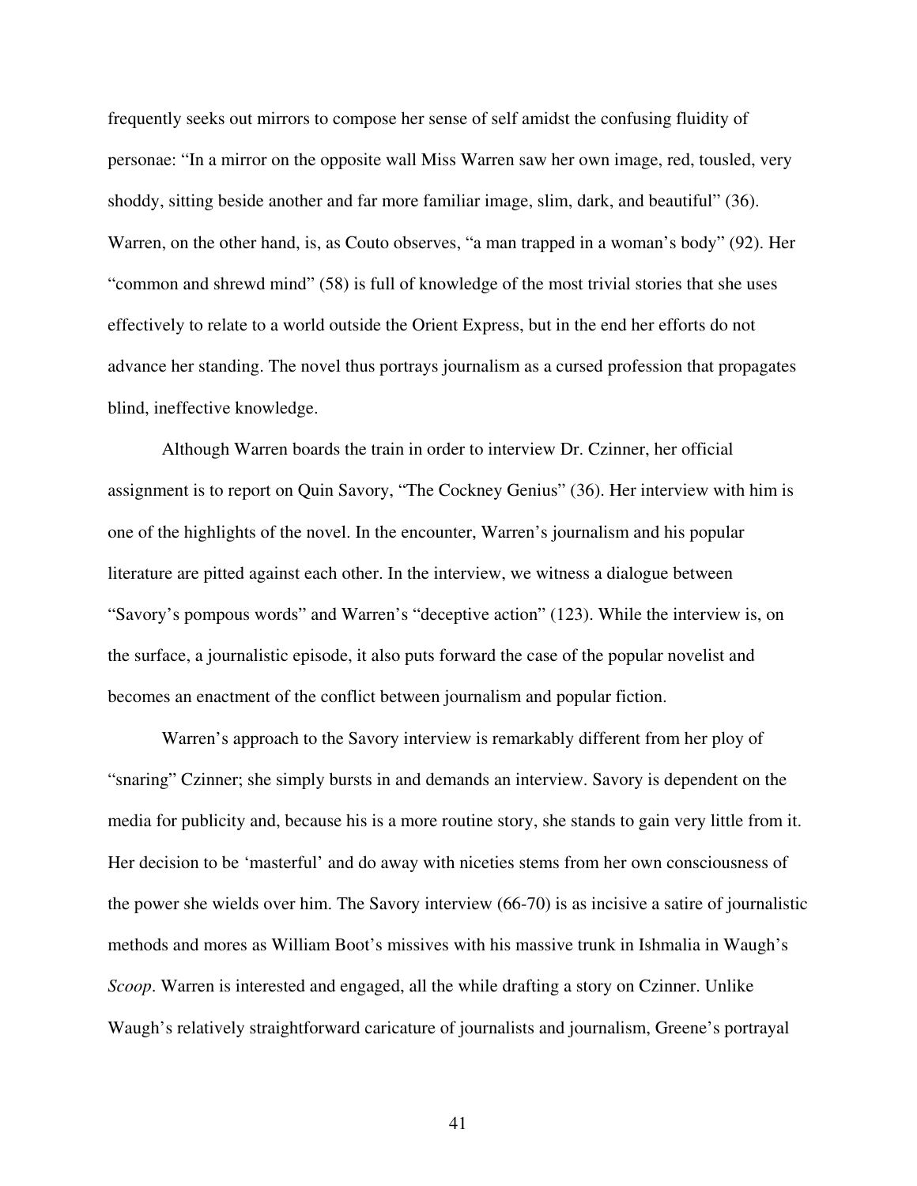frequently seeks out mirrors to compose her sense of self amidst the confusing fluidity of personae: "In a mirror on the opposite wall Miss Warren saw her own image, red, tousled, very shoddy, sitting beside another and far more familiar image, slim, dark, and beautiful" (36). Warren, on the other hand, is, as Couto observes, "a man trapped in a woman's body" (92). Her "common and shrewd mind" (58) is full of knowledge of the most trivial stories that she uses effectively to relate to a world outside the Orient Express, but in the end her efforts do not advance her standing. The novel thus portrays journalism as a cursed profession that propagates blind, ineffective knowledge.

Although Warren boards the train in order to interview Dr. Czinner, her official assignment is to report on Quin Savory, "The Cockney Genius" (36). Her interview with him is one of the highlights of the novel. In the encounter, Warren's journalism and his popular literature are pitted against each other. In the interview, we witness a dialogue between "Savory's pompous words" and Warren's "deceptive action" (123). While the interview is, on the surface, a journalistic episode, it also puts forward the case of the popular novelist and becomes an enactment of the conflict between journalism and popular fiction.

Warren's approach to the Savory interview is remarkably different from her ploy of "snaring" Czinner; she simply bursts in and demands an interview. Savory is dependent on the media for publicity and, because his is a more routine story, she stands to gain very little from it. Her decision to be 'masterful' and do away with niceties stems from her own consciousness of the power she wields over him. The Savory interview (66-70) is as incisive a satire of journalistic methods and mores as William Boot's missives with his massive trunk in Ishmalia in Waugh's *Scoop*. Warren is interested and engaged, all the while drafting a story on Czinner. Unlike Waugh's relatively straightforward caricature of journalists and journalism, Greene's portrayal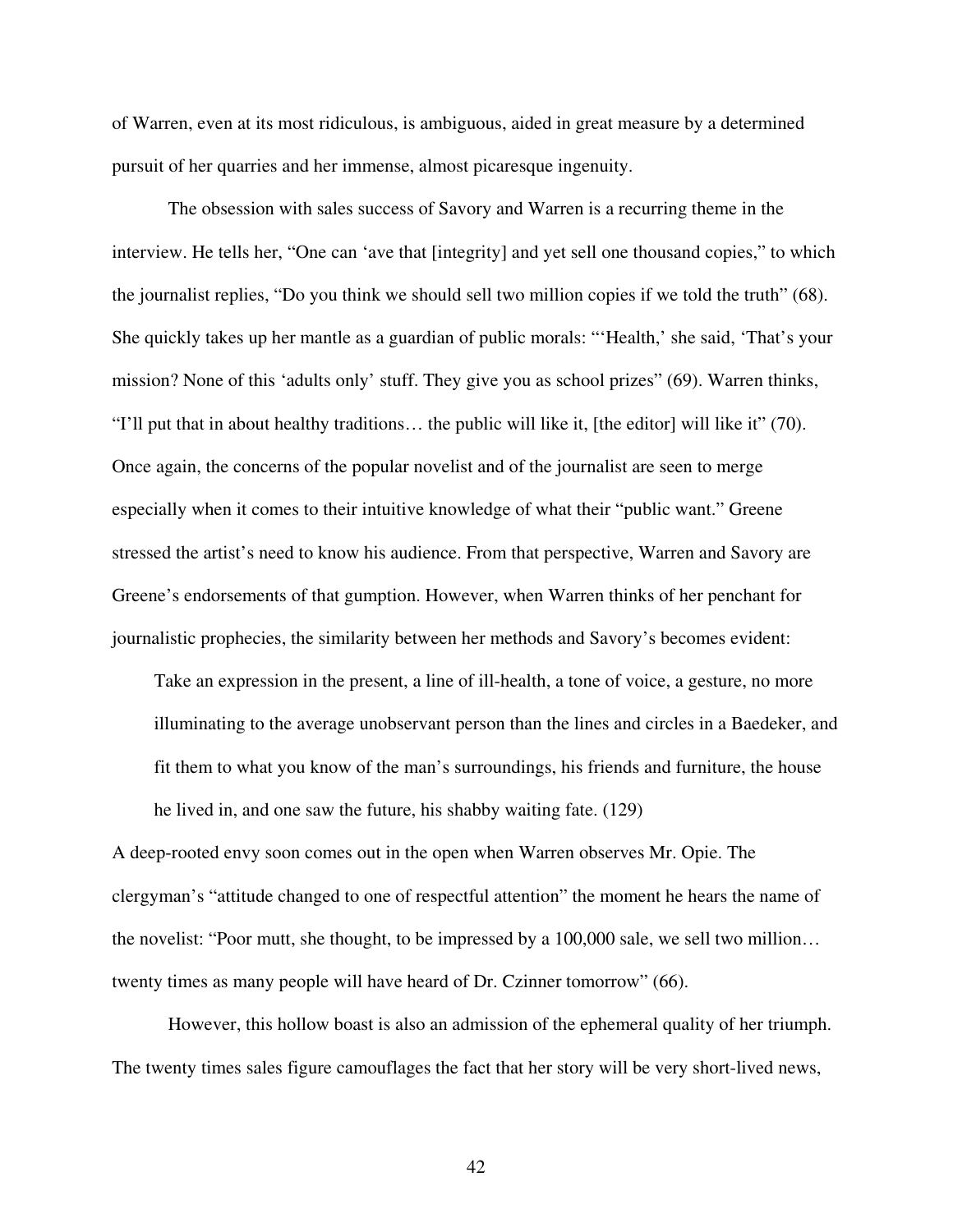of Warren, even at its most ridiculous, is ambiguous, aided in great measure by a determined pursuit of her quarries and her immense, almost picaresque ingenuity.

The obsession with sales success of Savory and Warren is a recurring theme in the interview. He tells her, "One can 'ave that [integrity] and yet sell one thousand copies," to which the journalist replies, "Do you think we should sell two million copies if we told the truth" (68). She quickly takes up her mantle as a guardian of public morals: "'Health,' she said, 'That's your mission? None of this 'adults only' stuff. They give you as school prizes" (69). Warren thinks, "I'll put that in about healthy traditions… the public will like it, [the editor] will like it" (70). Once again, the concerns of the popular novelist and of the journalist are seen to merge especially when it comes to their intuitive knowledge of what their "public want." Greene stressed the artist's need to know his audience. From that perspective, Warren and Savory are Greene's endorsements of that gumption. However, when Warren thinks of her penchant for journalistic prophecies, the similarity between her methods and Savory's becomes evident:

> Take an expression in the present, a line of ill-health, a tone of voice, a gesture, no more illuminating to the average unobservant person than the lines and circles in a Baedeker, and fit them to what you know of the man's surroundings, his friends and furniture, the house he lived in, and one saw the future, his shabby waiting fate. (129)

A deep-rooted envy soon comes out in the open when Warren observes Mr. Opie. The clergyman's "attitude changed to one of respectful attention" the moment he hears the name of the novelist: "Poor mutt, she thought, to be impressed by a 100,000 sale, we sell two million… twenty times as many people will have heard of Dr. Czinner tomorrow" (66).

However, this hollow boast is also an admission of the ephemeral quality of her triumph. The twenty times sales figure camouflages the fact that her story will be very short-lived news,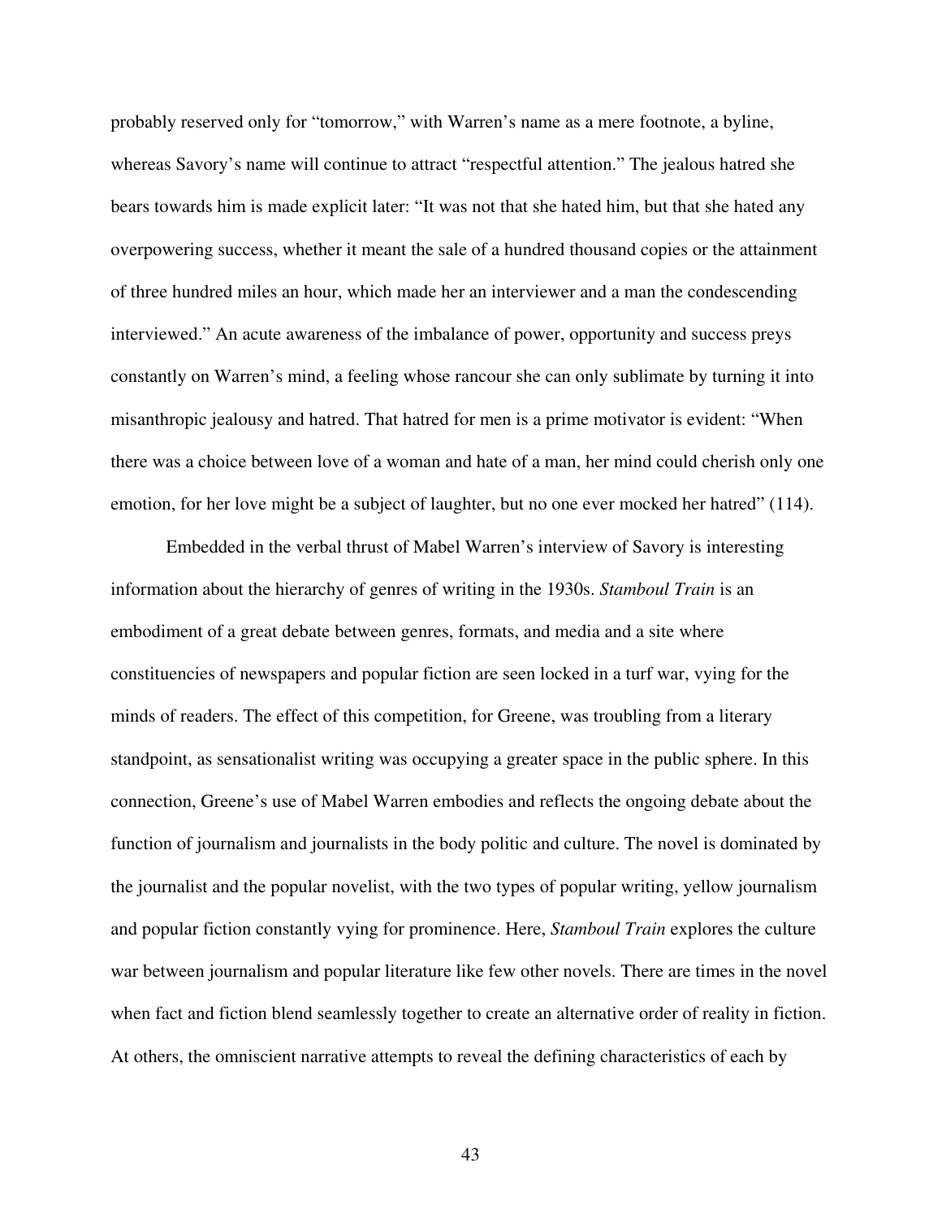probably reserved only for "tomorrow," with Warren's name as a mere footnote, a byline, whereas Savory's name will continue to attract "respectful attention." The jealous hatred she bears towards him is made explicit later: "It was not that she hated him, but that she hated any overpowering success, whether it meant the sale of a hundred thousand copies or the attainment of three hundred miles an hour, which made her an interviewer and a man the condescending interviewed." An acute awareness of the imbalance of power, opportunity and success preys constantly on Warren's mind, a feeling whose rancour she can only sublimate by turning it into misanthropic jealousy and hatred. That hatred for men is a prime motivator is evident: "When there was a choice between love of a woman and hate of a man, her mind could cherish only one emotion, for her love might be a subject of laughter, but no one ever mocked her hatred" (114).

Embedded in the verbal thrust of Mabel Warren's interview of Savory is interesting information about the hierarchy of genres of writing in the 1930s. *Stamboul Train* is an embodiment of a great debate between genres, formats, and media and a site where constituencies of newspapers and popular fiction are seen locked in a turf war, vying for the minds of readers. The effect of this competition, for Greene, was troubling from a literary standpoint, as sensationalist writing was occupying a greater space in the public sphere. In this connection, Greene's use of Mabel Warren embodies and reflects the ongoing debate about the function of journalism and journalists in the body politic and culture. The novel is dominated by the journalist and the popular novelist, with the two types of popular writing, yellow journalism and popular fiction constantly vying for prominence. Here, *Stamboul Train* explores the culture war between journalism and popular literature like few other novels. There are times in the novel when fact and fiction blend seamlessly together to create an alternative order of reality in fiction. At others, the omniscient narrative attempts to reveal the defining characteristics of each by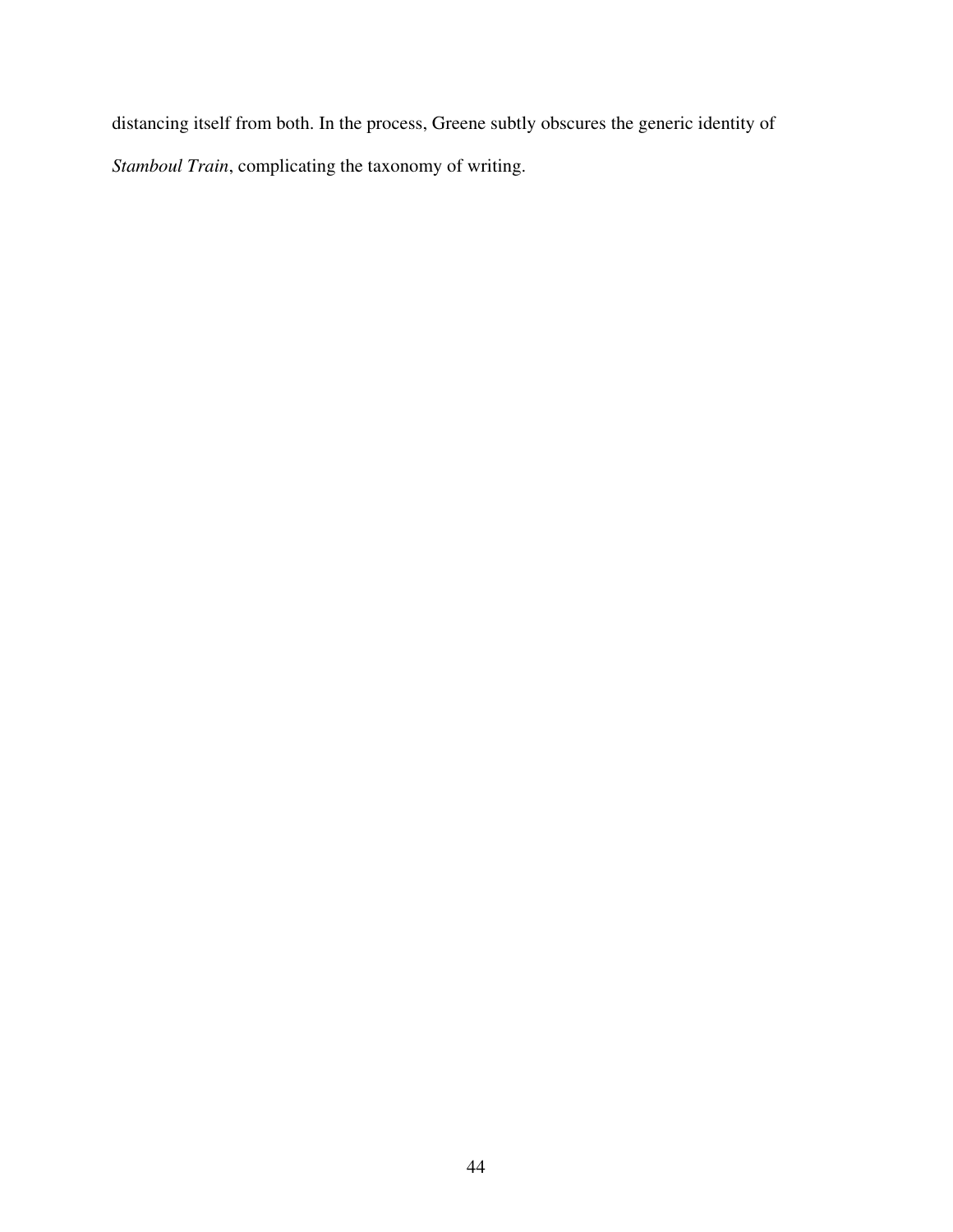distancing itself from both. In the process, Greene subtly obscures the generic identity of *Stamboul Train*, complicating the taxonomy of writing.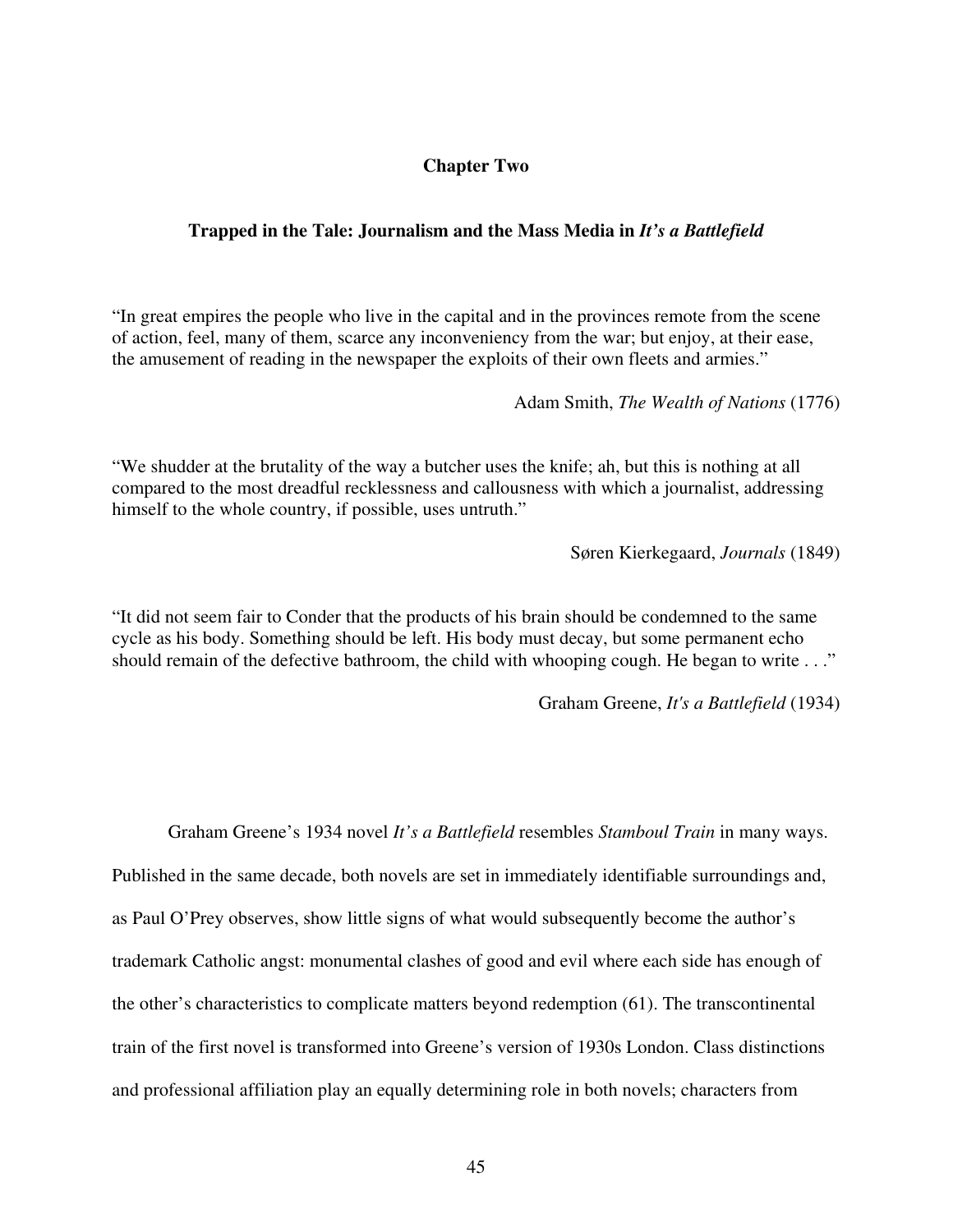## Chapter Two

### Trapped in the Tale: Journalism and the Mass Media in *It's a Battlefield*

"In great empires the people who live in the capital and in the provinces remote from the scene of action, feel, many of them, scarce any inconveniency from the war; but enjoy, at their ease, the amusement of reading in the newspaper the exploits of their own fleets and armies."

Adam Smith, *The Wealth of Nations* (1776)

"We shudder at the brutality of the way a butcher uses the knife; ah, but this is nothing at all compared to the most dreadful recklessness and callousness with which a journalist, addressing himself to the whole country, if possible, uses untruth."

Søren Kierkegaard, *Journals* (1849)

"It did not seem fair to Conder that the products of his brain should be condemned to the same cycle as his body. Something should be left. His body must decay, but some permanent echo should remain of the defective bathroom, the child with whooping cough. He began to write . . ."

Graham Greene, *It's a Battlefield* (1934)

Graham Greene's 1934 novel *It's a Battlefield* resembles *Stamboul Train* in many ways. Published in the same decade, both novels are set in immediately identifiable surroundings and, as Paul O'Prey observes, show little signs of what would subsequently become the author's trademark Catholic angst: monumental clashes of good and evil where each side has enough of the other's characteristics to complicate matters beyond redemption (61). The transcontinental train of the first novel is transformed into Greene's version of 1930s London. Class distinctions and professional affiliation play an equally determining role in both novels; characters from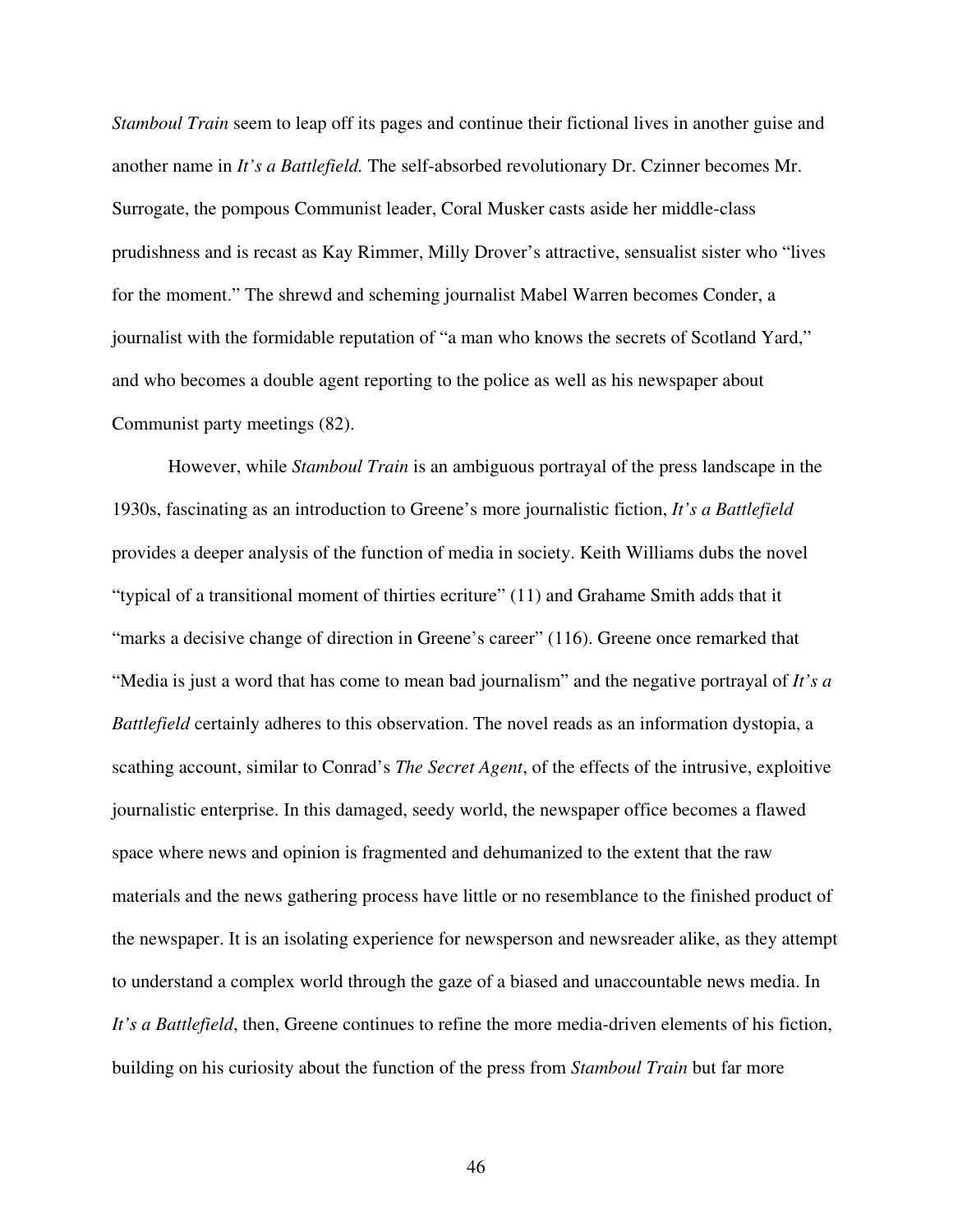*Stamboul Train* seem to leap off its pages and continue their fictional lives in another guise and another name in *It's a Battlefield.* The self-absorbed revolutionary Dr. Czinner becomes Mr. Surrogate, the pompous Communist leader, Coral Musker casts aside her middle-class prudishness and is recast as Kay Rimmer, Milly Drover's attractive, sensualist sister who "lives for the moment." The shrewd and scheming journalist Mabel Warren becomes Conder, a journalist with the formidable reputation of "a man who knows the secrets of Scotland Yard," and who becomes a double agent reporting to the police as well as his newspaper about Communist party meetings (82).

However, while *Stamboul Train* is an ambiguous portrayal of the press landscape in the 1930s, fascinating as an introduction to Greene's more journalistic fiction, *It's a Battlefield* provides a deeper analysis of the function of media in society. Keith Williams dubs the novel "typical of a transitional moment of thirties ecriture" (11) and Grahame Smith adds that it "marks a decisive change of direction in Greene's career" (116). Greene once remarked that "Media is just a word that has come to mean bad journalism" and the negative portrayal of *It's a Battlefield* certainly adheres to this observation. The novel reads as an information dystopia, a scathing account, similar to Conrad's *The Secret Agent*, of the effects of the intrusive, exploitive journalistic enterprise. In this damaged, seedy world, the newspaper office becomes a flawed space where news and opinion is fragmented and dehumanized to the extent that the raw materials and the news gathering process have little or no resemblance to the finished product of the newspaper. It is an isolating experience for newsperson and newsreader alike, as they attempt to understand a complex world through the gaze of a biased and unaccountable news media. In *It's a Battlefield*, then, Greene continues to refine the more media-driven elements of his fiction, building on his curiosity about the function of the press from *Stamboul Train* but far more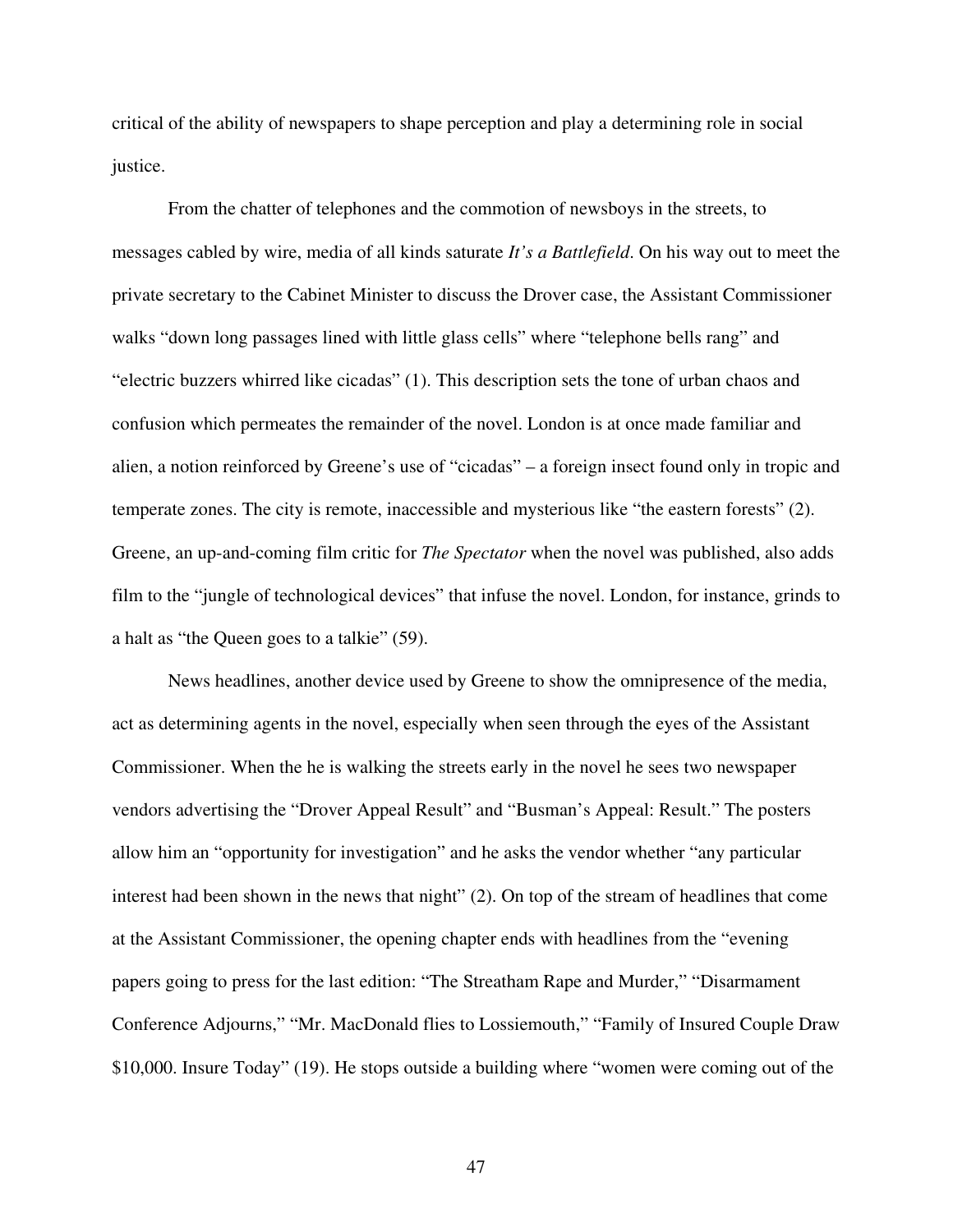critical of the ability of newspapers to shape perception and play a determining role in social justice.

From the chatter of telephones and the commotion of newsboys in the streets, to messages cabled by wire, media of all kinds saturate *It's a Battlefield*. On his way out to meet the private secretary to the Cabinet Minister to discuss the Drover case, the Assistant Commissioner walks "down long passages lined with little glass cells" where "telephone bells rang" and "electric buzzers whirred like cicadas" (1). This description sets the tone of urban chaos and confusion which permeates the remainder of the novel. London is at once made familiar and alien, a notion reinforced by Greene's use of "cicadas" – a foreign insect found only in tropic and temperate zones. The city is remote, inaccessible and mysterious like "the eastern forests" (2). Greene, an up-and-coming film critic for *The Spectator* when the novel was published, also adds film to the "jungle of technological devices" that infuse the novel. London, for instance, grinds to a halt as "the Queen goes to a talkie" (59).

News headlines, another device used by Greene to show the omnipresence of the media, act as determining agents in the novel, especially when seen through the eyes of the Assistant Commissioner. When the he is walking the streets early in the novel he sees two newspaper vendors advertising the "Drover Appeal Result" and "Busman's Appeal: Result." The posters allow him an "opportunity for investigation" and he asks the vendor whether "any particular interest had been shown in the news that night" (2). On top of the stream of headlines that come at the Assistant Commissioner, the opening chapter ends with headlines from the "evening papers going to press for the last edition: "The Streatham Rape and Murder," "Disarmament Conference Adjourns," "Mr. MacDonald flies to Lossiemouth," "Family of Insured Couple Draw $10,000. Insure Today" (19). He stops outside a building where "women were coming out of the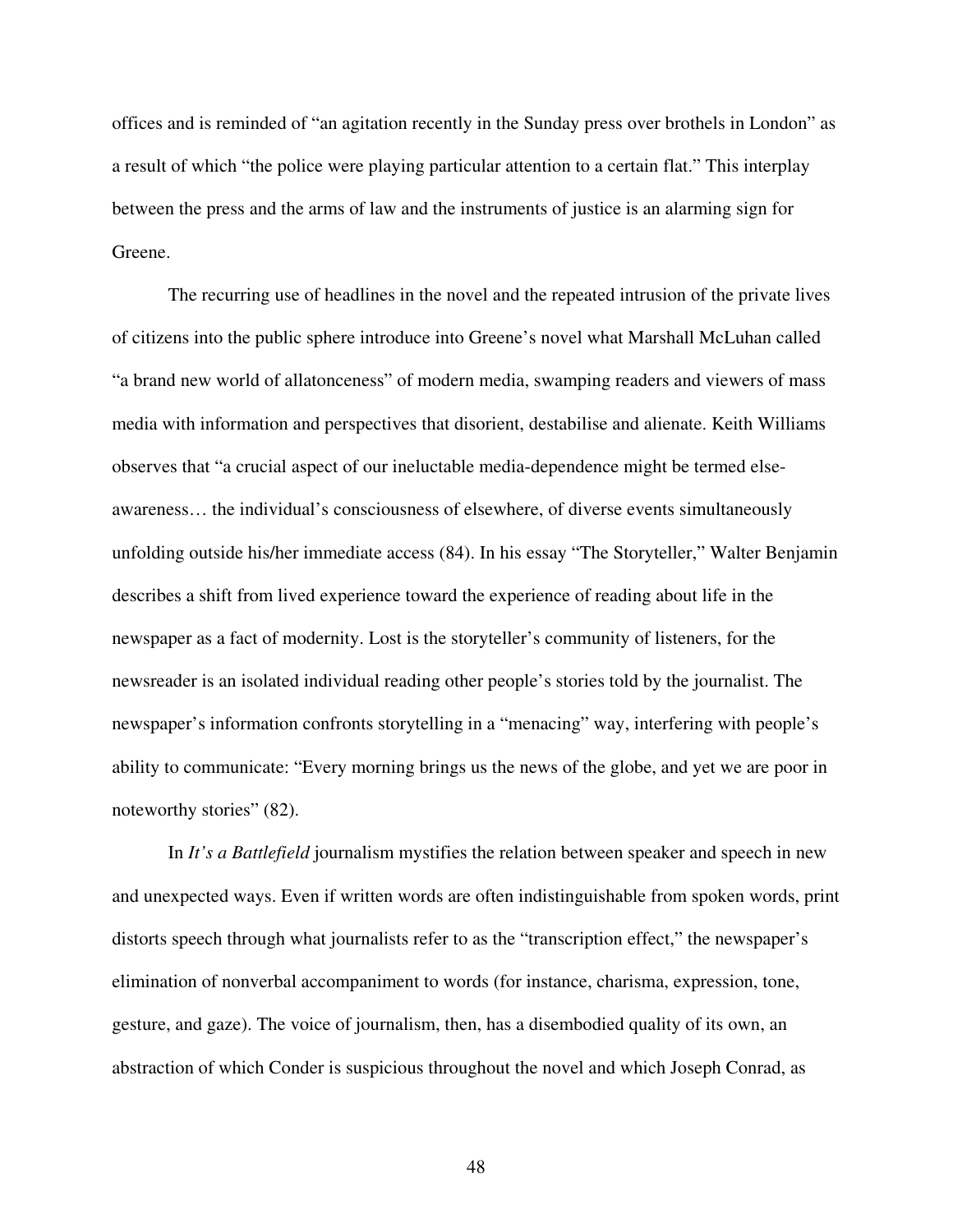offices and is reminded of "an agitation recently in the Sunday press over brothels in London" as a result of which "the police were playing particular attention to a certain flat." This interplay between the press and the arms of law and the instruments of justice is an alarming sign for Greene.

The recurring use of headlines in the novel and the repeated intrusion of the private lives of citizens into the public sphere introduce into Greene's novel what Marshall McLuhan called "a brand new world of allatonceness" of modern media, swamping readers and viewers of mass media with information and perspectives that disorient, destabilise and alienate. Keith Williams observes that "a crucial aspect of our ineluctable media-dependence might be termed else-awareness… the individual's consciousness of elsewhere, of diverse events simultaneously unfolding outside his/her immediate access (84). In his essay "The Storyteller," Walter Benjamin describes a shift from lived experience toward the experience of reading about life in the newspaper as a fact of modernity. Lost is the storyteller's community of listeners, for the newsreader is an isolated individual reading other people's stories told by the journalist. The newspaper's information confronts storytelling in a "menacing" way, interfering with people's ability to communicate: "Every morning brings us the news of the globe, and yet we are poor in noteworthy stories" (82).

In *It's a Battlefield* journalism mystifies the relation between speaker and speech in new and unexpected ways. Even if written words are often indistinguishable from spoken words, print distorts speech through what journalists refer to as the "transcription effect," the newspaper's elimination of nonverbal accompaniment to words (for instance, charisma, expression, tone, gesture, and gaze). The voice of journalism, then, has a disembodied quality of its own, an abstraction of which Conder is suspicious throughout the novel and which Joseph Conrad, as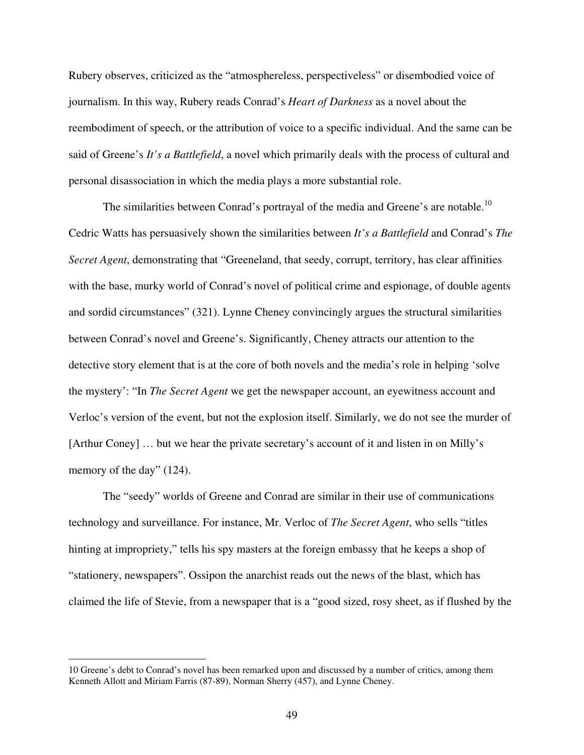Rubery observes, criticized as the "atmosphereless, perspectiveless" or disembodied voice of journalism. In this way, Rubery reads Conrad's *Heart of Darkness* as a novel about the reembodiment of speech, or the attribution of voice to a specific individual. And the same can be said of Greene's *It's a Battlefield*, a novel which primarily deals with the process of cultural and personal disassociation in which the media plays a more substantial role.

The similarities between Conrad's portrayal of the media and Greene's are notable.[10] Cedric Watts has persuasively shown the similarities between *It's a Battlefield* and Conrad's *The Secret Agent*, demonstrating that "Greeneland, that seedy, corrupt, territory, has clear affinities with the base, murky world of Conrad's novel of political crime and espionage, of double agents and sordid circumstances" (321). Lynne Cheney convincingly argues the structural similarities between Conrad's novel and Greene's. Significantly, Cheney attracts our attention to the detective story element that is at the core of both novels and the media's role in helping 'solve the mystery': "In *The Secret Agent* we get the newspaper account, an eyewitness account and Verloc's version of the event, but not the explosion itself. Similarly, we do not see the murder of [Arthur Coney] … but we hear the private secretary's account of it and listen in on Milly's memory of the day" (124).

The "seedy" worlds of Greene and Conrad are similar in their use of communications technology and surveillance. For instance, Mr. Verloc of *The Secret Agent*, who sells "titles hinting at impropriety," tells his spy masters at the foreign embassy that he keeps a shop of "stationery, newspapers". Ossipon the anarchist reads out the news of the blast, which has claimed the life of Stevie, from a newspaper that is a "good sized, rosy sheet, as if flushed by the

---

10 Greene's debt to Conrad's novel has been remarked upon and discussed by a number of critics, among them Kenneth Allott and Miriam Farris (87-89), Norman Sherry (457), and Lynne Cheney.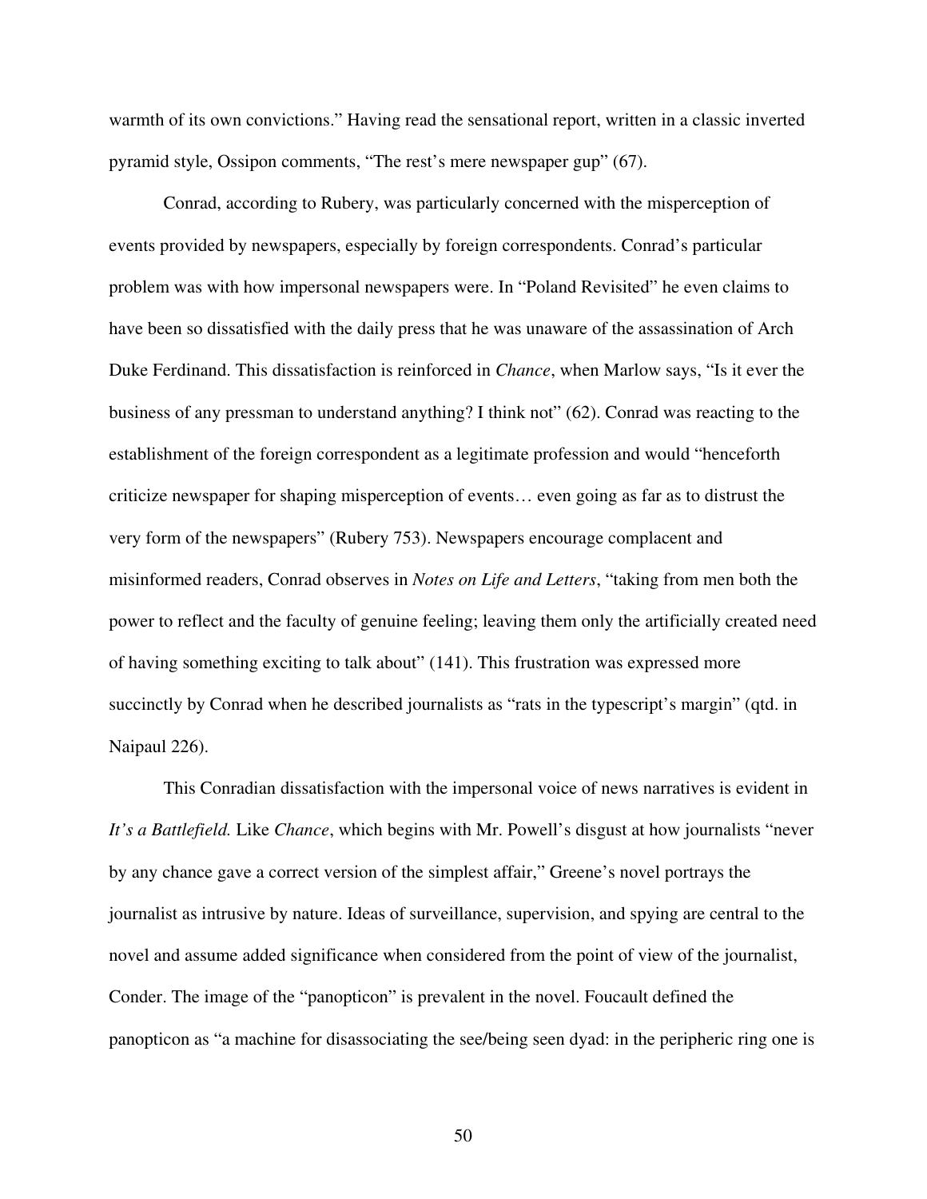warmth of its own convictions." Having read the sensational report, written in a classic inverted pyramid style, Ossipon comments, "The rest's mere newspaper gup" (67).

Conrad, according to Rubery, was particularly concerned with the misperception of events provided by newspapers, especially by foreign correspondents. Conrad's particular problem was with how impersonal newspapers were. In "Poland Revisited" he even claims to have been so dissatisfied with the daily press that he was unaware of the assassination of Arch Duke Ferdinand. This dissatisfaction is reinforced in *Chance*, when Marlow says, "Is it ever the business of any pressman to understand anything? I think not" (62). Conrad was reacting to the establishment of the foreign correspondent as a legitimate profession and would "henceforth criticize newspaper for shaping misperception of events… even going as far as to distrust the very form of the newspapers" (Rubery 753). Newspapers encourage complacent and misinformed readers, Conrad observes in *Notes on Life and Letters*, "taking from men both the power to reflect and the faculty of genuine feeling; leaving them only the artificially created need of having something exciting to talk about" (141). This frustration was expressed more succinctly by Conrad when he described journalists as "rats in the typescript's margin" (qtd. in Naipaul 226).

This Conradian dissatisfaction with the impersonal voice of news narratives is evident in *It's a Battlefield.* Like *Chance*, which begins with Mr. Powell's disgust at how journalists "never by any chance gave a correct version of the simplest affair," Greene's novel portrays the journalist as intrusive by nature. Ideas of surveillance, supervision, and spying are central to the novel and assume added significance when considered from the point of view of the journalist, Conder. The image of the "panopticon" is prevalent in the novel. Foucault defined the panopticon as "a machine for disassociating the see/being seen dyad: in the peripheric ring one is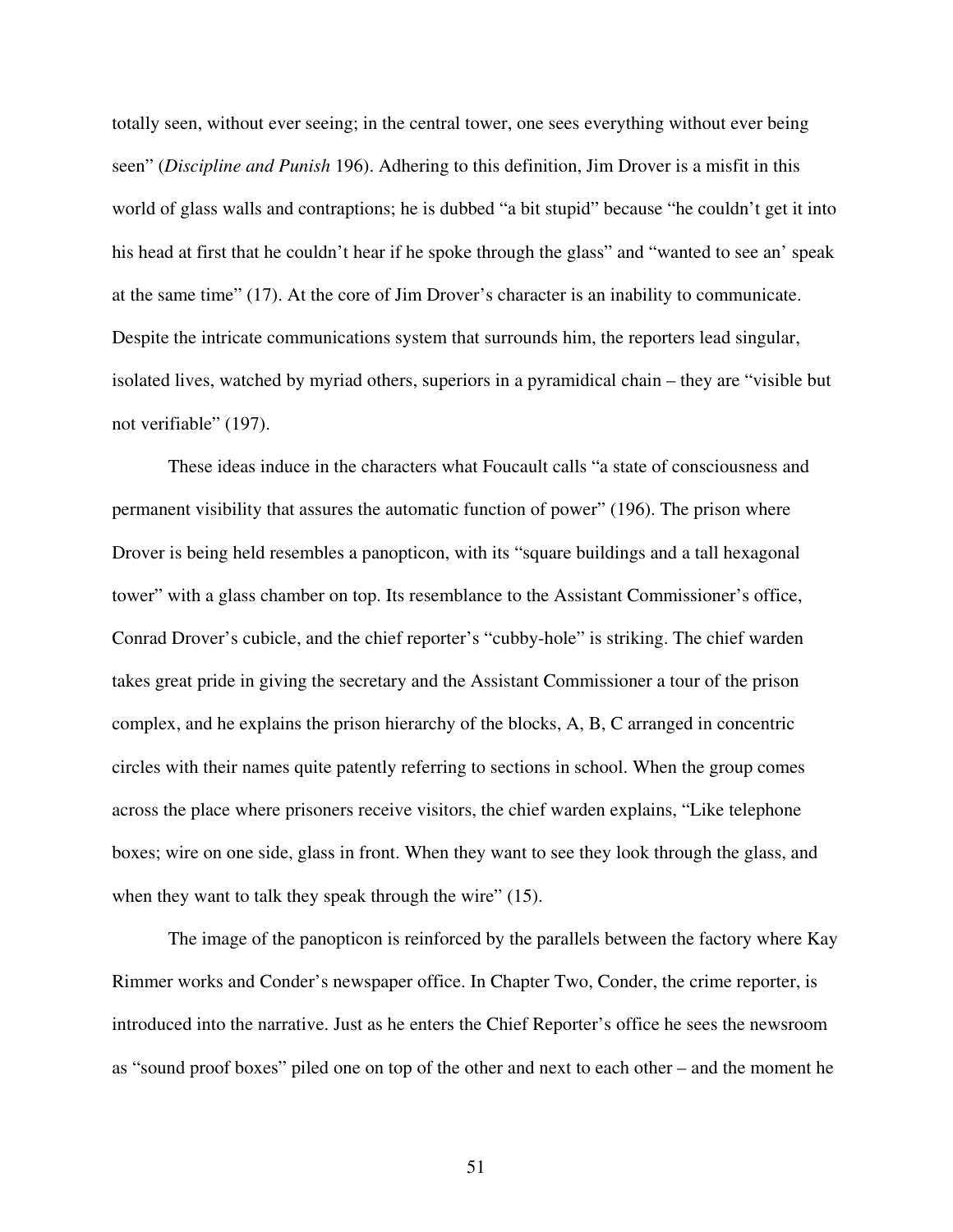totally seen, without ever seeing; in the central tower, one sees everything without ever being seen" (*Discipline and Punish* 196). Adhering to this definition, Jim Drover is a misfit in this world of glass walls and contraptions; he is dubbed "a bit stupid" because "he couldn't get it into his head at first that he couldn't hear if he spoke through the glass" and "wanted to see an' speak at the same time" (17). At the core of Jim Drover's character is an inability to communicate. Despite the intricate communications system that surrounds him, the reporters lead singular, isolated lives, watched by myriad others, superiors in a pyramidical chain – they are "visible but not verifiable" (197).

These ideas induce in the characters what Foucault calls "a state of consciousness and permanent visibility that assures the automatic function of power" (196). The prison where Drover is being held resembles a panopticon, with its "square buildings and a tall hexagonal tower" with a glass chamber on top. Its resemblance to the Assistant Commissioner's office, Conrad Drover's cubicle, and the chief reporter's "cubby-hole" is striking. The chief warden takes great pride in giving the secretary and the Assistant Commissioner a tour of the prison complex, and he explains the prison hierarchy of the blocks, A, B, C arranged in concentric circles with their names quite patently referring to sections in school. When the group comes across the place where prisoners receive visitors, the chief warden explains, "Like telephone boxes; wire on one side, glass in front. When they want to see they look through the glass, and when they want to talk they speak through the wire" (15).

The image of the panopticon is reinforced by the parallels between the factory where Kay Rimmer works and Conder's newspaper office. In Chapter Two, Conder, the crime reporter, is introduced into the narrative. Just as he enters the Chief Reporter's office he sees the newsroom as "sound proof boxes" piled one on top of the other and next to each other – and the moment he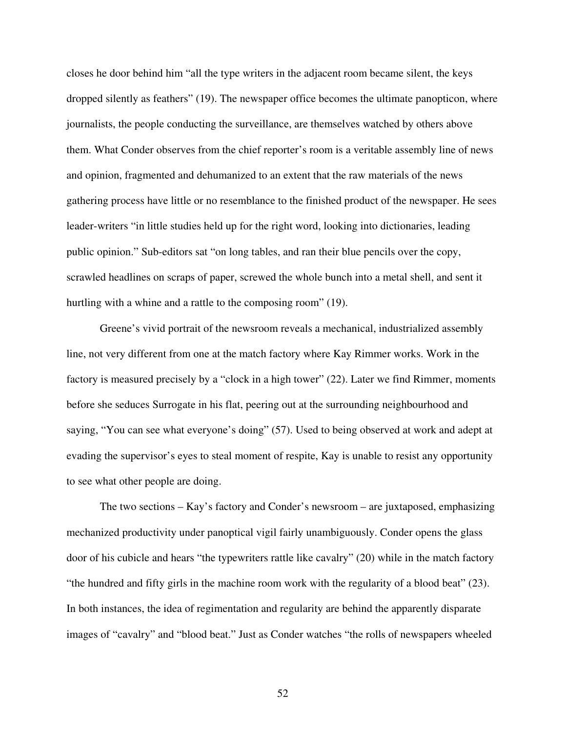closes he door behind him "all the type writers in the adjacent room became silent, the keys dropped silently as feathers" (19). The newspaper office becomes the ultimate panopticon, where journalists, the people conducting the surveillance, are themselves watched by others above them. What Conder observes from the chief reporter's room is a veritable assembly line of news and opinion, fragmented and dehumanized to an extent that the raw materials of the news gathering process have little or no resemblance to the finished product of the newspaper. He sees leader-writers "in little studies held up for the right word, looking into dictionaries, leading public opinion." Sub-editors sat "on long tables, and ran their blue pencils over the copy, scrawled headlines on scraps of paper, screwed the whole bunch into a metal shell, and sent it hurtling with a whine and a rattle to the composing room" (19).

Greene's vivid portrait of the newsroom reveals a mechanical, industrialized assembly line, not very different from one at the match factory where Kay Rimmer works. Work in the factory is measured precisely by a "clock in a high tower" (22). Later we find Rimmer, moments before she seduces Surrogate in his flat, peering out at the surrounding neighbourhood and saying, "You can see what everyone's doing" (57). Used to being observed at work and adept at evading the supervisor's eyes to steal moment of respite, Kay is unable to resist any opportunity to see what other people are doing.

The two sections – Kay's factory and Conder's newsroom – are juxtaposed, emphasizing mechanized productivity under panoptical vigil fairly unambiguously. Conder opens the glass door of his cubicle and hears "the typewriters rattle like cavalry" (20) while in the match factory "the hundred and fifty girls in the machine room work with the regularity of a blood beat" (23). In both instances, the idea of regimentation and regularity are behind the apparently disparate images of "cavalry" and "blood beat." Just as Conder watches "the rolls of newspapers wheeled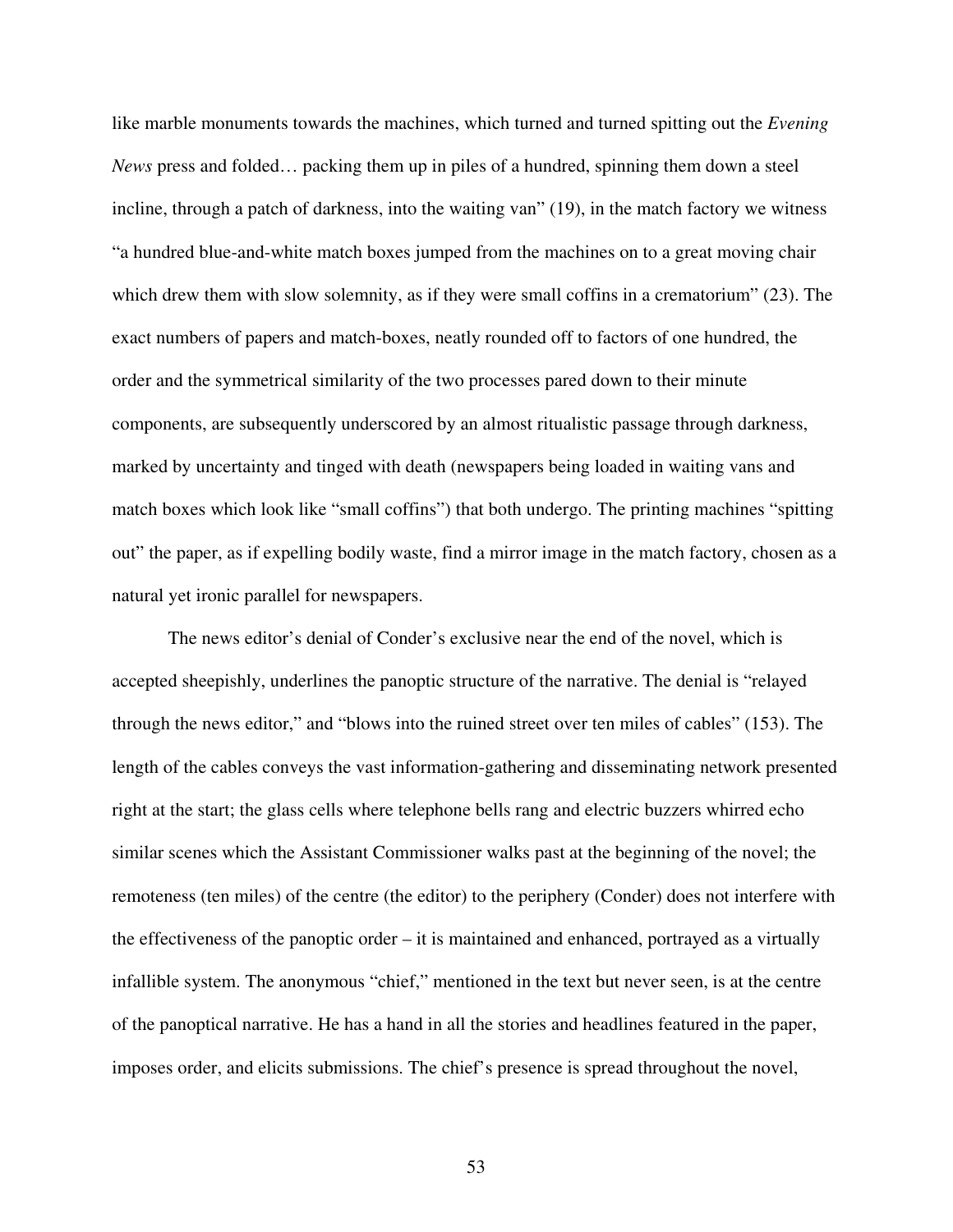like marble monuments towards the machines, which turned and turned spitting out the *Evening News* press and folded… packing them up in piles of a hundred, spinning them down a steel incline, through a patch of darkness, into the waiting van" (19), in the match factory we witness "a hundred blue-and-white match boxes jumped from the machines on to a great moving chair which drew them with slow solemnity, as if they were small coffins in a crematorium" (23). The exact numbers of papers and match-boxes, neatly rounded off to factors of one hundred, the order and the symmetrical similarity of the two processes pared down to their minute components, are subsequently underscored by an almost ritualistic passage through darkness, marked by uncertainty and tinged with death (newspapers being loaded in waiting vans and match boxes which look like "small coffins") that both undergo. The printing machines "spitting out" the paper, as if expelling bodily waste, find a mirror image in the match factory, chosen as a natural yet ironic parallel for newspapers.

The news editor's denial of Conder's exclusive near the end of the novel, which is accepted sheepishly, underlines the panoptic structure of the narrative. The denial is "relayed through the news editor," and "blows into the ruined street over ten miles of cables" (153). The length of the cables conveys the vast information-gathering and disseminating network presented right at the start; the glass cells where telephone bells rang and electric buzzers whirred echo similar scenes which the Assistant Commissioner walks past at the beginning of the novel; the remoteness (ten miles) of the centre (the editor) to the periphery (Conder) does not interfere with the effectiveness of the panoptic order – it is maintained and enhanced, portrayed as a virtually infallible system. The anonymous "chief," mentioned in the text but never seen, is at the centre of the panoptical narrative. He has a hand in all the stories and headlines featured in the paper, imposes order, and elicits submissions. The chief's presence is spread throughout the novel,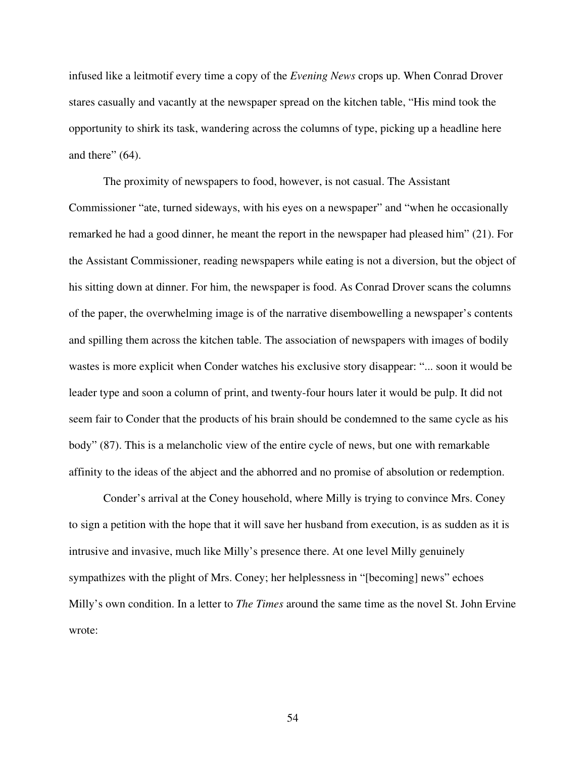infused like a leitmotif every time a copy of the *Evening News* crops up. When Conrad Drover stares casually and vacantly at the newspaper spread on the kitchen table, “His mind took the opportunity to shirk its task, wandering across the columns of type, picking up a headline here and there” (64).

The proximity of newspapers to food, however, is not casual. The Assistant Commissioner “ate, turned sideways, with his eyes on a newspaper” and “when he occasionally remarked he had a good dinner, he meant the report in the newspaper had pleased him” (21). For the Assistant Commissioner, reading newspapers while eating is not a diversion, but the object of his sitting down at dinner. For him, the newspaper is food. As Conrad Drover scans the columns of the paper, the overwhelming image is of the narrative disembowelling a newspaper’s contents and spilling them across the kitchen table. The association of newspapers with images of bodily wastes is more explicit when Conder watches his exclusive story disappear: “... soon it would be leader type and soon a column of print, and twenty-four hours later it would be pulp. It did not seem fair to Conder that the products of his brain should be condemned to the same cycle as his body” (87). This is a melancholic view of the entire cycle of news, but one with remarkable affinity to the ideas of the abject and the abhorred and no promise of absolution or redemption.

Conder’s arrival at the Coney household, where Milly is trying to convince Mrs. Coney to sign a petition with the hope that it will save her husband from execution, is as sudden as it is intrusive and invasive, much like Milly’s presence there. At one level Milly genuinely sympathizes with the plight of Mrs. Coney; her helplessness in “[becoming] news” echoes Milly’s own condition. In a letter to *The Times* around the same time as the novel St. John Ervine wrote: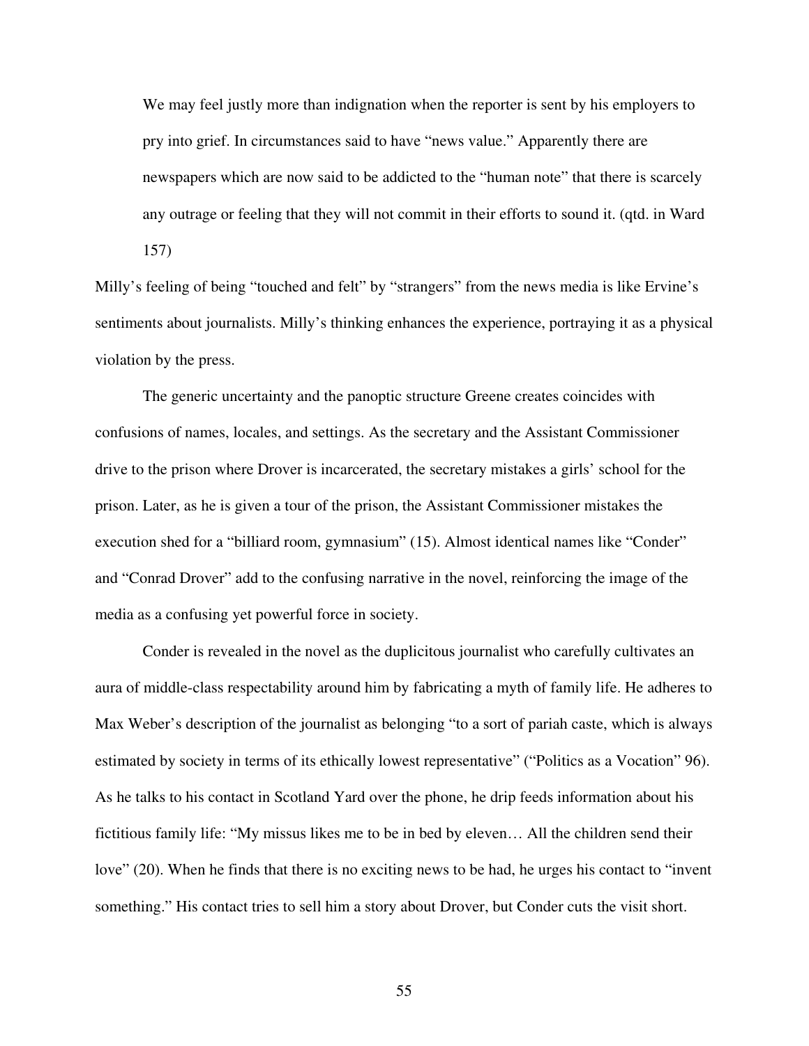> We may feel justly more than indignation when the reporter is sent by his employers to pry into grief. In circumstances said to have "news value." Apparently there are newspapers which are now said to be addicted to the "human note" that there is scarcely any outrage or feeling that they will not commit in their efforts to sound it. (qtd. in Ward 157)

Milly's feeling of being "touched and felt" by "strangers" from the news media is like Ervine's sentiments about journalists. Milly's thinking enhances the experience, portraying it as a physical violation by the press.

The generic uncertainty and the panoptic structure Greene creates coincides with confusions of names, locales, and settings. As the secretary and the Assistant Commissioner drive to the prison where Drover is incarcerated, the secretary mistakes a girls' school for the prison. Later, as he is given a tour of the prison, the Assistant Commissioner mistakes the execution shed for a "billiard room, gymnasium" (15). Almost identical names like "Conder" and "Conrad Drover" add to the confusing narrative in the novel, reinforcing the image of the media as a confusing yet powerful force in society.

Conder is revealed in the novel as the duplicitous journalist who carefully cultivates an aura of middle-class respectability around him by fabricating a myth of family life. He adheres to Max Weber's description of the journalist as belonging "to a sort of pariah caste, which is always estimated by society in terms of its ethically lowest representative" ("Politics as a Vocation" 96). As he talks to his contact in Scotland Yard over the phone, he drip feeds information about his fictitious family life: "My missus likes me to be in bed by eleven… All the children send their love" (20). When he finds that there is no exciting news to be had, he urges his contact to "invent something." His contact tries to sell him a story about Drover, but Conder cuts the visit short.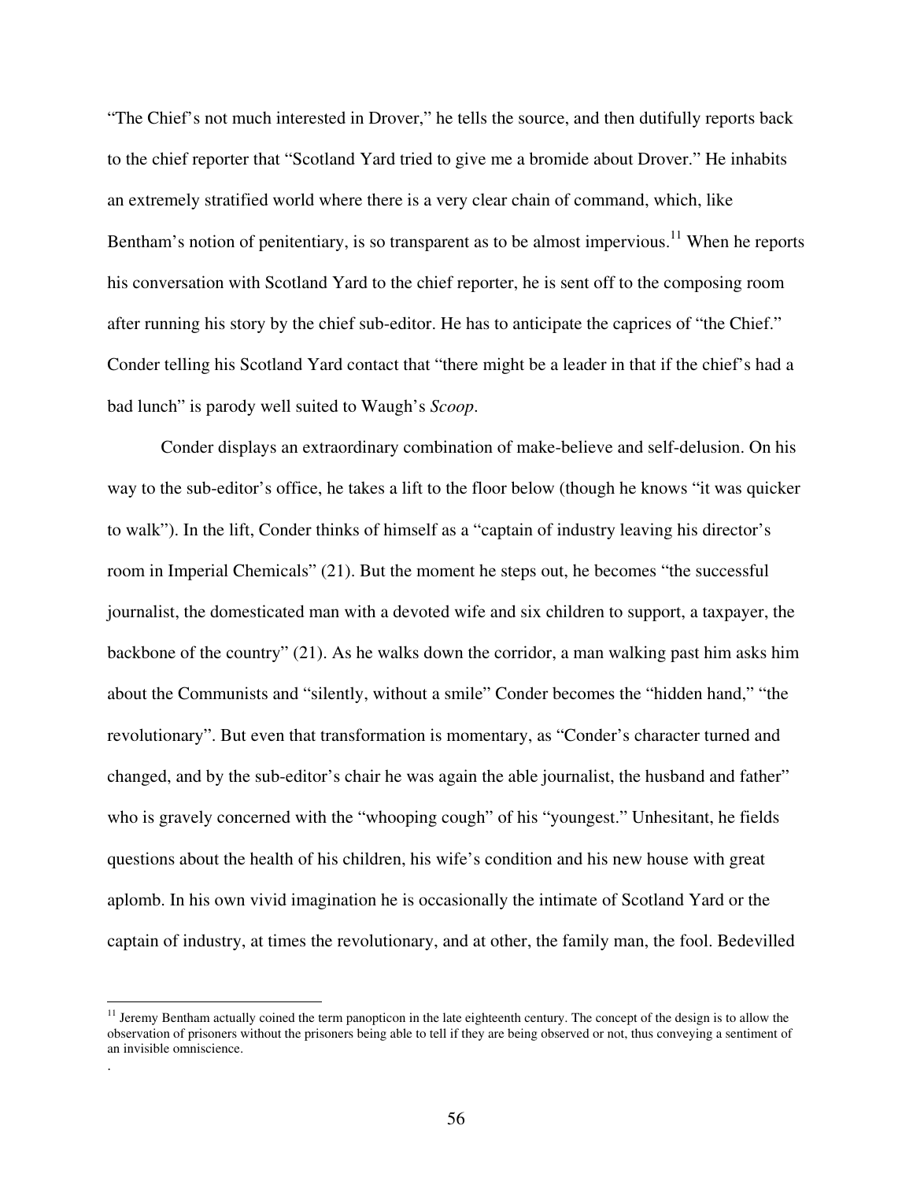"The Chief's not much interested in Drover," he tells the source, and then dutifully reports back to the chief reporter that "Scotland Yard tried to give me a bromide about Drover." He inhabits an extremely stratified world where there is a very clear chain of command, which, like Bentham's notion of penitentiary, is so transparent as to be almost impervious.[11] When he reports his conversation with Scotland Yard to the chief reporter, he is sent off to the composing room after running his story by the chief sub-editor. He has to anticipate the caprices of "the Chief." Conder telling his Scotland Yard contact that "there might be a leader in that if the chief's had a bad lunch" is parody well suited to Waugh's *Scoop*.

Conder displays an extraordinary combination of make-believe and self-delusion. On his way to the sub-editor's office, he takes a lift to the floor below (though he knows "it was quicker to walk"). In the lift, Conder thinks of himself as a "captain of industry leaving his director's room in Imperial Chemicals" (21). But the moment he steps out, he becomes "the successful journalist, the domesticated man with a devoted wife and six children to support, a taxpayer, the backbone of the country" (21). As he walks down the corridor, a man walking past him asks him about the Communists and "silently, without a smile" Conder becomes the "hidden hand," "the revolutionary". But even that transformation is momentary, as "Conder's character turned and changed, and by the sub-editor's chair he was again the able journalist, the husband and father" who is gravely concerned with the "whooping cough" of his "youngest." Unhesitant, he fields questions about the health of his children, his wife's condition and his new house with great aplomb. In his own vivid imagination he is occasionally the intimate of Scotland Yard or the captain of industry, at times the revolutionary, and at other, the family man, the fool. Bedevilled

[11] Jeremy Bentham actually coined the term panopticon in the late eighteenth century. The concept of the design is to allow the observation of prisoners without the prisoners being able to tell if they are being observed or not, thus conveying a sentiment of an invisible omniscience.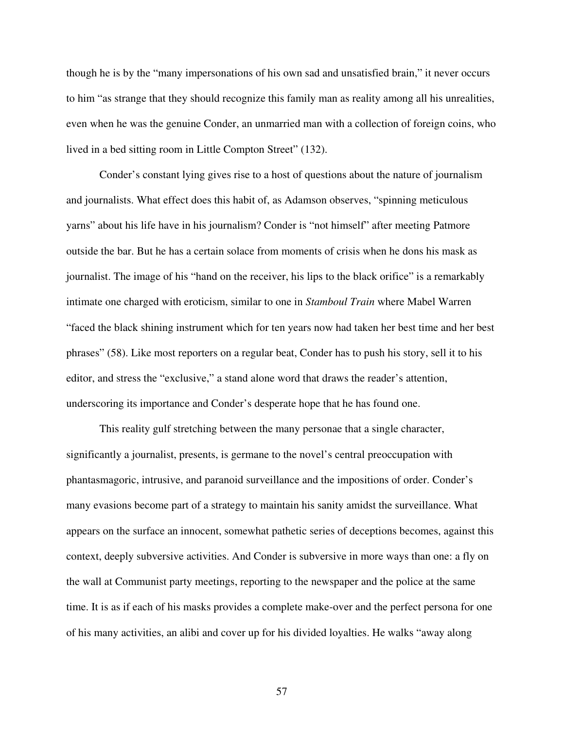though he is by the "many impersonations of his own sad and unsatisfied brain," it never occurs to him "as strange that they should recognize this family man as reality among all his unrealities, even when he was the genuine Conder, an unmarried man with a collection of foreign coins, who lived in a bed sitting room in Little Compton Street" (132).

Conder's constant lying gives rise to a host of questions about the nature of journalism and journalists. What effect does this habit of, as Adamson observes, "spinning meticulous yarns" about his life have in his journalism? Conder is "not himself" after meeting Patmore outside the bar. But he has a certain solace from moments of crisis when he dons his mask as journalist. The image of his "hand on the receiver, his lips to the black orifice" is a remarkably intimate one charged with eroticism, similar to one in *Stamboul Train* where Mabel Warren "faced the black shining instrument which for ten years now had taken her best time and her best phrases" (58). Like most reporters on a regular beat, Conder has to push his story, sell it to his editor, and stress the "exclusive," a stand alone word that draws the reader's attention, underscoring its importance and Conder's desperate hope that he has found one.

This reality gulf stretching between the many personae that a single character, significantly a journalist, presents, is germane to the novel's central preoccupation with phantasmagoric, intrusive, and paranoid surveillance and the impositions of order. Conder's many evasions become part of a strategy to maintain his sanity amidst the surveillance. What appears on the surface an innocent, somewhat pathetic series of deceptions becomes, against this context, deeply subversive activities. And Conder is subversive in more ways than one: a fly on the wall at Communist party meetings, reporting to the newspaper and the police at the same time. It is as if each of his masks provides a complete make-over and the perfect persona for one of his many activities, an alibi and cover up for his divided loyalties. He walks "away along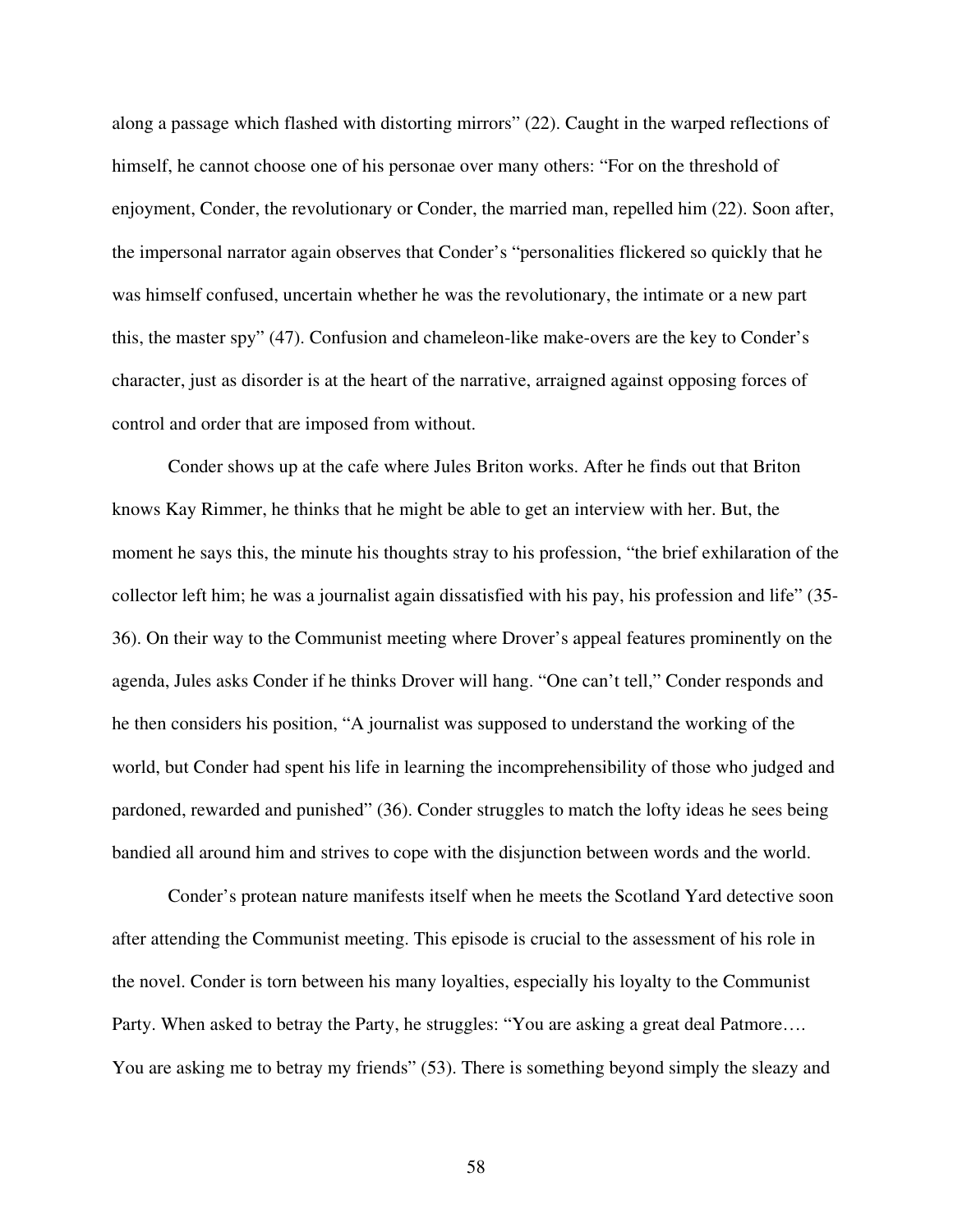along a passage which flashed with distorting mirrors" (22). Caught in the warped reflections of himself, he cannot choose one of his personae over many others: "For on the threshold of enjoyment, Conder, the revolutionary or Conder, the married man, repelled him (22). Soon after, the impersonal narrator again observes that Conder's "personalities flickered so quickly that he was himself confused, uncertain whether he was the revolutionary, the intimate or a new part this, the master spy" (47). Confusion and chameleon-like make-overs are the key to Conder's character, just as disorder is at the heart of the narrative, arraigned against opposing forces of control and order that are imposed from without.

Conder shows up at the cafe where Jules Briton works. After he finds out that Briton knows Kay Rimmer, he thinks that he might be able to get an interview with her. But, the moment he says this, the minute his thoughts stray to his profession, "the brief exhilaration of the collector left him; he was a journalist again dissatisfied with his pay, his profession and life" (35-36). On their way to the Communist meeting where Drover's appeal features prominently on the agenda, Jules asks Conder if he thinks Drover will hang. "One can't tell," Conder responds and he then considers his position, "A journalist was supposed to understand the working of the world, but Conder had spent his life in learning the incomprehensibility of those who judged and pardoned, rewarded and punished" (36). Conder struggles to match the lofty ideas he sees being bandied all around him and strives to cope with the disjunction between words and the world.

Conder's protean nature manifests itself when he meets the Scotland Yard detective soon after attending the Communist meeting. This episode is crucial to the assessment of his role in the novel. Conder is torn between his many loyalties, especially his loyalty to the Communist Party. When asked to betray the Party, he struggles: "You are asking a great deal Patmore…. You are asking me to betray my friends" (53). There is something beyond simply the sleazy and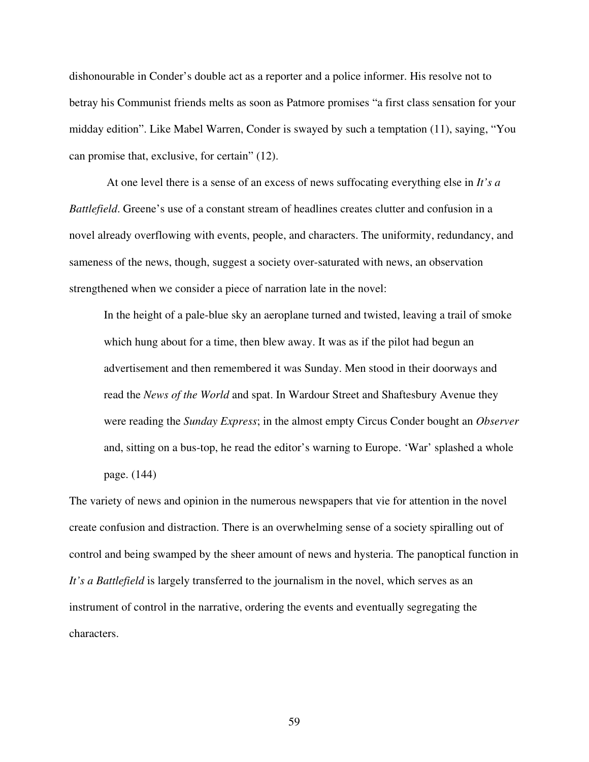dishonourable in Conder's double act as a reporter and a police informer. His resolve not to betray his Communist friends melts as soon as Patmore promises "a first class sensation for your midday edition". Like Mabel Warren, Conder is swayed by such a temptation (11), saying, "You can promise that, exclusive, for certain" (12).

At one level there is a sense of an excess of news suffocating everything else in *It's a Battlefield*. Greene's use of a constant stream of headlines creates clutter and confusion in a novel already overflowing with events, people, and characters. The uniformity, redundancy, and sameness of the news, though, suggest a society over-saturated with news, an observation strengthened when we consider a piece of narration late in the novel:

> In the height of a pale-blue sky an aeroplane turned and twisted, leaving a trail of smoke which hung about for a time, then blew away. It was as if the pilot had begun an advertisement and then remembered it was Sunday. Men stood in their doorways and read the *News of the World* and spat. In Wardour Street and Shaftesbury Avenue they were reading the *Sunday Express*; in the almost empty Circus Conder bought an *Observer* and, sitting on a bus-top, he read the editor's warning to Europe. 'War' splashed a whole page. (144)

The variety of news and opinion in the numerous newspapers that vie for attention in the novel create confusion and distraction. There is an overwhelming sense of a society spiralling out of control and being swamped by the sheer amount of news and hysteria. The panoptical function in *It's a Battlefield* is largely transferred to the journalism in the novel, which serves as an instrument of control in the narrative, ordering the events and eventually segregating the characters.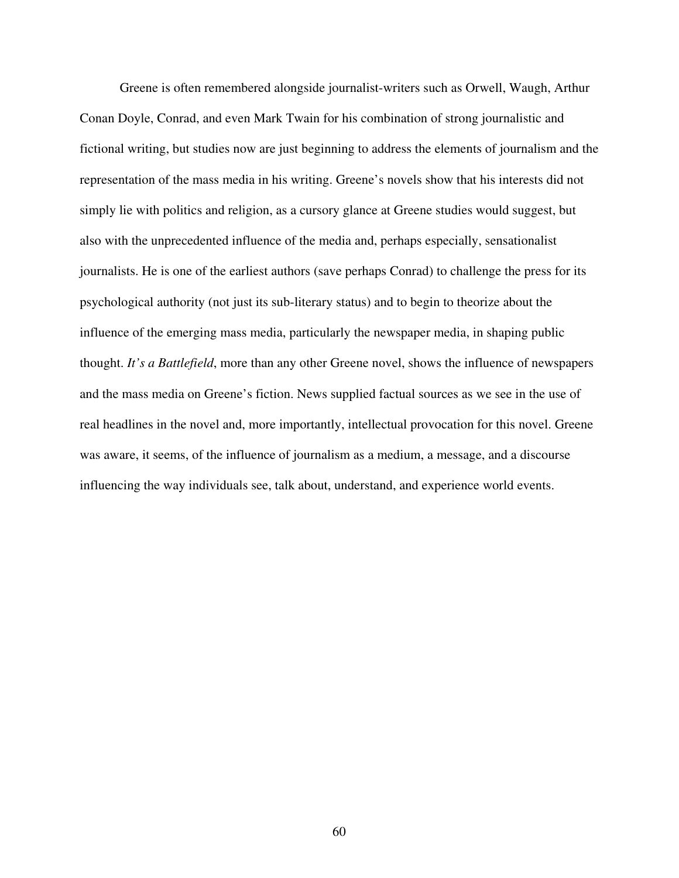Greene is often remembered alongside journalist-writers such as Orwell, Waugh, Arthur Conan Doyle, Conrad, and even Mark Twain for his combination of strong journalistic and fictional writing, but studies now are just beginning to address the elements of journalism and the representation of the mass media in his writing. Greene's novels show that his interests did not simply lie with politics and religion, as a cursory glance at Greene studies would suggest, but also with the unprecedented influence of the media and, perhaps especially, sensationalist journalists. He is one of the earliest authors (save perhaps Conrad) to challenge the press for its psychological authority (not just its sub-literary status) and to begin to theorize about the influence of the emerging mass media, particularly the newspaper media, in shaping public thought. *It's a Battlefield*, more than any other Greene novel, shows the influence of newspapers and the mass media on Greene's fiction. News supplied factual sources as we see in the use of real headlines in the novel and, more importantly, intellectual provocation for this novel. Greene was aware, it seems, of the influence of journalism as a medium, a message, and a discourse influencing the way individuals see, talk about, understand, and experience world events.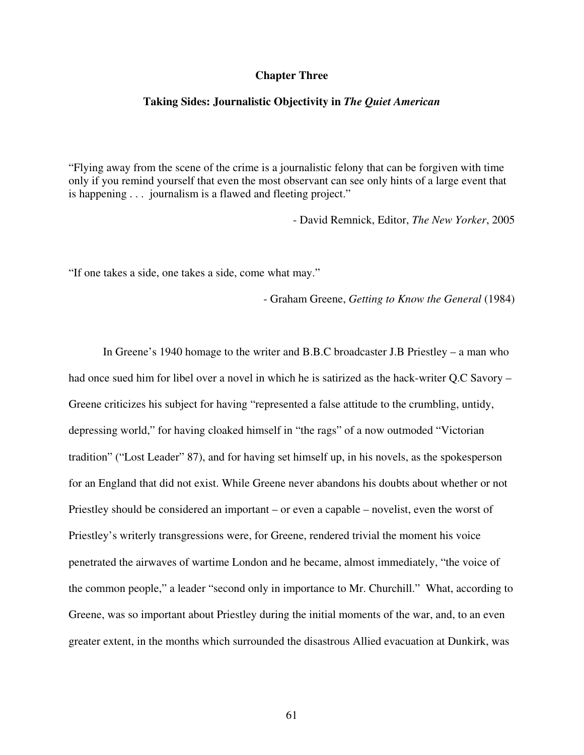# Chapter Three

## Taking Sides: Journalistic Objectivity in *The Quiet American*

"Flying away from the scene of the crime is a journalistic felony that can be forgiven with time only if you remind yourself that even the most observant can see only hints of a large event that is happening . . . journalism is a flawed and fleeting project."

- David Remnick, Editor, *The New Yorker*, 2005

"If one takes a side, one takes a side, come what may."

- Graham Greene, *Getting to Know the General* (1984)

In Greene's 1940 homage to the writer and B.B.C broadcaster J.B Priestley – a man who had once sued him for libel over a novel in which he is satirized as the hack-writer Q.C Savory – Greene criticizes his subject for having "represented a false attitude to the crumbling, untidy, depressing world," for having cloaked himself in "the rags" of a now outmoded "Victorian tradition" ("Lost Leader" 87), and for having set himself up, in his novels, as the spokesperson for an England that did not exist. While Greene never abandons his doubts about whether or not Priestley should be considered an important – or even a capable – novelist, even the worst of Priestley's writerly transgressions were, for Greene, rendered trivial the moment his voice penetrated the airwaves of wartime London and he became, almost immediately, "the voice of the common people," a leader "second only in importance to Mr. Churchill." What, according to Greene, was so important about Priestley during the initial moments of the war, and, to an even greater extent, in the months which surrounded the disastrous Allied evacuation at Dunkirk, was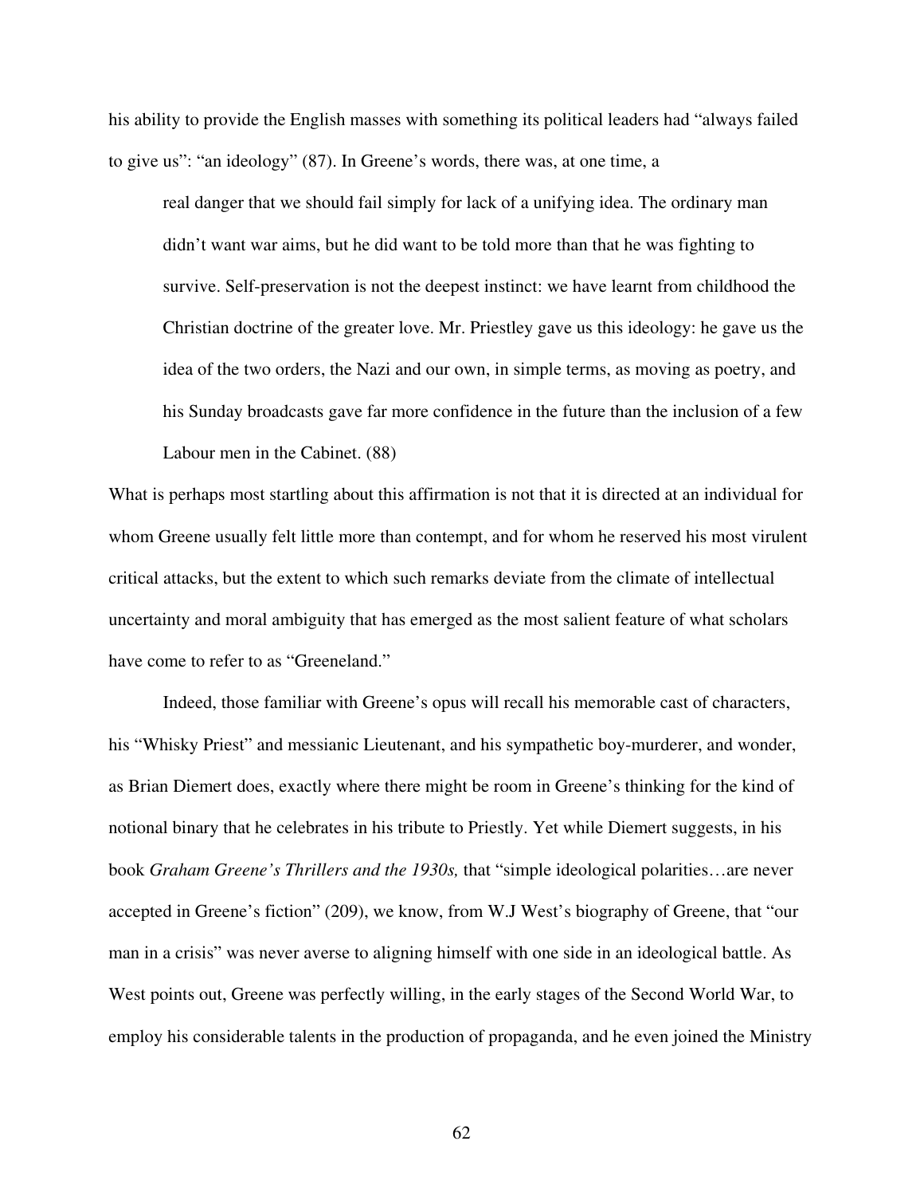his ability to provide the English masses with something its political leaders had "always failed to give us": "an ideology" (87). In Greene's words, there was, at one time, a

> real danger that we should fail simply for lack of a unifying idea. The ordinary man didn't want war aims, but he did want to be told more than that he was fighting to survive. Self-preservation is not the deepest instinct: we have learnt from childhood the Christian doctrine of the greater love. Mr. Priestley gave us this ideology: he gave us the idea of the two orders, the Nazi and our own, in simple terms, as moving as poetry, and his Sunday broadcasts gave far more confidence in the future than the inclusion of a few Labour men in the Cabinet. (88)

What is perhaps most startling about this affirmation is not that it is directed at an individual for whom Greene usually felt little more than contempt, and for whom he reserved his most virulent critical attacks, but the extent to which such remarks deviate from the climate of intellectual uncertainty and moral ambiguity that has emerged as the most salient feature of what scholars have come to refer to as "Greeneland."

Indeed, those familiar with Greene's opus will recall his memorable cast of characters, his "Whisky Priest" and messianic Lieutenant, and his sympathetic boy-murderer, and wonder, as Brian Diemert does, exactly where there might be room in Greene's thinking for the kind of notional binary that he celebrates in his tribute to Priestly. Yet while Diemert suggests, in his book *Graham Greene's Thrillers and the 1930s,* that "simple ideological polarities…are never accepted in Greene's fiction" (209), we know, from W.J West's biography of Greene, that "our man in a crisis" was never averse to aligning himself with one side in an ideological battle. As West points out, Greene was perfectly willing, in the early stages of the Second World War, to employ his considerable talents in the production of propaganda, and he even joined the Ministry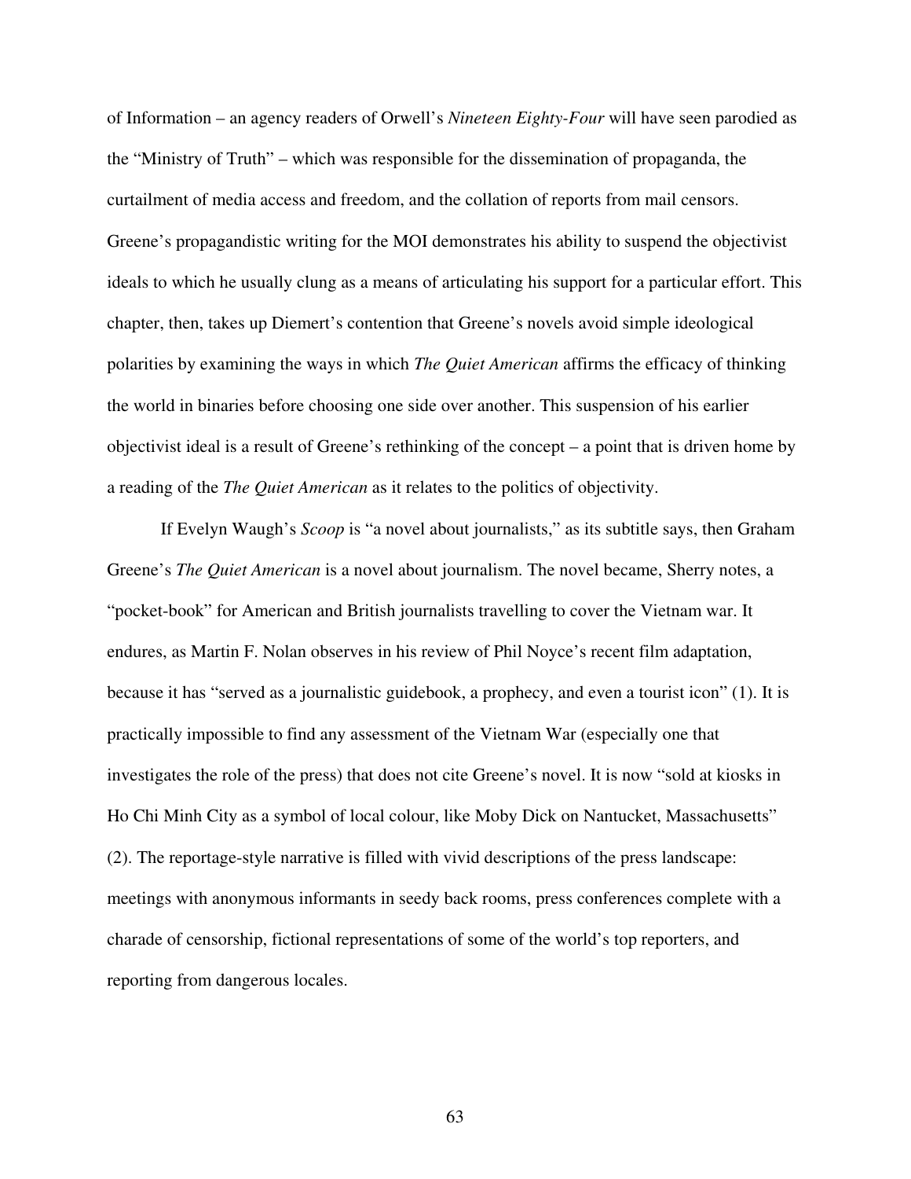of Information – an agency readers of Orwell's *Nineteen Eighty-Four* will have seen parodied as the "Ministry of Truth" – which was responsible for the dissemination of propaganda, the curtailment of media access and freedom, and the collation of reports from mail censors. Greene's propagandistic writing for the MOI demonstrates his ability to suspend the objectivist ideals to which he usually clung as a means of articulating his support for a particular effort. This chapter, then, takes up Diemert's contention that Greene's novels avoid simple ideological polarities by examining the ways in which *The Quiet American* affirms the efficacy of thinking the world in binaries before choosing one side over another. This suspension of his earlier objectivist ideal is a result of Greene's rethinking of the concept – a point that is driven home by a reading of the *The Quiet American* as it relates to the politics of objectivity.

If Evelyn Waugh's *Scoop* is "a novel about journalists," as its subtitle says, then Graham Greene's *The Quiet American* is a novel about journalism. The novel became, Sherry notes, a "pocket-book" for American and British journalists travelling to cover the Vietnam war. It endures, as Martin F. Nolan observes in his review of Phil Noyce's recent film adaptation, because it has "served as a journalistic guidebook, a prophecy, and even a tourist icon" (1). It is practically impossible to find any assessment of the Vietnam War (especially one that investigates the role of the press) that does not cite Greene's novel. It is now "sold at kiosks in Ho Chi Minh City as a symbol of local colour, like Moby Dick on Nantucket, Massachusetts" (2). The reportage-style narrative is filled with vivid descriptions of the press landscape: meetings with anonymous informants in seedy back rooms, press conferences complete with a charade of censorship, fictional representations of some of the world's top reporters, and reporting from dangerous locales.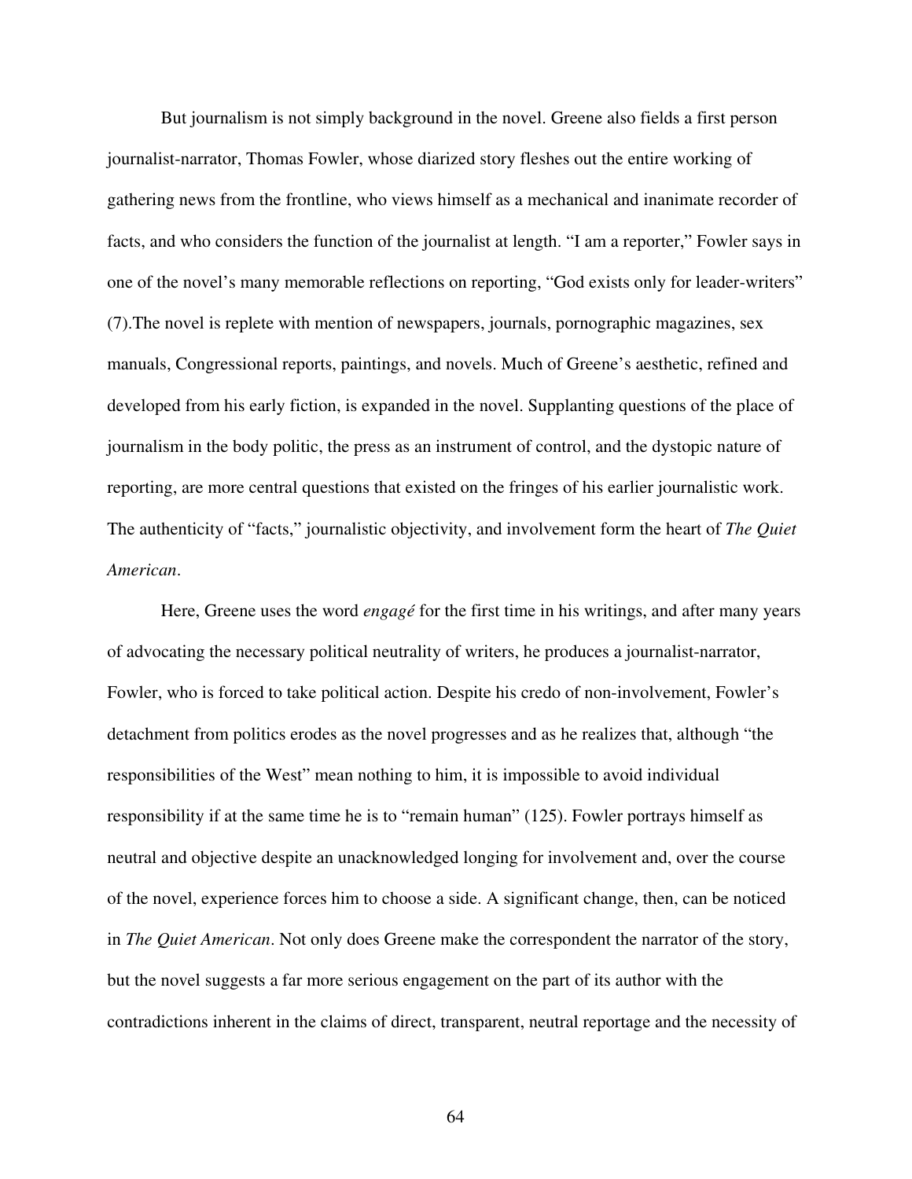But journalism is not simply background in the novel. Greene also fields a first person journalist-narrator, Thomas Fowler, whose diarized story fleshes out the entire working of gathering news from the frontline, who views himself as a mechanical and inanimate recorder of facts, and who considers the function of the journalist at length. “I am a reporter,” Fowler says in one of the novel’s many memorable reflections on reporting, “God exists only for leader-writers” (7).The novel is replete with mention of newspapers, journals, pornographic magazines, sex manuals, Congressional reports, paintings, and novels. Much of Greene’s aesthetic, refined and developed from his early fiction, is expanded in the novel. Supplanting questions of the place of journalism in the body politic, the press as an instrument of control, and the dystopic nature of reporting, are more central questions that existed on the fringes of his earlier journalistic work. The authenticity of “facts,” journalistic objectivity, and involvement form the heart of *The Quiet American*.

Here, Greene uses the word *engagé* for the first time in his writings, and after many years of advocating the necessary political neutrality of writers, he produces a journalist-narrator, Fowler, who is forced to take political action. Despite his credo of non-involvement, Fowler’s detachment from politics erodes as the novel progresses and as he realizes that, although “the responsibilities of the West” mean nothing to him, it is impossible to avoid individual responsibility if at the same time he is to “remain human” (125). Fowler portrays himself as neutral and objective despite an unacknowledged longing for involvement and, over the course of the novel, experience forces him to choose a side. A significant change, then, can be noticed in *The Quiet American*. Not only does Greene make the correspondent the narrator of the story, but the novel suggests a far more serious engagement on the part of its author with the contradictions inherent in the claims of direct, transparent, neutral reportage and the necessity of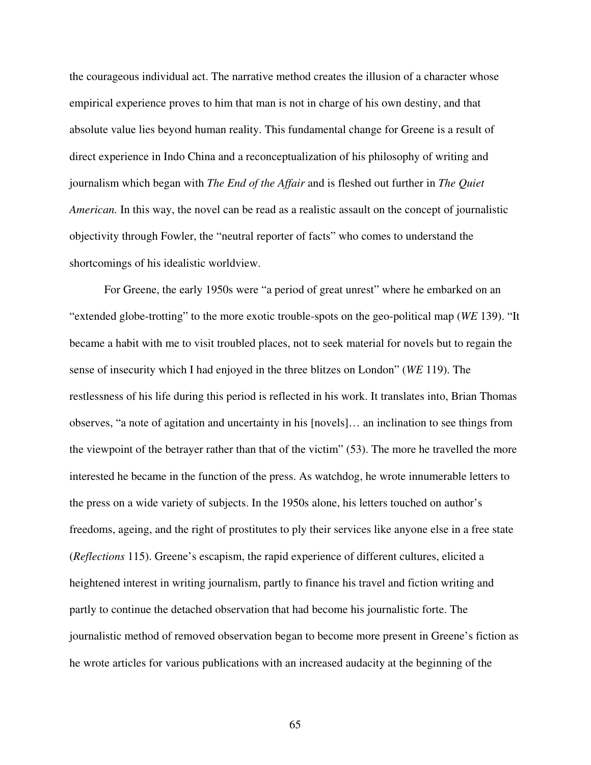the courageous individual act. The narrative method creates the illusion of a character whose empirical experience proves to him that man is not in charge of his own destiny, and that absolute value lies beyond human reality. This fundamental change for Greene is a result of direct experience in Indo China and a reconceptualization of his philosophy of writing and journalism which began with *The End of the Affair* and is fleshed out further in *The Quiet American.* In this way, the novel can be read as a realistic assault on the concept of journalistic objectivity through Fowler, the "neutral reporter of facts" who comes to understand the shortcomings of his idealistic worldview.

For Greene, the early 1950s were "a period of great unrest" where he embarked on an "extended globe-trotting" to the more exotic trouble-spots on the geo-political map (*WE* 139). "It became a habit with me to visit troubled places, not to seek material for novels but to regain the sense of insecurity which I had enjoyed in the three blitzes on London" (*WE* 119). The restlessness of his life during this period is reflected in his work. It translates into, Brian Thomas observes, "a note of agitation and uncertainty in his [novels]… an inclination to see things from the viewpoint of the betrayer rather than that of the victim" (53). The more he travelled the more interested he became in the function of the press. As watchdog, he wrote innumerable letters to the press on a wide variety of subjects. In the 1950s alone, his letters touched on author's freedoms, ageing, and the right of prostitutes to ply their services like anyone else in a free state (*Reflections* 115). Greene's escapism, the rapid experience of different cultures, elicited a heightened interest in writing journalism, partly to finance his travel and fiction writing and partly to continue the detached observation that had become his journalistic forte. The journalistic method of removed observation began to become more present in Greene's fiction as he wrote articles for various publications with an increased audacity at the beginning of the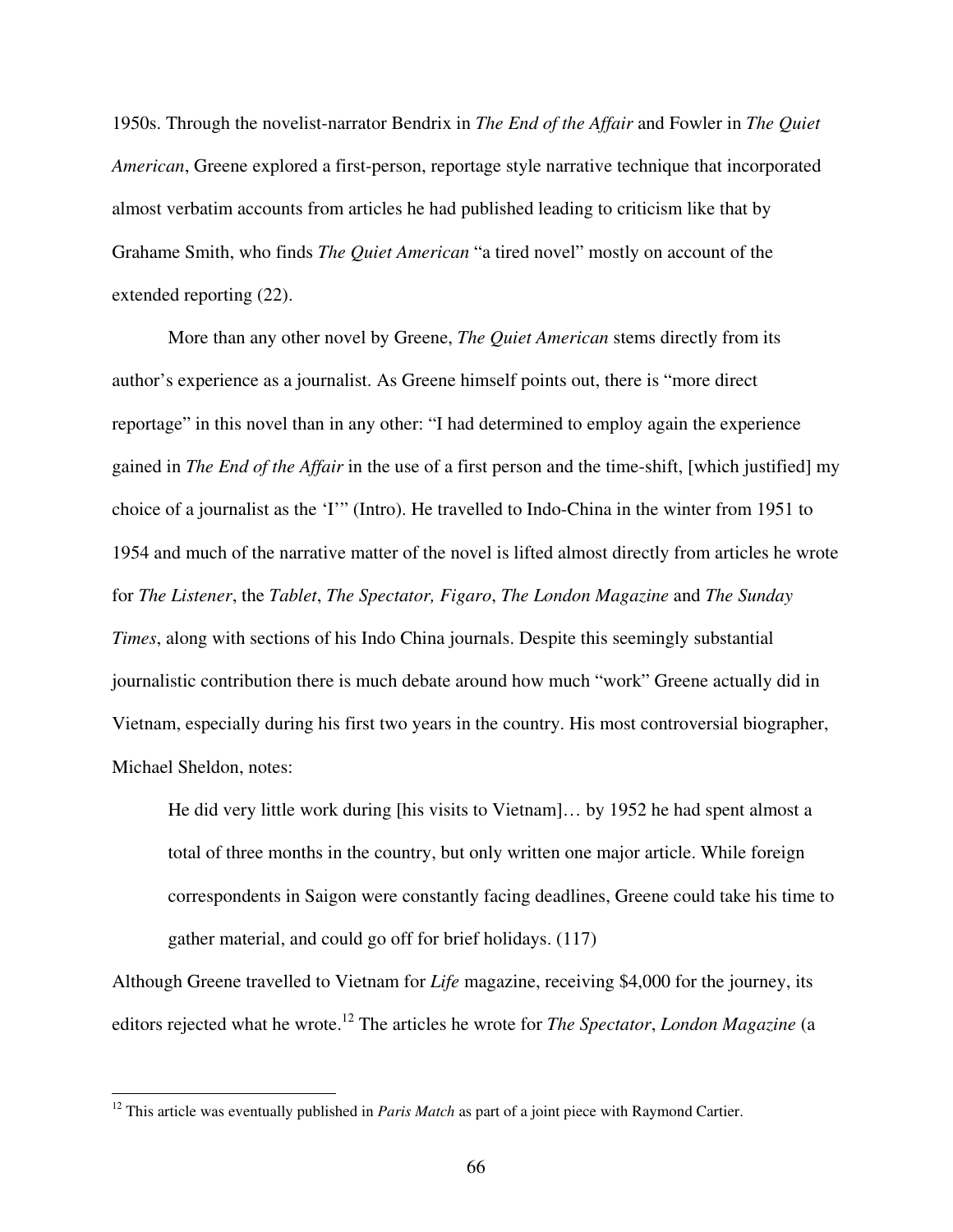1950s. Through the novelist-narrator Bendrix in *The End of the Affair* and Fowler in *The Quiet American*, Greene explored a first-person, reportage style narrative technique that incorporated almost verbatim accounts from articles he had published leading to criticism like that by Grahame Smith, who finds *The Quiet American* "a tired novel" mostly on account of the extended reporting (22).

More than any other novel by Greene, *The Quiet American* stems directly from its author's experience as a journalist. As Greene himself points out, there is "more direct reportage" in this novel than in any other: "I had determined to employ again the experience gained in *The End of the Affair* in the use of a first person and the time-shift, [which justified] my choice of a journalist as the 'I'" (Intro). He travelled to Indo-China in the winter from 1951 to 1954 and much of the narrative matter of the novel is lifted almost directly from articles he wrote for *The Listener*, the *Tablet*, *The Spectator, Figaro*, *The London Magazine* and *The Sunday Times*, along with sections of his Indo China journals. Despite this seemingly substantial journalistic contribution there is much debate around how much "work" Greene actually did in Vietnam, especially during his first two years in the country. His most controversial biographer, Michael Sheldon, notes:

> He did very little work during [his visits to Vietnam]… by 1952 he had spent almost a total of three months in the country, but only written one major article. While foreign correspondents in Saigon were constantly facing deadlines, Greene could take his time to gather material, and could go off for brief holidays. (117)

Although Greene travelled to Vietnam for *Life* magazine, receiving $4,000 for the journey, its editors rejected what he wrote.[12] The articles he wrote for *The Spectator*, *London Magazine* (a

---

[12] This article was eventually published in *Paris Match* as part of a joint piece with Raymond Cartier.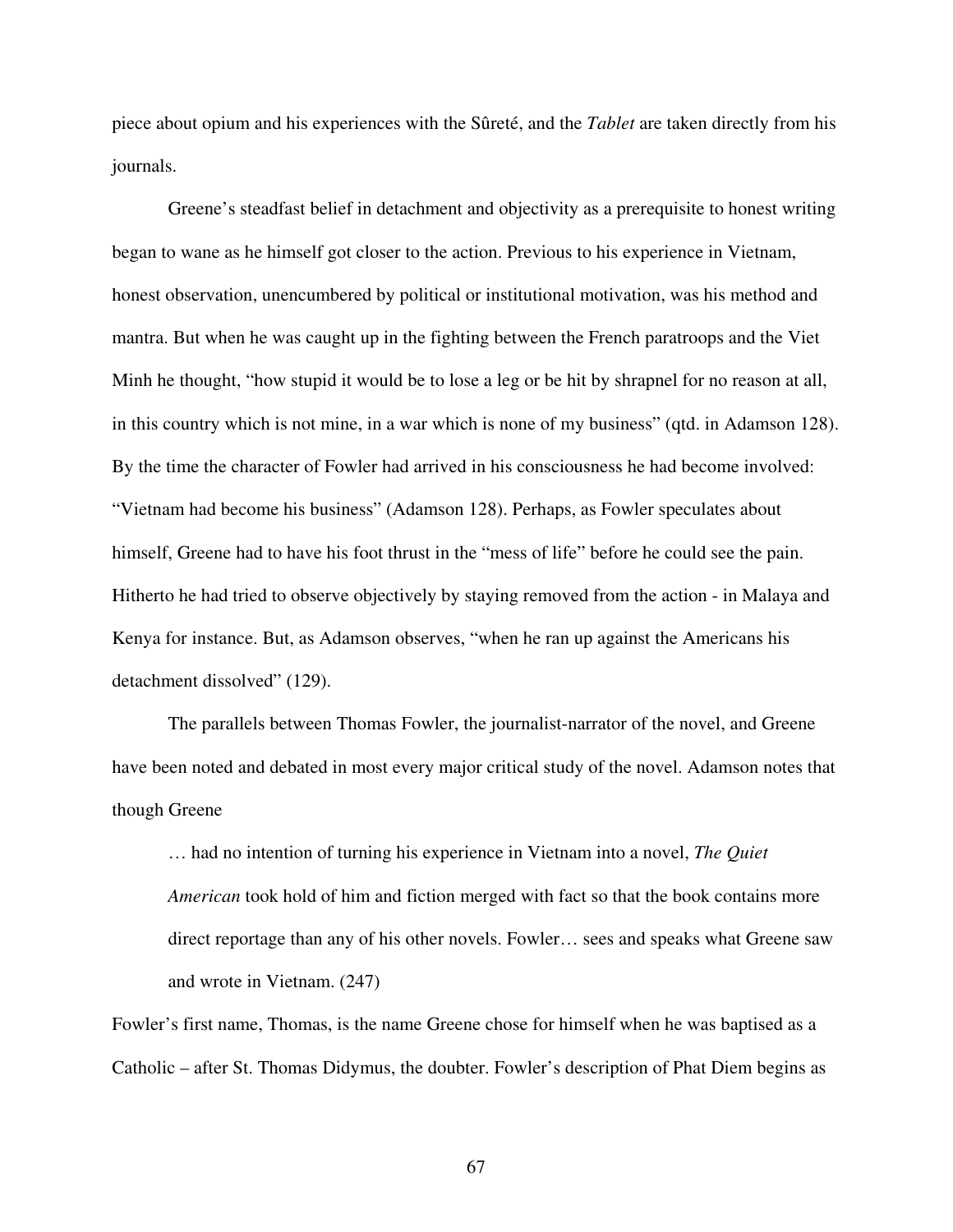piece about opium and his experiences with the Sûreté, and the *Tablet* are taken directly from his journals.

Greene's steadfast belief in detachment and objectivity as a prerequisite to honest writing began to wane as he himself got closer to the action. Previous to his experience in Vietnam, honest observation, unencumbered by political or institutional motivation, was his method and mantra. But when he was caught up in the fighting between the French paratroops and the Viet Minh he thought, "how stupid it would be to lose a leg or be hit by shrapnel for no reason at all, in this country which is not mine, in a war which is none of my business" (qtd. in Adamson 128). By the time the character of Fowler had arrived in his consciousness he had become involved: "Vietnam had become his business" (Adamson 128). Perhaps, as Fowler speculates about himself, Greene had to have his foot thrust in the "mess of life" before he could see the pain. Hitherto he had tried to observe objectively by staying removed from the action - in Malaya and Kenya for instance. But, as Adamson observes, "when he ran up against the Americans his detachment dissolved" (129).

The parallels between Thomas Fowler, the journalist-narrator of the novel, and Greene have been noted and debated in most every major critical study of the novel. Adamson notes that though Greene

> … had no intention of turning his experience in Vietnam into a novel, *The Quiet American* took hold of him and fiction merged with fact so that the book contains more direct reportage than any of his other novels. Fowler… sees and speaks what Greene saw and wrote in Vietnam. (247)

Fowler's first name, Thomas, is the name Greene chose for himself when he was baptised as a Catholic – after St. Thomas Didymus, the doubter. Fowler's description of Phat Diem begins as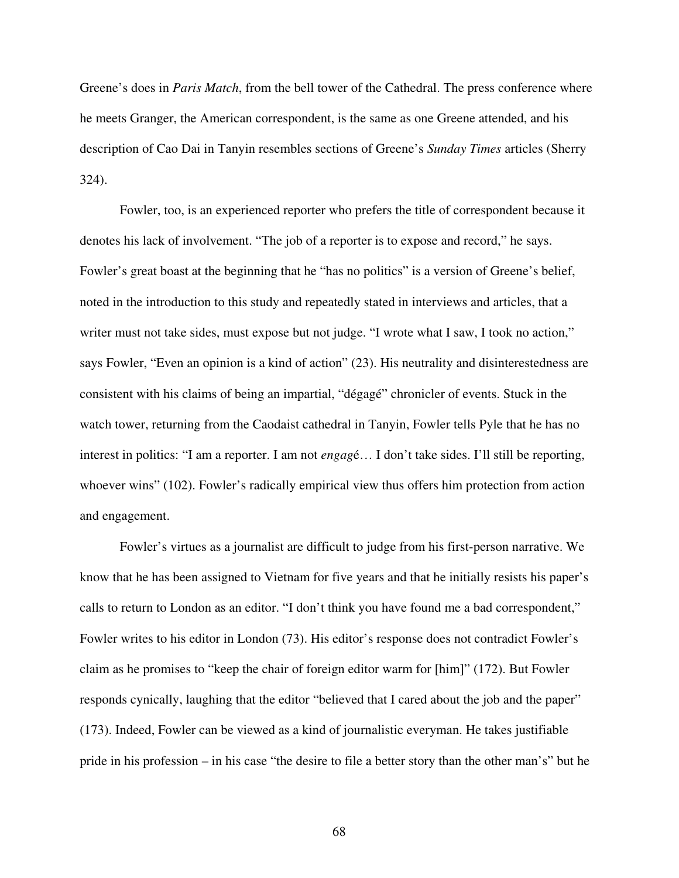Greene's does in *Paris Match*, from the bell tower of the Cathedral. The press conference where he meets Granger, the American correspondent, is the same as one Greene attended, and his description of Cao Dai in Tanyin resembles sections of Greene's *Sunday Times* articles (Sherry 324).

Fowler, too, is an experienced reporter who prefers the title of correspondent because it denotes his lack of involvement. "The job of a reporter is to expose and record," he says. Fowler's great boast at the beginning that he "has no politics" is a version of Greene's belief, noted in the introduction to this study and repeatedly stated in interviews and articles, that a writer must not take sides, must expose but not judge. "I wrote what I saw, I took no action," says Fowler, "Even an opinion is a kind of action" (23). His neutrality and disinterestedness are consistent with his claims of being an impartial, "dégagé" chronicler of events. Stuck in the watch tower, returning from the Caodaist cathedral in Tanyin, Fowler tells Pyle that he has no interest in politics: "I am a reporter. I am not *engag*é… I don't take sides. I'll still be reporting, whoever wins" (102). Fowler's radically empirical view thus offers him protection from action and engagement.

Fowler's virtues as a journalist are difficult to judge from his first-person narrative. We know that he has been assigned to Vietnam for five years and that he initially resists his paper's calls to return to London as an editor. "I don't think you have found me a bad correspondent," Fowler writes to his editor in London (73). His editor's response does not contradict Fowler's claim as he promises to "keep the chair of foreign editor warm for [him]" (172). But Fowler responds cynically, laughing that the editor "believed that I cared about the job and the paper" (173). Indeed, Fowler can be viewed as a kind of journalistic everyman. He takes justifiable pride in his profession – in his case "the desire to file a better story than the other man's" but he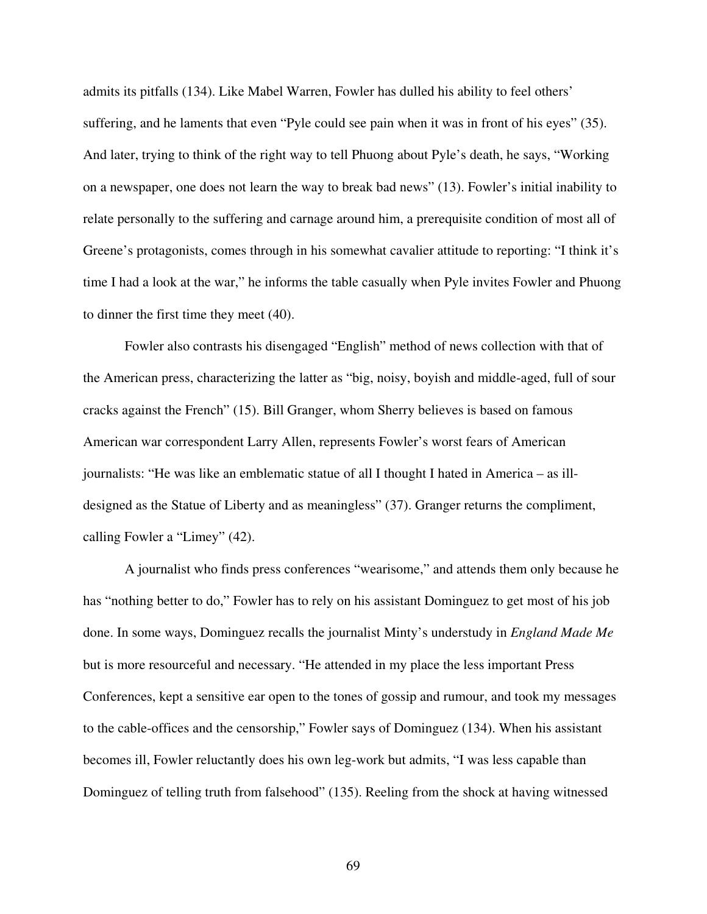admits its pitfalls (134). Like Mabel Warren, Fowler has dulled his ability to feel others' suffering, and he laments that even "Pyle could see pain when it was in front of his eyes" (35). And later, trying to think of the right way to tell Phuong about Pyle's death, he says, "Working on a newspaper, one does not learn the way to break bad news" (13). Fowler's initial inability to relate personally to the suffering and carnage around him, a prerequisite condition of most all of Greene's protagonists, comes through in his somewhat cavalier attitude to reporting: "I think it's time I had a look at the war," he informs the table casually when Pyle invites Fowler and Phuong to dinner the first time they meet (40).

Fowler also contrasts his disengaged "English" method of news collection with that of the American press, characterizing the latter as "big, noisy, boyish and middle-aged, full of sour cracks against the French" (15). Bill Granger, whom Sherry believes is based on famous American war correspondent Larry Allen, represents Fowler's worst fears of American journalists: "He was like an emblematic statue of all I thought I hated in America – as ill-designed as the Statue of Liberty and as meaningless" (37). Granger returns the compliment, calling Fowler a "Limey" (42).

A journalist who finds press conferences "wearisome," and attends them only because he has "nothing better to do," Fowler has to rely on his assistant Dominguez to get most of his job done. In some ways, Dominguez recalls the journalist Minty's understudy in *England Made Me* but is more resourceful and necessary. "He attended in my place the less important Press Conferences, kept a sensitive ear open to the tones of gossip and rumour, and took my messages to the cable-offices and the censorship," Fowler says of Dominguez (134). When his assistant becomes ill, Fowler reluctantly does his own leg-work but admits, "I was less capable than Dominguez of telling truth from falsehood" (135). Reeling from the shock at having witnessed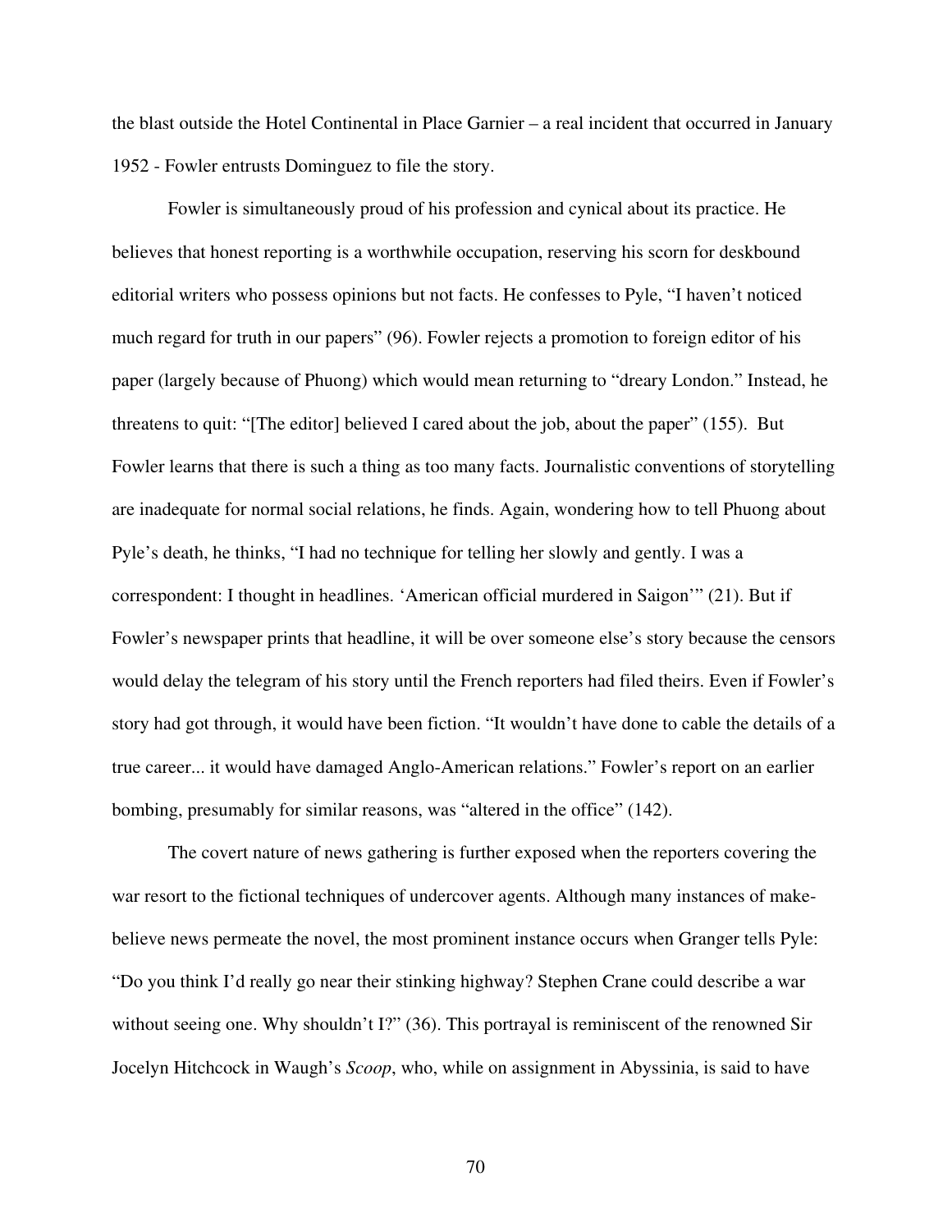the blast outside the Hotel Continental in Place Garnier – a real incident that occurred in January 1952 - Fowler entrusts Dominguez to file the story.

Fowler is simultaneously proud of his profession and cynical about its practice. He believes that honest reporting is a worthwhile occupation, reserving his scorn for deskbound editorial writers who possess opinions but not facts. He confesses to Pyle, "I haven't noticed much regard for truth in our papers" (96). Fowler rejects a promotion to foreign editor of his paper (largely because of Phuong) which would mean returning to "dreary London." Instead, he threatens to quit: "[The editor] believed I cared about the job, about the paper" (155). But Fowler learns that there is such a thing as too many facts. Journalistic conventions of storytelling are inadequate for normal social relations, he finds. Again, wondering how to tell Phuong about Pyle's death, he thinks, "I had no technique for telling her slowly and gently. I was a correspondent: I thought in headlines. 'American official murdered in Saigon'" (21). But if Fowler's newspaper prints that headline, it will be over someone else's story because the censors would delay the telegram of his story until the French reporters had filed theirs. Even if Fowler's story had got through, it would have been fiction. "It wouldn't have done to cable the details of a true career... it would have damaged Anglo-American relations." Fowler's report on an earlier bombing, presumably for similar reasons, was "altered in the office" (142).

The covert nature of news gathering is further exposed when the reporters covering the war resort to the fictional techniques of undercover agents. Although many instances of make-believe news permeate the novel, the most prominent instance occurs when Granger tells Pyle: "Do you think I'd really go near their stinking highway? Stephen Crane could describe a war without seeing one. Why shouldn't I?" (36). This portrayal is reminiscent of the renowned Sir Jocelyn Hitchcock in Waugh's *Scoop*, who, while on assignment in Abyssinia, is said to have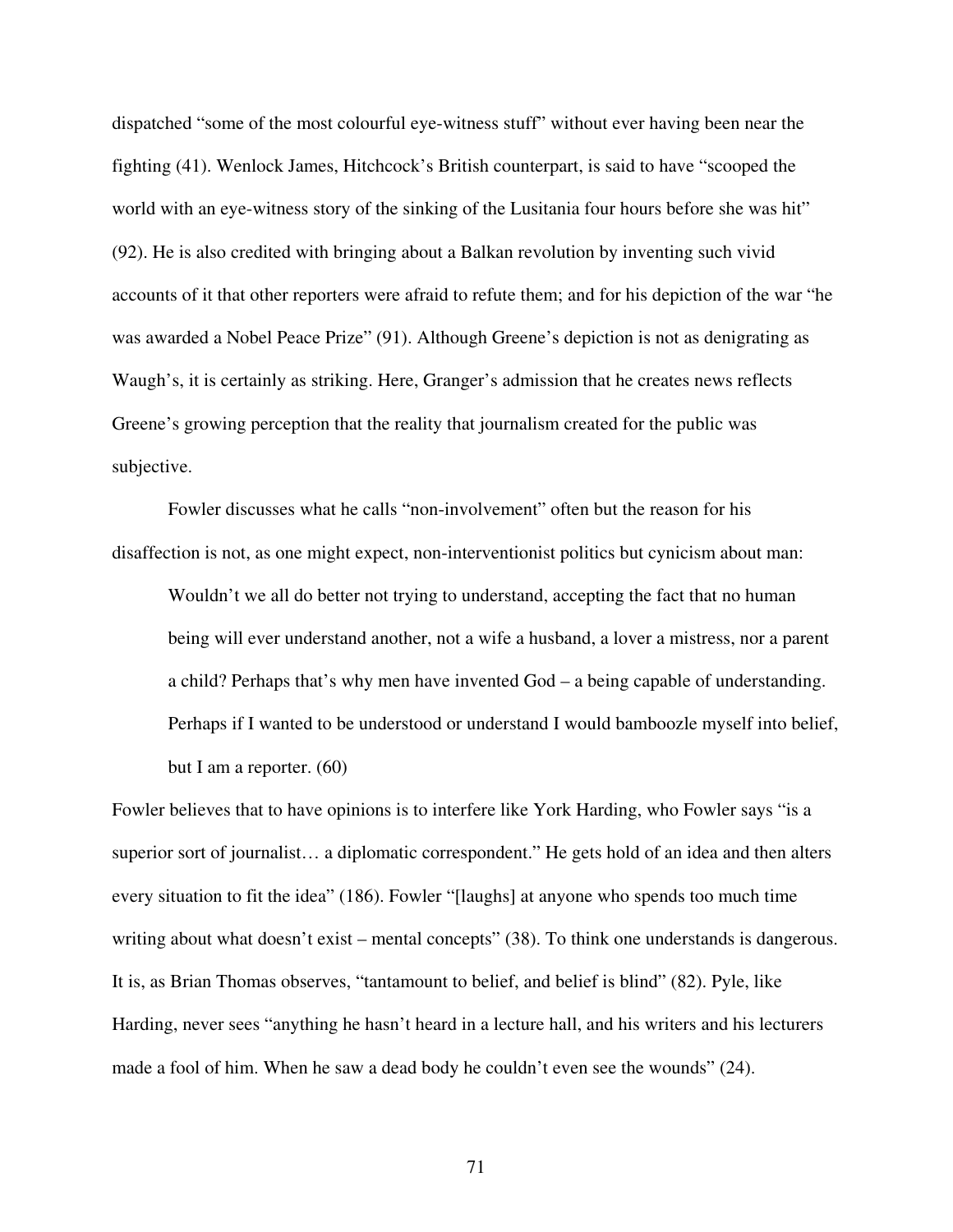dispatched "some of the most colourful eye-witness stuff" without ever having been near the fighting (41). Wenlock James, Hitchcock's British counterpart, is said to have "scooped the world with an eye-witness story of the sinking of the Lusitania four hours before she was hit" (92). He is also credited with bringing about a Balkan revolution by inventing such vivid accounts of it that other reporters were afraid to refute them; and for his depiction of the war "he was awarded a Nobel Peace Prize" (91). Although Greene's depiction is not as denigrating as Waugh's, it is certainly as striking. Here, Granger's admission that he creates news reflects Greene's growing perception that the reality that journalism created for the public was subjective.

Fowler discusses what he calls "non-involvement" often but the reason for his disaffection is not, as one might expect, non-interventionist politics but cynicism about man:

> Wouldn't we all do better not trying to understand, accepting the fact that no human being will ever understand another, not a wife a husband, a lover a mistress, nor a parent a child? Perhaps that's why men have invented God – a being capable of understanding. Perhaps if I wanted to be understood or understand I would bamboozle myself into belief, but I am a reporter. (60)

Fowler believes that to have opinions is to interfere like York Harding, who Fowler says "is a superior sort of journalist… a diplomatic correspondent." He gets hold of an idea and then alters every situation to fit the idea" (186). Fowler "[laughs] at anyone who spends too much time writing about what doesn't exist – mental concepts" (38). To think one understands is dangerous. It is, as Brian Thomas observes, "tantamount to belief, and belief is blind" (82). Pyle, like Harding, never sees "anything he hasn't heard in a lecture hall, and his writers and his lecturers made a fool of him. When he saw a dead body he couldn't even see the wounds" (24).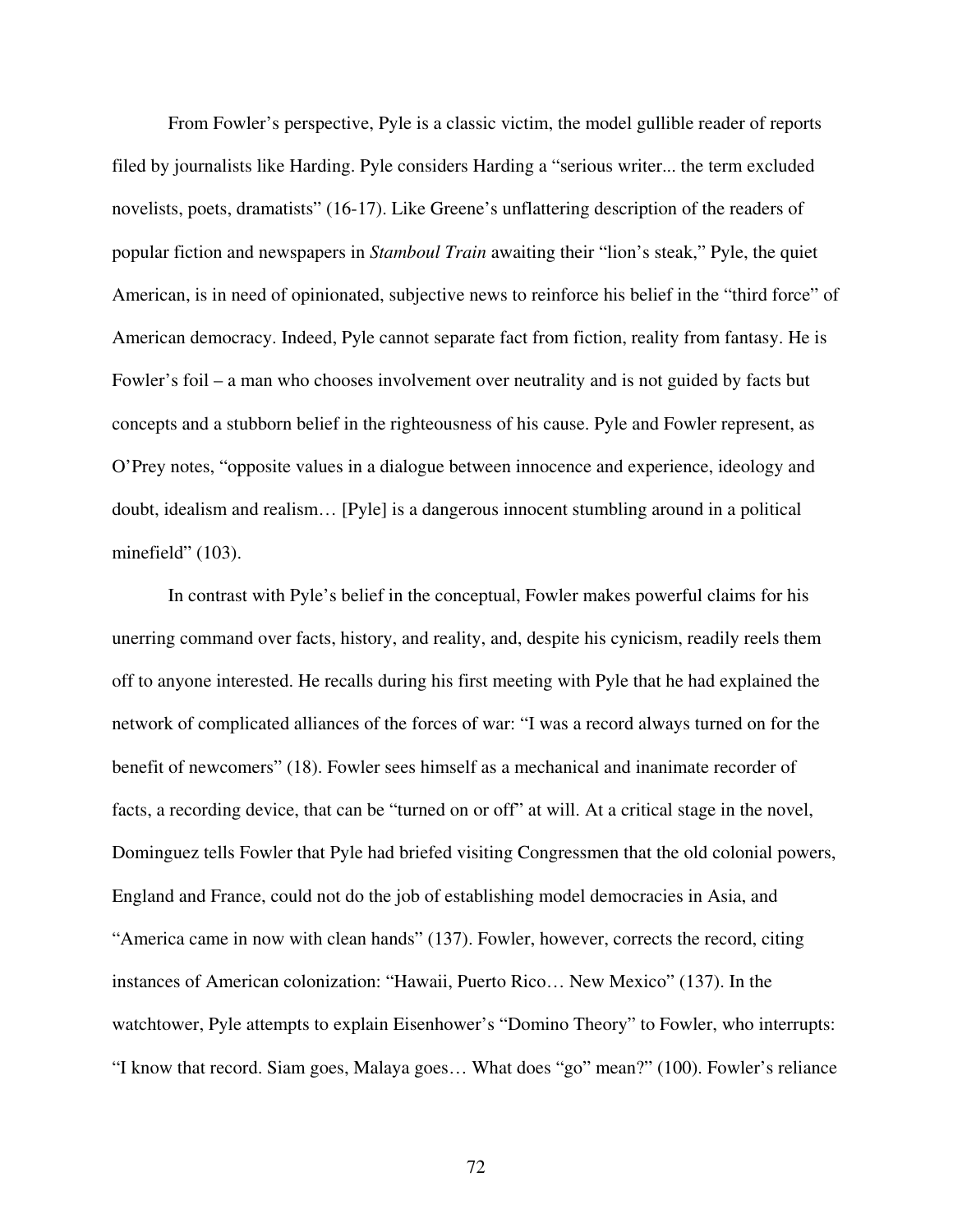From Fowler's perspective, Pyle is a classic victim, the model gullible reader of reports filed by journalists like Harding. Pyle considers Harding a "serious writer... the term excluded novelists, poets, dramatists" (16-17). Like Greene's unflattering description of the readers of popular fiction and newspapers in *Stamboul Train* awaiting their "lion's steak," Pyle, the quiet American, is in need of opinionated, subjective news to reinforce his belief in the "third force" of American democracy. Indeed, Pyle cannot separate fact from fiction, reality from fantasy. He is Fowler's foil – a man who chooses involvement over neutrality and is not guided by facts but concepts and a stubborn belief in the righteousness of his cause. Pyle and Fowler represent, as O'Prey notes, "opposite values in a dialogue between innocence and experience, ideology and doubt, idealism and realism… [Pyle] is a dangerous innocent stumbling around in a political minefield" (103).

In contrast with Pyle's belief in the conceptual, Fowler makes powerful claims for his unerring command over facts, history, and reality, and, despite his cynicism, readily reels them off to anyone interested. He recalls during his first meeting with Pyle that he had explained the network of complicated alliances of the forces of war: "I was a record always turned on for the benefit of newcomers" (18). Fowler sees himself as a mechanical and inanimate recorder of facts, a recording device, that can be "turned on or off" at will. At a critical stage in the novel, Dominguez tells Fowler that Pyle had briefed visiting Congressmen that the old colonial powers, England and France, could not do the job of establishing model democracies in Asia, and "America came in now with clean hands" (137). Fowler, however, corrects the record, citing instances of American colonization: "Hawaii, Puerto Rico… New Mexico" (137). In the watchtower, Pyle attempts to explain Eisenhower's "Domino Theory" to Fowler, who interrupts: "I know that record. Siam goes, Malaya goes… What does "go" mean?" (100). Fowler's reliance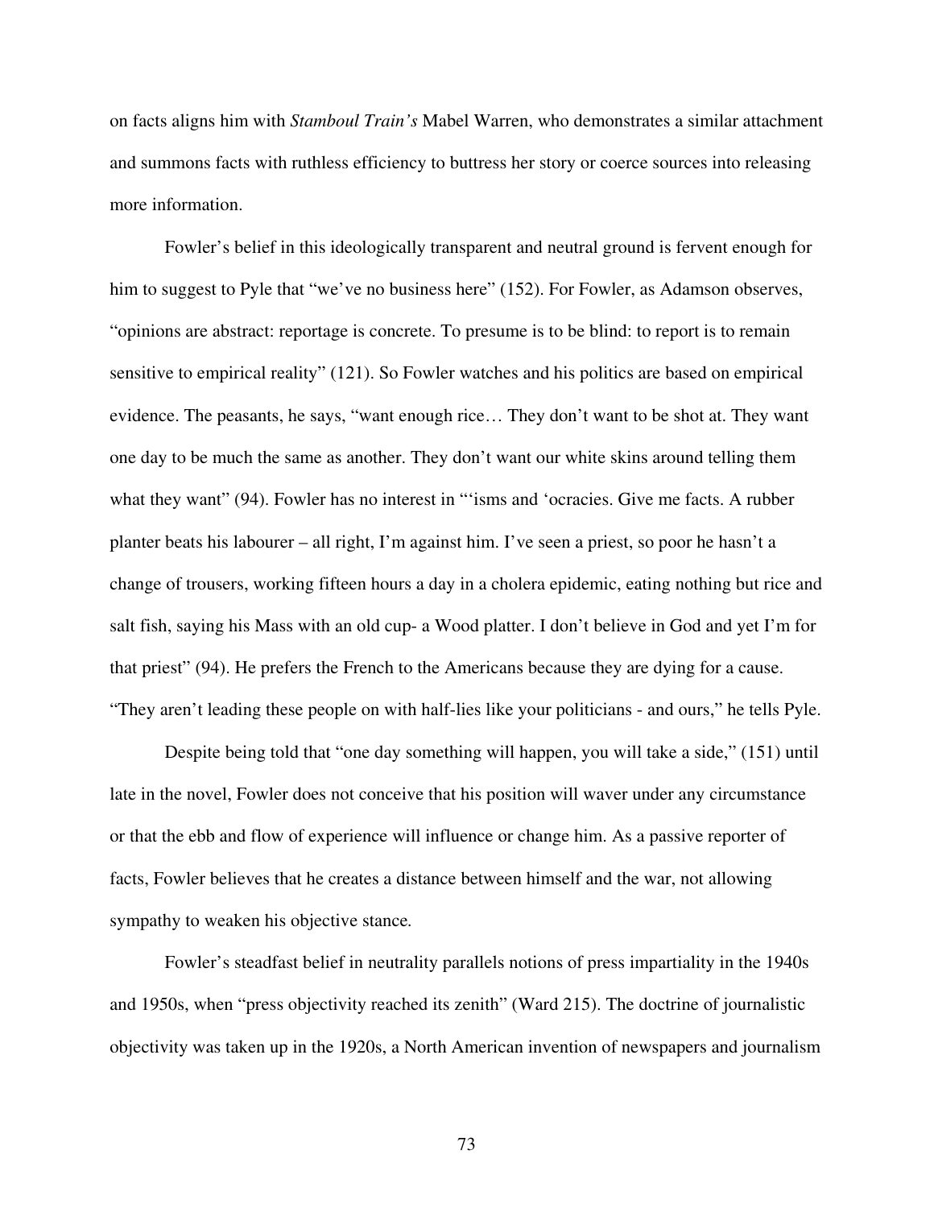on facts aligns him with *Stamboul Train's* Mabel Warren, who demonstrates a similar attachment and summons facts with ruthless efficiency to buttress her story or coerce sources into releasing more information.

Fowler's belief in this ideologically transparent and neutral ground is fervent enough for him to suggest to Pyle that "we've no business here" (152). For Fowler, as Adamson observes, "opinions are abstract: reportage is concrete. To presume is to be blind: to report is to remain sensitive to empirical reality" (121). So Fowler watches and his politics are based on empirical evidence. The peasants, he says, "want enough rice… They don't want to be shot at. They want one day to be much the same as another. They don't want our white skins around telling them what they want" (94). Fowler has no interest in "'isms and 'ocracies. Give me facts. A rubber planter beats his labourer – all right, I'm against him. I've seen a priest, so poor he hasn't a change of trousers, working fifteen hours a day in a cholera epidemic, eating nothing but rice and salt fish, saying his Mass with an old cup- a Wood platter. I don't believe in God and yet I'm for that priest" (94). He prefers the French to the Americans because they are dying for a cause. "They aren't leading these people on with half-lies like your politicians - and ours," he tells Pyle.

Despite being told that "one day something will happen, you will take a side," (151) until late in the novel, Fowler does not conceive that his position will waver under any circumstance or that the ebb and flow of experience will influence or change him. As a passive reporter of facts, Fowler believes that he creates a distance between himself and the war, not allowing sympathy to weaken his objective stance.

Fowler's steadfast belief in neutrality parallels notions of press impartiality in the 1940s and 1950s, when "press objectivity reached its zenith" (Ward 215). The doctrine of journalistic objectivity was taken up in the 1920s, a North American invention of newspapers and journalism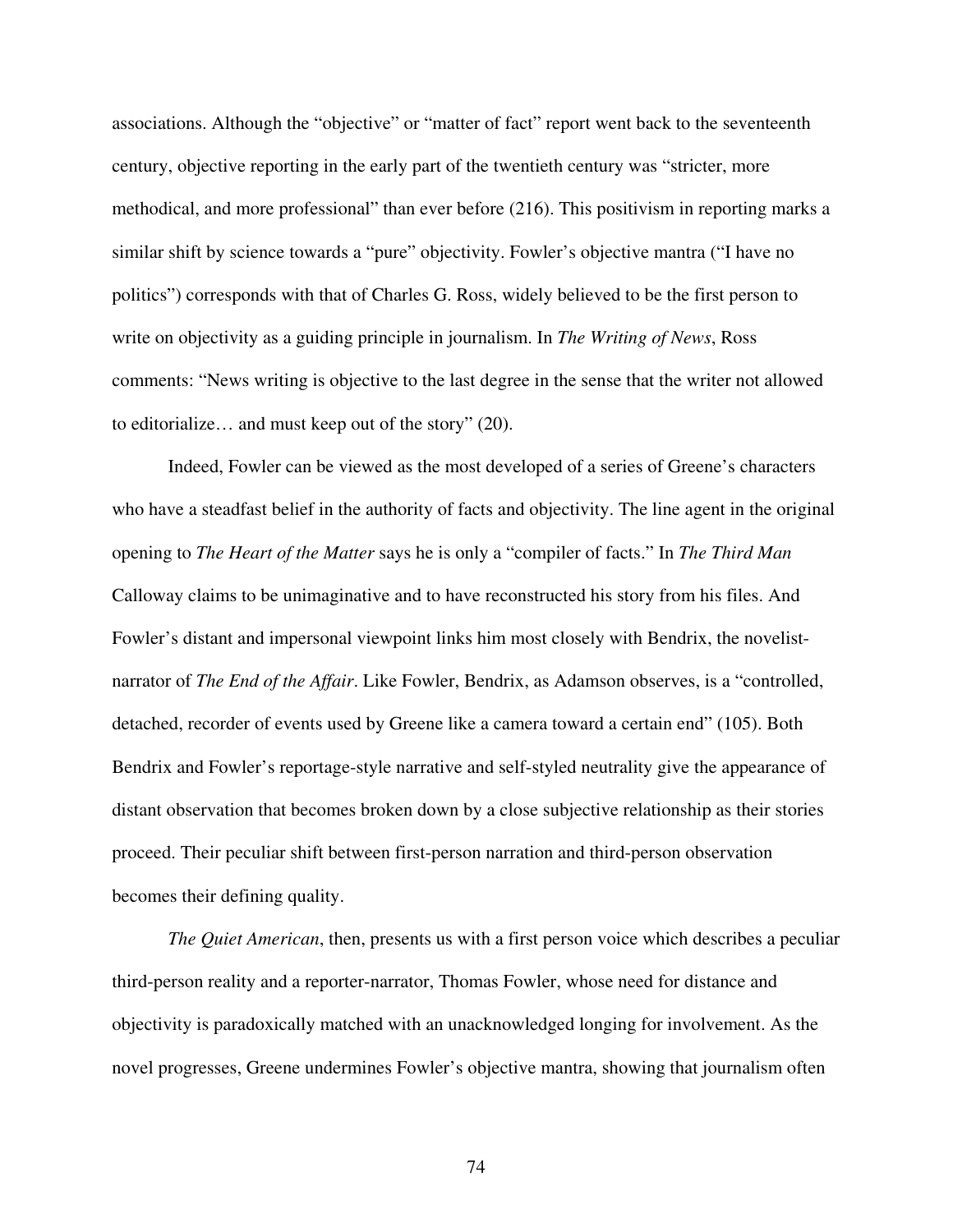associations. Although the "objective" or "matter of fact" report went back to the seventeenth century, objective reporting in the early part of the twentieth century was "stricter, more methodical, and more professional" than ever before (216). This positivism in reporting marks a similar shift by science towards a "pure" objectivity. Fowler's objective mantra ("I have no politics") corresponds with that of Charles G. Ross, widely believed to be the first person to write on objectivity as a guiding principle in journalism. In *The Writing of News*, Ross comments: "News writing is objective to the last degree in the sense that the writer not allowed to editorialize… and must keep out of the story" (20).

Indeed, Fowler can be viewed as the most developed of a series of Greene's characters who have a steadfast belief in the authority of facts and objectivity. The line agent in the original opening to *The Heart of the Matter* says he is only a "compiler of facts." In *The Third Man* Calloway claims to be unimaginative and to have reconstructed his story from his files. And Fowler's distant and impersonal viewpoint links him most closely with Bendrix, the novelist-narrator of *The End of the Affair*. Like Fowler, Bendrix, as Adamson observes, is a "controlled, detached, recorder of events used by Greene like a camera toward a certain end" (105). Both Bendrix and Fowler's reportage-style narrative and self-styled neutrality give the appearance of distant observation that becomes broken down by a close subjective relationship as their stories proceed. Their peculiar shift between first-person narration and third-person observation becomes their defining quality.

*The Quiet American*, then, presents us with a first person voice which describes a peculiar third-person reality and a reporter-narrator, Thomas Fowler, whose need for distance and objectivity is paradoxically matched with an unacknowledged longing for involvement. As the novel progresses, Greene undermines Fowler's objective mantra, showing that journalism often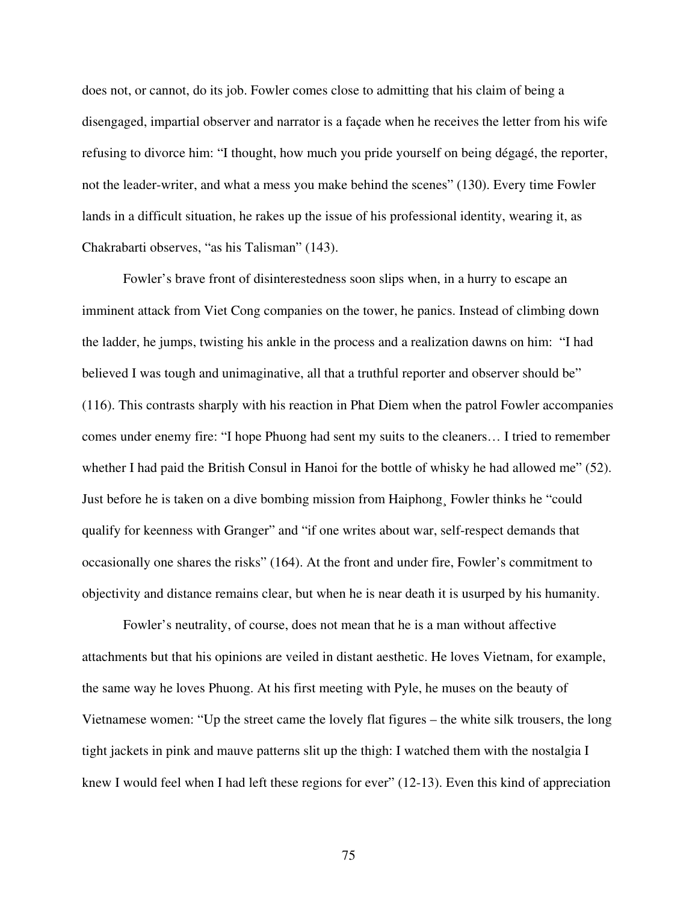does not, or cannot, do its job. Fowler comes close to admitting that his claim of being a disengaged, impartial observer and narrator is a façade when he receives the letter from his wife refusing to divorce him: "I thought, how much you pride yourself on being dégagé, the reporter, not the leader-writer, and what a mess you make behind the scenes" (130). Every time Fowler lands in a difficult situation, he rakes up the issue of his professional identity, wearing it, as Chakrabarti observes, "as his Talisman" (143).

Fowler's brave front of disinterestedness soon slips when, in a hurry to escape an imminent attack from Viet Cong companies on the tower, he panics. Instead of climbing down the ladder, he jumps, twisting his ankle in the process and a realization dawns on him: "I had believed I was tough and unimaginative, all that a truthful reporter and observer should be" (116). This contrasts sharply with his reaction in Phat Diem when the patrol Fowler accompanies comes under enemy fire: "I hope Phuong had sent my suits to the cleaners… I tried to remember whether I had paid the British Consul in Hanoi for the bottle of whisky he had allowed me" (52). Just before he is taken on a dive bombing mission from Haiphong¸ Fowler thinks he "could qualify for keenness with Granger" and "if one writes about war, self-respect demands that occasionally one shares the risks" (164). At the front and under fire, Fowler's commitment to objectivity and distance remains clear, but when he is near death it is usurped by his humanity.

Fowler's neutrality, of course, does not mean that he is a man without affective attachments but that his opinions are veiled in distant aesthetic. He loves Vietnam, for example, the same way he loves Phuong. At his first meeting with Pyle, he muses on the beauty of Vietnamese women: "Up the street came the lovely flat figures – the white silk trousers, the long tight jackets in pink and mauve patterns slit up the thigh: I watched them with the nostalgia I knew I would feel when I had left these regions for ever" (12-13). Even this kind of appreciation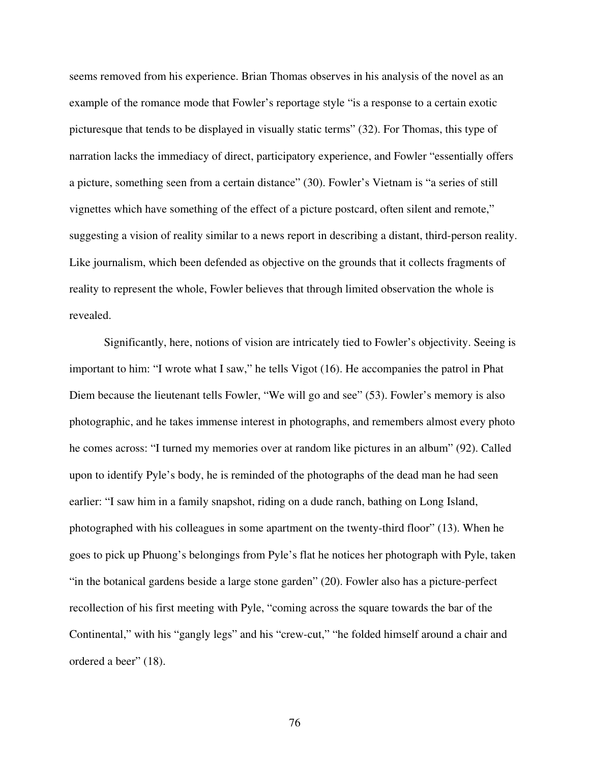seems removed from his experience. Brian Thomas observes in his analysis of the novel as an example of the romance mode that Fowler's reportage style "is a response to a certain exotic picturesque that tends to be displayed in visually static terms" (32). For Thomas, this type of narration lacks the immediacy of direct, participatory experience, and Fowler "essentially offers a picture, something seen from a certain distance" (30). Fowler's Vietnam is "a series of still vignettes which have something of the effect of a picture postcard, often silent and remote," suggesting a vision of reality similar to a news report in describing a distant, third-person reality. Like journalism, which been defended as objective on the grounds that it collects fragments of reality to represent the whole, Fowler believes that through limited observation the whole is revealed.

Significantly, here, notions of vision are intricately tied to Fowler's objectivity. Seeing is important to him: "I wrote what I saw," he tells Vigot (16). He accompanies the patrol in Phat Diem because the lieutenant tells Fowler, "We will go and see" (53). Fowler's memory is also photographic, and he takes immense interest in photographs, and remembers almost every photo he comes across: "I turned my memories over at random like pictures in an album" (92). Called upon to identify Pyle's body, he is reminded of the photographs of the dead man he had seen earlier: "I saw him in a family snapshot, riding on a dude ranch, bathing on Long Island, photographed with his colleagues in some apartment on the twenty-third floor" (13). When he goes to pick up Phuong's belongings from Pyle's flat he notices her photograph with Pyle, taken "in the botanical gardens beside a large stone garden" (20). Fowler also has a picture-perfect recollection of his first meeting with Pyle, "coming across the square towards the bar of the Continental," with his "gangly legs" and his "crew-cut," "he folded himself around a chair and ordered a beer" (18).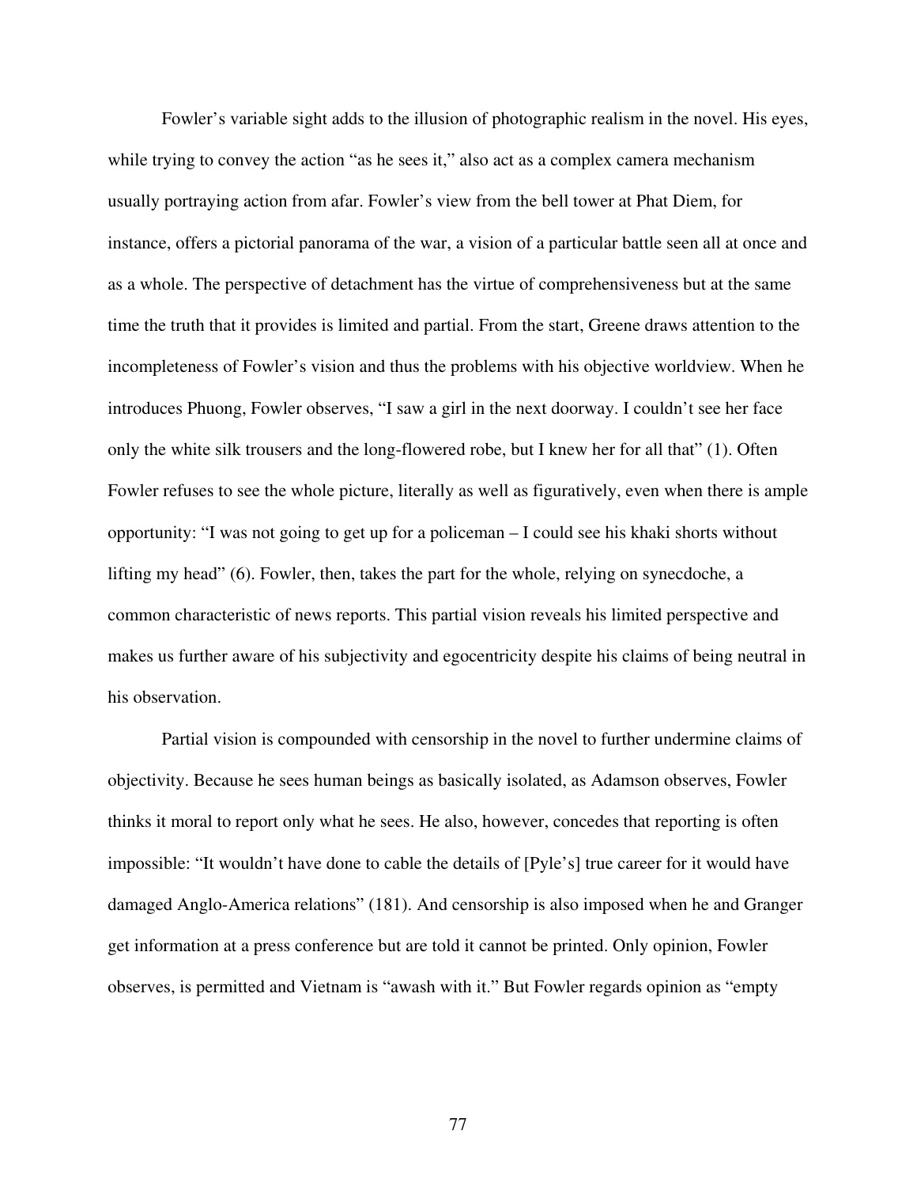Fowler's variable sight adds to the illusion of photographic realism in the novel. His eyes, while trying to convey the action "as he sees it," also act as a complex camera mechanism usually portraying action from afar. Fowler's view from the bell tower at Phat Diem, for instance, offers a pictorial panorama of the war, a vision of a particular battle seen all at once and as a whole. The perspective of detachment has the virtue of comprehensiveness but at the same time the truth that it provides is limited and partial. From the start, Greene draws attention to the incompleteness of Fowler's vision and thus the problems with his objective worldview. When he introduces Phuong, Fowler observes, "I saw a girl in the next doorway. I couldn't see her face only the white silk trousers and the long-flowered robe, but I knew her for all that" (1). Often Fowler refuses to see the whole picture, literally as well as figuratively, even when there is ample opportunity: "I was not going to get up for a policeman – I could see his khaki shorts without lifting my head" (6). Fowler, then, takes the part for the whole, relying on synecdoche, a common characteristic of news reports. This partial vision reveals his limited perspective and makes us further aware of his subjectivity and egocentricity despite his claims of being neutral in his observation.

Partial vision is compounded with censorship in the novel to further undermine claims of objectivity. Because he sees human beings as basically isolated, as Adamson observes, Fowler thinks it moral to report only what he sees. He also, however, concedes that reporting is often impossible: "It wouldn't have done to cable the details of [Pyle's] true career for it would have damaged Anglo-America relations" (181). And censorship is also imposed when he and Granger get information at a press conference but are told it cannot be printed. Only opinion, Fowler observes, is permitted and Vietnam is "awash with it." But Fowler regards opinion as "empty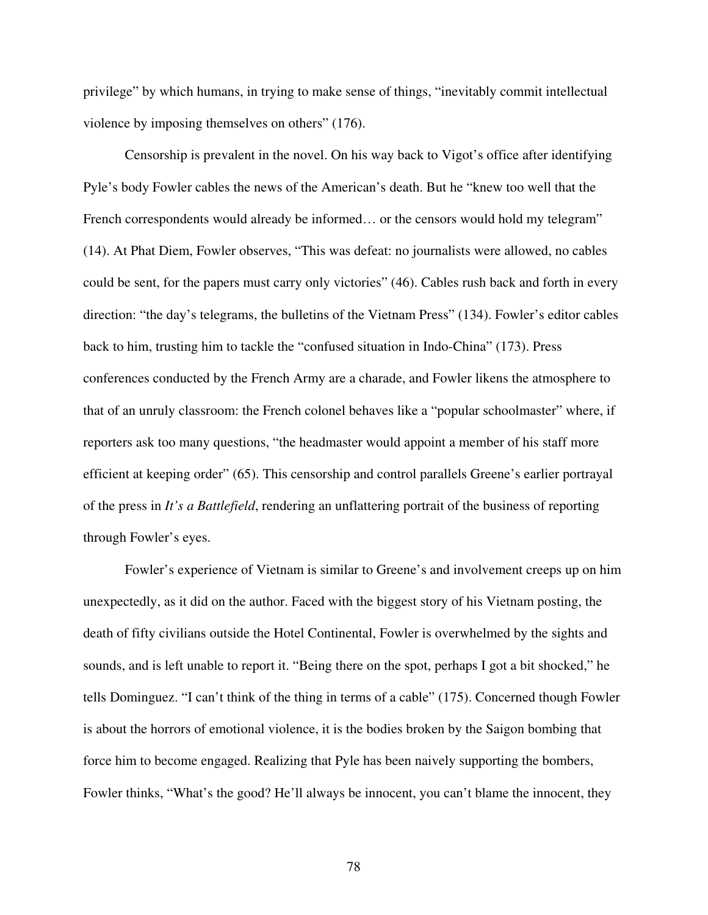privilege" by which humans, in trying to make sense of things, "inevitably commit intellectual violence by imposing themselves on others" (176).

Censorship is prevalent in the novel. On his way back to Vigot's office after identifying Pyle's body Fowler cables the news of the American's death. But he "knew too well that the French correspondents would already be informed… or the censors would hold my telegram" (14). At Phat Diem, Fowler observes, "This was defeat: no journalists were allowed, no cables could be sent, for the papers must carry only victories" (46). Cables rush back and forth in every direction: "the day's telegrams, the bulletins of the Vietnam Press" (134). Fowler's editor cables back to him, trusting him to tackle the "confused situation in Indo-China" (173). Press conferences conducted by the French Army are a charade, and Fowler likens the atmosphere to that of an unruly classroom: the French colonel behaves like a "popular schoolmaster" where, if reporters ask too many questions, "the headmaster would appoint a member of his staff more efficient at keeping order" (65). This censorship and control parallels Greene's earlier portrayal of the press in *It's a Battlefield*, rendering an unflattering portrait of the business of reporting through Fowler's eyes.

Fowler's experience of Vietnam is similar to Greene's and involvement creeps up on him unexpectedly, as it did on the author. Faced with the biggest story of his Vietnam posting, the death of fifty civilians outside the Hotel Continental, Fowler is overwhelmed by the sights and sounds, and is left unable to report it. "Being there on the spot, perhaps I got a bit shocked," he tells Dominguez. "I can't think of the thing in terms of a cable" (175). Concerned though Fowler is about the horrors of emotional violence, it is the bodies broken by the Saigon bombing that force him to become engaged. Realizing that Pyle has been naively supporting the bombers, Fowler thinks, "What's the good? He'll always be innocent, you can't blame the innocent, they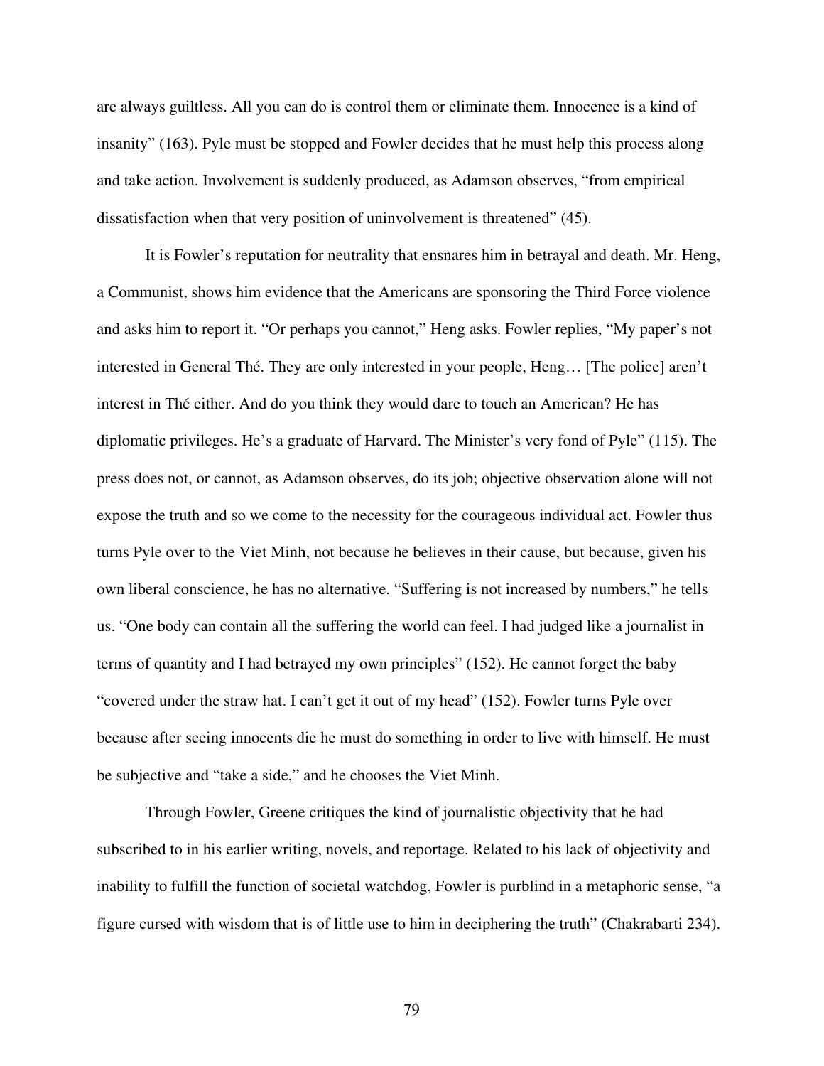are always guiltless. All you can do is control them or eliminate them. Innocence is a kind of insanity" (163). Pyle must be stopped and Fowler decides that he must help this process along and take action. Involvement is suddenly produced, as Adamson observes, "from empirical dissatisfaction when that very position of uninvolvement is threatened" (45).

It is Fowler's reputation for neutrality that ensnares him in betrayal and death. Mr. Heng, a Communist, shows him evidence that the Americans are sponsoring the Third Force violence and asks him to report it. "Or perhaps you cannot," Heng asks. Fowler replies, "My paper's not interested in General Thé. They are only interested in your people, Heng… [The police] aren't interest in Thé either. And do you think they would dare to touch an American? He has diplomatic privileges. He's a graduate of Harvard. The Minister's very fond of Pyle" (115). The press does not, or cannot, as Adamson observes, do its job; objective observation alone will not expose the truth and so we come to the necessity for the courageous individual act. Fowler thus turns Pyle over to the Viet Minh, not because he believes in their cause, but because, given his own liberal conscience, he has no alternative. "Suffering is not increased by numbers," he tells us. "One body can contain all the suffering the world can feel. I had judged like a journalist in terms of quantity and I had betrayed my own principles" (152). He cannot forget the baby "covered under the straw hat. I can't get it out of my head" (152). Fowler turns Pyle over because after seeing innocents die he must do something in order to live with himself. He must be subjective and "take a side," and he chooses the Viet Minh.

Through Fowler, Greene critiques the kind of journalistic objectivity that he had subscribed to in his earlier writing, novels, and reportage. Related to his lack of objectivity and inability to fulfill the function of societal watchdog, Fowler is purblind in a metaphoric sense, "a figure cursed with wisdom that is of little use to him in deciphering the truth" (Chakrabarti 234).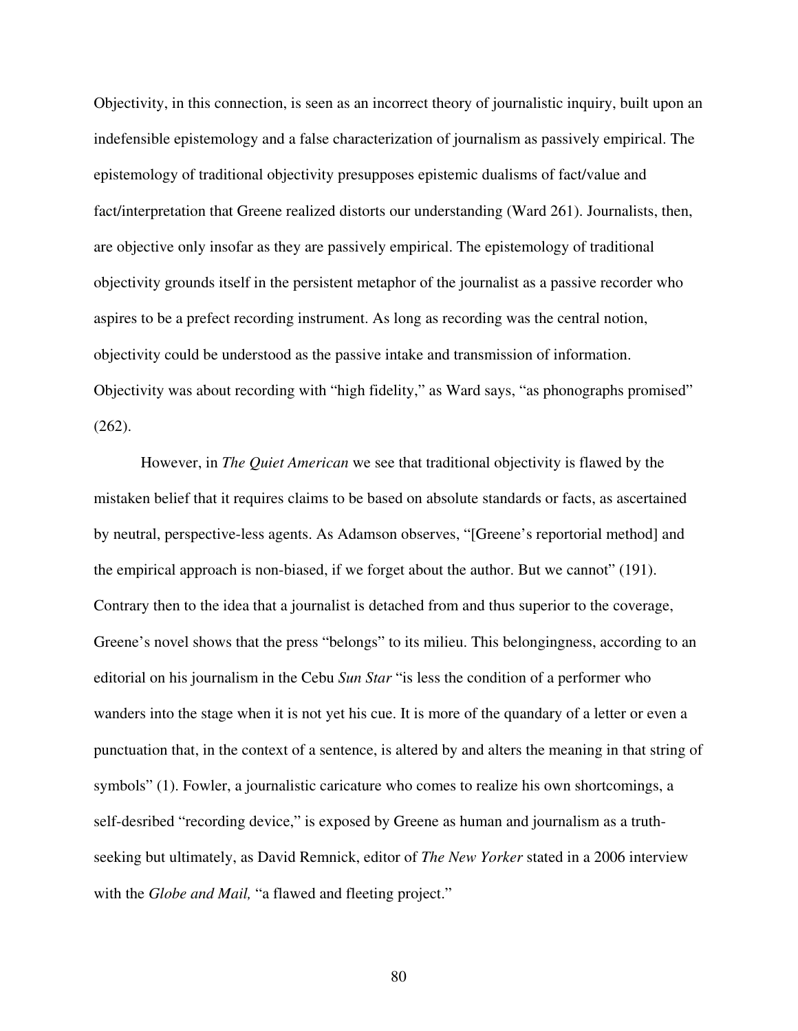Objectivity, in this connection, is seen as an incorrect theory of journalistic inquiry, built upon an indefensible epistemology and a false characterization of journalism as passively empirical. The epistemology of traditional objectivity presupposes epistemic dualisms of fact/value and fact/interpretation that Greene realized distorts our understanding (Ward 261). Journalists, then, are objective only insofar as they are passively empirical. The epistemology of traditional objectivity grounds itself in the persistent metaphor of the journalist as a passive recorder who aspires to be a prefect recording instrument. As long as recording was the central notion, objectivity could be understood as the passive intake and transmission of information. Objectivity was about recording with "high fidelity," as Ward says, "as phonographs promised" (262).

However, in *The Quiet American* we see that traditional objectivity is flawed by the mistaken belief that it requires claims to be based on absolute standards or facts, as ascertained by neutral, perspective-less agents. As Adamson observes, "[Greene's reportorial method] and the empirical approach is non-biased, if we forget about the author. But we cannot" (191). Contrary then to the idea that a journalist is detached from and thus superior to the coverage, Greene's novel shows that the press "belongs" to its milieu. This belongingness, according to an editorial on his journalism in the Cebu *Sun Star* "is less the condition of a performer who wanders into the stage when it is not yet his cue. It is more of the quandary of a letter or even a punctuation that, in the context of a sentence, is altered by and alters the meaning in that string of symbols" (1). Fowler, a journalistic caricature who comes to realize his own shortcomings, a self-desribed "recording device," is exposed by Greene as human and journalism as a truth-seeking but ultimately, as David Remnick, editor of *The New Yorker* stated in a 2006 interview with the *Globe and Mail,* "a flawed and fleeting project."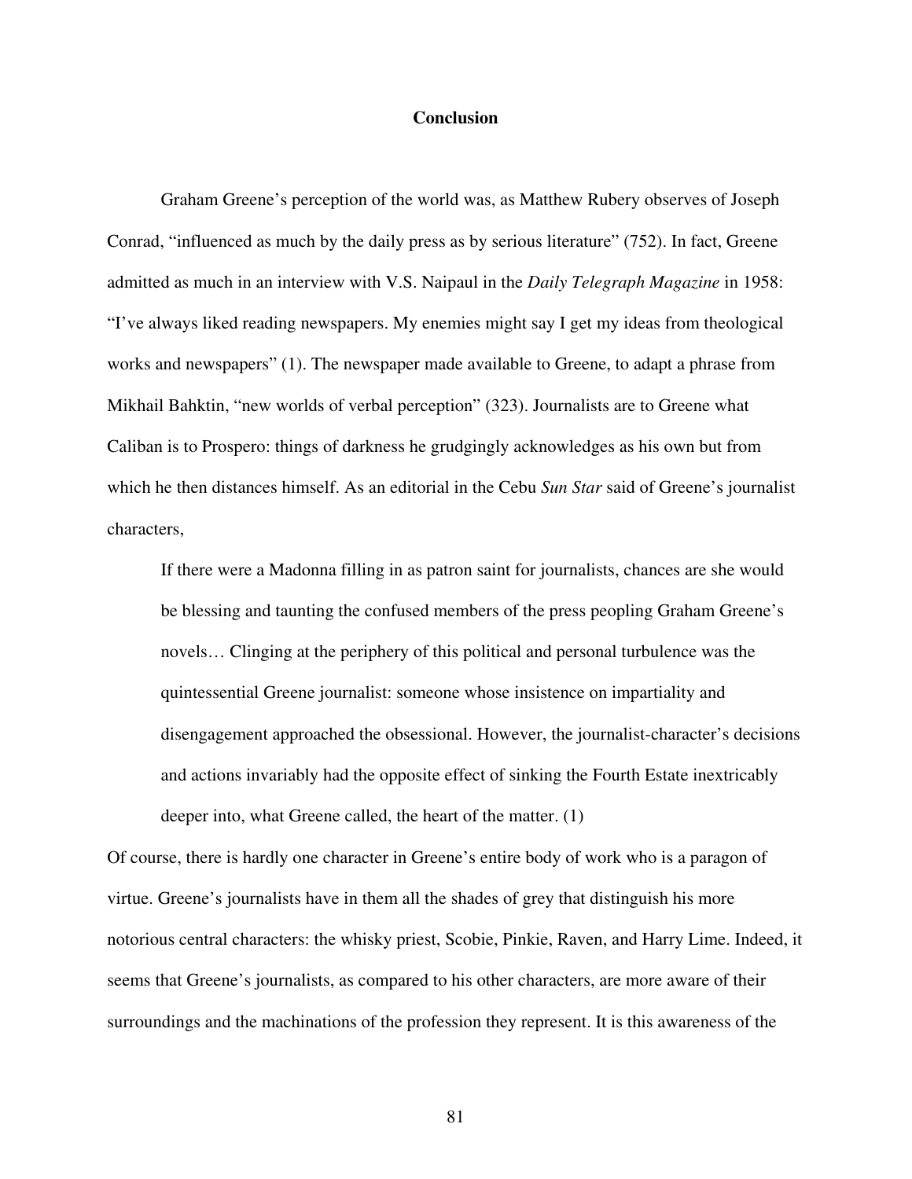# Conclusion

Graham Greene's perception of the world was, as Matthew Rubery observes of Joseph Conrad, "influenced as much by the daily press as by serious literature" (752). In fact, Greene admitted as much in an interview with V.S. Naipaul in the *Daily Telegraph Magazine* in 1958: "I've always liked reading newspapers. My enemies might say I get my ideas from theological works and newspapers" (1). The newspaper made available to Greene, to adapt a phrase from Mikhail Bahktin, "new worlds of verbal perception" (323). Journalists are to Greene what Caliban is to Prospero: things of darkness he grudgingly acknowledges as his own but from which he then distances himself. As an editorial in the Cebu *Sun Star* said of Greene's journalist characters,

> If there were a Madonna filling in as patron saint for journalists, chances are she would be blessing and taunting the confused members of the press peopling Graham Greene's novels… Clinging at the periphery of this political and personal turbulence was the quintessential Greene journalist: someone whose insistence on impartiality and disengagement approached the obsessional. However, the journalist-character's decisions and actions invariably had the opposite effect of sinking the Fourth Estate inextricably deeper into, what Greene called, the heart of the matter. (1)

Of course, there is hardly one character in Greene's entire body of work who is a paragon of virtue. Greene's journalists have in them all the shades of grey that distinguish his more notorious central characters: the whisky priest, Scobie, Pinkie, Raven, and Harry Lime. Indeed, it seems that Greene's journalists, as compared to his other characters, are more aware of their surroundings and the machinations of the profession they represent. It is this awareness of the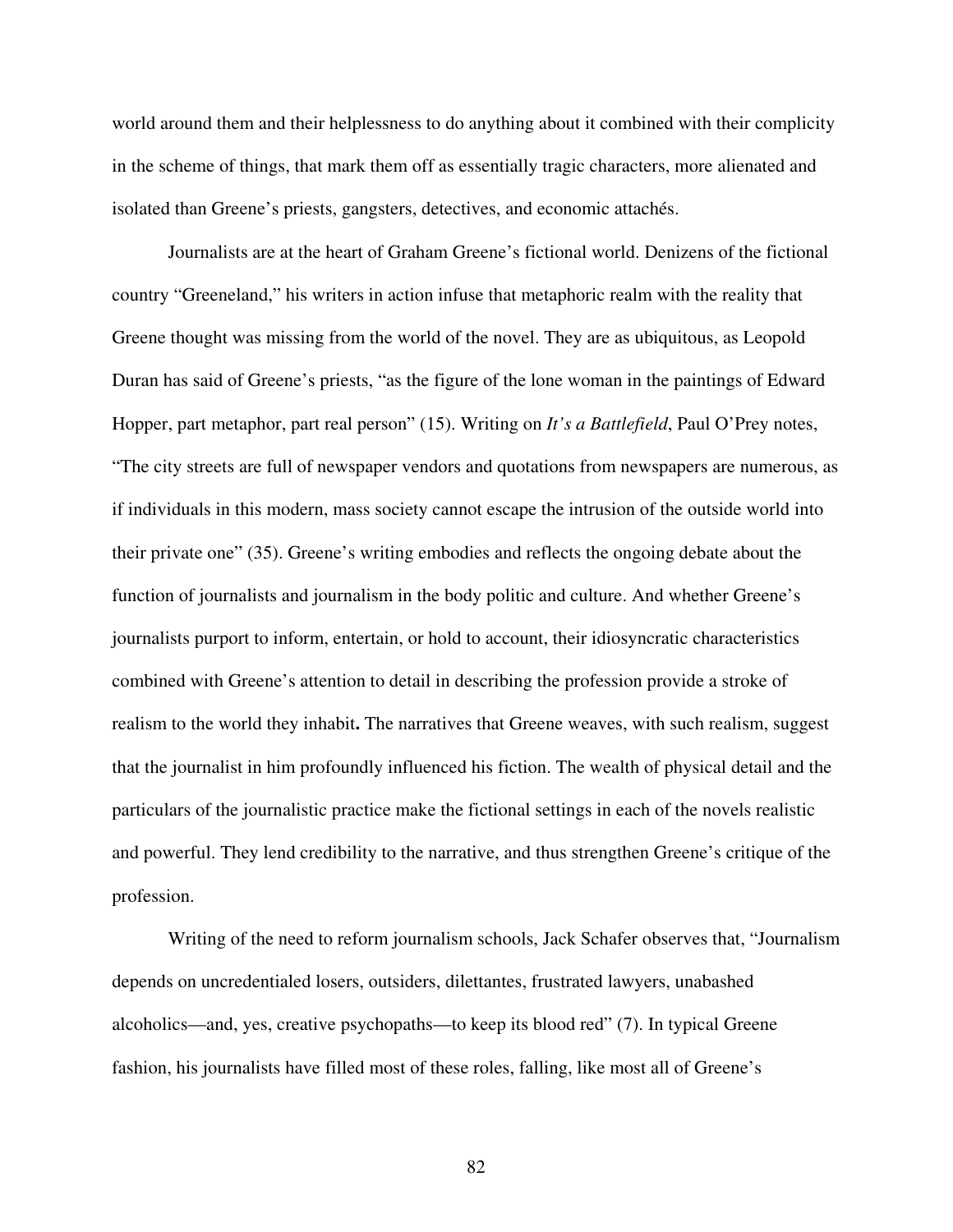world around them and their helplessness to do anything about it combined with their complicity in the scheme of things, that mark them off as essentially tragic characters, more alienated and isolated than Greene's priests, gangsters, detectives, and economic attachés.

Journalists are at the heart of Graham Greene's fictional world. Denizens of the fictional country "Greeneland," his writers in action infuse that metaphoric realm with the reality that Greene thought was missing from the world of the novel. They are as ubiquitous, as Leopold Duran has said of Greene's priests, "as the figure of the lone woman in the paintings of Edward Hopper, part metaphor, part real person" (15). Writing on *It's a Battlefield*, Paul O'Prey notes, "The city streets are full of newspaper vendors and quotations from newspapers are numerous, as if individuals in this modern, mass society cannot escape the intrusion of the outside world into their private one" (35). Greene's writing embodies and reflects the ongoing debate about the function of journalists and journalism in the body politic and culture. And whether Greene's journalists purport to inform, entertain, or hold to account, their idiosyncratic characteristics combined with Greene's attention to detail in describing the profession provide a stroke of realism to the world they inhabit**.** The narratives that Greene weaves, with such realism, suggest that the journalist in him profoundly influenced his fiction. The wealth of physical detail and the particulars of the journalistic practice make the fictional settings in each of the novels realistic and powerful. They lend credibility to the narrative, and thus strengthen Greene's critique of the profession.

Writing of the need to reform journalism schools, Jack Schafer observes that, "Journalism depends on uncredentialed losers, outsiders, dilettantes, frustrated lawyers, unabashed alcoholics—and, yes, creative psychopaths—to keep its blood red" (7). In typical Greene fashion, his journalists have filled most of these roles, falling, like most all of Greene's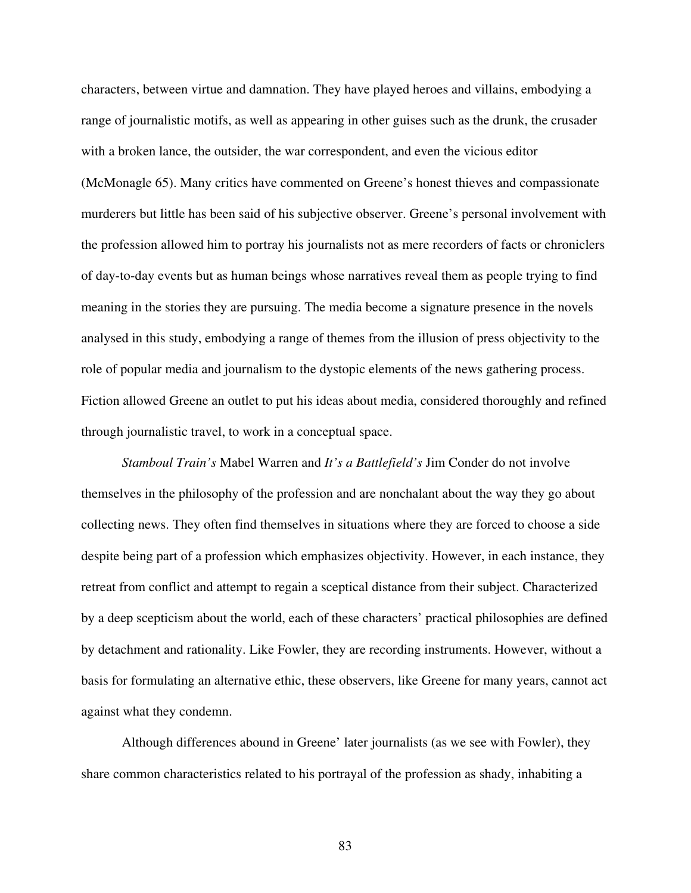characters, between virtue and damnation. They have played heroes and villains, embodying a range of journalistic motifs, as well as appearing in other guises such as the drunk, the crusader with a broken lance, the outsider, the war correspondent, and even the vicious editor (McMonagle 65). Many critics have commented on Greene's honest thieves and compassionate murderers but little has been said of his subjective observer. Greene's personal involvement with the profession allowed him to portray his journalists not as mere recorders of facts or chroniclers of day-to-day events but as human beings whose narratives reveal them as people trying to find meaning in the stories they are pursuing. The media become a signature presence in the novels analysed in this study, embodying a range of themes from the illusion of press objectivity to the role of popular media and journalism to the dystopic elements of the news gathering process. Fiction allowed Greene an outlet to put his ideas about media, considered thoroughly and refined through journalistic travel, to work in a conceptual space.

*Stamboul Train's* Mabel Warren and *It's a Battlefield's* Jim Conder do not involve themselves in the philosophy of the profession and are nonchalant about the way they go about collecting news. They often find themselves in situations where they are forced to choose a side despite being part of a profession which emphasizes objectivity. However, in each instance, they retreat from conflict and attempt to regain a sceptical distance from their subject. Characterized by a deep scepticism about the world, each of these characters' practical philosophies are defined by detachment and rationality. Like Fowler, they are recording instruments. However, without a basis for formulating an alternative ethic, these observers, like Greene for many years, cannot act against what they condemn.

Although differences abound in Greene' later journalists (as we see with Fowler), they share common characteristics related to his portrayal of the profession as shady, inhabiting a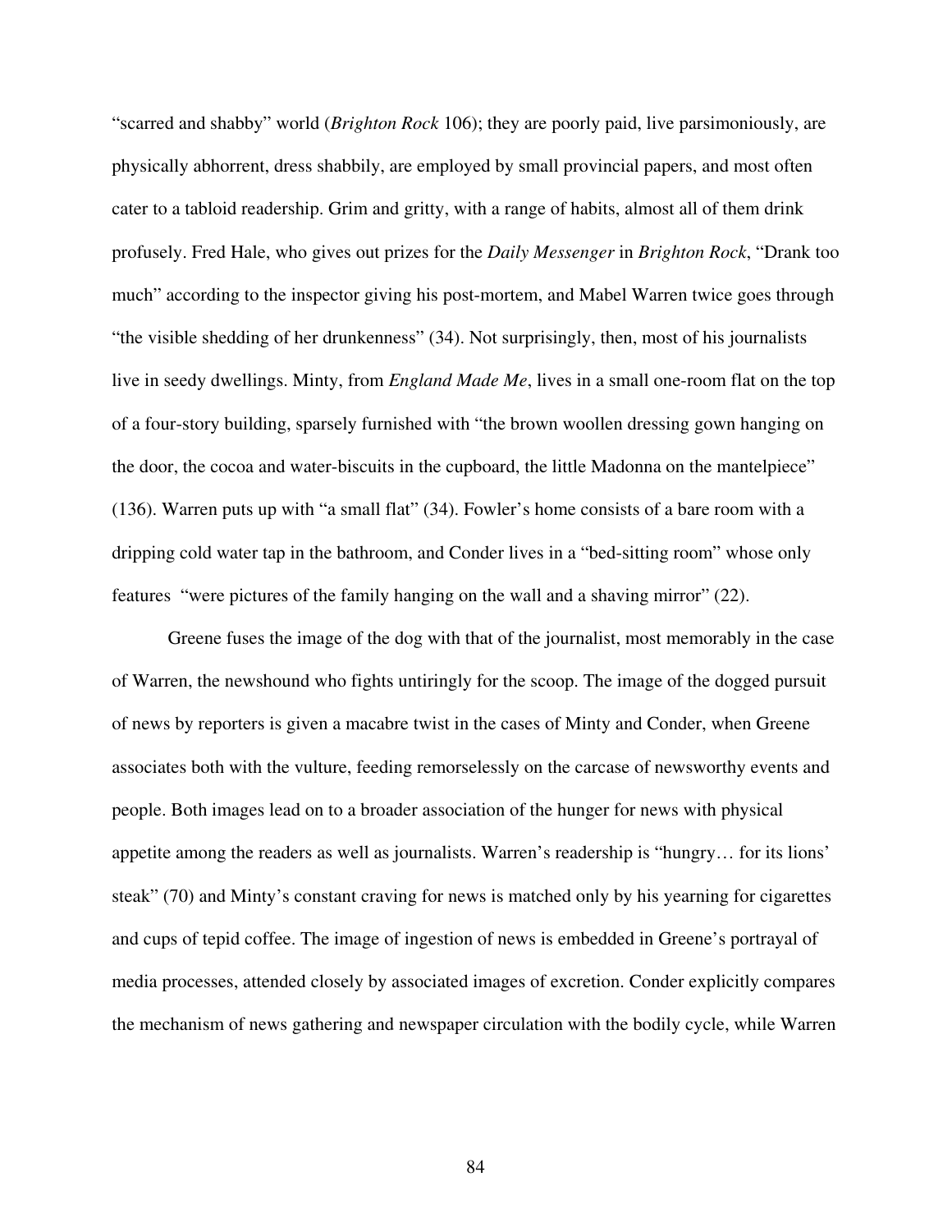"scarred and shabby" world (*Brighton Rock* 106); they are poorly paid, live parsimoniously, are physically abhorrent, dress shabbily, are employed by small provincial papers, and most often cater to a tabloid readership. Grim and gritty, with a range of habits, almost all of them drink profusely. Fred Hale, who gives out prizes for the *Daily Messenger* in *Brighton Rock*, "Drank too much" according to the inspector giving his post-mortem, and Mabel Warren twice goes through "the visible shedding of her drunkenness" (34). Not surprisingly, then, most of his journalists live in seedy dwellings. Minty, from *England Made Me*, lives in a small one-room flat on the top of a four-story building, sparsely furnished with "the brown woollen dressing gown hanging on the door, the cocoa and water-biscuits in the cupboard, the little Madonna on the mantelpiece" (136). Warren puts up with "a small flat" (34). Fowler's home consists of a bare room with a dripping cold water tap in the bathroom, and Conder lives in a "bed-sitting room" whose only features "were pictures of the family hanging on the wall and a shaving mirror" (22).

Greene fuses the image of the dog with that of the journalist, most memorably in the case of Warren, the newshound who fights untiringly for the scoop. The image of the dogged pursuit of news by reporters is given a macabre twist in the cases of Minty and Conder, when Greene associates both with the vulture, feeding remorselessly on the carcase of newsworthy events and people. Both images lead on to a broader association of the hunger for news with physical appetite among the readers as well as journalists. Warren's readership is "hungry… for its lions' steak" (70) and Minty's constant craving for news is matched only by his yearning for cigarettes and cups of tepid coffee. The image of ingestion of news is embedded in Greene's portrayal of media processes, attended closely by associated images of excretion. Conder explicitly compares the mechanism of news gathering and newspaper circulation with the bodily cycle, while Warren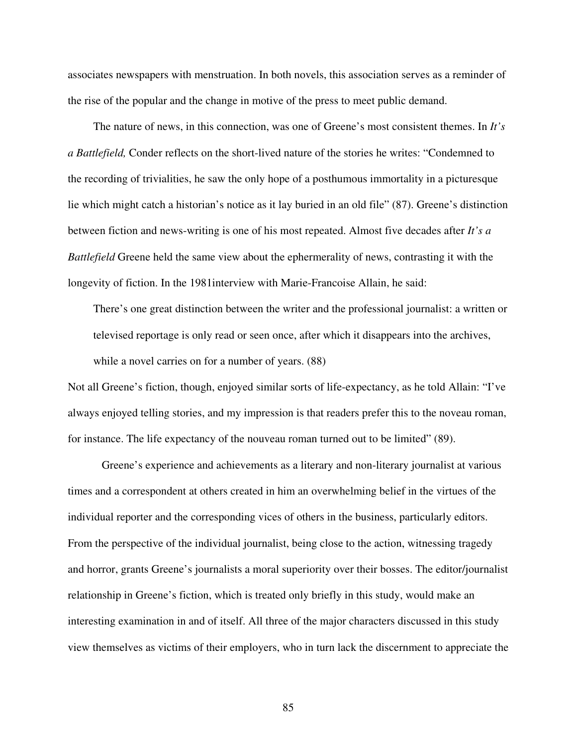associates newspapers with menstruation. In both novels, this association serves as a reminder of the rise of the popular and the change in motive of the press to meet public demand.

The nature of news, in this connection, was one of Greene's most consistent themes. In *It's a Battlefield,* Conder reflects on the short-lived nature of the stories he writes: "Condemned to the recording of trivialities, he saw the only hope of a posthumous immortality in a picturesque lie which might catch a historian's notice as it lay buried in an old file" (87). Greene's distinction between fiction and news-writing is one of his most repeated. Almost five decades after *It's a Battlefield* Greene held the same view about the ephermerality of news, contrasting it with the longevity of fiction. In the 1981interview with Marie-Francoise Allain, he said:

> There's one great distinction between the writer and the professional journalist: a written or televised reportage is only read or seen once, after which it disappears into the archives, while a novel carries on for a number of years. (88)

Not all Greene's fiction, though, enjoyed similar sorts of life-expectancy, as he told Allain: "I've always enjoyed telling stories, and my impression is that readers prefer this to the noveau roman, for instance. The life expectancy of the nouveau roman turned out to be limited" (89).

Greene's experience and achievements as a literary and non-literary journalist at various times and a correspondent at others created in him an overwhelming belief in the virtues of the individual reporter and the corresponding vices of others in the business, particularly editors. From the perspective of the individual journalist, being close to the action, witnessing tragedy and horror, grants Greene's journalists a moral superiority over their bosses. The editor/journalist relationship in Greene's fiction, which is treated only briefly in this study, would make an interesting examination in and of itself. All three of the major characters discussed in this study view themselves as victims of their employers, who in turn lack the discernment to appreciate the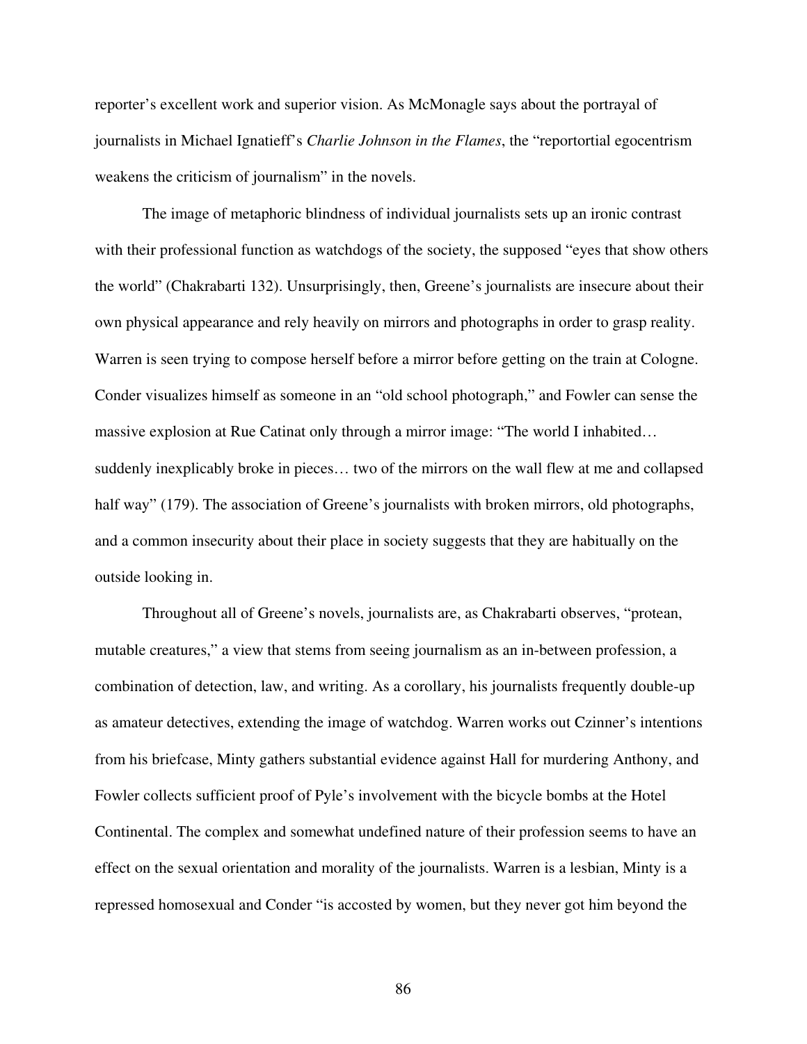reporter's excellent work and superior vision. As McMonagle says about the portrayal of journalists in Michael Ignatieff's *Charlie Johnson in the Flames*, the "reportortial egocentrism weakens the criticism of journalism" in the novels.

The image of metaphoric blindness of individual journalists sets up an ironic contrast with their professional function as watchdogs of the society, the supposed "eyes that show others the world" (Chakrabarti 132). Unsurprisingly, then, Greene's journalists are insecure about their own physical appearance and rely heavily on mirrors and photographs in order to grasp reality. Warren is seen trying to compose herself before a mirror before getting on the train at Cologne. Conder visualizes himself as someone in an "old school photograph," and Fowler can sense the massive explosion at Rue Catinat only through a mirror image: "The world I inhabited… suddenly inexplicably broke in pieces… two of the mirrors on the wall flew at me and collapsed half way" (179). The association of Greene's journalists with broken mirrors, old photographs, and a common insecurity about their place in society suggests that they are habitually on the outside looking in.

Throughout all of Greene's novels, journalists are, as Chakrabarti observes, "protean, mutable creatures," a view that stems from seeing journalism as an in-between profession, a combination of detection, law, and writing. As a corollary, his journalists frequently double-up as amateur detectives, extending the image of watchdog. Warren works out Czinner's intentions from his briefcase, Minty gathers substantial evidence against Hall for murdering Anthony, and Fowler collects sufficient proof of Pyle's involvement with the bicycle bombs at the Hotel Continental. The complex and somewhat undefined nature of their profession seems to have an effect on the sexual orientation and morality of the journalists. Warren is a lesbian, Minty is a repressed homosexual and Conder "is accosted by women, but they never got him beyond the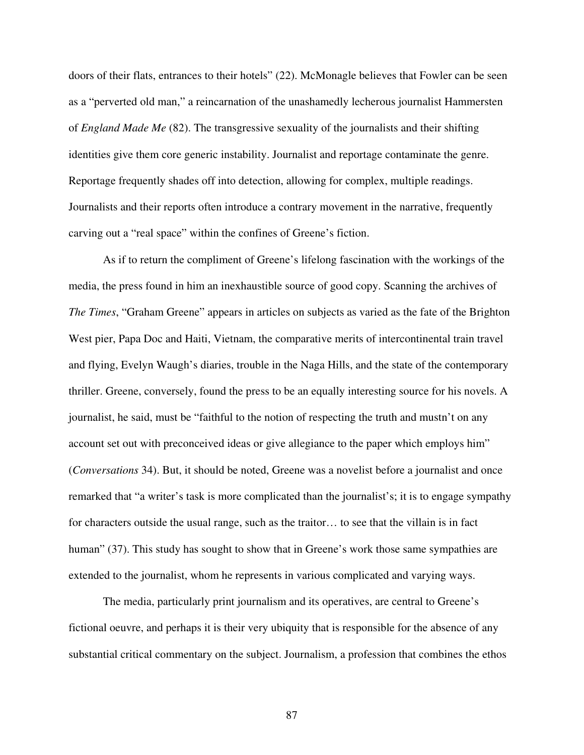doors of their flats, entrances to their hotels" (22). McMonagle believes that Fowler can be seen as a "perverted old man," a reincarnation of the unashamedly lecherous journalist Hammersten of *England Made Me* (82). The transgressive sexuality of the journalists and their shifting identities give them core generic instability. Journalist and reportage contaminate the genre. Reportage frequently shades off into detection, allowing for complex, multiple readings. Journalists and their reports often introduce a contrary movement in the narrative, frequently carving out a "real space" within the confines of Greene's fiction.

As if to return the compliment of Greene's lifelong fascination with the workings of the media, the press found in him an inexhaustible source of good copy. Scanning the archives of *The Times*, "Graham Greene" appears in articles on subjects as varied as the fate of the Brighton West pier, Papa Doc and Haiti, Vietnam, the comparative merits of intercontinental train travel and flying, Evelyn Waugh's diaries, trouble in the Naga Hills, and the state of the contemporary thriller. Greene, conversely, found the press to be an equally interesting source for his novels. A journalist, he said, must be "faithful to the notion of respecting the truth and mustn't on any account set out with preconceived ideas or give allegiance to the paper which employs him" (*Conversations* 34). But, it should be noted, Greene was a novelist before a journalist and once remarked that "a writer's task is more complicated than the journalist's; it is to engage sympathy for characters outside the usual range, such as the traitor… to see that the villain is in fact human" (37). This study has sought to show that in Greene's work those same sympathies are extended to the journalist, whom he represents in various complicated and varying ways.

The media, particularly print journalism and its operatives, are central to Greene's fictional oeuvre, and perhaps it is their very ubiquity that is responsible for the absence of any substantial critical commentary on the subject. Journalism, a profession that combines the ethos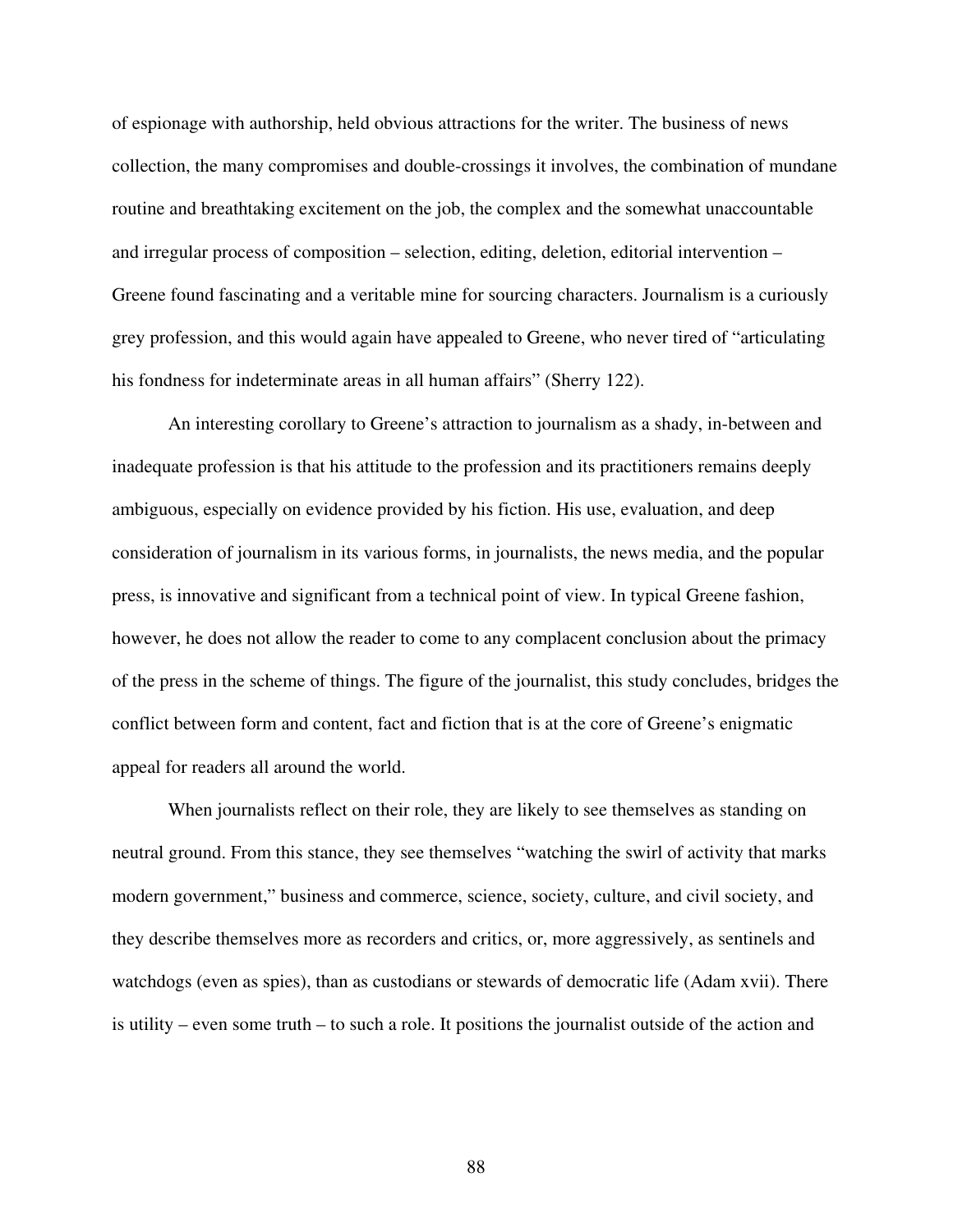of espionage with authorship, held obvious attractions for the writer. The business of news collection, the many compromises and double-crossings it involves, the combination of mundane routine and breathtaking excitement on the job, the complex and the somewhat unaccountable and irregular process of composition – selection, editing, deletion, editorial intervention – Greene found fascinating and a veritable mine for sourcing characters. Journalism is a curiously grey profession, and this would again have appealed to Greene, who never tired of "articulating his fondness for indeterminate areas in all human affairs" (Sherry 122).

An interesting corollary to Greene's attraction to journalism as a shady, in-between and inadequate profession is that his attitude to the profession and its practitioners remains deeply ambiguous, especially on evidence provided by his fiction. His use, evaluation, and deep consideration of journalism in its various forms, in journalists, the news media, and the popular press, is innovative and significant from a technical point of view. In typical Greene fashion, however, he does not allow the reader to come to any complacent conclusion about the primacy of the press in the scheme of things. The figure of the journalist, this study concludes, bridges the conflict between form and content, fact and fiction that is at the core of Greene's enigmatic appeal for readers all around the world.

When journalists reflect on their role, they are likely to see themselves as standing on neutral ground. From this stance, they see themselves "watching the swirl of activity that marks modern government," business and commerce, science, society, culture, and civil society, and they describe themselves more as recorders and critics, or, more aggressively, as sentinels and watchdogs (even as spies), than as custodians or stewards of democratic life (Adam xvii). There is utility – even some truth – to such a role. It positions the journalist outside of the action and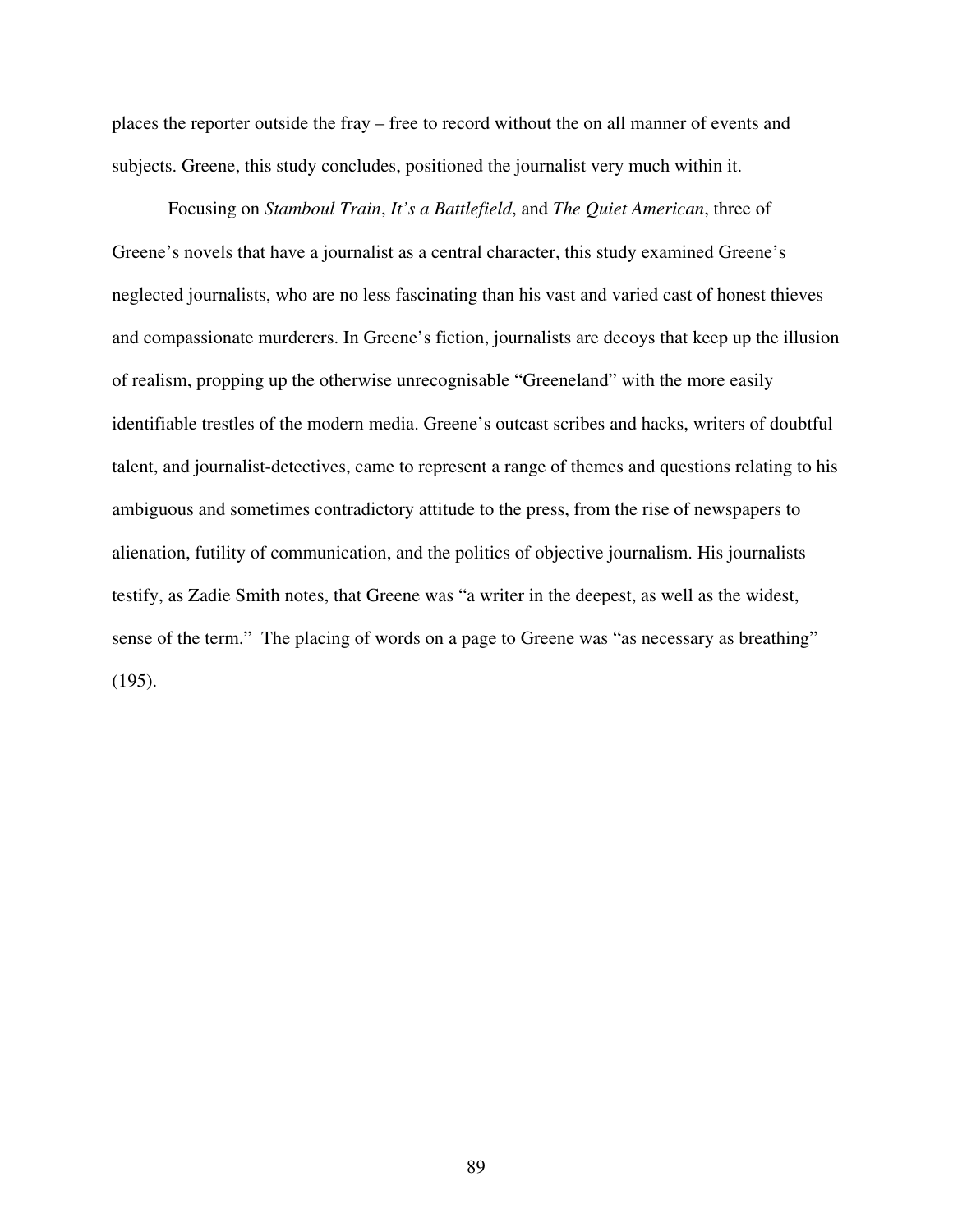places the reporter outside the fray – free to record without the on all manner of events and subjects. Greene, this study concludes, positioned the journalist very much within it.

Focusing on *Stamboul Train*, *It's a Battlefield*, and *The Quiet American*, three of Greene's novels that have a journalist as a central character, this study examined Greene's neglected journalists, who are no less fascinating than his vast and varied cast of honest thieves and compassionate murderers. In Greene's fiction, journalists are decoys that keep up the illusion of realism, propping up the otherwise unrecognisable "Greeneland" with the more easily identifiable trestles of the modern media. Greene's outcast scribes and hacks, writers of doubtful talent, and journalist-detectives, came to represent a range of themes and questions relating to his ambiguous and sometimes contradictory attitude to the press, from the rise of newspapers to alienation, futility of communication, and the politics of objective journalism. His journalists testify, as Zadie Smith notes, that Greene was "a writer in the deepest, as well as the widest, sense of the term." The placing of words on a page to Greene was "as necessary as breathing" (195).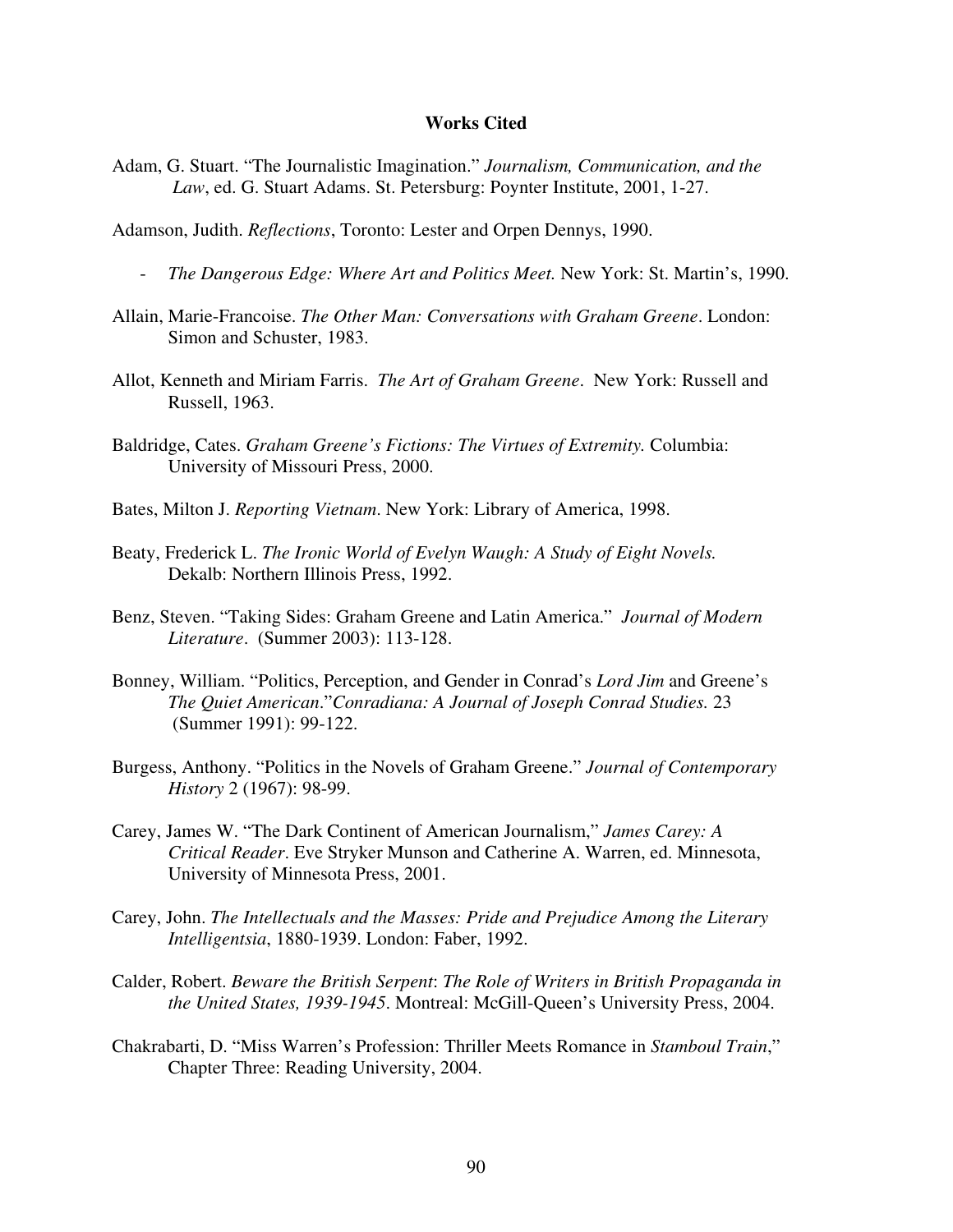# Works Cited

Adam, G. Stuart. "The Journalistic Imagination." *Journalism, Communication, and the Law*, ed. G. Stuart Adams. St. Petersburg: Poynter Institute, 2001, 1-27.

Adamson, Judith. *Reflections*, Toronto: Lester and Orpen Dennys, 1990.

- *The Dangerous Edge: Where Art and Politics Meet.* New York: St. Martin's, 1990.

Allain, Marie-Francoise. *The Other Man: Conversations with Graham Greene*. London: Simon and Schuster, 1983.

Allot, Kenneth and Miriam Farris. *The Art of Graham Greene*. New York: Russell and Russell, 1963.

Baldridge, Cates. *Graham Greene's Fictions: The Virtues of Extremity.* Columbia: University of Missouri Press, 2000.

Bates, Milton J. *Reporting Vietnam*. New York: Library of America, 1998.

Beaty, Frederick L. *The Ironic World of Evelyn Waugh: A Study of Eight Novels.* Dekalb: Northern Illinois Press, 1992.

Benz, Steven. "Taking Sides: Graham Greene and Latin America." *Journal of Modern Literature*. (Summer 2003): 113-128.

Bonney, William. "Politics, Perception, and Gender in Conrad's *Lord Jim* and Greene's *The Quiet American*."*Conradiana: A Journal of Joseph Conrad Studies.* 23 (Summer 1991): 99-122.

Burgess, Anthony. "Politics in the Novels of Graham Greene." *Journal of Contemporary History* 2 (1967): 98-99.

Carey, James W. "The Dark Continent of American Journalism," *James Carey: A Critical Reader*. Eve Stryker Munson and Catherine A. Warren, ed. Minnesota, University of Minnesota Press, 2001.

Carey, John. *The Intellectuals and the Masses: Pride and Prejudice Among the Literary Intelligentsia*, 1880-1939. London: Faber, 1992.

Calder, Robert. *Beware the British Serpent*: *The Role of Writers in British Propaganda in the United States, 1939-1945*. Montreal: McGill-Queen's University Press, 2004.

Chakrabarti, D. "Miss Warren's Profession: Thriller Meets Romance in *Stamboul Train*," Chapter Three: Reading University, 2004.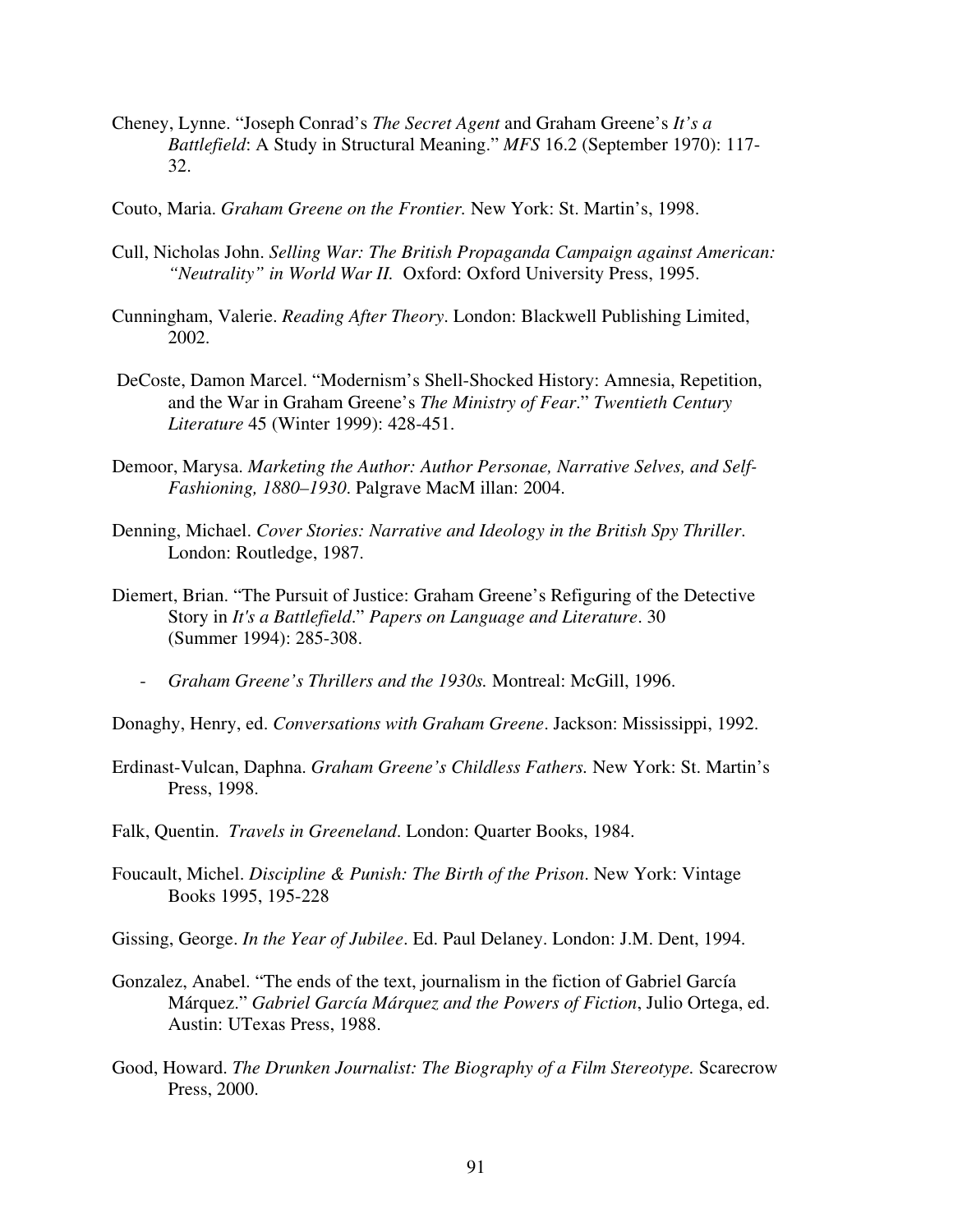Cheney, Lynne. "Joseph Conrad's *The Secret Agent* and Graham Greene's *It's a Battlefield*: A Study in Structural Meaning." *MFS* 16.2 (September 1970): 117-32.

Couto, Maria. *Graham Greene on the Frontier.* New York: St. Martin's, 1998.

Cull, Nicholas John. *Selling War: The British Propaganda Campaign against American: "Neutrality" in World War II.* Oxford: Oxford University Press, 1995.

Cunningham, Valerie. *Reading After Theory*. London: Blackwell Publishing Limited, 2002.

DeCoste, Damon Marcel. "Modernism's Shell-Shocked History: Amnesia, Repetition, and the War in Graham Greene's *The Ministry of Fear*." *Twentieth Century Literature* 45 (Winter 1999): 428-451.

Demoor, Marysa. *Marketing the Author: Author Personae, Narrative Selves, and Self-Fashioning, 1880–1930*. Palgrave MacM illan: 2004.

Denning, Michael. *Cover Stories: Narrative and Ideology in the British Spy Thriller*. London: Routledge, 1987.

Diemert, Brian. "The Pursuit of Justice: Graham Greene's Refiguring of the Detective Story in *It's a Battlefield*." *Papers on Language and Literature*. 30 (Summer 1994): 285-308.

- *Graham Greene's Thrillers and the 1930s.* Montreal: McGill, 1996.

Donaghy, Henry, ed. *Conversations with Graham Greene*. Jackson: Mississippi, 1992.

Erdinast-Vulcan, Daphna. *Graham Greene's Childless Fathers.* New York: St. Martin's Press, 1998.

Falk, Quentin. *Travels in Greeneland*. London: Quarter Books, 1984.

Foucault, Michel. *Discipline & Punish: The Birth of the Prison*. New York: Vintage Books 1995, 195-228

Gissing, George. *In the Year of Jubilee*. Ed. Paul Delaney. London: J.M. Dent, 1994.

Gonzalez, Anabel. "The ends of the text, journalism in the fiction of Gabriel García Márquez." *Gabriel García Márquez and the Powers of Fiction*, Julio Ortega, ed. Austin: UTexas Press, 1988.

Good, Howard. *The Drunken Journalist: The Biography of a Film Stereotype.* Scarecrow Press, 2000.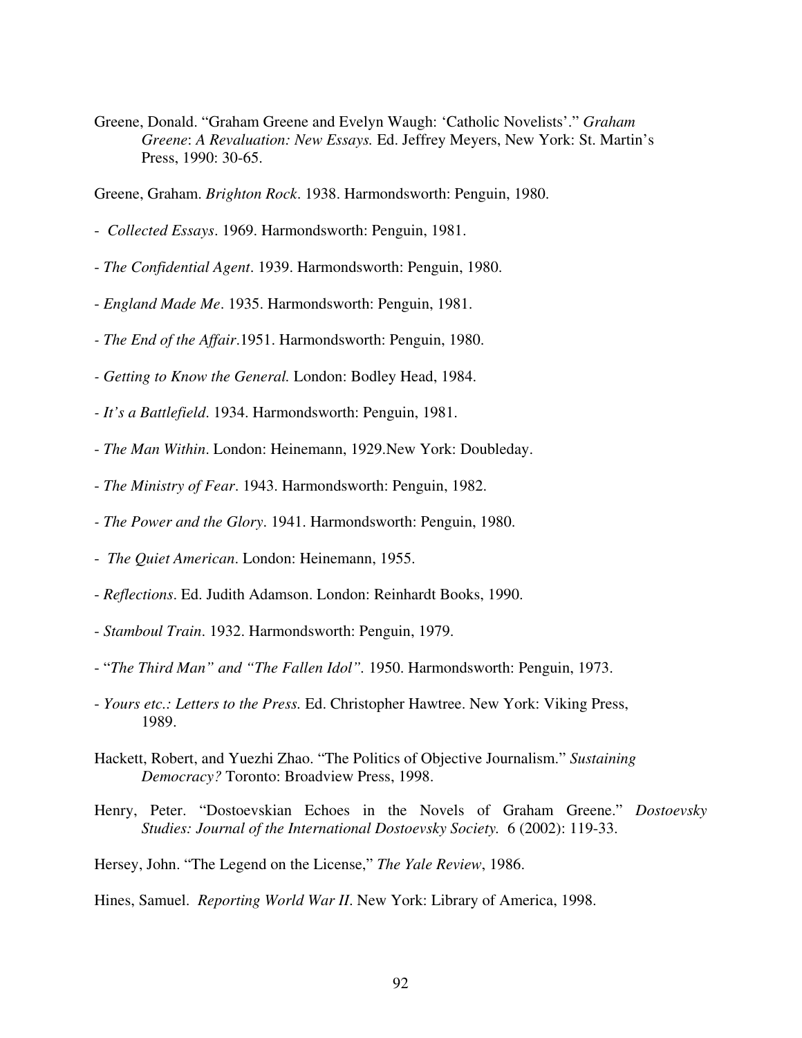Greene, Donald. “Graham Greene and Evelyn Waugh: ‘Catholic Novelists’.” *Graham Greene*: *A Revaluation: New Essays.* Ed. Jeffrey Meyers, New York: St. Martin’s Press, 1990: 30-65.

Greene, Graham. *Brighton Rock*. 1938. Harmondsworth: Penguin, 1980.

- *Collected Essays*. 1969. Harmondsworth: Penguin, 1981.

- *The Confidential Agent*. 1939. Harmondsworth: Penguin, 1980.

- *England Made Me*. 1935. Harmondsworth: Penguin, 1981.

- *The End of the Affair*.1951. Harmondsworth: Penguin, 1980.

- *Getting to Know the General.* London: Bodley Head, 1984.

- *It’s a Battlefield*. 1934. Harmondsworth: Penguin, 1981.

- *The Man Within*. London: Heinemann, 1929.New York: Doubleday.

- *The Ministry of Fear*. 1943. Harmondsworth: Penguin, 1982.

- *The Power and the Glory*. 1941. Harmondsworth: Penguin, 1980.

- *The Quiet American*. London: Heinemann, 1955.

- *Reflections*. Ed. Judith Adamson. London: Reinhardt Books, 1990.

- *Stamboul Train*. 1932. Harmondsworth: Penguin, 1979.

- “*The Third Man” and “The Fallen Idol”.* 1950. Harmondsworth: Penguin, 1973.

- *Yours etc.: Letters to the Press.* Ed. Christopher Hawtree. New York: Viking Press, 1989.

Hackett, Robert, and Yuezhi Zhao. “The Politics of Objective Journalism.” *Sustaining Democracy?* Toronto: Broadview Press, 1998.

Henry, Peter. “Dostoevskian Echoes in the Novels of Graham Greene.” *Dostoevsky Studies: Journal of the International Dostoevsky Society.* 6 (2002): 119-33.

Hersey, John. “The Legend on the License,” *The Yale Review*, 1986.

Hines, Samuel. *Reporting World War II*. New York: Library of America, 1998.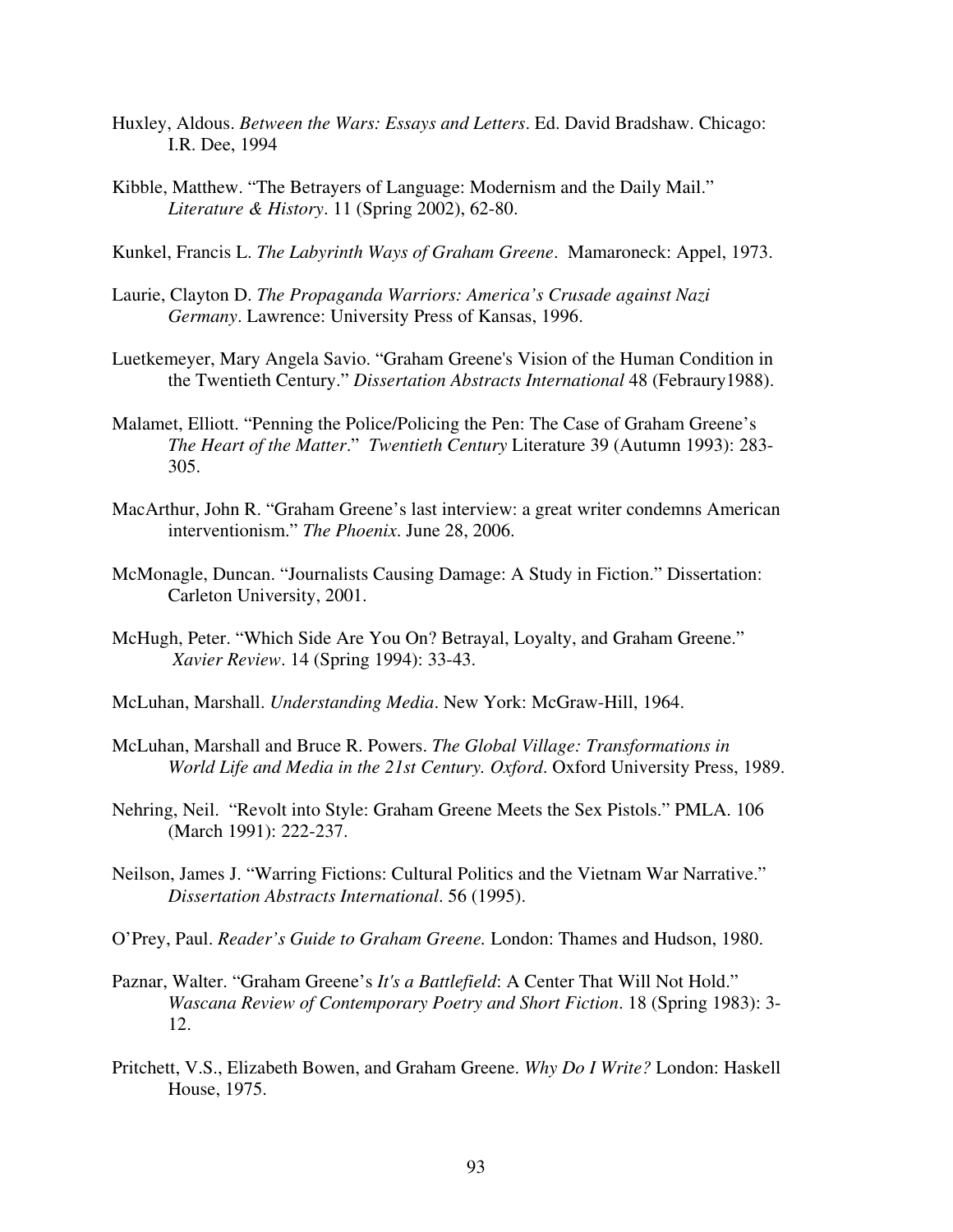Huxley, Aldous. *Between the Wars: Essays and Letters*. Ed. David Bradshaw. Chicago: I.R. Dee, 1994

Kibble, Matthew. "The Betrayers of Language: Modernism and the Daily Mail." *Literature & History*. 11 (Spring 2002), 62-80.

Kunkel, Francis L. *The Labyrinth Ways of Graham Greene*. Mamaroneck: Appel, 1973.

Laurie, Clayton D. *The Propaganda Warriors: America's Crusade against Nazi Germany*. Lawrence: University Press of Kansas, 1996.

Luetkemeyer, Mary Angela Savio. "Graham Greene's Vision of the Human Condition in the Twentieth Century." *Dissertation Abstracts International* 48 (Febraury1988).

Malamet, Elliott. "Penning the Police/Policing the Pen: The Case of Graham Greene's *The Heart of the Matter*." *Twentieth Century* Literature 39 (Autumn 1993): 283-305.

MacArthur, John R. "Graham Greene's last interview: a great writer condemns American interventionism." *The Phoenix*. June 28, 2006.

McMonagle, Duncan. "Journalists Causing Damage: A Study in Fiction." Dissertation: Carleton University, 2001.

McHugh, Peter. "Which Side Are You On? Betrayal, Loyalty, and Graham Greene." *Xavier Review*. 14 (Spring 1994): 33-43.

McLuhan, Marshall. *Understanding Media*. New York: McGraw-Hill, 1964.

McLuhan, Marshall and Bruce R. Powers. *The Global Village: Transformations in World Life and Media in the 21st Century. Oxford*. Oxford University Press, 1989.

Nehring, Neil. "Revolt into Style: Graham Greene Meets the Sex Pistols." PMLA. 106 (March 1991): 222-237.

Neilson, James J. "Warring Fictions: Cultural Politics and the Vietnam War Narrative." *Dissertation Abstracts International*. 56 (1995).

O'Prey, Paul. *Reader's Guide to Graham Greene.* London: Thames and Hudson, 1980.

Paznar, Walter. "Graham Greene's *It's a Battlefield*: A Center That Will Not Hold." *Wascana Review of Contemporary Poetry and Short Fiction*. 18 (Spring 1983): 3-12.

Pritchett, V.S., Elizabeth Bowen, and Graham Greene. *Why Do I Write?* London: Haskell House, 1975.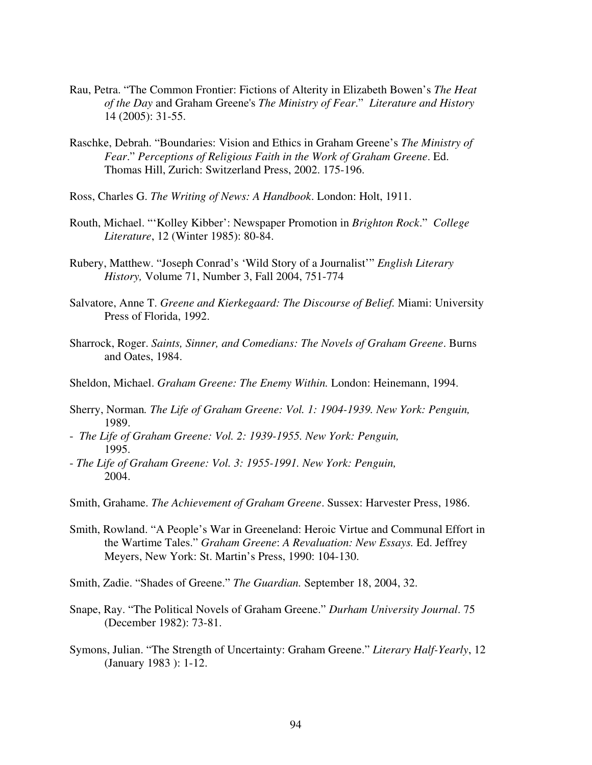Rau, Petra. "The Common Frontier: Fictions of Alterity in Elizabeth Bowen's *The Heat of the Day* and Graham Greene's *The Ministry of Fear*." *Literature and History* 14 (2005): 31-55.

Raschke, Debrah. "Boundaries: Vision and Ethics in Graham Greene's *The Ministry of Fear*." *Perceptions of Religious Faith in the Work of Graham Greene*. Ed. Thomas Hill, Zurich: Switzerland Press, 2002. 175-196.

Ross, Charles G. *The Writing of News: A Handbook*. London: Holt, 1911.

Routh, Michael. "'Kolley Kibber': Newspaper Promotion in *Brighton Rock*." *College Literature*, 12 (Winter 1985): 80-84.

Rubery, Matthew. "Joseph Conrad's 'Wild Story of a Journalist'" *English Literary History,* Volume 71, Number 3, Fall 2004, 751-774

Salvatore, Anne T. *Greene and Kierkegaard: The Discourse of Belief.* Miami: University Press of Florida, 1992.

Sharrock, Roger. *Saints, Sinner, and Comedians: The Novels of Graham Greene*. Burns and Oates, 1984.

Sheldon, Michael. *Graham Greene: The Enemy Within.* London: Heinemann, 1994.

Sherry, Norman*. The Life of Graham Greene: Vol. 1: 1904-1939. New York: Penguin,* 1989.

- *The Life of Graham Greene: Vol. 2: 1939-1955. New York: Penguin,* 1995.
- *The Life of Graham Greene: Vol. 3: 1955-1991. New York: Penguin,* 2004.

Smith, Grahame. *The Achievement of Graham Greene*. Sussex: Harvester Press, 1986.

Smith, Rowland. "A People's War in Greeneland: Heroic Virtue and Communal Effort in the Wartime Tales." *Graham Greene*: *A Revaluation: New Essays.* Ed. Jeffrey Meyers, New York: St. Martin's Press, 1990: 104-130.

Smith, Zadie. "Shades of Greene." *The Guardian.* September 18, 2004, 32.

Snape, Ray. "The Political Novels of Graham Greene." *Durham University Journal*. 75 (December 1982): 73-81.

Symons, Julian. "The Strength of Uncertainty: Graham Greene." *Literary Half-Yearly*, 12 (January 1983 ): 1-12.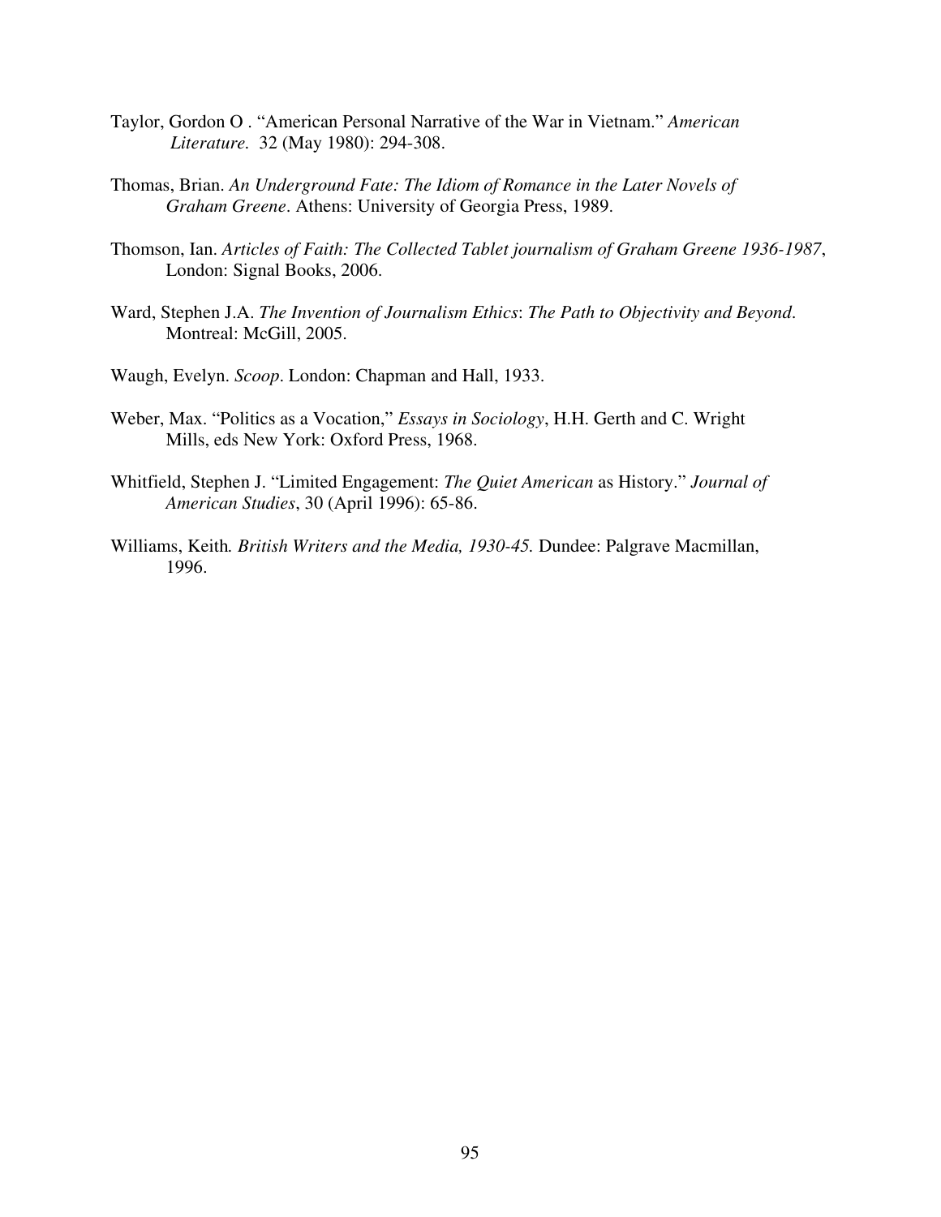Taylor, Gordon O . "American Personal Narrative of the War in Vietnam." *American Literature.* 32 (May 1980): 294-308.

Thomas, Brian. *An Underground Fate: The Idiom of Romance in the Later Novels of Graham Greene*. Athens: University of Georgia Press, 1989.

Thomson, Ian. *Articles of Faith: The Collected Tablet journalism of Graham Greene 1936-1987*, London: Signal Books, 2006.

Ward, Stephen J.A. *The Invention of Journalism Ethics*: *The Path to Objectivity and Beyond*. Montreal: McGill, 2005.

Waugh, Evelyn. *Scoop*. London: Chapman and Hall, 1933.

Weber, Max. "Politics as a Vocation," *Essays in Sociology*, H.H. Gerth and C. Wright Mills, eds New York: Oxford Press, 1968.

Whitfield, Stephen J. "Limited Engagement: *The Quiet American* as History." *Journal of American Studies*, 30 (April 1996): 65-86.

Williams, Keith*. British Writers and the Media, 1930-45.* Dundee: Palgrave Macmillan, 1996.